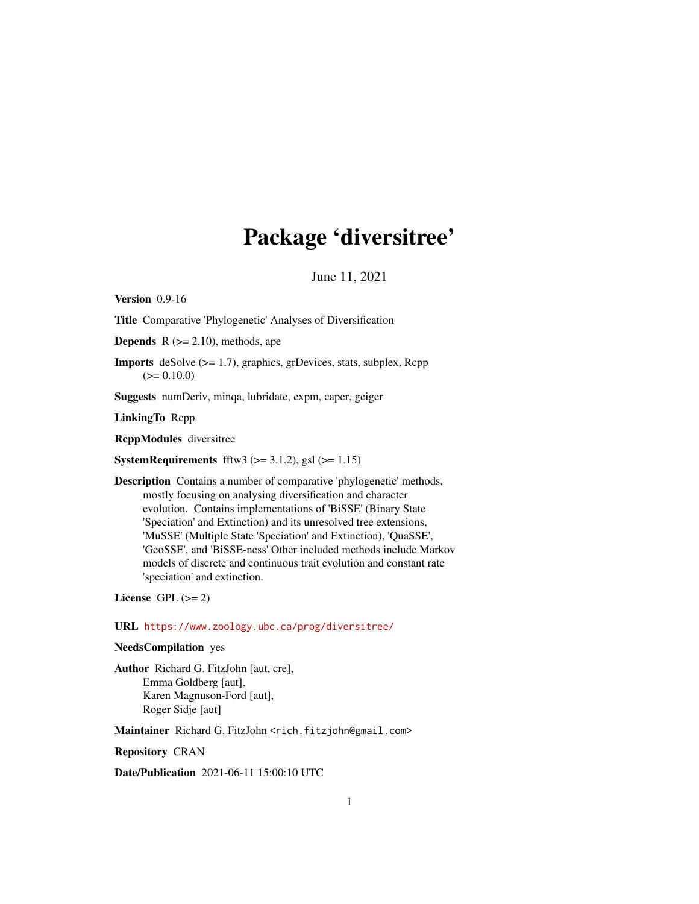# Package 'diversitree'

June 11, 2021

**Version** 0.9-16

**Title** Comparative 'Phylogenetic' Analyses of Diversification

**Depends** R (>= 2.10), methods, ape

**Imports** deSolve (>= 1.7), graphics, grDevices, stats, subplex, Rcpp (>= 0.10.0)

**Suggests** numDeriv, minqa, lubridate, expm, caper, geiger

**LinkingTo** Rcpp

**RcppModules** diversitree

**SystemRequirements** fftw3 (>= 3.1.2), gsl (>= 1.15)

**Description** Contains a number of comparative 'phylogenetic' methods, mostly focusing on analysing diversification and character evolution. Contains implementations of 'BiSSE' (Binary State 'Speciation' and Extinction) and its unresolved tree extensions, 'MuSSE' (Multiple State 'Speciation' and Extinction), 'QuaSSE', 'GeoSSE', and 'BiSSE-ness' Other included methods include Markov models of discrete and continuous trait evolution and constant rate 'speciation' and extinction.

**License** GPL (>= 2)

**URL** https://www.zoology.ubc.ca/prog/diversitree/

**NeedsCompilation** yes

**Author** Richard G. FitzJohn [aut, cre],
Emma Goldberg [aut],
Karen Magnuson-Ford [aut],
Roger Sidje [aut]

**Maintainer** Richard G. FitzJohn <rich.fitzjohn@gmail.com>

**Repository** CRAN

**Date/Publication** 2021-06-11 15:00:10 UTC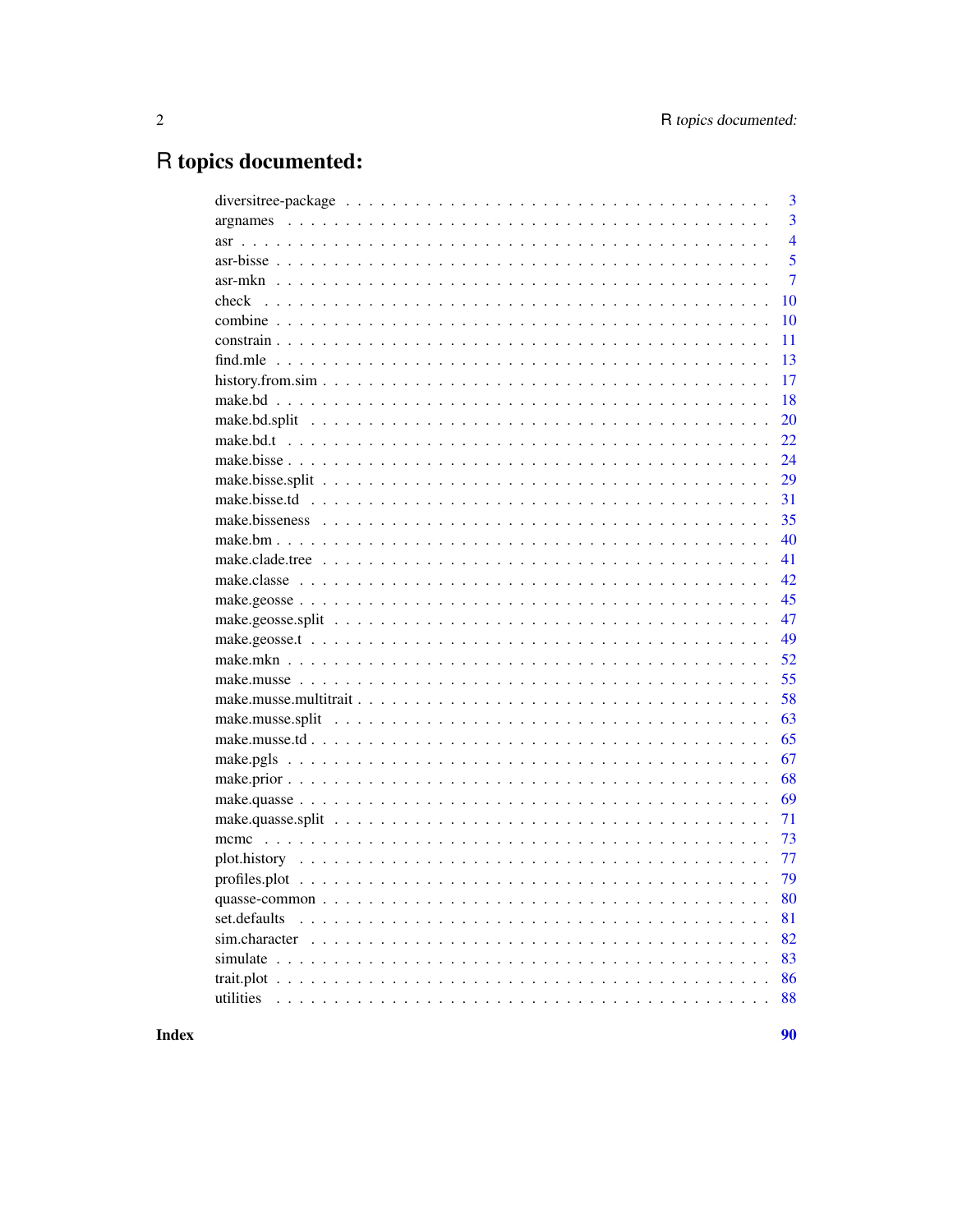# R topics documented:

| | |
|---|---|
| diversitree-package | 3 |
| argnames | 3 |
| asr | 4 |
| asr-bisse | 5 |
| asr-mkn | 7 |
| check | 10 |
| combine | 10 |
| constrain | 11 |
| find.mle | 13 |
| history.from.sim | 17 |
| make.bd | 18 |
| make.bd.split | 20 |
| make.bd.t | 22 |
| make.bisse | 24 |
| make.bisse.split | 29 |
| make.bisse.td | 31 |
| make.bisseness | 35 |
| make.bm | 40 |
| make.clade.tree | 41 |
| make.classe | 42 |
| make.geosse | 45 |
| make.geosse.split | 47 |
| make.geosse.t | 49 |
| make.mkn | 52 |
| make.musse | 55 |
| make.musse.multitrait | 58 |
| make.musse.split | 63 |
| make.musse.td | 65 |
| make.pgls | 67 |
| make.prior | 68 |
| make.quasse | 69 |
| make.quasse.split | 71 |
| mcmc | 73 |
| plot.history | 77 |
| profiles.plot | 79 |
| quasse-common | 80 |
| set.defaults | 81 |
| sim.character | 82 |
| simulate | 83 |
| trait.plot | 86 |
| utilities | 88 |

**Index** **90**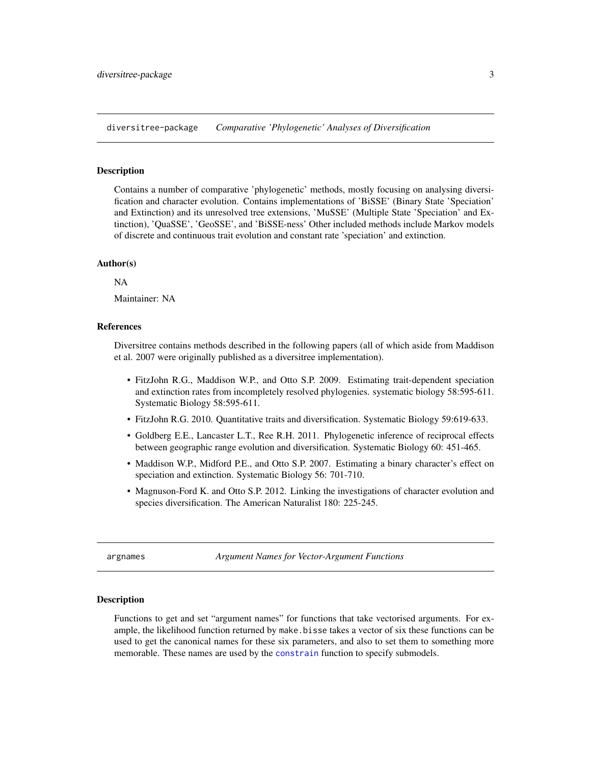diversitree-package *Comparative 'Phylogenetic' Analyses of Diversification*

## Description

Contains a number of comparative 'phylogenetic' methods, mostly focusing on analysing diversification and character evolution. Contains implementations of 'BiSSE' (Binary State 'Speciation' and Extinction) and its unresolved tree extensions, 'MuSSE' (Multiple State 'Speciation' and Extinction), 'QuaSSE', 'GeoSSE', and 'BiSSE-ness' Other included methods include Markov models of discrete and continuous trait evolution and constant rate 'speciation' and extinction.

## Author(s)

NA

Maintainer: NA

## References

Diversitree contains methods described in the following papers (all of which aside from Maddison et al. 2007 were originally published as a diversitree implementation).

- FitzJohn R.G., Maddison W.P., and Otto S.P. 2009. Estimating trait-dependent speciation and extinction rates from incompletely resolved phylogenies. systematic biology 58:595-611. Systematic Biology 58:595-611.
- FitzJohn R.G. 2010. Quantitative traits and diversification. Systematic Biology 59:619-633.
- Goldberg E.E., Lancaster L.T., Ree R.H. 2011. Phylogenetic inference of reciprocal effects between geographic range evolution and diversification. Systematic Biology 60: 451-465.
- Maddison W.P., Midford P.E., and Otto S.P. 2007. Estimating a binary character's effect on speciation and extinction. Systematic Biology 56: 701-710.
- Magnuson-Ford K. and Otto S.P. 2012. Linking the investigations of character evolution and species diversification. The American Naturalist 180: 225-245.

---

argnames *Argument Names for Vector-Argument Functions*

## Description

Functions to get and set "argument names" for functions that take vectorised arguments. For example, the likelihood function returned by `make.bisse` takes a vector of six these functions can be used to get the canonical names for these six parameters, and also to set them to something more memorable. These names are used by the `constrain` function to specify submodels.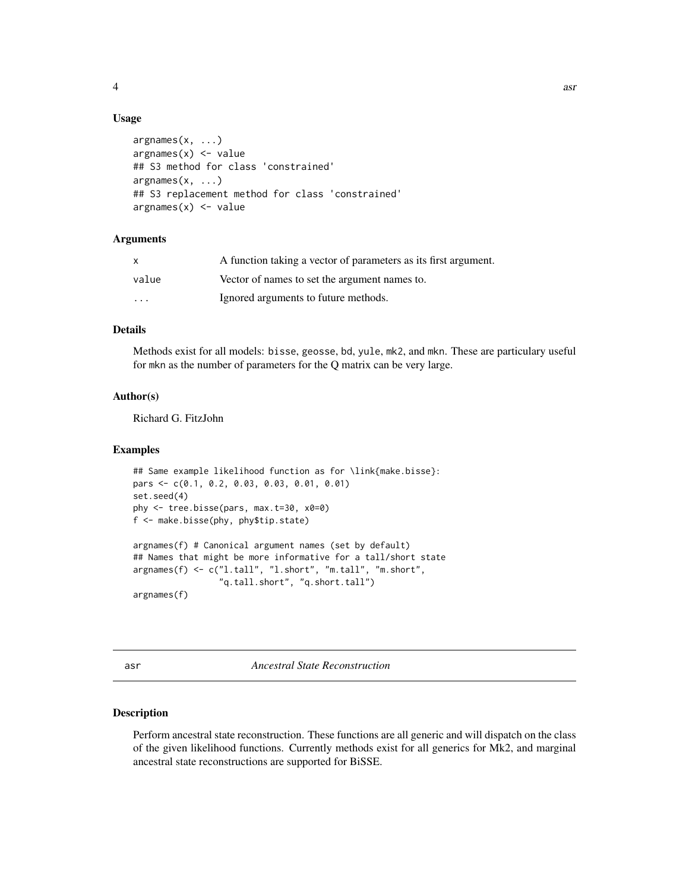### Usage

```
argnames(x, ...)
argnames(x) <- value
## S3 method for class 'constrained'
argnames(x, ...)
## S3 replacement method for class 'constrained'
argnames(x) <- value
```

### Arguments

| | |
|---|---|
| x | A function taking a vector of parameters as its first argument. |
| value | Vector of names to set the argument names to. |
| ... | Ignored arguments to future methods. |

### Details

Methods exist for all models: bisse, geosse, bd, yule, mk2, and mkn. These are particulary useful for mkn as the number of parameters for the Q matrix can be very large.

### Author(s)

Richard G. FitzJohn

### Examples

```
## Same example likelihood function as for \link{make.bisse}:
pars <- c(0.1, 0.2, 0.03, 0.03, 0.01, 0.01)
set.seed(4)
phy <- tree.bisse(pars, max.t=30, x0=0)
f <- make.bisse(phy, phy$tip.state)

argnames(f) # Canonical argument names (set by default)
## Names that might be more informative for a tall/short state
argnames(f) <- c("l.tall", "l.short", "m.tall", "m.short",
                 "q.tall.short", "q.short.tall")
argnames(f)
```

---

## asr — *Ancestral State Reconstruction*

---

### Description

Perform ancestral state reconstruction. These functions are all generic and will dispatch on the class of the given likelihood functions. Currently methods exist for all generics for Mk2, and marginal ancestral state reconstructions are supported for BiSSE.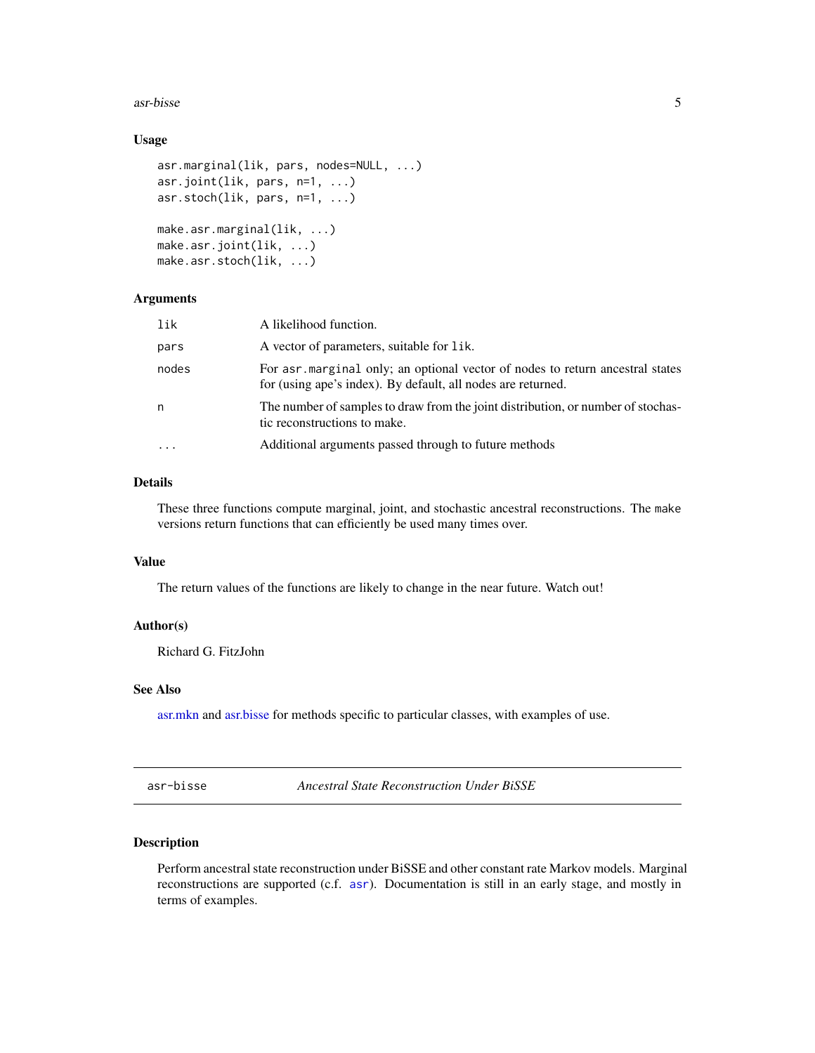### Usage

```
asr.marginal(lik, pars, nodes=NULL, ...)
asr.joint(lik, pars, n=1, ...)
asr.stoch(lik, pars, n=1, ...)

make.asr.marginal(lik, ...)
make.asr.joint(lik, ...)
make.asr.stoch(lik, ...)
```

### Arguments

| | |
|---|---|
| `lik` | A likelihood function. |
| `pars` | A vector of parameters, suitable for `lik`. |
| `nodes` | For `asr.marginal` only; an optional vector of nodes to return ancestral states for (using ape's index). By default, all nodes are returned. |
| `n` | The number of samples to draw from the joint distribution, or number of stochastic reconstructions to make. |
| `...` | Additional arguments passed through to future methods |

### Details

These three functions compute marginal, joint, and stochastic ancestral reconstructions. The `make` versions return functions that can efficiently be used many times over.

### Value

The return values of the functions are likely to change in the near future. Watch out!

### Author(s)

Richard G. FitzJohn

### See Also

asr.mkn and asr.bisse for methods specific to particular classes, with examples of use.

---

## asr-bisse *Ancestral State Reconstruction Under BiSSE*

### Description

Perform ancestral state reconstruction under BiSSE and other constant rate Markov models. Marginal reconstructions are supported (c.f. `asr`). Documentation is still in an early stage, and mostly in terms of examples.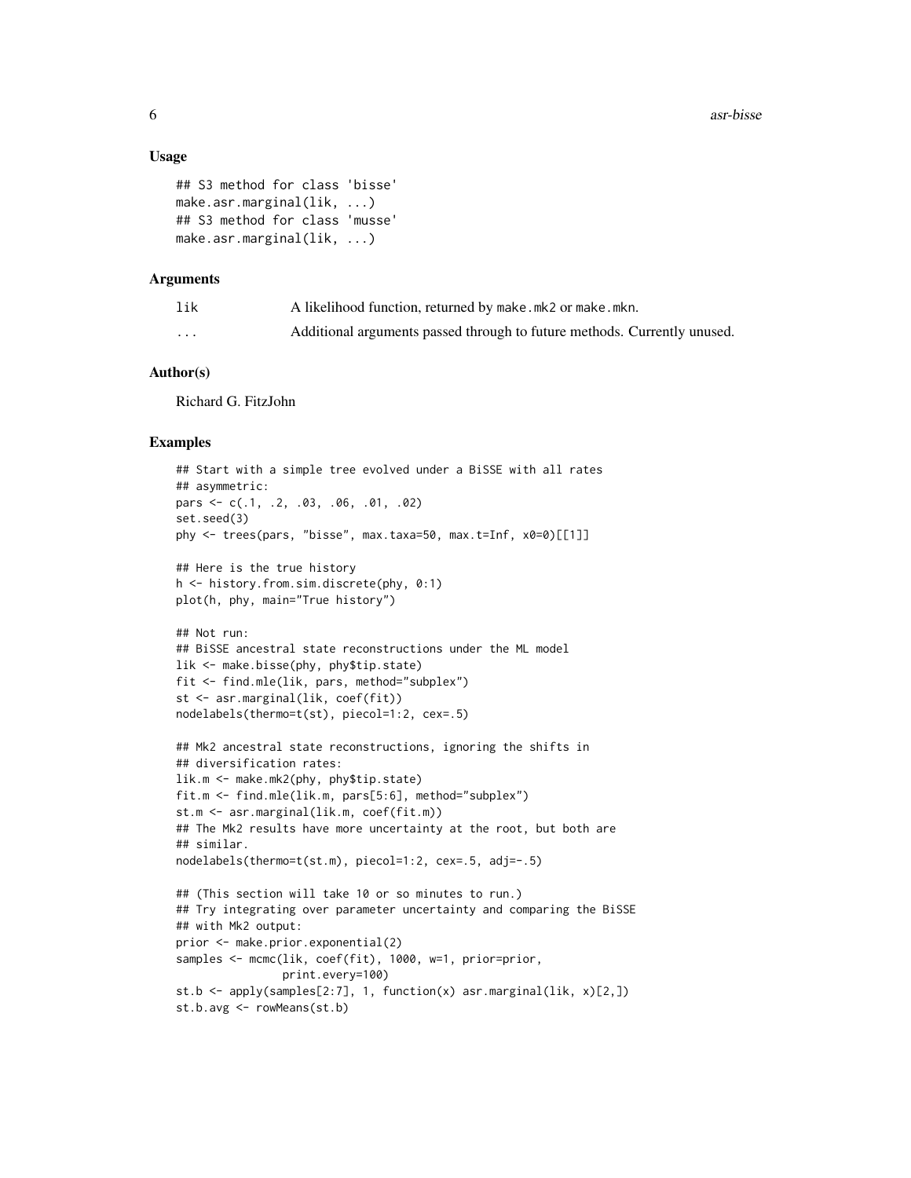### Usage

```
## S3 method for class 'bisse'
make.asr.marginal(lik, ...)
## S3 method for class 'musse'
make.asr.marginal(lik, ...)
```

### Arguments

| | |
|---|---|
| lik | A likelihood function, returned by make.mk2 or make.mkn. |
| ... | Additional arguments passed through to future methods. Currently unused. |

### Author(s)

Richard G. FitzJohn

### Examples

```
## Start with a simple tree evolved under a BiSSE with all rates
## asymmetric:
pars <- c(.1, .2, .03, .06, .01, .02)
set.seed(3)
phy <- trees(pars, "bisse", max.taxa=50, max.t=Inf, x0=0)[[1]]

## Here is the true history
h <- history.from.sim.discrete(phy, 0:1)
plot(h, phy, main="True history")

## Not run:
## BiSSE ancestral state reconstructions under the ML model
lik <- make.bisse(phy, phy$tip.state)
fit <- find.mle(lik, pars, method="subplex")
st <- asr.marginal(lik, coef(fit))
nodelabels(thermo=t(st), piecol=1:2, cex=.5)

## Mk2 ancestral state reconstructions, ignoring the shifts in
## diversification rates:
lik.m <- make.mk2(phy, phy$tip.state)
fit.m <- find.mle(lik.m, pars[5:6], method="subplex")
st.m <- asr.marginal(lik.m, coef(fit.m))
## The Mk2 results have more uncertainty at the root, but both are
## similar.
nodelabels(thermo=t(st.m), piecol=1:2, cex=.5, adj=-.5)

## (This section will take 10 or so minutes to run.)
## Try integrating over parameter uncertainty and comparing the BiSSE
## with Mk2 output:
prior <- make.prior.exponential(2)
samples <- mcmc(lik, coef(fit), 1000, w=1, prior=prior,
                print.every=100)
st.b <- apply(samples[2:7], 1, function(x) asr.marginal(lik, x)[2,])
st.b.avg <- rowMeans(st.b)
```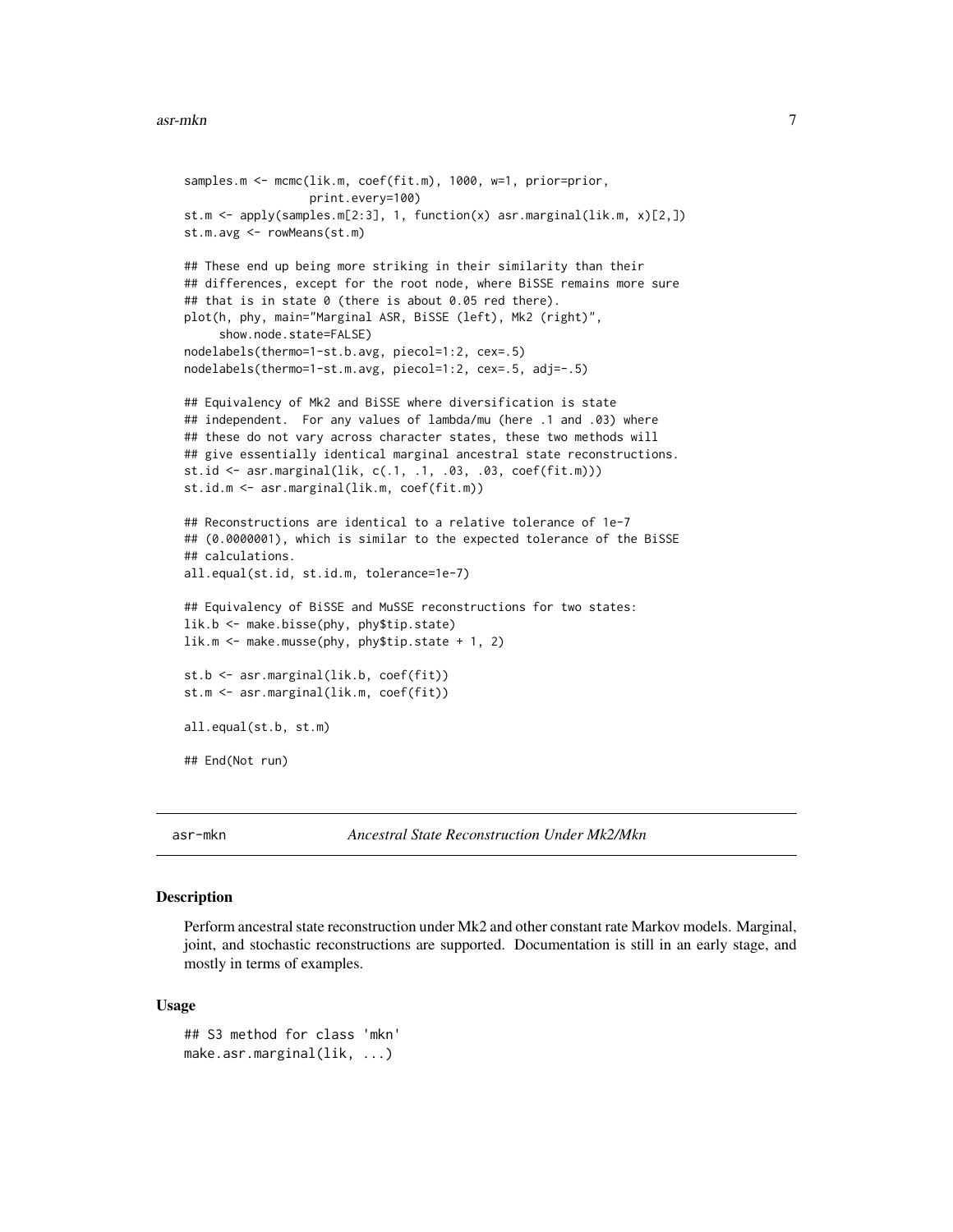```
samples.m <- mcmc(lik.m, coef(fit.m), 1000, w=1, prior=prior,
                  print.every=100)
st.m <- apply(samples.m[2:3], 1, function(x) asr.marginal(lik.m, x)[2,])
st.m.avg <- rowMeans(st.m)

## These end up being more striking in their similarity than their
## differences, except for the root node, where BiSSE remains more sure
## that is in state 0 (there is about 0.05 red there).
plot(h, phy, main="Marginal ASR, BiSSE (left), Mk2 (right)",
     show.node.state=FALSE)
nodelabels(thermo=1-st.b.avg, piecol=1:2, cex=.5)
nodelabels(thermo=1-st.m.avg, piecol=1:2, cex=.5, adj=-.5)

## Equivalency of Mk2 and BiSSE where diversification is state
## independent.  For any values of lambda/mu (here .1 and .03) where
## these do not vary across character states, these two methods will
## give essentially identical marginal ancestral state reconstructions.
st.id <- asr.marginal(lik, c(.1, .1, .03, .03, coef(fit.m)))
st.id.m <- asr.marginal(lik.m, coef(fit.m))

## Reconstructions are identical to a relative tolerance of 1e-7
## (0.0000001), which is similar to the expected tolerance of the BiSSE
## calculations.
all.equal(st.id, st.id.m, tolerance=1e-7)

## Equivalency of BiSSE and MuSSE reconstructions for two states:
lik.b <- make.bisse(phy, phy$tip.state)
lik.m <- make.musse(phy, phy$tip.state + 1, 2)

st.b <- asr.marginal(lik.b, coef(fit))
st.m <- asr.marginal(lik.m, coef(fit))

all.equal(st.b, st.m)

## End(Not run)
```

---

## asr-mkn *Ancestral State Reconstruction Under Mk2/Mkn*

---

### Description

Perform ancestral state reconstruction under Mk2 and other constant rate Markov models. Marginal, joint, and stochastic reconstructions are supported. Documentation is still in an early stage, and mostly in terms of examples.

### Usage

```
## S3 method for class 'mkn'
make.asr.marginal(lik, ...)
```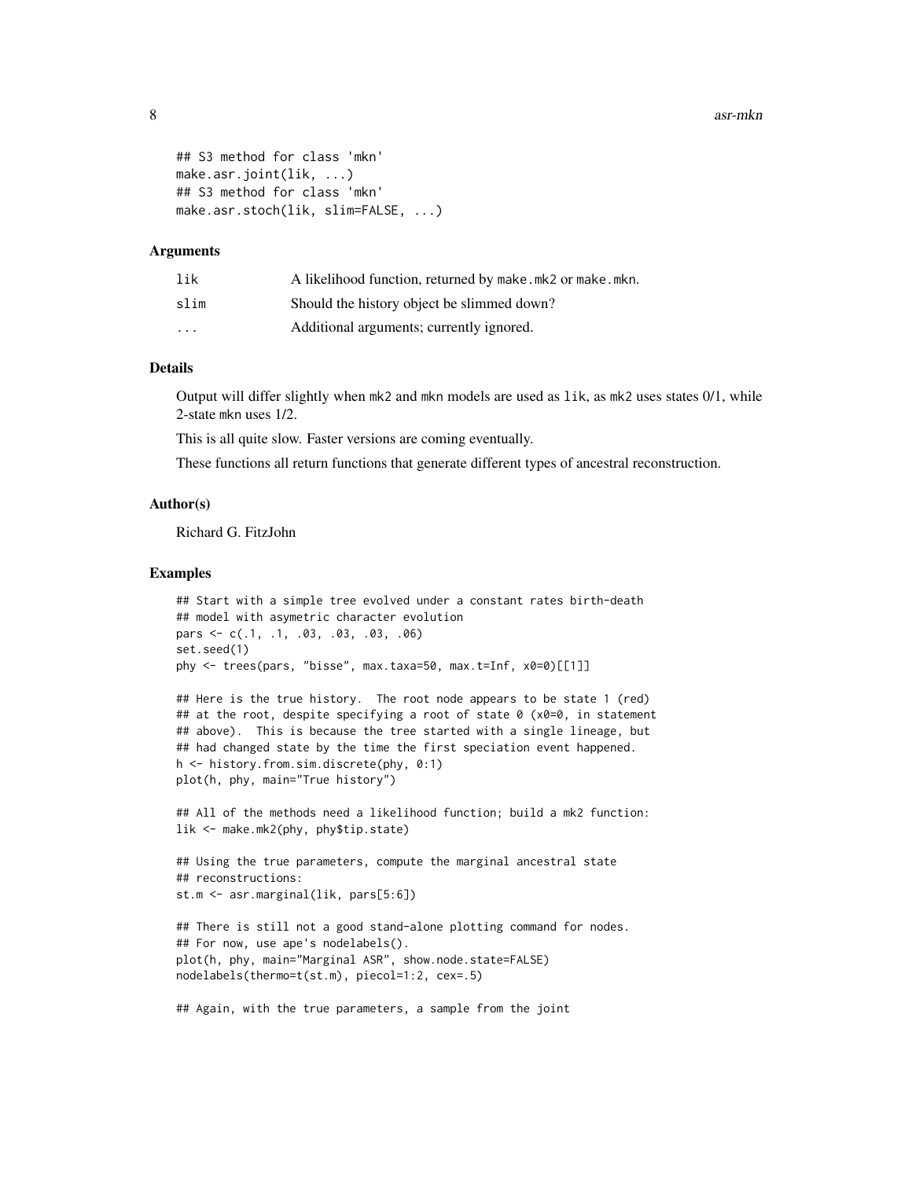```
## S3 method for class 'mkn'
make.asr.joint(lik, ...)
## S3 method for class 'mkn'
make.asr.stoch(lik, slim=FALSE, ...)
```

### Arguments

| | |
|---|---|
| lik | A likelihood function, returned by make.mk2 or make.mkn. |
| slim | Should the history object be slimmed down? |
| ... | Additional arguments; currently ignored. |

### Details

Output will differ slightly when mk2 and mkn models are used as lik, as mk2 uses states 0/1, while 2-state mkn uses 1/2.

This is all quite slow. Faster versions are coming eventually.

These functions all return functions that generate different types of ancestral reconstruction.

### Author(s)

Richard G. FitzJohn

### Examples

```
## Start with a simple tree evolved under a constant rates birth-death
## model with asymetric character evolution
pars <- c(.1, .1, .03, .03, .03, .06)
set.seed(1)
phy <- trees(pars, "bisse", max.taxa=50, max.t=Inf, x0=0)[[1]]

## Here is the true history.  The root node appears to be state 1 (red)
## at the root, despite specifying a root of state 0 (x0=0, in statement
## above).  This is because the tree started with a single lineage, but
## had changed state by the time the first speciation event happened.
h <- history.from.sim.discrete(phy, 0:1)
plot(h, phy, main="True history")

## All of the methods need a likelihood function; build a mk2 function:
lik <- make.mk2(phy, phy$tip.state)

## Using the true parameters, compute the marginal ancestral state
## reconstructions:
st.m <- asr.marginal(lik, pars[5:6])

## There is still not a good stand-alone plotting command for nodes.
## For now, use ape's nodelabels().
plot(h, phy, main="Marginal ASR", show.node.state=FALSE)
nodelabels(thermo=t(st.m), piecol=1:2, cex=.5)

## Again, with the true parameters, a sample from the joint
```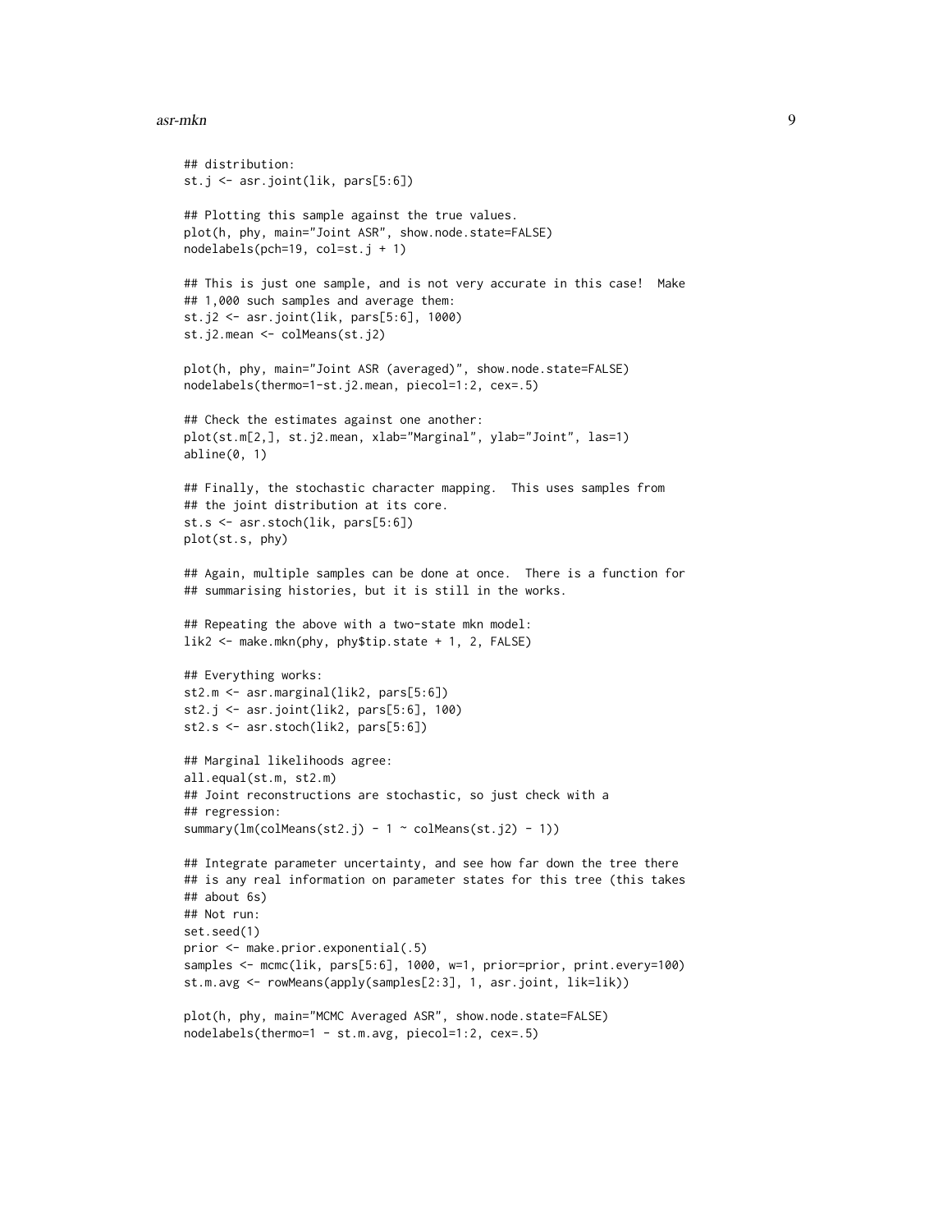```
## distribution:
st.j <- asr.joint(lik, pars[5:6])

## Plotting this sample against the true values.
plot(h, phy, main="Joint ASR", show.node.state=FALSE)
nodelabels(pch=19, col=st.j + 1)

## This is just one sample, and is not very accurate in this case!  Make
## 1,000 such samples and average them:
st.j2 <- asr.joint(lik, pars[5:6], 1000)
st.j2.mean <- colMeans(st.j2)

plot(h, phy, main="Joint ASR (averaged)", show.node.state=FALSE)
nodelabels(thermo=1-st.j2.mean, piecol=1:2, cex=.5)

## Check the estimates against one another:
plot(st.m[2,], st.j2.mean, xlab="Marginal", ylab="Joint", las=1)
abline(0, 1)

## Finally, the stochastic character mapping.  This uses samples from
## the joint distribution at its core.
st.s <- asr.stoch(lik, pars[5:6])
plot(st.s, phy)

## Again, multiple samples can be done at once.  There is a function for
## summarising histories, but it is still in the works.

## Repeating the above with a two-state mkn model:
lik2 <- make.mkn(phy, phy$tip.state + 1, 2, FALSE)

## Everything works:
st2.m <- asr.marginal(lik2, pars[5:6])
st2.j <- asr.joint(lik2, pars[5:6], 100)
st2.s <- asr.stoch(lik2, pars[5:6])

## Marginal likelihoods agree:
all.equal(st.m, st2.m)
## Joint reconstructions are stochastic, so just check with a
## regression:
summary(lm(colMeans(st2.j) - 1 ~ colMeans(st.j2) - 1))

## Integrate parameter uncertainty, and see how far down the tree there
## is any real information on parameter states for this tree (this takes
## about 6s)
## Not run:
set.seed(1)
prior <- make.prior.exponential(.5)
samples <- mcmc(lik, pars[5:6], 1000, w=1, prior=prior, print.every=100)
st.m.avg <- rowMeans(apply(samples[2:3], 1, asr.joint, lik=lik))

plot(h, phy, main="MCMC Averaged ASR", show.node.state=FALSE)
nodelabels(thermo=1 - st.m.avg, piecol=1:2, cex=.5)
```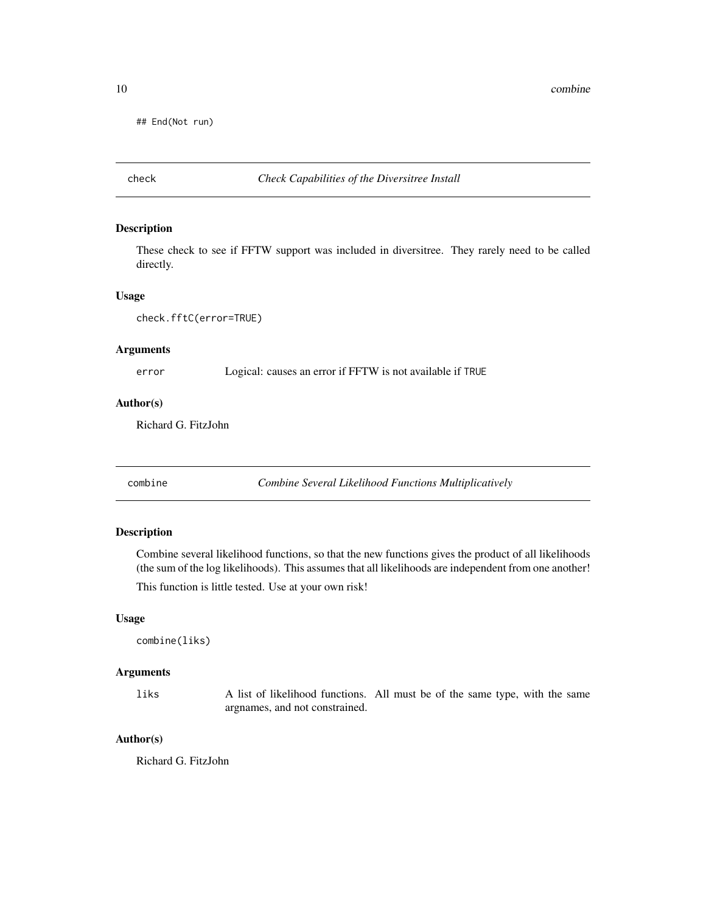```
## End(Not run)
```

## check — *Check Capabilities of the Diversitree Install*

### Description

These check to see if FFTW support was included in diversitree. They rarely need to be called directly.

### Usage

```
check.fftC(error=TRUE)
```

### Arguments

| | |
|---|---|
| `error` | Logical: causes an error if FFTW is not available if `TRUE` |

### Author(s)

Richard G. FitzJohn

## combine — *Combine Several Likelihood Functions Multiplicatively*

### Description

Combine several likelihood functions, so that the new functions gives the product of all likelihoods (the sum of the log likelihoods). This assumes that all likelihoods are independent from one another!

This function is little tested. Use at your own risk!

### Usage

```
combine(liks)
```

### Arguments

| | |
|---|---|
| `liks` | A list of likelihood functions. All must be of the same type, with the same argnames, and not constrained. |

### Author(s)

Richard G. FitzJohn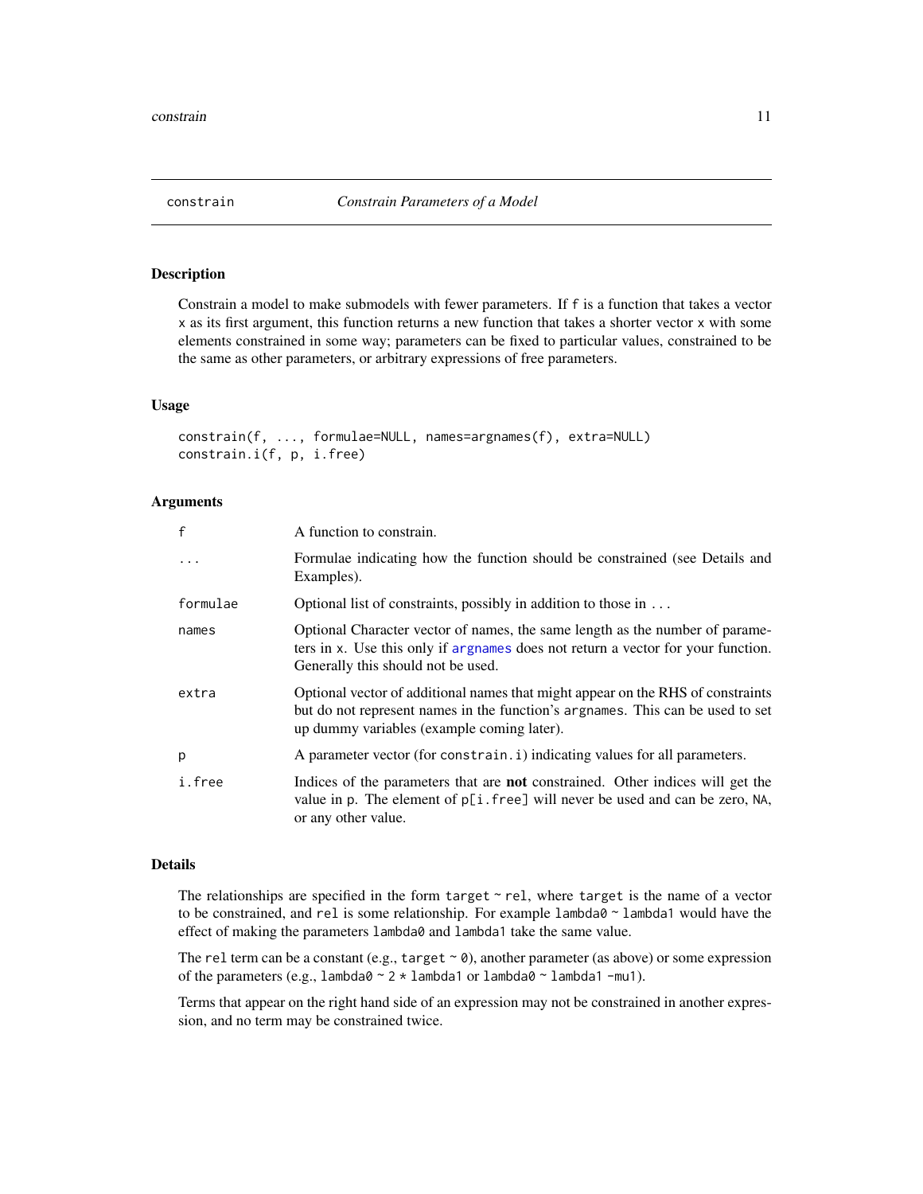# constrain — *Constrain Parameters of a Model*

## Description

Constrain a model to make submodels with fewer parameters. If `f` is a function that takes a vector `x` as its first argument, this function returns a new function that takes a shorter vector `x` with some elements constrained in some way; parameters can be fixed to particular values, constrained to be the same as other parameters, or arbitrary expressions of free parameters.

## Usage

```
constrain(f, ..., formulae=NULL, names=argnames(f), extra=NULL)
constrain.i(f, p, i.free)
```

## Arguments

| | |
|---|---|
| `f` | A function to constrain. |
| `...` | Formulae indicating how the function should be constrained (see Details and Examples). |
| `formulae` | Optional list of constraints, possibly in addition to those in `...` |
| `names` | Optional Character vector of names, the same length as the number of parameters in `x`. Use this only if `argnames` does not return a vector for your function. Generally this should not be used. |
| `extra` | Optional vector of additional names that might appear on the RHS of constraints but do not represent names in the function's `argnames`. This can be used to set up dummy variables (example coming later). |
| `p` | A parameter vector (for `constrain.i`) indicating values for all parameters. |
| `i.free` | Indices of the parameters that are **not** constrained. Other indices will get the value in `p`. The element of `p[i.free]` will never be used and can be zero, `NA`, or any other value. |

## Details

The relationships are specified in the form `target ~ rel`, where `target` is the name of a vector to be constrained, and `rel` is some relationship. For example `lambda0 ~ lambda1` would have the effect of making the parameters `lambda0` and `lambda1` take the same value.

The `rel` term can be a constant (e.g., `target ~ 0`), another parameter (as above) or some expression of the parameters (e.g., `lambda0 ~ 2 * lambda1` or `lambda0 ~ lambda1 -mu1`).

Terms that appear on the right hand side of an expression may not be constrained in another expression, and no term may be constrained twice.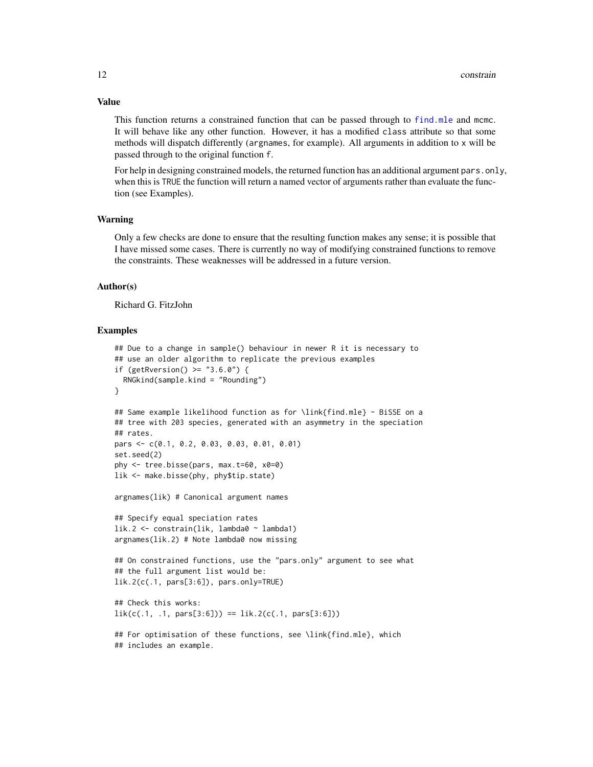## Value

This function returns a constrained function that can be passed through to find.mle and mcmc. It will behave like any other function. However, it has a modified class attribute so that some methods will dispatch differently (argnames, for example). All arguments in addition to x will be passed through to the original function f.

For help in designing constrained models, the returned function has an additional argument pars.only, when this is TRUE the function will return a named vector of arguments rather than evaluate the function (see Examples).

## Warning

Only a few checks are done to ensure that the resulting function makes any sense; it is possible that I have missed some cases. There is currently no way of modifying constrained functions to remove the constraints. These weaknesses will be addressed in a future version.

## Author(s)

Richard G. FitzJohn

## Examples

```
## Due to a change in sample() behaviour in newer R it is necessary to
## use an older algorithm to replicate the previous examples
if (getRversion() >= "3.6.0") {
  RNGkind(sample.kind = "Rounding")
}

## Same example likelihood function as for \link{find.mle} - BiSSE on a
## tree with 203 species, generated with an asymmetry in the speciation
## rates.
pars <- c(0.1, 0.2, 0.03, 0.03, 0.01, 0.01)
set.seed(2)
phy <- tree.bisse(pars, max.t=60, x0=0)
lik <- make.bisse(phy, phy$tip.state)

argnames(lik) # Canonical argument names

## Specify equal speciation rates
lik.2 <- constrain(lik, lambda0 ~ lambda1)
argnames(lik.2) # Note lambda0 now missing

## On constrained functions, use the "pars.only" argument to see what
## the full argument list would be:
lik.2(c(.1, pars[3:6]), pars.only=TRUE)

## Check this works:
lik(c(.1, .1, pars[3:6])) == lik.2(c(.1, pars[3:6]))

## For optimisation of these functions, see \link{find.mle}, which
## includes an example.
```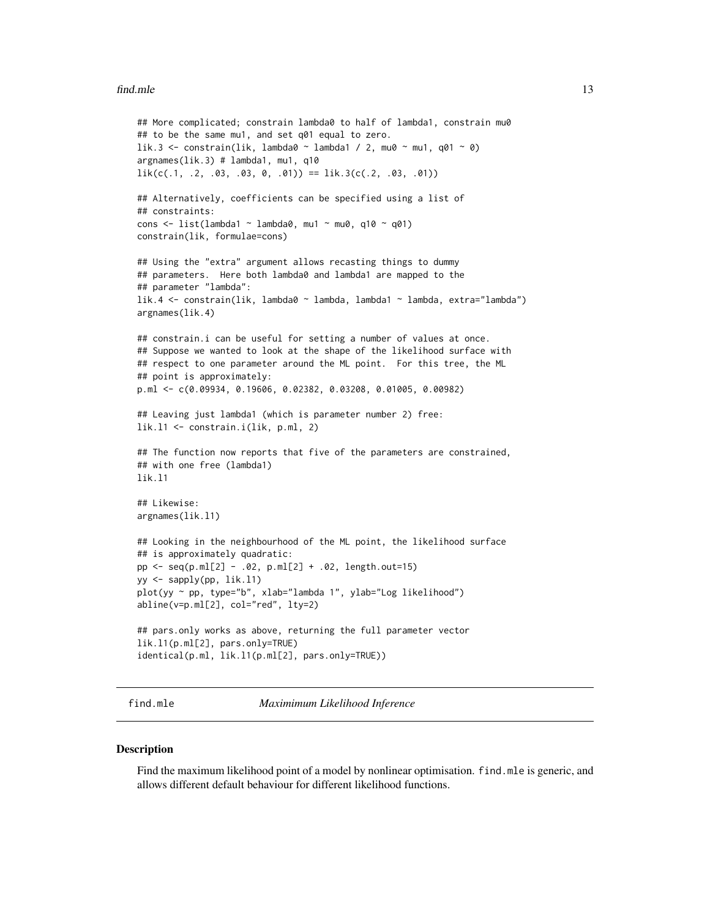```
## More complicated; constrain lambda0 to half of lambda1, constrain mu0
## to be the same mu1, and set q01 equal to zero.
lik.3 <- constrain(lik, lambda0 ~ lambda1 / 2, mu0 ~ mu1, q01 ~ 0)
argnames(lik.3) # lambda1, mu1, q10
lik(c(.1, .2, .03, .03, 0, .01)) == lik.3(c(.2, .03, .01))

## Alternatively, coefficients can be specified using a list of
## constraints:
cons <- list(lambda1 ~ lambda0, mu1 ~ mu0, q10 ~ q01)
constrain(lik, formulae=cons)

## Using the "extra" argument allows recasting things to dummy
## parameters.  Here both lambda0 and lambda1 are mapped to the
## parameter "lambda":
lik.4 <- constrain(lik, lambda0 ~ lambda, lambda1 ~ lambda, extra="lambda")
argnames(lik.4)

## constrain.i can be useful for setting a number of values at once.
## Suppose we wanted to look at the shape of the likelihood surface with
## respect to one parameter around the ML point.  For this tree, the ML
## point is approximately:
p.ml <- c(0.09934, 0.19606, 0.02382, 0.03208, 0.01005, 0.00982)

## Leaving just lambda1 (which is parameter number 2) free:
lik.l1 <- constrain.i(lik, p.ml, 2)

## The function now reports that five of the parameters are constrained,
## with one free (lambda1)
lik.l1

## Likewise:
argnames(lik.l1)

## Looking in the neighbourhood of the ML point, the likelihood surface
## is approximately quadratic:
pp <- seq(p.ml[2] - .02, p.ml[2] + .02, length.out=15)
yy <- sapply(pp, lik.l1)
plot(yy ~ pp, type="b", xlab="lambda 1", ylab="Log likelihood")
abline(v=p.ml[2], col="red", lty=2)

## pars.only works as above, returning the full parameter vector
lik.l1(p.ml[2], pars.only=TRUE)
identical(p.ml, lik.l1(p.ml[2], pars.only=TRUE))
```

---

find.mle *Maximimum Likelihood Inference*

---

### Description

Find the maximum likelihood point of a model by nonlinear optimisation. `find.mle` is generic, and allows different default behaviour for different likelihood functions.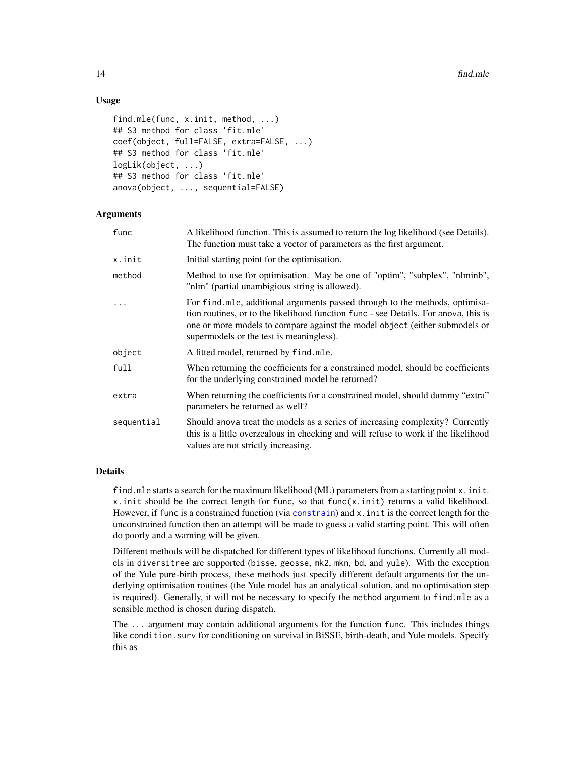## Usage

```
find.mle(func, x.init, method, ...)
## S3 method for class 'fit.mle'
coef(object, full=FALSE, extra=FALSE, ...)
## S3 method for class 'fit.mle'
logLik(object, ...)
## S3 method for class 'fit.mle'
anova(object, ..., sequential=FALSE)
```

## Arguments

| | |
|---|---|
| `func` | A likelihood function. This is assumed to return the log likelihood (see Details). The function must take a vector of parameters as the first argument. |
| `x.init` | Initial starting point for the optimisation. |
| `method` | Method to use for optimisation. May be one of "optim", "subplex", "nlminb", "nlm" (partial unambigious string is allowed). |
| `...` | For `find.mle`, additional arguments passed through to the methods, optimisation routines, or to the likelihood function `func` - see Details. For `anova`, this is one or more models to compare against the model `object` (either submodels or supermodels or the test is meaningless). |
| `object` | A fitted model, returned by `find.mle`. |
| `full` | When returning the coefficients for a constrained model, should be coefficients for the underlying constrained model be returned? |
| `extra` | When returning the coefficients for a constrained model, should dummy "extra" parameters be returned as well? |
| `sequential` | Should `anova` treat the models as a series of increasing complexity? Currently this is a little overzealous in checking and will refuse to work if the likelihood values are not strictly increasing. |

## Details

`find.mle` starts a search for the maximum likelihood (ML) parameters from a starting point `x.init`. `x.init` should be the correct length for `func`, so that `func(x.init)` returns a valid likelihood. However, if `func` is a constrained function (via `constrain`) and `x.init` is the correct length for the unconstrained function then an attempt will be made to guess a valid starting point. This will often do poorly and a warning will be given.

Different methods will be dispatched for different types of likelihood functions. Currently all models in `diversitree` are supported (`bisse`, `geosse`, `mk2`, `mkn`, `bd`, and `yule`). With the exception of the Yule pure-birth process, these methods just specify different default arguments for the underlying optimisation routines (the Yule model has an analytical solution, and no optimisation step is required). Generally, it will not be necessary to specify the `method` argument to `find.mle` as a sensible method is chosen during dispatch.

The `...` argument may contain additional arguments for the function `func`. This includes things like `condition.surv` for conditioning on survival in BiSSE, birth-death, and Yule models. Specify this as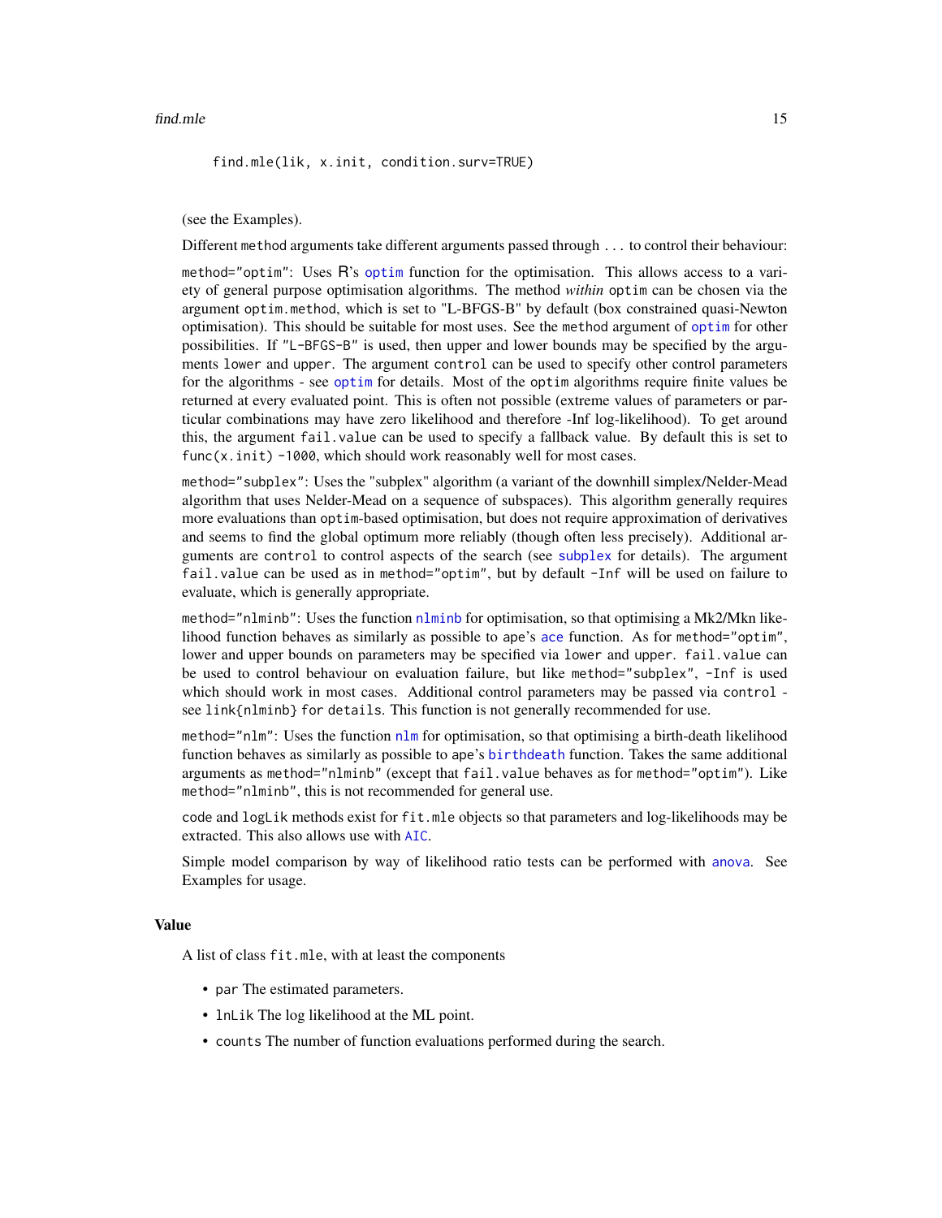```
find.mle(lik, x.init, condition.surv=TRUE)
```

(see the Examples).

Different `method` arguments take different arguments passed through `...` to control their behaviour:

`method="optim"`: Uses R's `optim` function for the optimisation. This allows access to a variety of general purpose optimisation algorithms. The method *within* `optim` can be chosen via the argument `optim.method`, which is set to "L-BFGS-B" by default (box constrained quasi-Newton optimisation). This should be suitable for most uses. See the `method` argument of `optim` for other possibilities. If `"L-BFGS-B"` is used, then upper and lower bounds may be specified by the arguments `lower` and `upper`. The argument `control` can be used to specify other control parameters for the algorithms - see `optim` for details. Most of the `optim` algorithms require finite values be returned at every evaluated point. This is often not possible (extreme values of parameters or particular combinations may have zero likelihood and therefore -Inf log-likelihood). To get around this, the argument `fail.value` can be used to specify a fallback value. By default this is set to `func(x.init) -1000`, which should work reasonably well for most cases.

`method="subplex"`: Uses the "subplex" algorithm (a variant of the downhill simplex/Nelder-Mead algorithm that uses Nelder-Mead on a sequence of subspaces). This algorithm generally requires more evaluations than `optim`-based optimisation, but does not require approximation of derivatives and seems to find the global optimum more reliably (though often less precisely). Additional arguments are `control` to control aspects of the search (see `subplex` for details). The argument `fail.value` can be used as in `method="optim"`, but by default `-Inf` will be used on failure to evaluate, which is generally appropriate.

`method="nlminb"`: Uses the function `nlminb` for optimisation, so that optimising a Mk2/Mkn likelihood function behaves as similarly as possible to ape's `ace` function. As for `method="optim"`, lower and upper bounds on parameters may be specified via `lower` and `upper`. `fail.value` can be used to control behaviour on evaluation failure, but like `method="subplex"`, `-Inf` is used which should work in most cases. Additional control parameters may be passed via `control` - see `link{nlminb} for details`. This function is not generally recommended for use.

`method="nlm"`: Uses the function `nlm` for optimisation, so that optimising a birth-death likelihood function behaves as similarly as possible to ape's `birthdeath` function. Takes the same additional arguments as `method="nlminb"` (except that `fail.value` behaves as for `method="optim"`). Like `method="nlminb"`, this is not recommended for general use.

`code` and `logLik` methods exist for `fit.mle` objects so that parameters and log-likelihoods may be extracted. This also allows use with `AIC`.

Simple model comparison by way of likelihood ratio tests can be performed with `anova`. See Examples for usage.

### Value

A list of class `fit.mle`, with at least the components

- `par` The estimated parameters.
- `lnLik` The log likelihood at the ML point.
- `counts` The number of function evaluations performed during the search.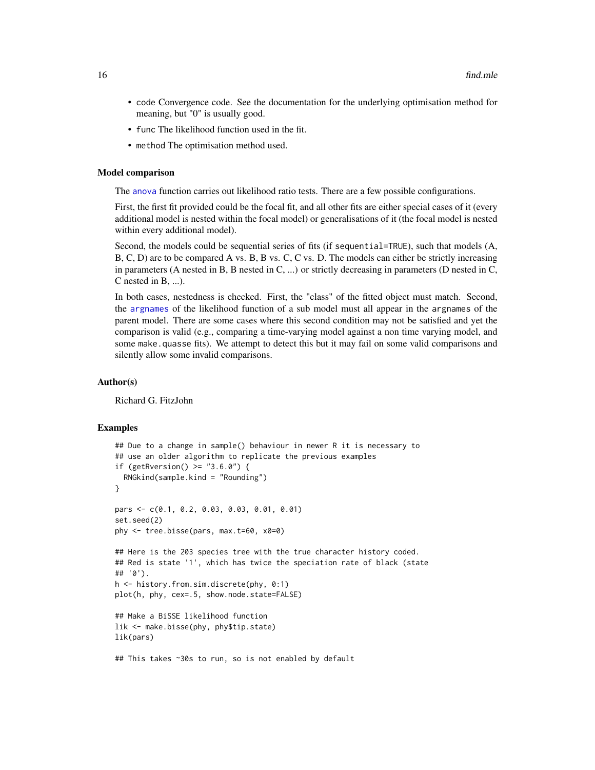- code Convergence code. See the documentation for the underlying optimisation method for meaning, but "0" is usually good.
- func The likelihood function used in the fit.
- method The optimisation method used.

### Model comparison

The anova function carries out likelihood ratio tests. There are a few possible configurations.

First, the first fit provided could be the focal fit, and all other fits are either special cases of it (every additional model is nested within the focal model) or generalisations of it (the focal model is nested within every additional model).

Second, the models could be sequential series of fits (if sequential=TRUE), such that models (A, B, C, D) are to be compared A vs. B, B vs. C, C vs. D. The models can either be strictly increasing in parameters (A nested in B, B nested in C, ...) or strictly decreasing in parameters (D nested in C, C nested in B, ...).

In both cases, nestedness is checked. First, the "class" of the fitted object must match. Second, the argnames of the likelihood function of a sub model must all appear in the argnames of the parent model. There are some cases where this second condition may not be satisfied and yet the comparison is valid (e.g., comparing a time-varying model against a non time varying model, and some make.quasse fits). We attempt to detect this but it may fail on some valid comparisons and silently allow some invalid comparisons.

### Author(s)

Richard G. FitzJohn

### Examples

```
## Due to a change in sample() behaviour in newer R it is necessary to
## use an older algorithm to replicate the previous examples
if (getRversion() >= "3.6.0") {
  RNGkind(sample.kind = "Rounding")
}

pars <- c(0.1, 0.2, 0.03, 0.03, 0.01, 0.01)
set.seed(2)
phy <- tree.bisse(pars, max.t=60, x0=0)

## Here is the 203 species tree with the true character history coded.
## Red is state '1', which has twice the speciation rate of black (state
## '0').
h <- history.from.sim.discrete(phy, 0:1)
plot(h, phy, cex=.5, show.node.state=FALSE)

## Make a BiSSE likelihood function
lik <- make.bisse(phy, phy$tip.state)
lik(pars)

## This takes ~30s to run, so is not enabled by default
```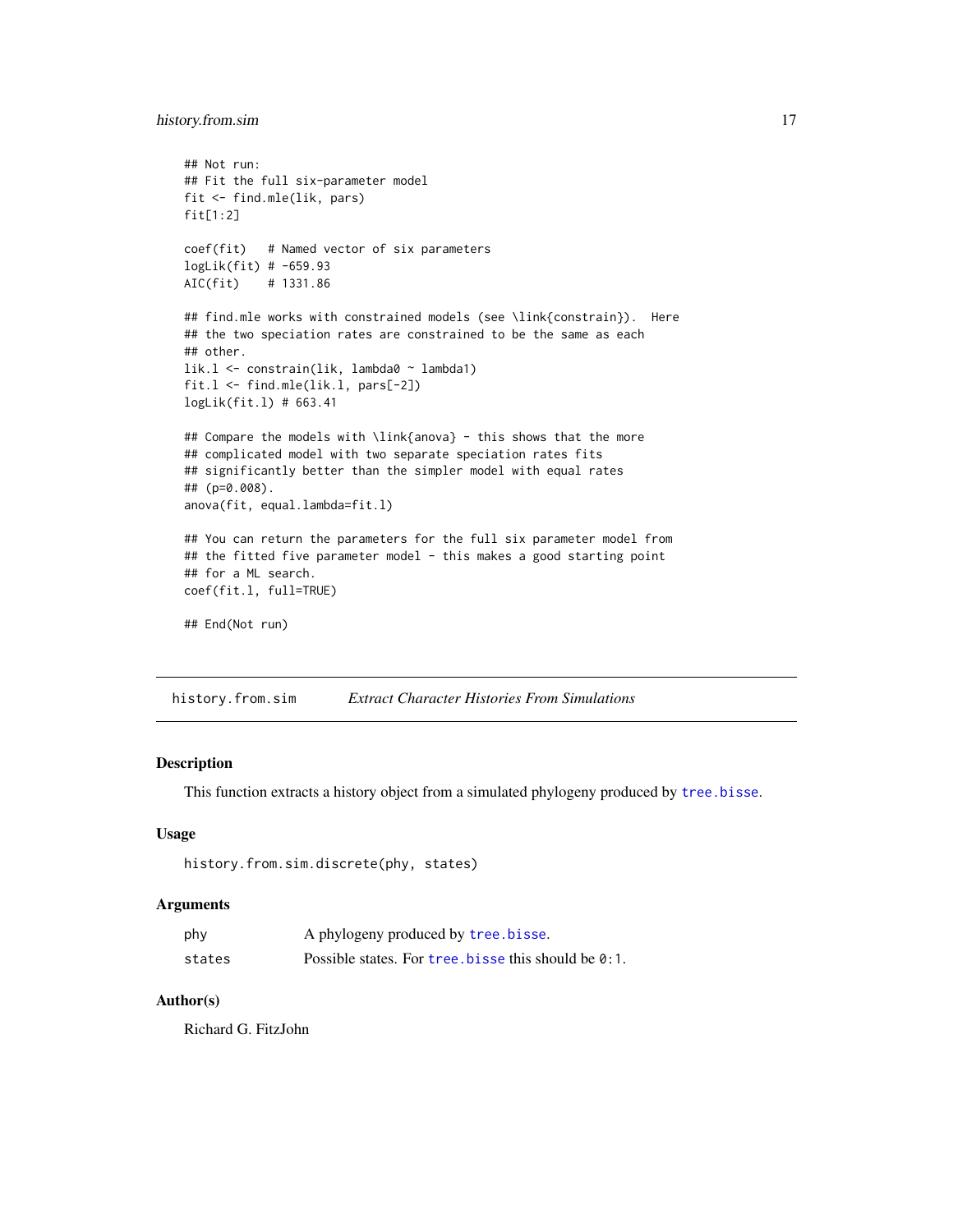```
## Not run:
## Fit the full six-parameter model
fit <- find.mle(lik, pars)
fit[1:2]

coef(fit)   # Named vector of six parameters
logLik(fit) # -659.93
AIC(fit)    # 1331.86

## find.mle works with constrained models (see \link{constrain}).  Here
## the two speciation rates are constrained to be the same as each
## other.
lik.l <- constrain(lik, lambda0 ~ lambda1)
fit.l <- find.mle(lik.l, pars[-2])
logLik(fit.l) # 663.41

## Compare the models with \link{anova} - this shows that the more
## complicated model with two separate speciation rates fits
## significantly better than the simpler model with equal rates
## (p=0.008).
anova(fit, equal.lambda=fit.l)

## You can return the parameters for the full six parameter model from
## the fitted five parameter model - this makes a good starting point
## for a ML search.
coef(fit.l, full=TRUE)

## End(Not run)
```

## history.from.sim    *Extract Character Histories From Simulations*

### Description

This function extracts a history object from a simulated phylogeny produced by `tree.bisse`.

### Usage

```
history.from.sim.discrete(phy, states)
```

### Arguments

| | |
|---|---|
| `phy` | A phylogeny produced by `tree.bisse`. |
| `states` | Possible states. For `tree.bisse` this should be `0:1`. |

### Author(s)

Richard G. FitzJohn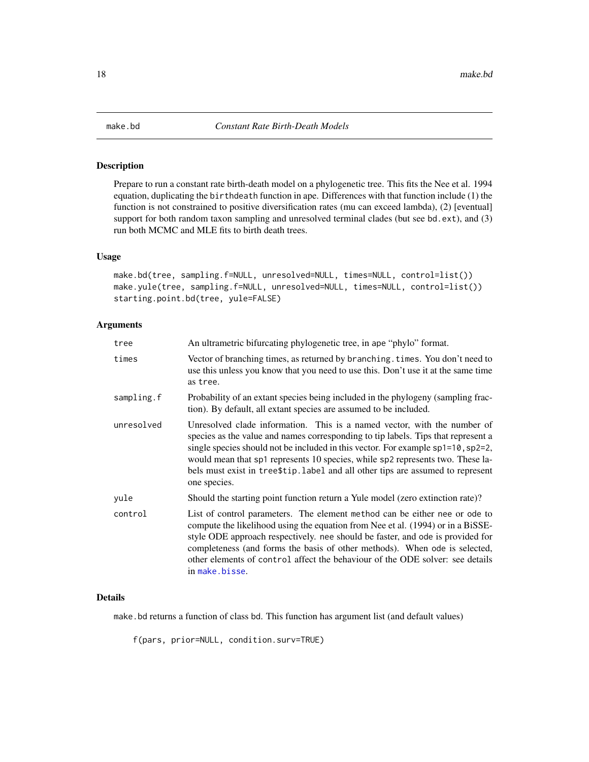# make.bd *Constant Rate Birth-Death Models*

## Description

Prepare to run a constant rate birth-death model on a phylogenetic tree. This fits the Nee et al. 1994 equation, duplicating the `birthdeath` function in ape. Differences with that function include (1) the function is not constrained to positive diversification rates (mu can exceed lambda), (2) [eventual] support for both random taxon sampling and unresolved terminal clades (but see `bd.ext`), and (3) run both MCMC and MLE fits to birth death trees.

## Usage

```
make.bd(tree, sampling.f=NULL, unresolved=NULL, times=NULL, control=list())
make.yule(tree, sampling.f=NULL, unresolved=NULL, times=NULL, control=list())
starting.point.bd(tree, yule=FALSE)
```

## Arguments

| | |
|---|---|
| `tree` | An ultrametric bifurcating phylogenetic tree, in ape "phylo" format. |
| `times` | Vector of branching times, as returned by `branching.times`. You don't need to use this unless you know that you need to use this. Don't use it at the same time as `tree`. |
| `sampling.f` | Probability of an extant species being included in the phylogeny (sampling fraction). By default, all extant species are assumed to be included. |
| `unresolved` | Unresolved clade information. This is a named vector, with the number of species as the value and names corresponding to tip labels. Tips that represent a single species should not be included in this vector. For example `sp1=10,sp2=2`, would mean that `sp1` represents 10 species, while `sp2` represents two. These labels must exist in `tree$tip.label` and all other tips are assumed to represent one species. |
| `yule` | Should the starting point function return a Yule model (zero extinction rate)? |
| `control` | List of control parameters. The element `method` can be either `nee` or `ode` to compute the likelihood using the equation from Nee et al. (1994) or in a BiSSE-style ODE approach respectively. `nee` should be faster, and `ode` is provided for completeness (and forms the basis of other methods). When `ode` is selected, other elements of `control` affect the behaviour of the ODE solver: see details in `make.bisse`. |

## Details

`make.bd` returns a function of class `bd`. This function has argument list (and default values)

```
f(pars, prior=NULL, condition.surv=TRUE)
```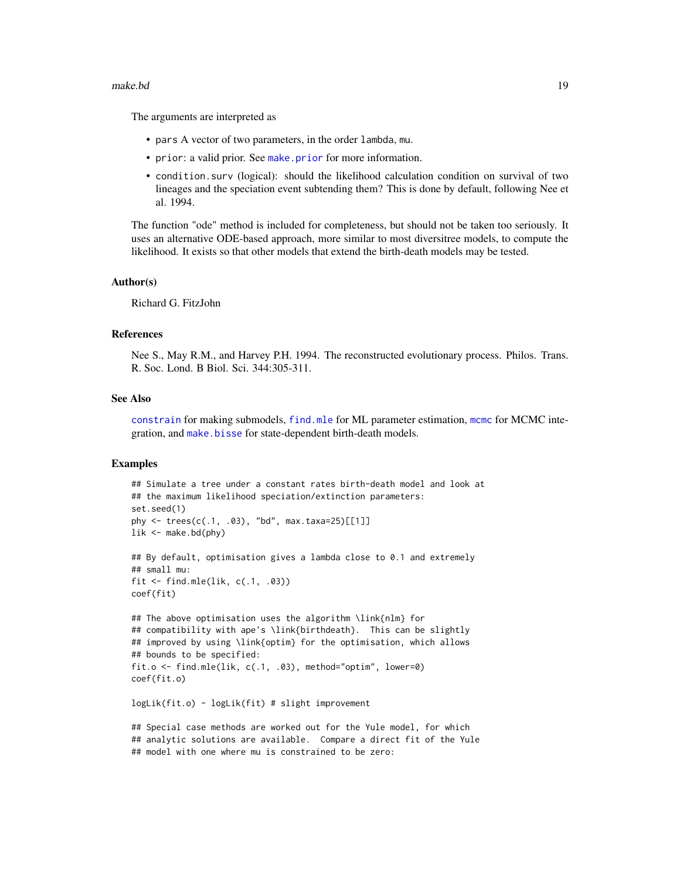The arguments are interpreted as

- `pars` A vector of two parameters, in the order `lambda`, `mu`.
- `prior`: a valid prior. See `make.prior` for more information.
- `condition.surv` (logical): should the likelihood calculation condition on survival of two lineages and the speciation event subtending them? This is done by default, following Nee et al. 1994.

The function "ode" method is included for completeness, but should not be taken too seriously. It uses an alternative ODE-based approach, more similar to most diversitree models, to compute the likelihood. It exists so that other models that extend the birth-death models may be tested.

### Author(s)

Richard G. FitzJohn

### References

Nee S., May R.M., and Harvey P.H. 1994. The reconstructed evolutionary process. Philos. Trans. R. Soc. Lond. B Biol. Sci. 344:305-311.

### See Also

`constrain` for making submodels, `find.mle` for ML parameter estimation, `mcmc` for MCMC integration, and `make.bisse` for state-dependent birth-death models.

### Examples

```
## Simulate a tree under a constant rates birth-death model and look at
## the maximum likelihood speciation/extinction parameters:
set.seed(1)
phy <- trees(c(.1, .03), "bd", max.taxa=25)[[1]]
lik <- make.bd(phy)

## By default, optimisation gives a lambda close to 0.1 and extremely
## small mu:
fit <- find.mle(lik, c(.1, .03))
coef(fit)

## The above optimisation uses the algorithm \link{nlm} for
## compatibility with ape's \link{birthdeath}.  This can be slightly
## improved by using \link{optim} for the optimisation, which allows
## bounds to be specified:
fit.o <- find.mle(lik, c(.1, .03), method="optim", lower=0)
coef(fit.o)

logLik(fit.o) - logLik(fit) # slight improvement

## Special case methods are worked out for the Yule model, for which
## analytic solutions are available.  Compare a direct fit of the Yule
## model with one where mu is constrained to be zero:
```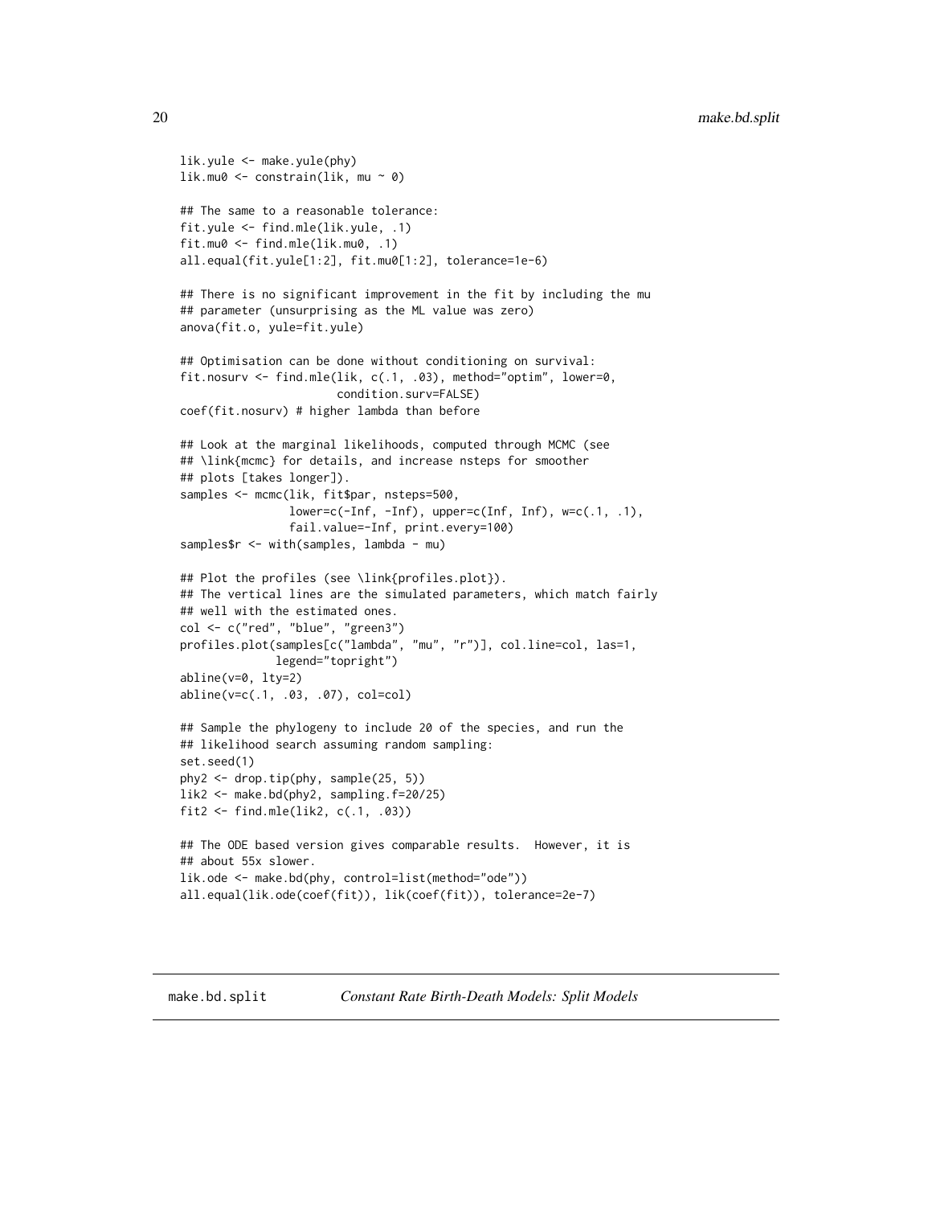```
lik.yule <- make.yule(phy)
lik.mu0 <- constrain(lik, mu ~ 0)

## The same to a reasonable tolerance:
fit.yule <- find.mle(lik.yule, .1)
fit.mu0 <- find.mle(lik.mu0, .1)
all.equal(fit.yule[1:2], fit.mu0[1:2], tolerance=1e-6)

## There is no significant improvement in the fit by including the mu
## parameter (unsurprising as the ML value was zero)
anova(fit.o, yule=fit.yule)

## Optimisation can be done without conditioning on survival:
fit.nosurv <- find.mle(lik, c(.1, .03), method="optim", lower=0,
                       condition.surv=FALSE)
coef(fit.nosurv) # higher lambda than before

## Look at the marginal likelihoods, computed through MCMC (see
## \link{mcmc} for details, and increase nsteps for smoother
## plots [takes longer]).
samples <- mcmc(lik, fit$par, nsteps=500,
                lower=c(-Inf, -Inf), upper=c(Inf, Inf), w=c(.1, .1),
                fail.value=-Inf, print.every=100)
samples$r <- with(samples, lambda - mu)

## Plot the profiles (see \link{profiles.plot}).
## The vertical lines are the simulated parameters, which match fairly
## well with the estimated ones.
col <- c("red", "blue", "green3")
profiles.plot(samples[c("lambda", "mu", "r")], col.line=col, las=1,
              legend="topright")
abline(v=0, lty=2)
abline(v=c(.1, .03, .07), col=col)

## Sample the phylogeny to include 20 of the species, and run the
## likelihood search assuming random sampling:
set.seed(1)
phy2 <- drop.tip(phy, sample(25, 5))
lik2 <- make.bd(phy2, sampling.f=20/25)
fit2 <- find.mle(lik2, c(.1, .03))

## The ODE based version gives comparable results.  However, it is
## about 55x slower.
lik.ode <- make.bd(phy, control=list(method="ode"))
all.equal(lik.ode(coef(fit)), lik(coef(fit)), tolerance=2e-7)
```

## make.bd.split — *Constant Rate Birth-Death Models: Split Models*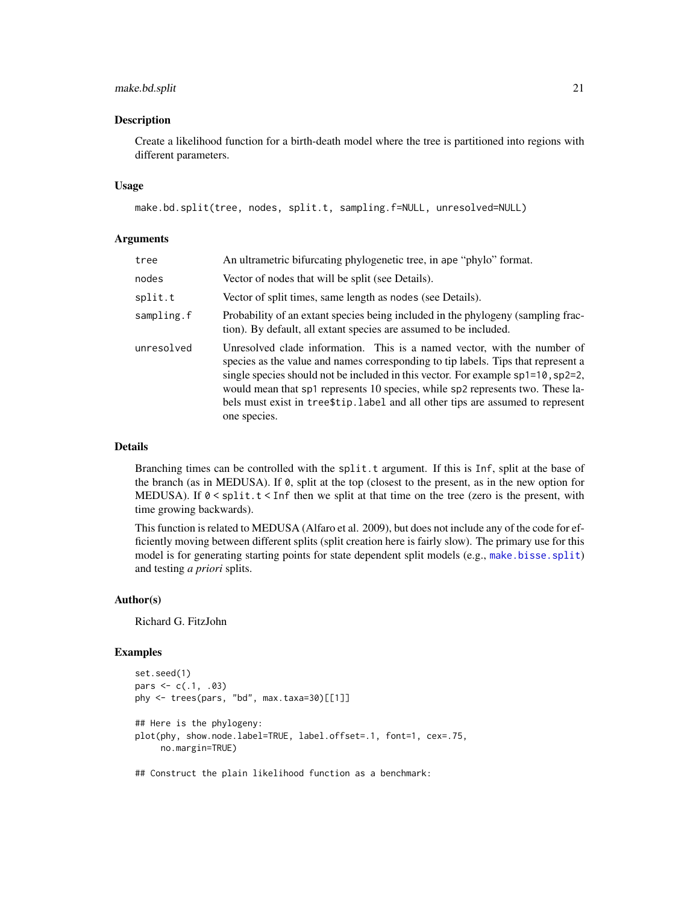## Description

Create a likelihood function for a birth-death model where the tree is partitioned into regions with different parameters.

## Usage

```
make.bd.split(tree, nodes, split.t, sampling.f=NULL, unresolved=NULL)
```

## Arguments

| | |
|---|---|
| tree | An ultrametric bifurcating phylogenetic tree, in ape "phylo" format. |
| nodes | Vector of nodes that will be split (see Details). |
| split.t | Vector of split times, same length as nodes (see Details). |
| sampling.f | Probability of an extant species being included in the phylogeny (sampling fraction). By default, all extant species are assumed to be included. |
| unresolved | Unresolved clade information. This is a named vector, with the number of species as the value and names corresponding to tip labels. Tips that represent a single species should not be included in this vector. For example `sp1=10,sp2=2`, would mean that `sp1` represents 10 species, while `sp2` represents two. These labels must exist in `tree$tip.label` and all other tips are assumed to represent one species. |

## Details

Branching times can be controlled with the `split.t` argument. If this is `Inf`, split at the base of the branch (as in MEDUSA). If `0`, split at the top (closest to the present, as in the new option for MEDUSA). If `0 < split.t < Inf` then we split at that time on the tree (zero is the present, with time growing backwards).

This function is related to MEDUSA (Alfaro et al. 2009), but does not include any of the code for efficiently moving between different splits (split creation here is fairly slow). The primary use for this model is for generating starting points for state dependent split models (e.g., `make.bisse.split`) and testing *a priori* splits.

## Author(s)

Richard G. FitzJohn

## Examples

```
set.seed(1)
pars <- c(.1, .03)
phy <- trees(pars, "bd", max.taxa=30)[[1]]

## Here is the phylogeny:
plot(phy, show.node.label=TRUE, label.offset=.1, font=1, cex=.75,
     no.margin=TRUE)

## Construct the plain likelihood function as a benchmark:
```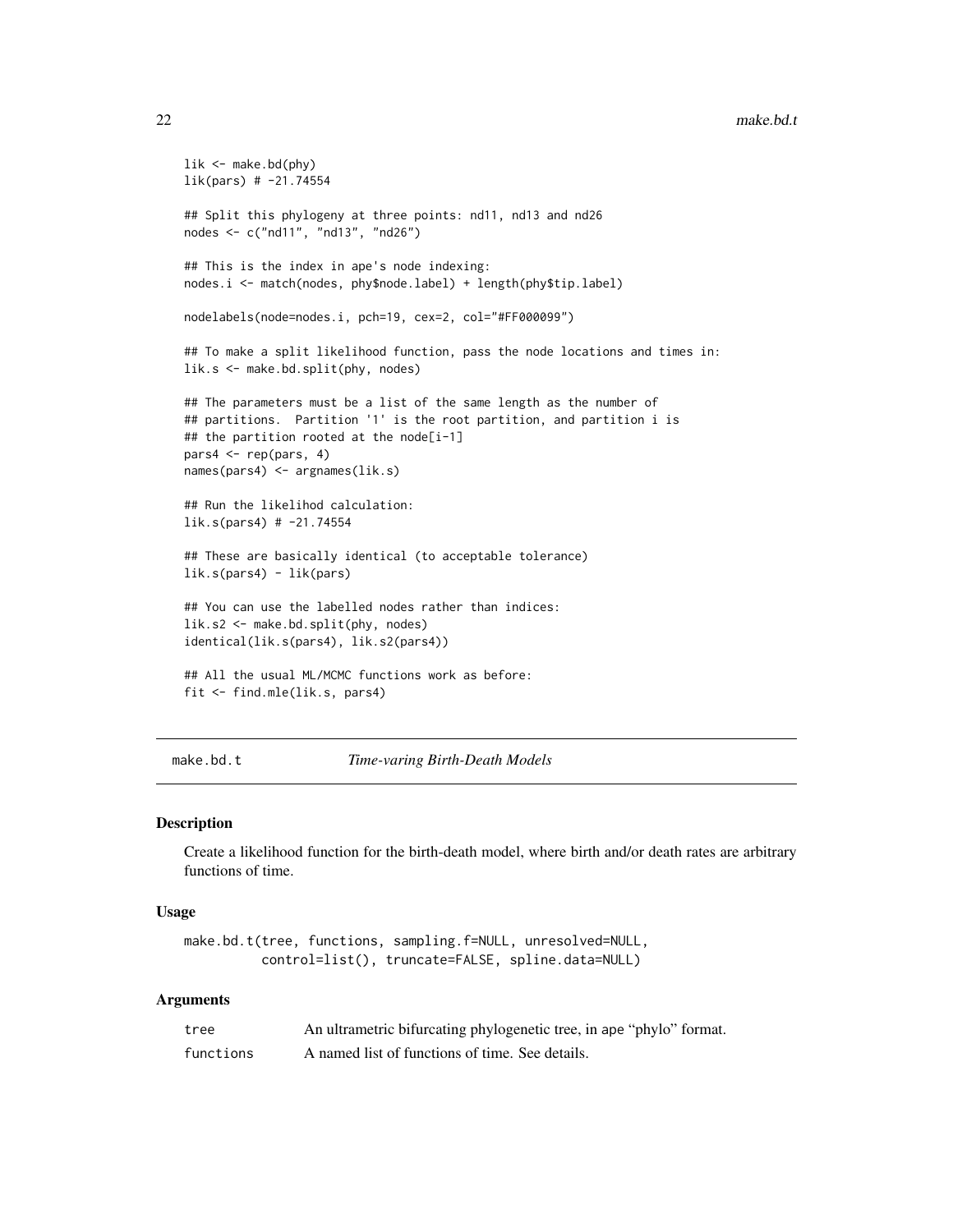```
lik <- make.bd(phy)
lik(pars) # -21.74554

## Split this phylogeny at three points: nd11, nd13 and nd26
nodes <- c("nd11", "nd13", "nd26")

## This is the index in ape's node indexing:
nodes.i <- match(nodes, phy$node.label) + length(phy$tip.label)

nodelabels(node=nodes.i, pch=19, cex=2, col="#FF000099")

## To make a split likelihood function, pass the node locations and times in:
lik.s <- make.bd.split(phy, nodes)

## The parameters must be a list of the same length as the number of
## partitions.  Partition '1' is the root partition, and partition i is
## the partition rooted at the node[i-1]
pars4 <- rep(pars, 4)
names(pars4) <- argnames(lik.s)

## Run the likelihod calculation:
lik.s(pars4) # -21.74554

## These are basically identical (to acceptable tolerance)
lik.s(pars4) - lik(pars)

## You can use the labelled nodes rather than indices:
lik.s2 <- make.bd.split(phy, nodes)
identical(lik.s(pars4), lik.s2(pars4))

## All the usual ML/MCMC functions work as before:
fit <- find.mle(lik.s, pars4)
```

---

# make.bd.t — *Time-varing Birth-Death Models*

## Description

Create a likelihood function for the birth-death model, where birth and/or death rates are arbitrary functions of time.

## Usage

```
make.bd.t(tree, functions, sampling.f=NULL, unresolved=NULL,
          control=list(), truncate=FALSE, spline.data=NULL)
```

## Arguments

| | |
|---|---|
| `tree` | An ultrametric bifurcating phylogenetic tree, in ape "phylo" format. |
| `functions` | A named list of functions of time. See details. |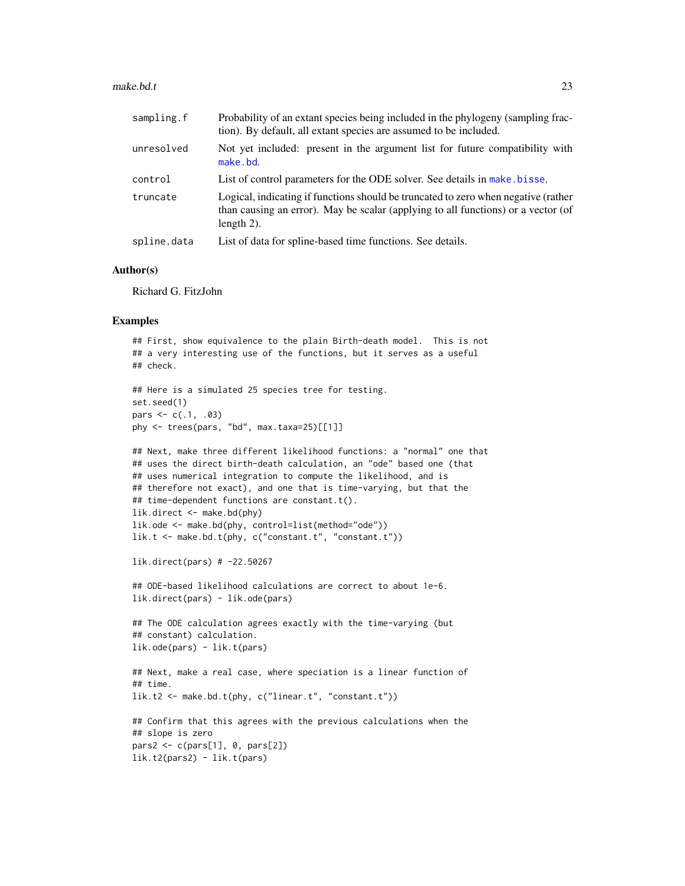| | |
|---|---|
| sampling.f | Probability of an extant species being included in the phylogeny (sampling fraction). By default, all extant species are assumed to be included. |
| unresolved | Not yet included: present in the argument list for future compatibility with make.bd. |
| control | List of control parameters for the ODE solver. See details in make.bisse. |
| truncate | Logical, indicating if functions should be truncated to zero when negative (rather than causing an error). May be scalar (applying to all functions) or a vector (of length 2). |
| spline.data | List of data for spline-based time functions. See details. |

## Author(s)

Richard G. FitzJohn

## Examples

```
## First, show equivalence to the plain Birth-death model.  This is not
## a very interesting use of the functions, but it serves as a useful
## check.

## Here is a simulated 25 species tree for testing.
set.seed(1)
pars <- c(.1, .03)
phy <- trees(pars, "bd", max.taxa=25)[[1]]

## Next, make three different likelihood functions: a "normal" one that
## uses the direct birth-death calculation, an "ode" based one (that
## uses numerical integration to compute the likelihood, and is
## therefore not exact), and one that is time-varying, but that the
## time-dependent functions are constant.t().
lik.direct <- make.bd(phy)
lik.ode <- make.bd(phy, control=list(method="ode"))
lik.t <- make.bd.t(phy, c("constant.t", "constant.t"))

lik.direct(pars) # -22.50267

## ODE-based likelihood calculations are correct to about 1e-6.
lik.direct(pars) - lik.ode(pars)

## The ODE calculation agrees exactly with the time-varying (but
## constant) calculation.
lik.ode(pars) - lik.t(pars)

## Next, make a real case, where speciation is a linear function of
## time.
lik.t2 <- make.bd.t(phy, c("linear.t", "constant.t"))

## Confirm that this agrees with the previous calculations when the
## slope is zero
pars2 <- c(pars[1], 0, pars[2])
lik.t2(pars2) - lik.t(pars)
```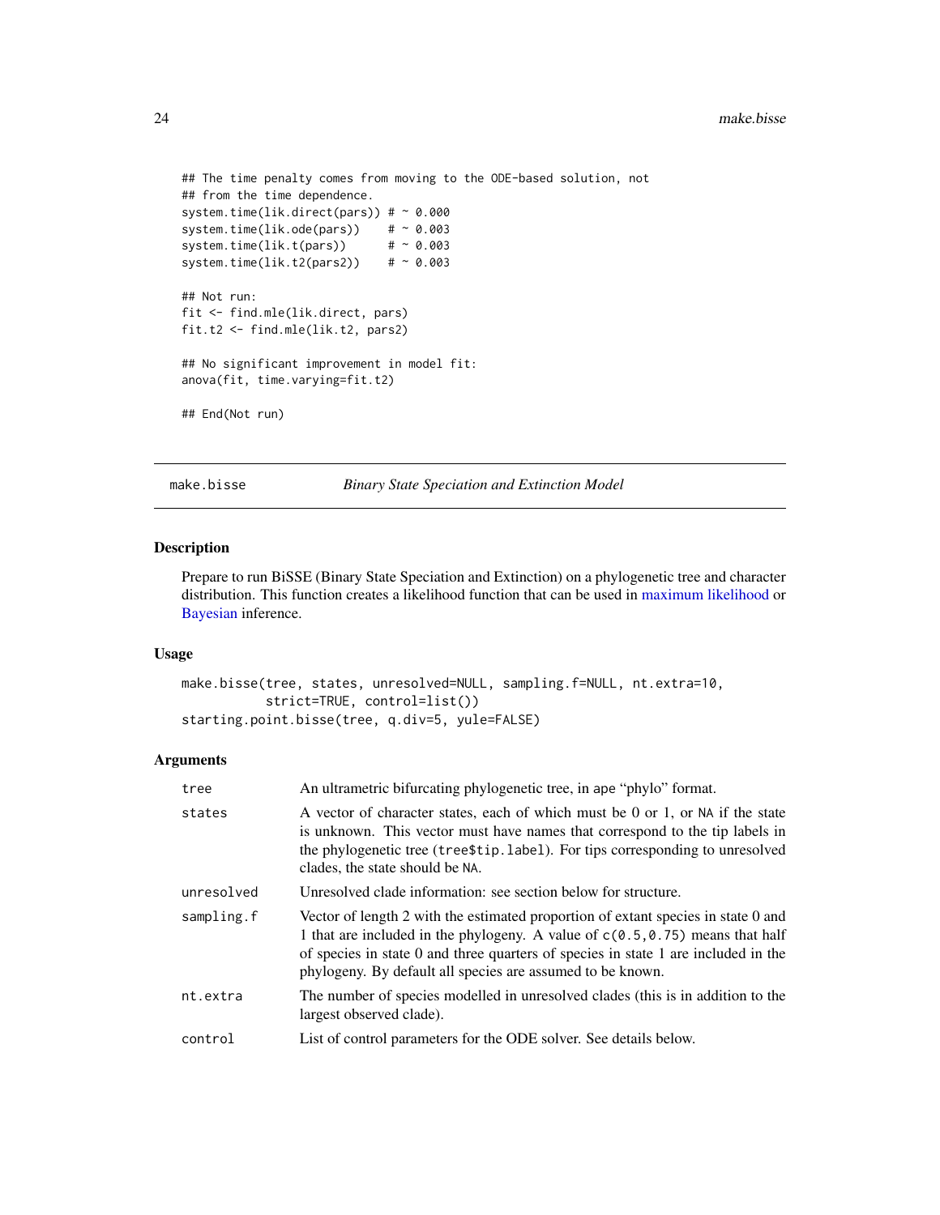```
## The time penalty comes from moving to the ODE-based solution, not
## from the time dependence.
system.time(lik.direct(pars)) # ~ 0.000
system.time(lik.ode(pars))    # ~ 0.003
system.time(lik.t(pars))      # ~ 0.003
system.time(lik.t2(pars2))    # ~ 0.003

## Not run:
fit <- find.mle(lik.direct, pars)
fit.t2 <- find.mle(lik.t2, pars2)

## No significant improvement in model fit:
anova(fit, time.varying=fit.t2)

## End(Not run)
```

---

## make.bisse — *Binary State Speciation and Extinction Model*

---

### Description

Prepare to run BiSSE (Binary State Speciation and Extinction) on a phylogenetic tree and character distribution. This function creates a likelihood function that can be used in maximum likelihood or Bayesian inference.

### Usage

```
make.bisse(tree, states, unresolved=NULL, sampling.f=NULL, nt.extra=10,
           strict=TRUE, control=list())
starting.point.bisse(tree, q.div=5, yule=FALSE)
```

### Arguments

| | |
|---|---|
| `tree` | An ultrametric bifurcating phylogenetic tree, in ape "phylo" format. |
| `states` | A vector of character states, each of which must be 0 or 1, or `NA` if the state is unknown. This vector must have names that correspond to the tip labels in the phylogenetic tree (`tree$tip.label`). For tips corresponding to unresolved clades, the state should be `NA`. |
| `unresolved` | Unresolved clade information: see section below for structure. |
| `sampling.f` | Vector of length 2 with the estimated proportion of extant species in state 0 and 1 that are included in the phylogeny. A value of `c(0.5,0.75)` means that half of species in state 0 and three quarters of species in state 1 are included in the phylogeny. By default all species are assumed to be known. |
| `nt.extra` | The number of species modelled in unresolved clades (this is in addition to the largest observed clade). |
| `control` | List of control parameters for the ODE solver. See details below. |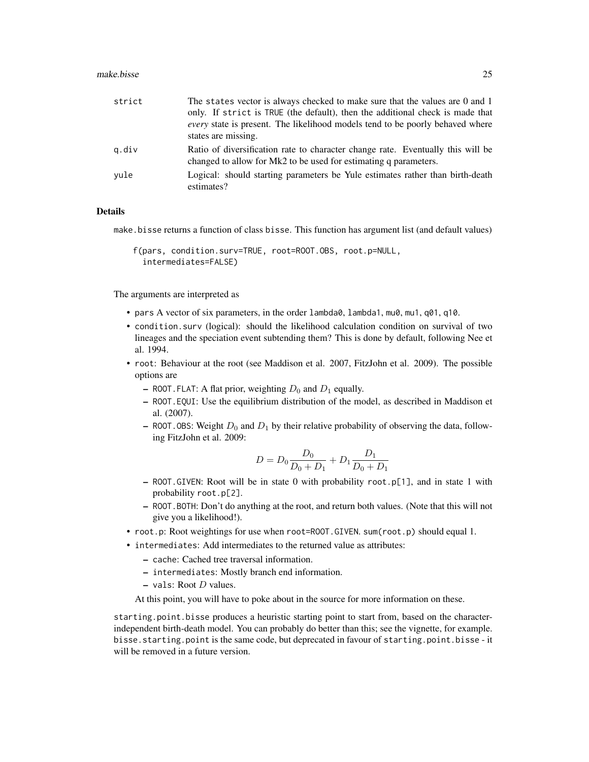| | |
|---|---|
| strict | The states vector is always checked to make sure that the values are 0 and 1 only. If strict is TRUE (the default), then the additional check is made that *every* state is present. The likelihood models tend to be poorly behaved where states are missing. |
| q.div | Ratio of diversification rate to character change rate. Eventually this will be changed to allow for Mk2 to be used for estimating q parameters. |
| yule | Logical: should starting parameters be Yule estimates rather than birth-death estimates? |

## Details

make.bisse returns a function of class bisse. This function has argument list (and default values)

```
f(pars, condition.surv=TRUE, root=ROOT.OBS, root.p=NULL,
  intermediates=FALSE)
```

The arguments are interpreted as

- pars A vector of six parameters, in the order lambda0, lambda1, mu0, mu1, q01, q10.
- condition.surv (logical): should the likelihood calculation condition on survival of two lineages and the speciation event subtending them? This is done by default, following Nee et al. 1994.
- root: Behaviour at the root (see Maddison et al. 2007, FitzJohn et al. 2009). The possible options are
  - ROOT.FLAT: A flat prior, weighting $D_0$ and $D_1$ equally.
  - ROOT.EQUI: Use the equilibrium distribution of the model, as described in Maddison et al. (2007).
  - ROOT.OBS: Weight $D_0$ and $D_1$ by their relative probability of observing the data, following FitzJohn et al. 2009:

$$D = D_0 \frac{D_0}{D_0 + D_1} + D_1 \frac{D_1}{D_0 + D_1}$$

  - ROOT.GIVEN: Root will be in state 0 with probability root.p[1], and in state 1 with probability root.p[2].
  - ROOT.BOTH: Don't do anything at the root, and return both values. (Note that this will not give you a likelihood!).
- root.p: Root weightings for use when root=ROOT.GIVEN. sum(root.p) should equal 1.
- intermediates: Add intermediates to the returned value as attributes:
  - cache: Cached tree traversal information.
  - intermediates: Mostly branch end information.
  - vals: Root $D$ values.

  At this point, you will have to poke about in the source for more information on these.

starting.point.bisse produces a heuristic starting point to start from, based on the character-independent birth-death model. You can probably do better than this; see the vignette, for example. bisse.starting.point is the same code, but deprecated in favour of starting.point.bisse - it will be removed in a future version.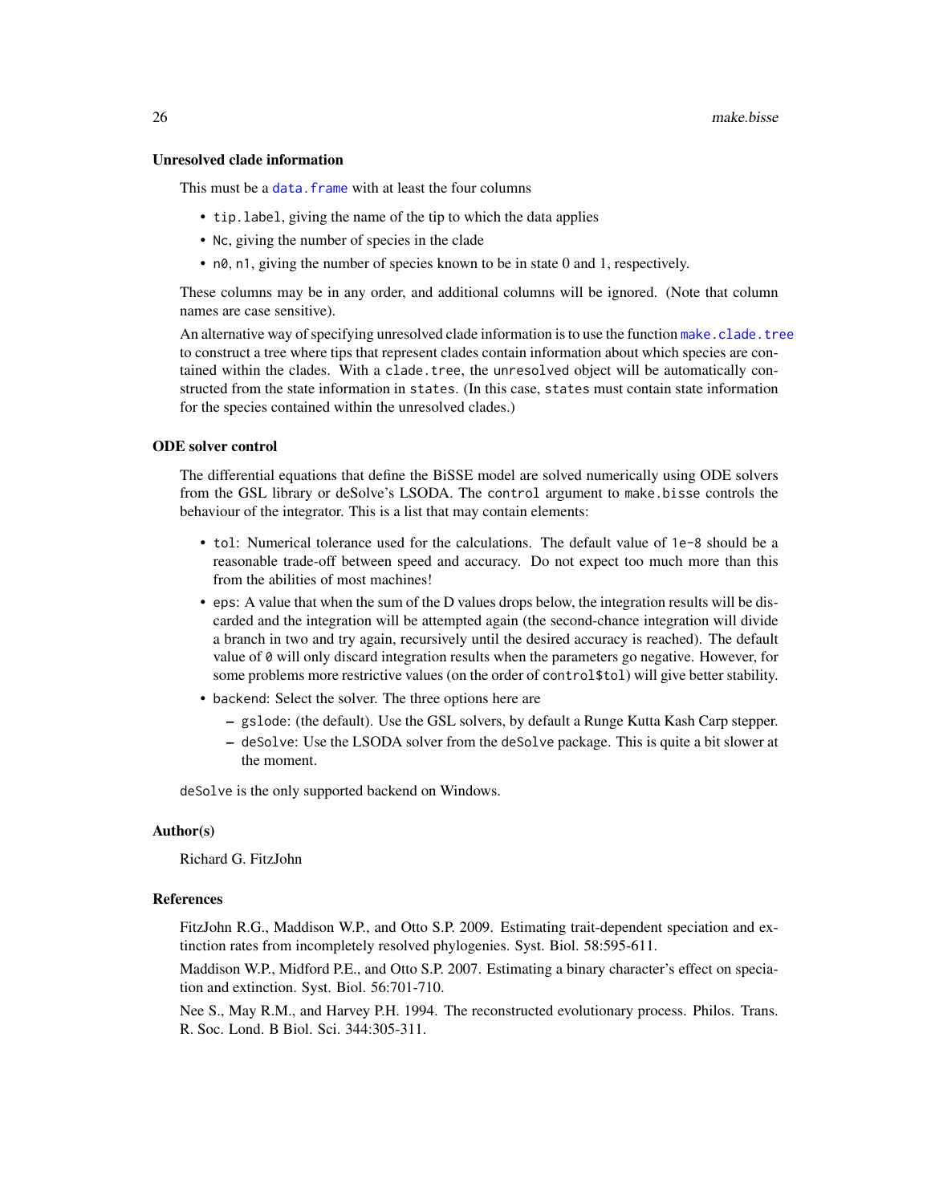### Unresolved clade information

This must be a `data.frame` with at least the four columns

- `tip.label`, giving the name of the tip to which the data applies
- `Nc`, giving the number of species in the clade
- `n0`, `n1`, giving the number of species known to be in state 0 and 1, respectively.

These columns may be in any order, and additional columns will be ignored. (Note that column names are case sensitive).

An alternative way of specifying unresolved clade information is to use the function `make.clade.tree` to construct a tree where tips that represent clades contain information about which species are contained within the clades. With a `clade.tree`, the `unresolved` object will be automatically constructed from the state information in `states`. (In this case, `states` must contain state information for the species contained within the unresolved clades.)

### ODE solver control

The differential equations that define the BiSSE model are solved numerically using ODE solvers from the GSL library or deSolve's LSODA. The `control` argument to `make.bisse` controls the behaviour of the integrator. This is a list that may contain elements:

- `tol`: Numerical tolerance used for the calculations. The default value of `1e-8` should be a reasonable trade-off between speed and accuracy. Do not expect too much more than this from the abilities of most machines!
- `eps`: A value that when the sum of the D values drops below, the integration results will be discarded and the integration will be attempted again (the second-chance integration will divide a branch in two and try again, recursively until the desired accuracy is reached). The default value of `0` will only discard integration results when the parameters go negative. However, for some problems more restrictive values (on the order of `control$tol`) will give better stability.
- `backend`: Select the solver. The three options here are
  - `gslode`: (the default). Use the GSL solvers, by default a Runge Kutta Kash Carp stepper.
  - `deSolve`: Use the LSODA solver from the `deSolve` package. This is quite a bit slower at the moment.

`deSolve` is the only supported backend on Windows.

### Author(s)

Richard G. FitzJohn

### References

FitzJohn R.G., Maddison W.P., and Otto S.P. 2009. Estimating trait-dependent speciation and extinction rates from incompletely resolved phylogenies. Syst. Biol. 58:595-611.

Maddison W.P., Midford P.E., and Otto S.P. 2007. Estimating a binary character's effect on speciation and extinction. Syst. Biol. 56:701-710.

Nee S., May R.M., and Harvey P.H. 1994. The reconstructed evolutionary process. Philos. Trans. R. Soc. Lond. B Biol. Sci. 344:305-311.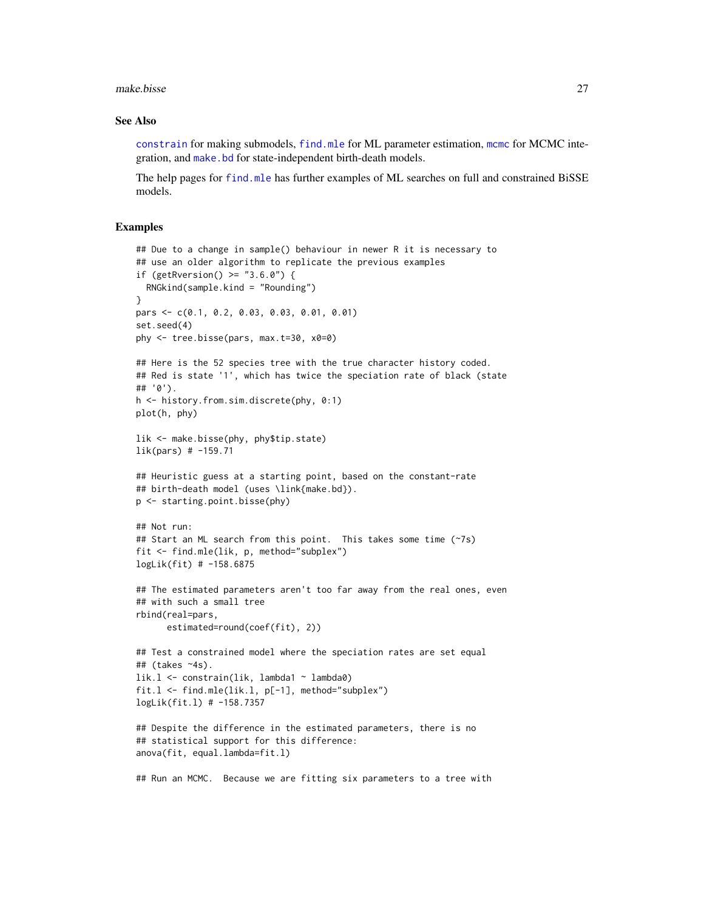### See Also

constrain for making submodels, find.mle for ML parameter estimation, mcmc for MCMC integration, and make.bd for state-independent birth-death models.

The help pages for find.mle has further examples of ML searches on full and constrained BiSSE models.

### Examples

```
## Due to a change in sample() behaviour in newer R it is necessary to
## use an older algorithm to replicate the previous examples
if (getRversion() >= "3.6.0") {
  RNGkind(sample.kind = "Rounding")
}
pars <- c(0.1, 0.2, 0.03, 0.03, 0.01, 0.01)
set.seed(4)
phy <- tree.bisse(pars, max.t=30, x0=0)

## Here is the 52 species tree with the true character history coded.
## Red is state '1', which has twice the speciation rate of black (state
## '0').
h <- history.from.sim.discrete(phy, 0:1)
plot(h, phy)

lik <- make.bisse(phy, phy$tip.state)
lik(pars) # -159.71

## Heuristic guess at a starting point, based on the constant-rate
## birth-death model (uses \link{make.bd}).
p <- starting.point.bisse(phy)

## Not run:
## Start an ML search from this point.  This takes some time (~7s)
fit <- find.mle(lik, p, method="subplex")
logLik(fit) # -158.6875

## The estimated parameters aren't too far away from the real ones, even
## with such a small tree
rbind(real=pars,
      estimated=round(coef(fit), 2))

## Test a constrained model where the speciation rates are set equal
## (takes ~4s).
lik.l <- constrain(lik, lambda1 ~ lambda0)
fit.l <- find.mle(lik.l, p[-1], method="subplex")
logLik(fit.l) # -158.7357

## Despite the difference in the estimated parameters, there is no
## statistical support for this difference:
anova(fit, equal.lambda=fit.l)

## Run an MCMC.  Because we are fitting six parameters to a tree with
```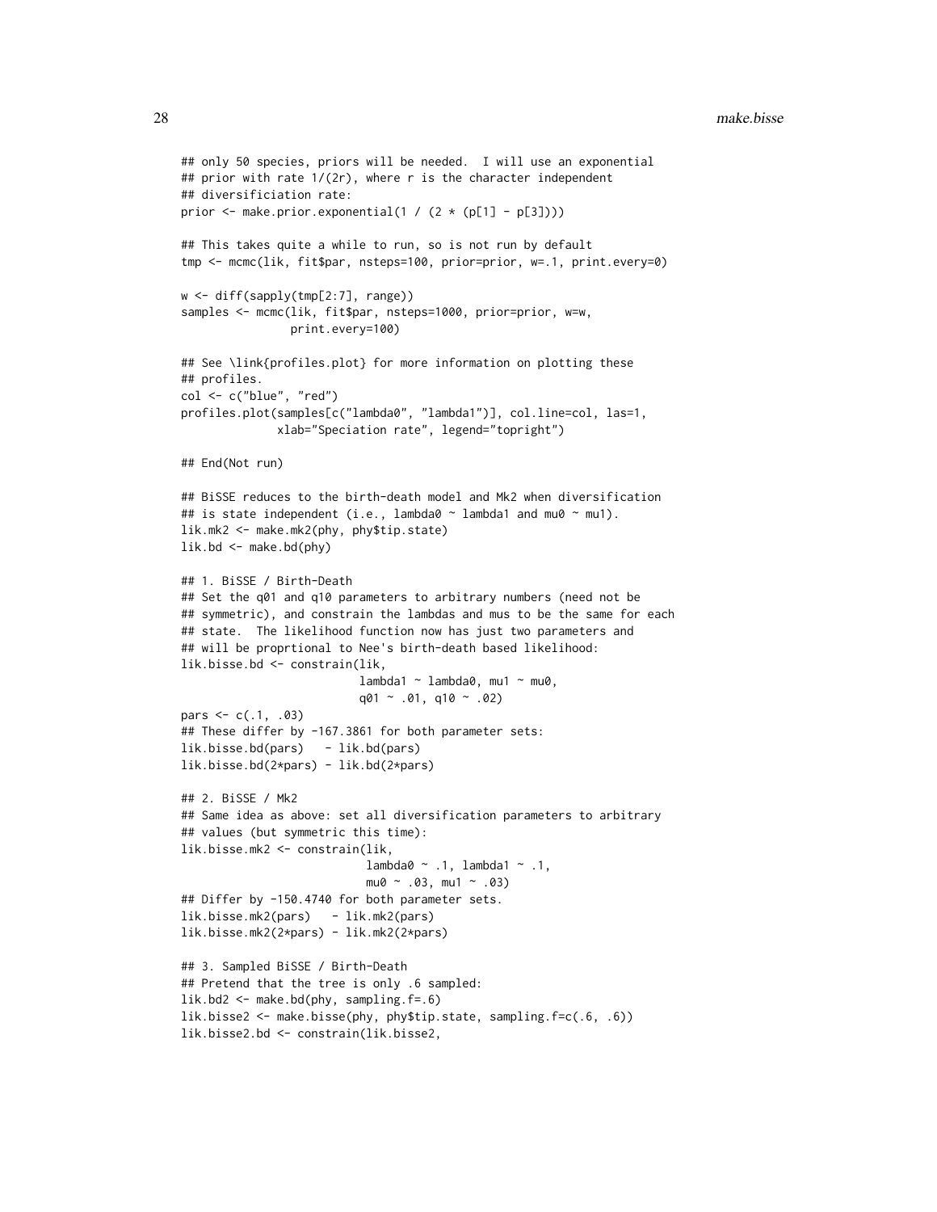```
## only 50 species, priors will be needed.  I will use an exponential
## prior with rate 1/(2r), where r is the character independent
## diversificiation rate:
prior <- make.prior.exponential(1 / (2 * (p[1] - p[3])))

## This takes quite a while to run, so is not run by default
tmp <- mcmc(lik, fit$par, nsteps=100, prior=prior, w=.1, print.every=0)

w <- diff(sapply(tmp[2:7], range))
samples <- mcmc(lik, fit$par, nsteps=1000, prior=prior, w=w,
                print.every=100)

## See \link{profiles.plot} for more information on plotting these
## profiles.
col <- c("blue", "red")
profiles.plot(samples[c("lambda0", "lambda1")], col.line=col, las=1,
              xlab="Speciation rate", legend="topright")

## End(Not run)

## BiSSE reduces to the birth-death model and Mk2 when diversification
## is state independent (i.e., lambda0 ~ lambda1 and mu0 ~ mu1).
lik.mk2 <- make.mk2(phy, phy$tip.state)
lik.bd <- make.bd(phy)

## 1. BiSSE / Birth-Death
## Set the q01 and q10 parameters to arbitrary numbers (need not be
## symmetric), and constrain the lambdas and mus to be the same for each
## state.  The likelihood function now has just two parameters and
## will be proprtional to Nee's birth-death based likelihood:
lik.bisse.bd <- constrain(lik,
                          lambda1 ~ lambda0, mu1 ~ mu0,
                          q01 ~ .01, q10 ~ .02)
pars <- c(.1, .03)
## These differ by -167.3861 for both parameter sets:
lik.bisse.bd(pars)   - lik.bd(pars)
lik.bisse.bd(2*pars) - lik.bd(2*pars)

## 2. BiSSE / Mk2
## Same idea as above: set all diversification parameters to arbitrary
## values (but symmetric this time):
lik.bisse.mk2 <- constrain(lik,
                           lambda0 ~ .1, lambda1 ~ .1,
                           mu0 ~ .03, mu1 ~ .03)
## Differ by -150.4740 for both parameter sets.
lik.bisse.mk2(pars)   - lik.mk2(pars)
lik.bisse.mk2(2*pars) - lik.mk2(2*pars)

## 3. Sampled BiSSE / Birth-Death
## Pretend that the tree is only .6 sampled:
lik.bd2 <- make.bd(phy, sampling.f=.6)
lik.bisse2 <- make.bisse(phy, phy$tip.state, sampling.f=c(.6, .6))
lik.bisse2.bd <- constrain(lik.bisse2,
```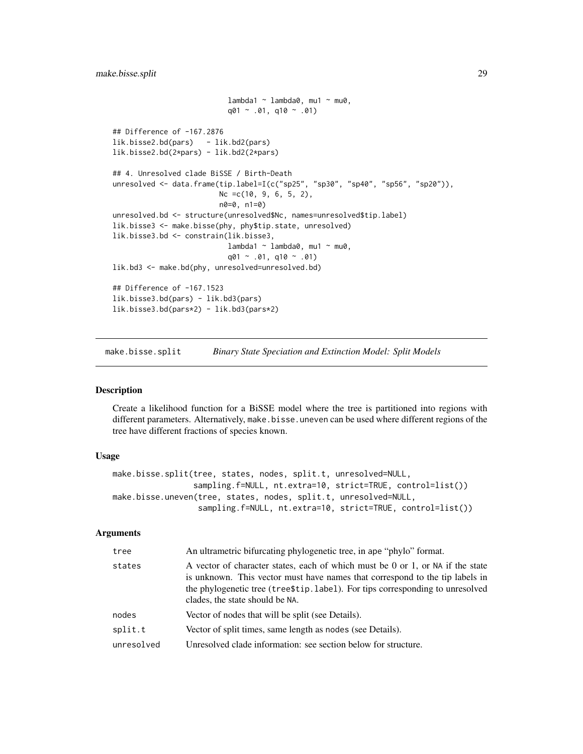```
                          lambda1 ~ lambda0, mu1 ~ mu0,
                          q01 ~ .01, q10 ~ .01)

## Difference of -167.2876
lik.bisse2.bd(pars)   - lik.bd2(pars)
lik.bisse2.bd(2*pars) - lik.bd2(2*pars)

## 4. Unresolved clade BiSSE / Birth-Death
unresolved <- data.frame(tip.label=I(c("sp25", "sp30", "sp40", "sp56", "sp20")),
                         Nc =c(10, 9, 6, 5, 2),
                         n0=0, n1=0)
unresolved.bd <- structure(unresolved$Nc, names=unresolved$tip.label)
lik.bisse3 <- make.bisse(phy, phy$tip.state, unresolved)
lik.bisse3.bd <- constrain(lik.bisse3,
                          lambda1 ~ lambda0, mu1 ~ mu0,
                          q01 ~ .01, q10 ~ .01)
lik.bd3 <- make.bd(phy, unresolved=unresolved.bd)

## Difference of -167.1523
lik.bisse3.bd(pars) - lik.bd3(pars)
lik.bisse3.bd(pars*2) - lik.bd3(pars*2)
```

---

## make.bisse.split — *Binary State Speciation and Extinction Model: Split Models*

### Description

Create a likelihood function for a BiSSE model where the tree is partitioned into regions with different parameters. Alternatively, `make.bisse.uneven` can be used where different regions of the tree have different fractions of species known.

### Usage

```
make.bisse.split(tree, states, nodes, split.t, unresolved=NULL,
                 sampling.f=NULL, nt.extra=10, strict=TRUE, control=list())
make.bisse.uneven(tree, states, nodes, split.t, unresolved=NULL,
                  sampling.f=NULL, nt.extra=10, strict=TRUE, control=list())
```

### Arguments

| | |
|---|---|
| `tree` | An ultrametric bifurcating phylogenetic tree, in ape "phylo" format. |
| `states` | A vector of character states, each of which must be 0 or 1, or `NA` if the state is unknown. This vector must have names that correspond to the tip labels in the phylogenetic tree (`tree$tip.label`). For tips corresponding to unresolved clades, the state should be `NA`. |
| `nodes` | Vector of nodes that will be split (see Details). |
| `split.t` | Vector of split times, same length as `nodes` (see Details). |
| `unresolved` | Unresolved clade information: see section below for structure. |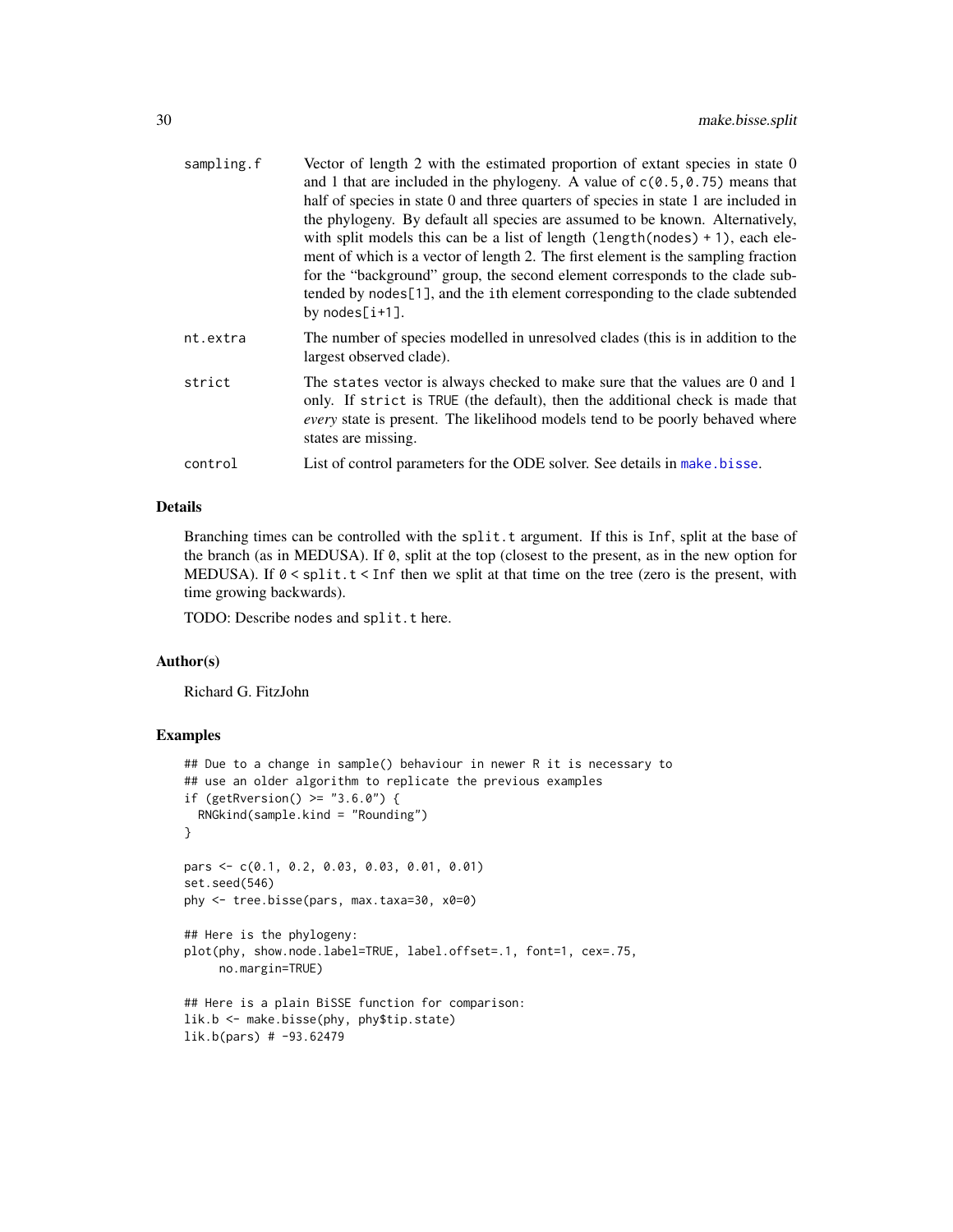| | |
|---|---|
| sampling.f | Vector of length 2 with the estimated proportion of extant species in state 0 and 1 that are included in the phylogeny. A value of c(0.5,0.75) means that half of species in state 0 and three quarters of species in state 1 are included in the phylogeny. By default all species are assumed to be known. Alternatively, with split models this can be a list of length (length(nodes) + 1), each element of which is a vector of length 2. The first element is the sampling fraction for the "background" group, the second element corresponds to the clade subtended by nodes[1], and the ith element corresponding to the clade subtended by nodes[i+1]. |
| nt.extra | The number of species modelled in unresolved clades (this is in addition to the largest observed clade). |
| strict | The states vector is always checked to make sure that the values are 0 and 1 only. If strict is TRUE (the default), then the additional check is made that *every* state is present. The likelihood models tend to be poorly behaved where states are missing. |
| control | List of control parameters for the ODE solver. See details in make.bisse. |

## Details

Branching times can be controlled with the split.t argument. If this is Inf, split at the base of the branch (as in MEDUSA). If 0, split at the top (closest to the present, as in the new option for MEDUSA). If 0 < split.t < Inf then we split at that time on the tree (zero is the present, with time growing backwards).

TODO: Describe nodes and split.t here.

## Author(s)

Richard G. FitzJohn

## Examples

```
## Due to a change in sample() behaviour in newer R it is necessary to
## use an older algorithm to replicate the previous examples
if (getRversion() >= "3.6.0") {
  RNGkind(sample.kind = "Rounding")
}

pars <- c(0.1, 0.2, 0.03, 0.03, 0.01, 0.01)
set.seed(546)
phy <- tree.bisse(pars, max.taxa=30, x0=0)

## Here is the phylogeny:
plot(phy, show.node.label=TRUE, label.offset=.1, font=1, cex=.75,
     no.margin=TRUE)

## Here is a plain BiSSE function for comparison:
lik.b <- make.bisse(phy, phy$tip.state)
lik.b(pars) # -93.62479
```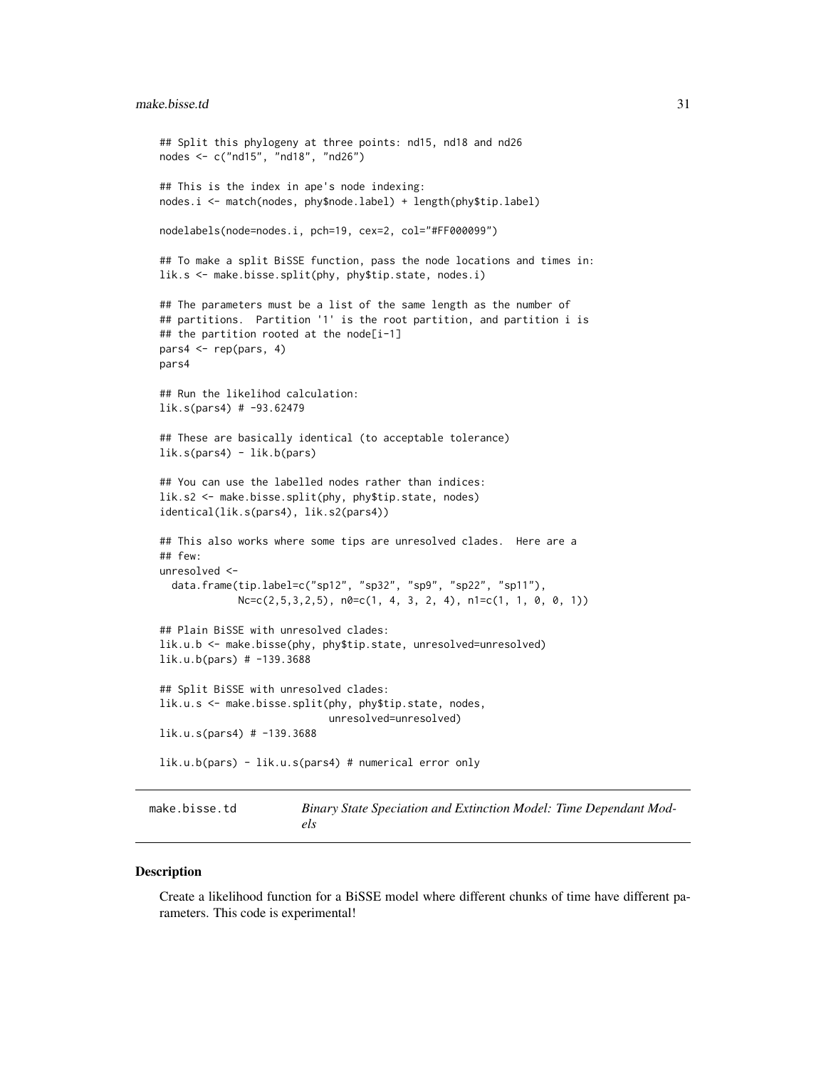```
## Split this phylogeny at three points: nd15, nd18 and nd26
nodes <- c("nd15", "nd18", "nd26")

## This is the index in ape's node indexing:
nodes.i <- match(nodes, phy$node.label) + length(phy$tip.label)

nodelabels(node=nodes.i, pch=19, cex=2, col="#FF000099")

## To make a split BiSSE function, pass the node locations and times in:
lik.s <- make.bisse.split(phy, phy$tip.state, nodes.i)

## The parameters must be a list of the same length as the number of
## partitions.  Partition '1' is the root partition, and partition i is
## the partition rooted at the node[i-1]
pars4 <- rep(pars, 4)
pars4

## Run the likelihod calculation:
lik.s(pars4) # -93.62479

## These are basically identical (to acceptable tolerance)
lik.s(pars4) - lik.b(pars)

## You can use the labelled nodes rather than indices:
lik.s2 <- make.bisse.split(phy, phy$tip.state, nodes)
identical(lik.s(pars4), lik.s2(pars4))

## This also works where some tips are unresolved clades.  Here are a
## few:
unresolved <-
  data.frame(tip.label=c("sp12", "sp32", "sp9", "sp22", "sp11"),
             Nc=c(2,5,3,2,5), n0=c(1, 4, 3, 2, 4), n1=c(1, 1, 0, 0, 1))

## Plain BiSSE with unresolved clades:
lik.u.b <- make.bisse(phy, phy$tip.state, unresolved=unresolved)
lik.u.b(pars) # -139.3688

## Split BiSSE with unresolved clades:
lik.u.s <- make.bisse.split(phy, phy$tip.state, nodes,
                            unresolved=unresolved)
lik.u.s(pars4) # -139.3688

lik.u.b(pars) - lik.u.s(pars4) # numerical error only
```

---

# make.bisse.td — *Binary State Speciation and Extinction Model: Time Dependant Models*

## Description

Create a likelihood function for a BiSSE model where different chunks of time have different parameters. This code is experimental!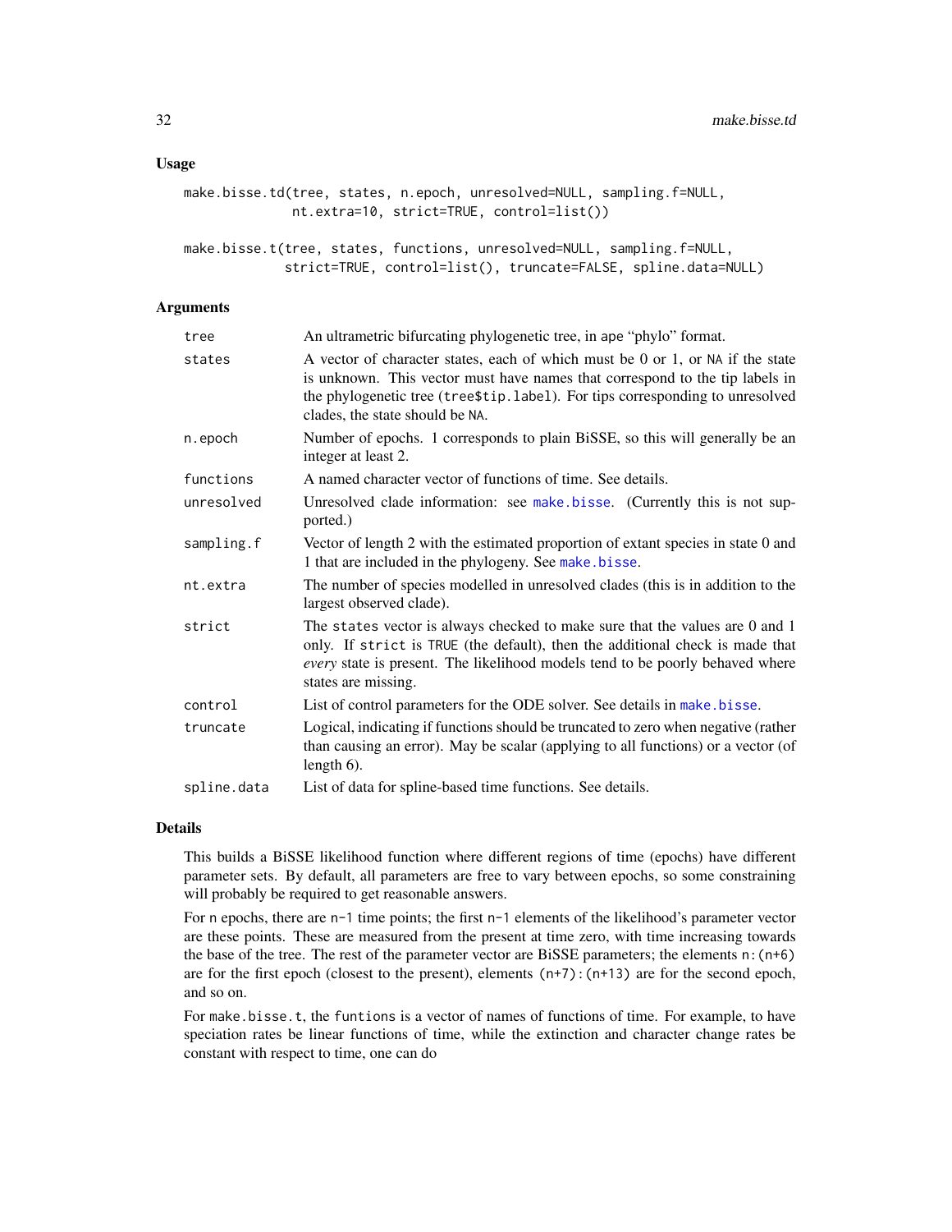## Usage

```
make.bisse.td(tree, states, n.epoch, unresolved=NULL, sampling.f=NULL,
              nt.extra=10, strict=TRUE, control=list())

make.bisse.t(tree, states, functions, unresolved=NULL, sampling.f=NULL,
             strict=TRUE, control=list(), truncate=FALSE, spline.data=NULL)
```

## Arguments

| | |
|---|---|
| tree | An ultrametric bifurcating phylogenetic tree, in ape "phylo" format. |
| states | A vector of character states, each of which must be 0 or 1, or NA if the state is unknown. This vector must have names that correspond to the tip labels in the phylogenetic tree (tree$tip.label). For tips corresponding to unresolved clades, the state should be NA. |
| n.epoch | Number of epochs. 1 corresponds to plain BiSSE, so this will generally be an integer at least 2. |
| functions | A named character vector of functions of time. See details. |
| unresolved | Unresolved clade information: see make.bisse. (Currently this is not supported.) |
| sampling.f | Vector of length 2 with the estimated proportion of extant species in state 0 and 1 that are included in the phylogeny. See make.bisse. |
| nt.extra | The number of species modelled in unresolved clades (this is in addition to the largest observed clade). |
| strict | The states vector is always checked to make sure that the values are 0 and 1 only. If strict is TRUE (the default), then the additional check is made that *every* state is present. The likelihood models tend to be poorly behaved where states are missing. |
| control | List of control parameters for the ODE solver. See details in make.bisse. |
| truncate | Logical, indicating if functions should be truncated to zero when negative (rather than causing an error). May be scalar (applying to all functions) or a vector (of length 6). |
| spline.data | List of data for spline-based time functions. See details. |

## Details

This builds a BiSSE likelihood function where different regions of time (epochs) have different parameter sets. By default, all parameters are free to vary between epochs, so some constraining will probably be required to get reasonable answers.

For n epochs, there are n-1 time points; the first n-1 elements of the likelihood's parameter vector are these points. These are measured from the present at time zero, with time increasing towards the base of the tree. The rest of the parameter vector are BiSSE parameters; the elements n:(n+6) are for the first epoch (closest to the present), elements (n+7):(n+13) are for the second epoch, and so on.

For make.bisse.t, the funtions is a vector of names of functions of time. For example, to have speciation rates be linear functions of time, while the extinction and character change rates be constant with respect to time, one can do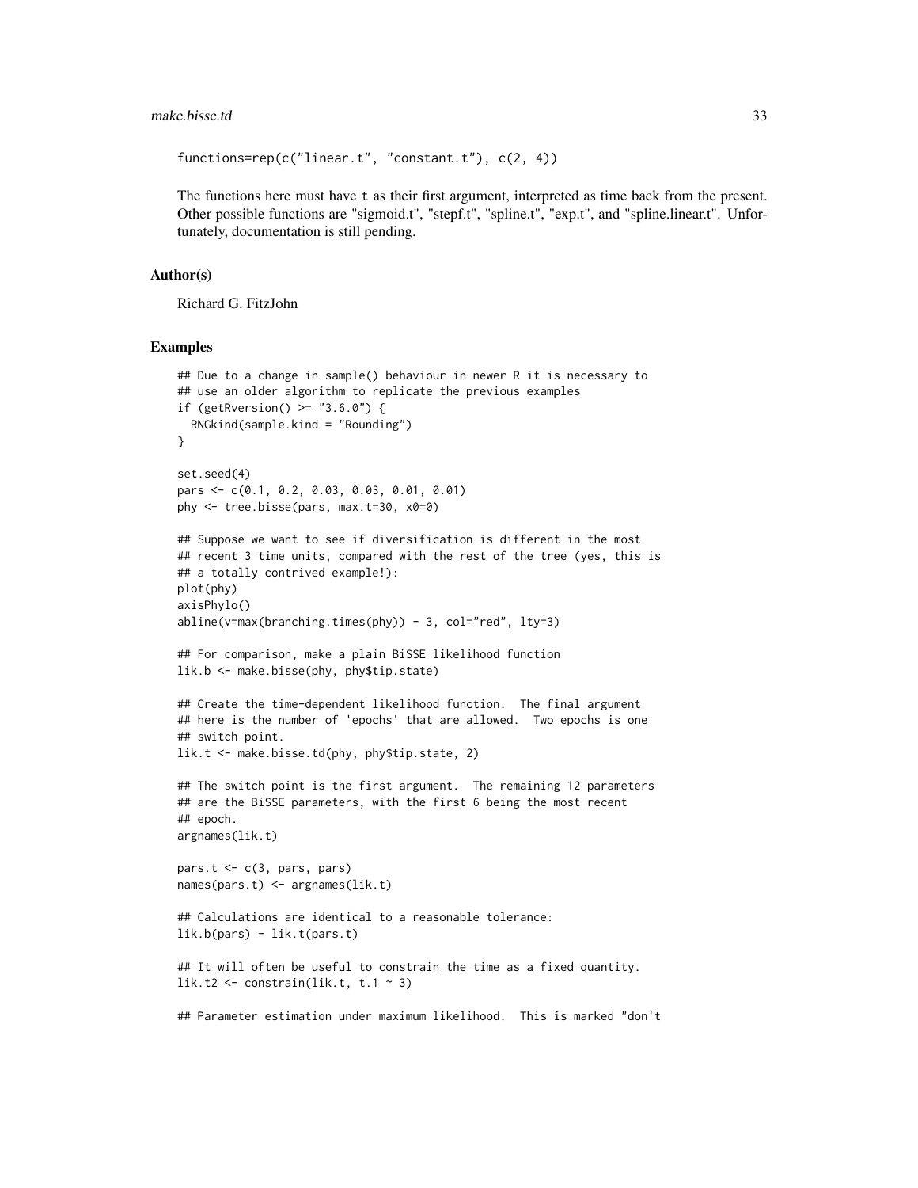```
functions=rep(c("linear.t", "constant.t"), c(2, 4))
```

The functions here must have t as their first argument, interpreted as time back from the present. Other possible functions are "sigmoid.t", "stepf.t", "spline.t", "exp.t", and "spline.linear.t". Unfortunately, documentation is still pending.

## Author(s)

Richard G. FitzJohn

## Examples

```
## Due to a change in sample() behaviour in newer R it is necessary to
## use an older algorithm to replicate the previous examples
if (getRversion() >= "3.6.0") {
  RNGkind(sample.kind = "Rounding")
}

set.seed(4)
pars <- c(0.1, 0.2, 0.03, 0.03, 0.01, 0.01)
phy <- tree.bisse(pars, max.t=30, x0=0)

## Suppose we want to see if diversification is different in the most
## recent 3 time units, compared with the rest of the tree (yes, this is
## a totally contrived example!):
plot(phy)
axisPhylo()
abline(v=max(branching.times(phy)) - 3, col="red", lty=3)

## For comparison, make a plain BiSSE likelihood function
lik.b <- make.bisse(phy, phy$tip.state)

## Create the time-dependent likelihood function.  The final argument
## here is the number of 'epochs' that are allowed.  Two epochs is one
## switch point.
lik.t <- make.bisse.td(phy, phy$tip.state, 2)

## The switch point is the first argument.  The remaining 12 parameters
## are the BiSSE parameters, with the first 6 being the most recent
## epoch.
argnames(lik.t)

pars.t <- c(3, pars, pars)
names(pars.t) <- argnames(lik.t)

## Calculations are identical to a reasonable tolerance:
lik.b(pars) - lik.t(pars.t)

## It will often be useful to constrain the time as a fixed quantity.
lik.t2 <- constrain(lik.t, t.1 ~ 3)

## Parameter estimation under maximum likelihood.  This is marked "don't
```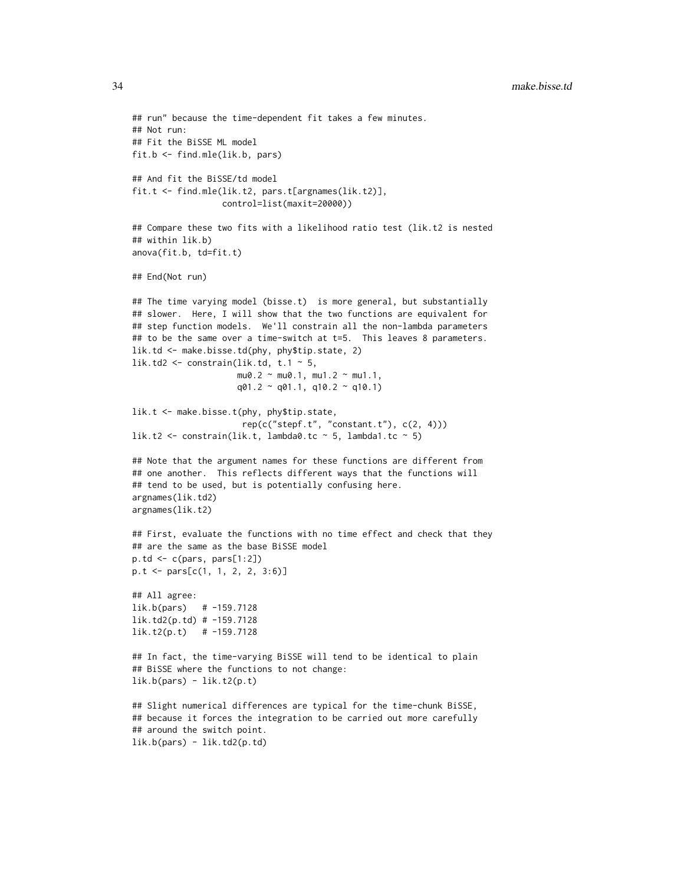```
## run" because the time-dependent fit takes a few minutes.
## Not run:
## Fit the BiSSE ML model
fit.b <- find.mle(lik.b, pars)

## And fit the BiSSE/td model
fit.t <- find.mle(lik.t2, pars.t[argnames(lik.t2)],
                  control=list(maxit=20000))

## Compare these two fits with a likelihood ratio test (lik.t2 is nested
## within lik.b)
anova(fit.b, td=fit.t)

## End(Not run)

## The time varying model (bisse.t)  is more general, but substantially
## slower.  Here, I will show that the two functions are equivalent for
## step function models.  We'll constrain all the non-lambda parameters
## to be the same over a time-switch at t=5.  This leaves 8 parameters.
lik.td <- make.bisse.td(phy, phy$tip.state, 2)
lik.td2 <- constrain(lik.td, t.1 ~ 5,
                     mu0.2 ~ mu0.1, mu1.2 ~ mu1.1,
                     q01.2 ~ q01.1, q10.2 ~ q10.1)

lik.t <- make.bisse.t(phy, phy$tip.state,
                      rep(c("stepf.t", "constant.t"), c(2, 4)))
lik.t2 <- constrain(lik.t, lambda0.tc ~ 5, lambda1.tc ~ 5)

## Note that the argument names for these functions are different from
## one another.  This reflects different ways that the functions will
## tend to be used, but is potentially confusing here.
argnames(lik.td2)
argnames(lik.t2)

## First, evaluate the functions with no time effect and check that they
## are the same as the base BiSSE model
p.td <- c(pars, pars[1:2])
p.t <- pars[c(1, 1, 2, 2, 3:6)]

## All agree:
lik.b(pars)   # -159.7128
lik.td2(p.td) # -159.7128
lik.t2(p.t)   # -159.7128

## In fact, the time-varying BiSSE will tend to be identical to plain
## BiSSE where the functions to not change:
lik.b(pars) - lik.t2(p.t)

## Slight numerical differences are typical for the time-chunk BiSSE,
## because it forces the integration to be carried out more carefully
## around the switch point.
lik.b(pars) - lik.td2(p.td)
```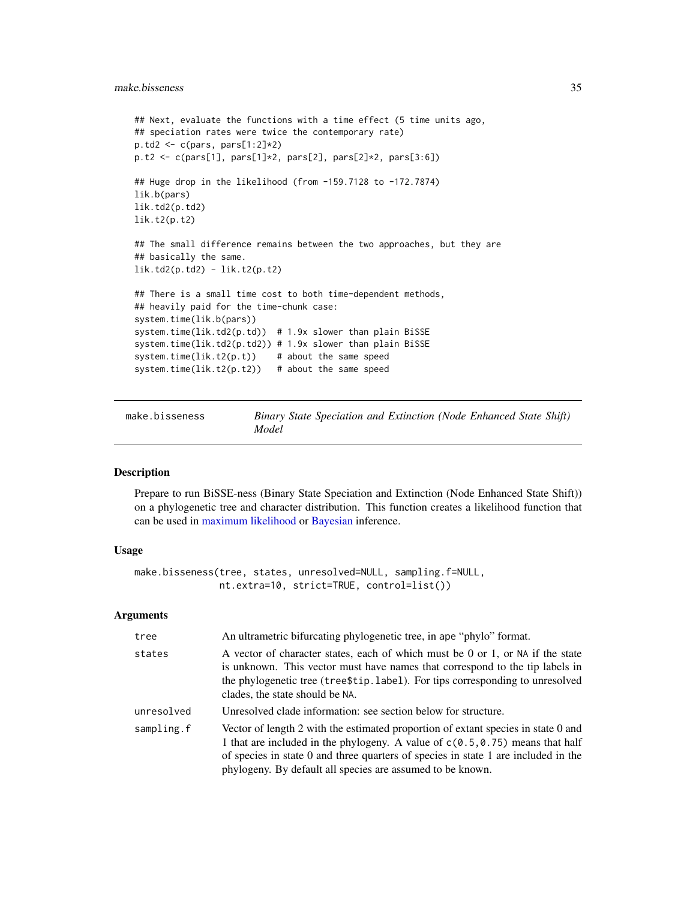```
## Next, evaluate the functions with a time effect (5 time units ago,
## speciation rates were twice the contemporary rate)
p.td2 <- c(pars, pars[1:2]*2)
p.t2 <- c(pars[1], pars[1]*2, pars[2], pars[2]*2, pars[3:6])

## Huge drop in the likelihood (from -159.7128 to -172.7874)
lik.b(pars)
lik.td2(p.td2)
lik.t2(p.t2)

## The small difference remains between the two approaches, but they are
## basically the same.
lik.td2(p.td2) - lik.t2(p.t2)

## There is a small time cost to both time-dependent methods,
## heavily paid for the time-chunk case:
system.time(lik.b(pars))
system.time(lik.td2(p.td))  # 1.9x slower than plain BiSSE
system.time(lik.td2(p.td2)) # 1.9x slower than plain BiSSE
system.time(lik.t2(p.t))    # about the same speed
system.time(lik.t2(p.t2))   # about the same speed
```

---

## make.bisseness — *Binary State Speciation and Extinction (Node Enhanced State Shift) Model*

### Description

Prepare to run BiSSE-ness (Binary State Speciation and Extinction (Node Enhanced State Shift)) on a phylogenetic tree and character distribution. This function creates a likelihood function that can be used in maximum likelihood or Bayesian inference.

### Usage

```
make.bisseness(tree, states, unresolved=NULL, sampling.f=NULL,
               nt.extra=10, strict=TRUE, control=list())
```

### Arguments

| | |
|---|---|
| `tree` | An ultrametric bifurcating phylogenetic tree, in ape "phylo" format. |
| `states` | A vector of character states, each of which must be 0 or 1, or `NA` if the state is unknown. This vector must have names that correspond to the tip labels in the phylogenetic tree (`tree$tip.label`). For tips corresponding to unresolved clades, the state should be `NA`. |
| `unresolved` | Unresolved clade information: see section below for structure. |
| `sampling.f` | Vector of length 2 with the estimated proportion of extant species in state 0 and 1 that are included in the phylogeny. A value of `c(0.5,0.75)` means that half of species in state 0 and three quarters of species in state 1 are included in the phylogeny. By default all species are assumed to be known. |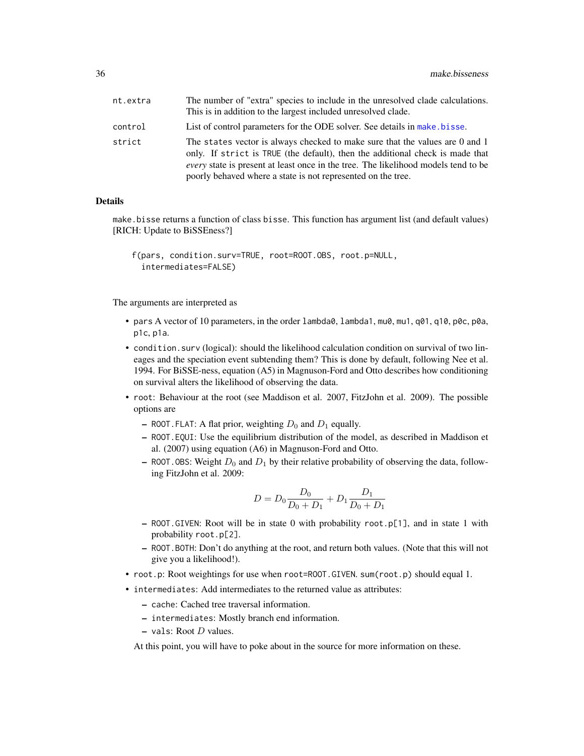| | |
|---|---|
| nt.extra | The number of "extra" species to include in the unresolved clade calculations. This is in addition to the largest included unresolved clade. |
| control | List of control parameters for the ODE solver. See details in make.bisse. |
| strict | The states vector is always checked to make sure that the values are 0 and 1 only. If strict is TRUE (the default), then the additional check is made that *every* state is present at least once in the tree. The likelihood models tend to be poorly behaved where a state is not represented on the tree. |

## Details

make.bisse returns a function of class bisse. This function has argument list (and default values) [RICH: Update to BiSSEness?]

```
f(pars, condition.surv=TRUE, root=ROOT.OBS, root.p=NULL,
  intermediates=FALSE)
```

The arguments are interpreted as

- pars A vector of 10 parameters, in the order lambda0, lambda1, mu0, mu1, q01, q10, p0c, p0a, p1c, p1a.
- condition.surv (logical): should the likelihood calculation condition on survival of two lineages and the speciation event subtending them? This is done by default, following Nee et al. 1994. For BiSSE-ness, equation (A5) in Magnuson-Ford and Otto describes how conditioning on survival alters the likelihood of observing the data.
- root: Behaviour at the root (see Maddison et al. 2007, FitzJohn et al. 2009). The possible options are
  - ROOT.FLAT: A flat prior, weighting $D_0$ and $D_1$ equally.
  - ROOT.EQUI: Use the equilibrium distribution of the model, as described in Maddison et al. (2007) using equation (A6) in Magnuson-Ford and Otto.
  - ROOT.OBS: Weight $D_0$ and $D_1$ by their relative probability of observing the data, following FitzJohn et al. 2009:
  
  $$D = D_0 \frac{D_0}{D_0 + D_1} + D_1 \frac{D_1}{D_0 + D_1}$$
  
  - ROOT.GIVEN: Root will be in state 0 with probability root.p[1], and in state 1 with probability root.p[2].
  - ROOT.BOTH: Don't do anything at the root, and return both values. (Note that this will not give you a likelihood!).
- root.p: Root weightings for use when root=ROOT.GIVEN. sum(root.p) should equal 1.
- intermediates: Add intermediates to the returned value as attributes:
  - cache: Cached tree traversal information.
  - intermediates: Mostly branch end information.
  - vals: Root $D$ values.

  At this point, you will have to poke about in the source for more information on these.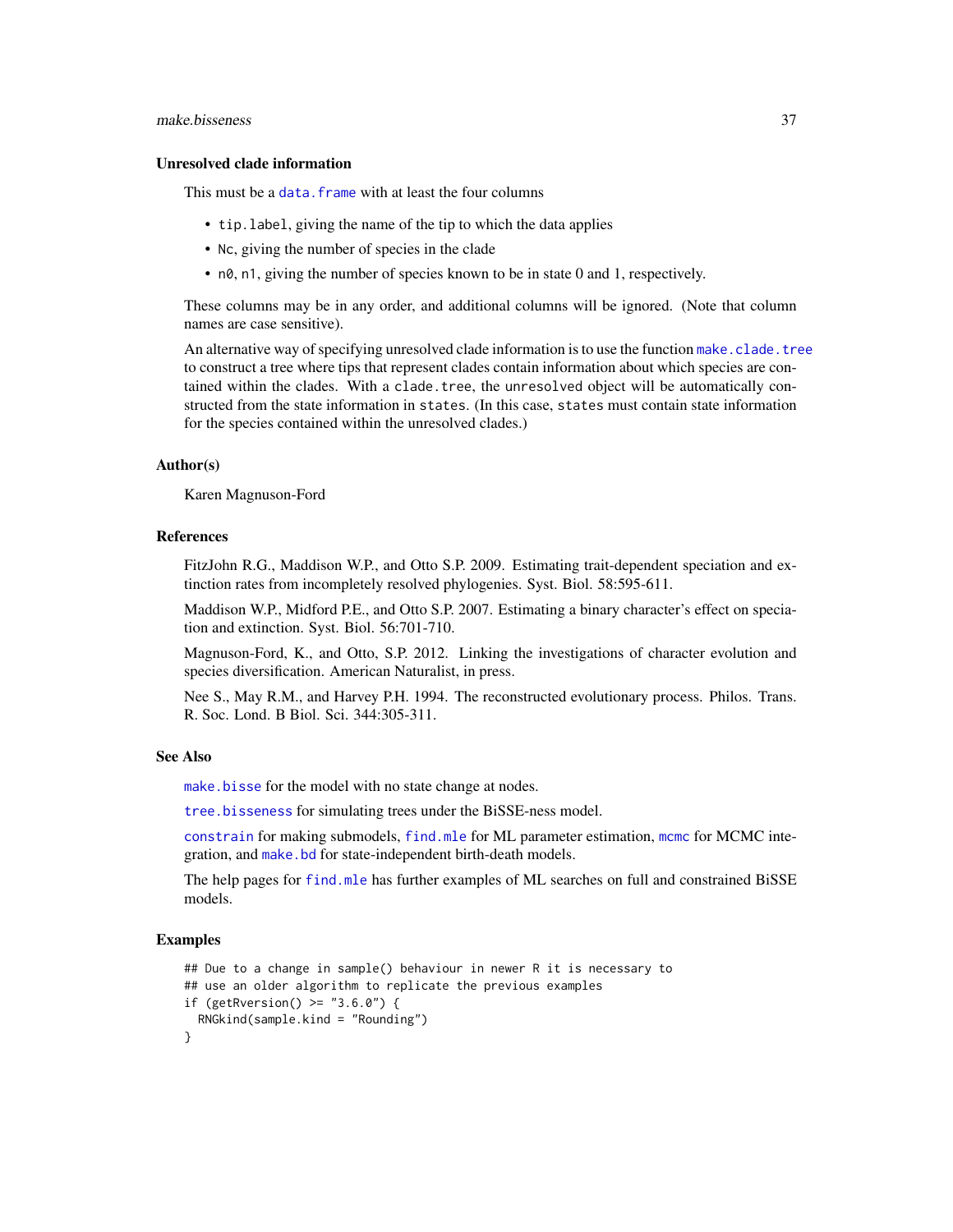### Unresolved clade information

This must be a `data.frame` with at least the four columns

- `tip.label`, giving the name of the tip to which the data applies
- `Nc`, giving the number of species in the clade
- `n0`, `n1`, giving the number of species known to be in state 0 and 1, respectively.

These columns may be in any order, and additional columns will be ignored. (Note that column names are case sensitive).

An alternative way of specifying unresolved clade information is to use the function `make.clade.tree` to construct a tree where tips that represent clades contain information about which species are contained within the clades. With a `clade.tree`, the `unresolved` object will be automatically constructed from the state information in `states`. (In this case, `states` must contain state information for the species contained within the unresolved clades.)

## Author(s)

Karen Magnuson-Ford

## References

FitzJohn R.G., Maddison W.P., and Otto S.P. 2009. Estimating trait-dependent speciation and extinction rates from incompletely resolved phylogenies. Syst. Biol. 58:595-611.

Maddison W.P., Midford P.E., and Otto S.P. 2007. Estimating a binary character's effect on speciation and extinction. Syst. Biol. 56:701-710.

Magnuson-Ford, K., and Otto, S.P. 2012. Linking the investigations of character evolution and species diversification. American Naturalist, in press.

Nee S., May R.M., and Harvey P.H. 1994. The reconstructed evolutionary process. Philos. Trans. R. Soc. Lond. B Biol. Sci. 344:305-311.

## See Also

`make.bisse` for the model with no state change at nodes.

`tree.bisseness` for simulating trees under the BiSSE-ness model.

`constrain` for making submodels, `find.mle` for ML parameter estimation, `mcmc` for MCMC integration, and `make.bd` for state-independent birth-death models.

The help pages for `find.mle` has further examples of ML searches on full and constrained BiSSE models.

## Examples

```
## Due to a change in sample() behaviour in newer R it is necessary to
## use an older algorithm to replicate the previous examples
if (getRversion() >= "3.6.0") {
  RNGkind(sample.kind = "Rounding")
}
```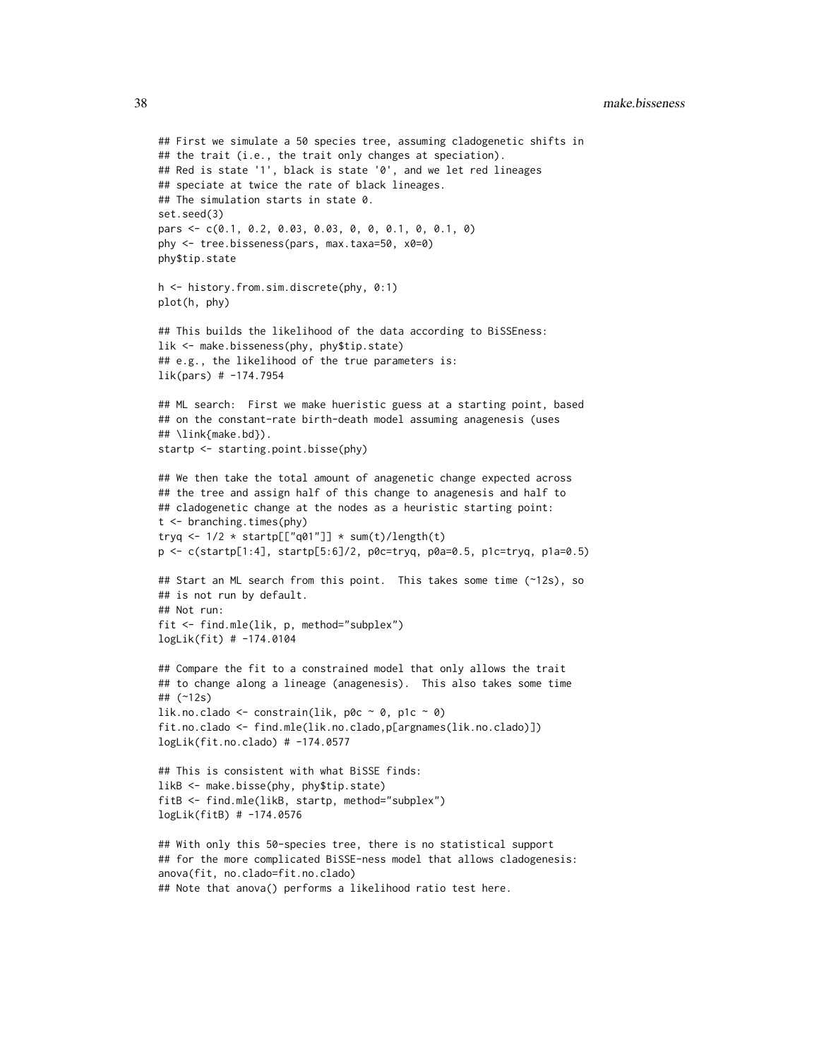```
## First we simulate a 50 species tree, assuming cladogenetic shifts in
## the trait (i.e., the trait only changes at speciation).
## Red is state '1', black is state '0', and we let red lineages
## speciate at twice the rate of black lineages.
## The simulation starts in state 0.
set.seed(3)
pars <- c(0.1, 0.2, 0.03, 0.03, 0, 0, 0.1, 0, 0.1, 0)
phy <- tree.bisseness(pars, max.taxa=50, x0=0)
phy$tip.state

h <- history.from.sim.discrete(phy, 0:1)
plot(h, phy)

## This builds the likelihood of the data according to BiSSEness:
lik <- make.bisseness(phy, phy$tip.state)
## e.g., the likelihood of the true parameters is:
lik(pars) # -174.7954

## ML search:  First we make hueristic guess at a starting point, based
## on the constant-rate birth-death model assuming anagenesis (uses
## \link{make.bd}).
startp <- starting.point.bisse(phy)

## We then take the total amount of anagenetic change expected across
## the tree and assign half of this change to anagenesis and half to
## cladogenetic change at the nodes as a heuristic starting point:
t <- branching.times(phy)
tryq <- 1/2 * startp[["q01"]] * sum(t)/length(t)
p <- c(startp[1:4], startp[5:6]/2, p0c=tryq, p0a=0.5, p1c=tryq, p1a=0.5)

## Start an ML search from this point.  This takes some time (~12s), so
## is not run by default.
## Not run:
fit <- find.mle(lik, p, method="subplex")
logLik(fit) # -174.0104

## Compare the fit to a constrained model that only allows the trait
## to change along a lineage (anagenesis).  This also takes some time
## (~12s)
lik.no.clado <- constrain(lik, p0c ~ 0, p1c ~ 0)
fit.no.clado <- find.mle(lik.no.clado,p[argnames(lik.no.clado)])
logLik(fit.no.clado) # -174.0577

## This is consistent with what BiSSE finds:
likB <- make.bisse(phy, phy$tip.state)
fitB <- find.mle(likB, startp, method="subplex")
logLik(fitB) # -174.0576

## With only this 50-species tree, there is no statistical support
## for the more complicated BiSSE-ness model that allows cladogenesis:
anova(fit, no.clado=fit.no.clado)
## Note that anova() performs a likelihood ratio test here.
```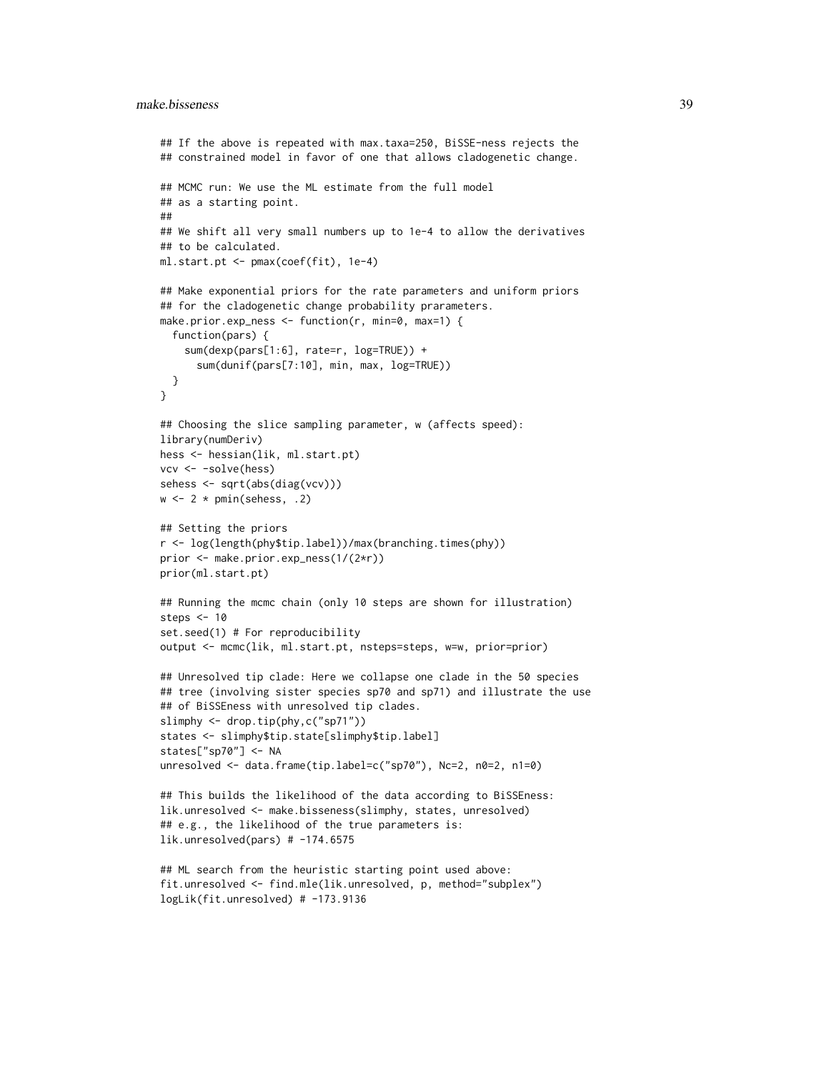```
## If the above is repeated with max.taxa=250, BiSSE-ness rejects the
## constrained model in favor of one that allows cladogenetic change.

## MCMC run: We use the ML estimate from the full model
## as a starting point.
##
## We shift all very small numbers up to 1e-4 to allow the derivatives
## to be calculated.
ml.start.pt <- pmax(coef(fit), 1e-4)

## Make exponential priors for the rate parameters and uniform priors
## for the cladogenetic change probability prarameters.
make.prior.exp_ness <- function(r, min=0, max=1) {
  function(pars) {
    sum(dexp(pars[1:6], rate=r, log=TRUE)) +
      sum(dunif(pars[7:10], min, max, log=TRUE))
  }
}

## Choosing the slice sampling parameter, w (affects speed):
library(numDeriv)
hess <- hessian(lik, ml.start.pt)
vcv <- -solve(hess)
sehess <- sqrt(abs(diag(vcv)))
w <- 2 * pmin(sehess, .2)

## Setting the priors
r <- log(length(phy$tip.label))/max(branching.times(phy))
prior <- make.prior.exp_ness(1/(2*r))
prior(ml.start.pt)

## Running the mcmc chain (only 10 steps are shown for illustration)
steps <- 10
set.seed(1) # For reproducibility
output <- mcmc(lik, ml.start.pt, nsteps=steps, w=w, prior=prior)

## Unresolved tip clade: Here we collapse one clade in the 50 species
## tree (involving sister species sp70 and sp71) and illustrate the use
## of BiSSEness with unresolved tip clades.
slimphy <- drop.tip(phy,c("sp71"))
states <- slimphy$tip.state[slimphy$tip.label]
states["sp70"] <- NA
unresolved <- data.frame(tip.label=c("sp70"), Nc=2, n0=2, n1=0)

## This builds the likelihood of the data according to BiSSEness:
lik.unresolved <- make.bisseness(slimphy, states, unresolved)
## e.g., the likelihood of the true parameters is:
lik.unresolved(pars) # -174.6575

## ML search from the heuristic starting point used above:
fit.unresolved <- find.mle(lik.unresolved, p, method="subplex")
logLik(fit.unresolved) # -173.9136
```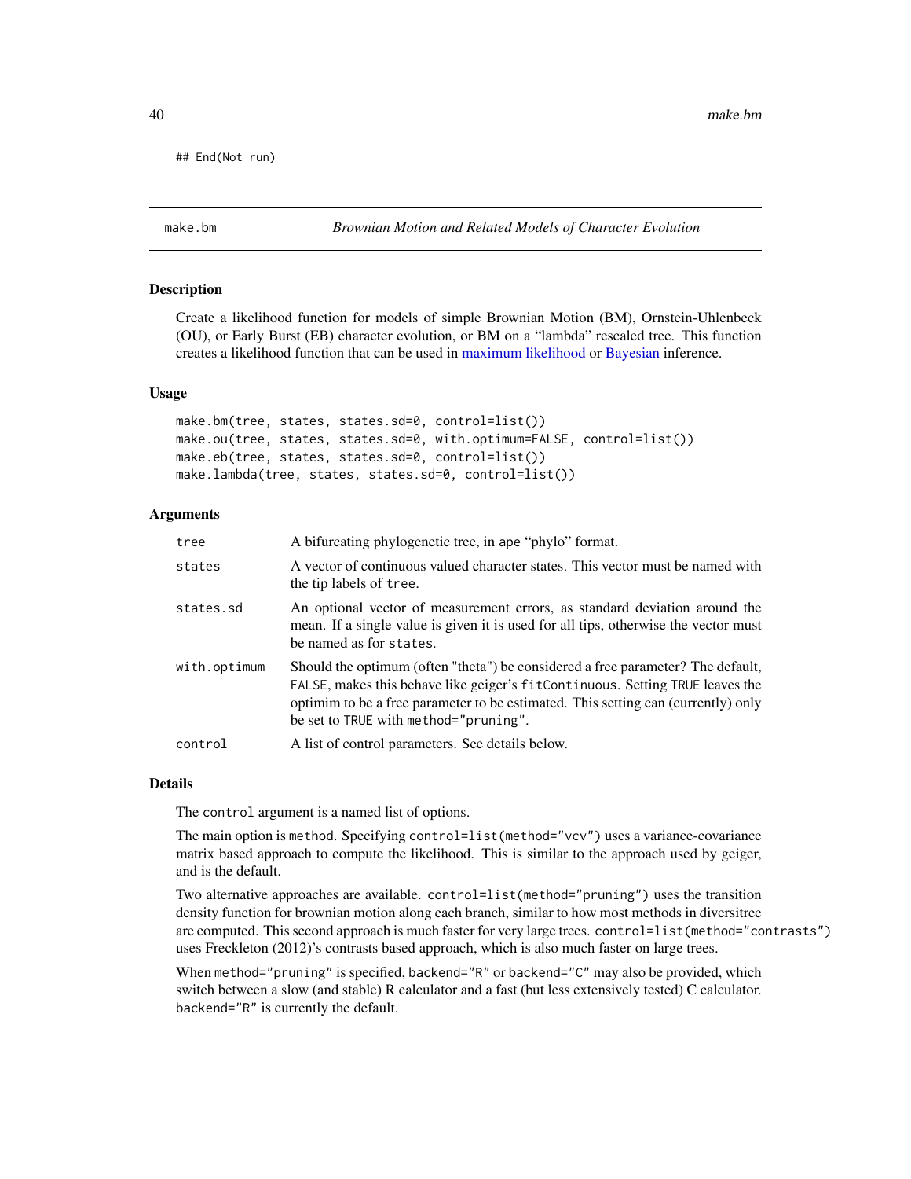```
## End(Not run)
```

## make.bm — *Brownian Motion and Related Models of Character Evolution*

### Description

Create a likelihood function for models of simple Brownian Motion (BM), Ornstein-Uhlenbeck (OU), or Early Burst (EB) character evolution, or BM on a "lambda" rescaled tree. This function creates a likelihood function that can be used in maximum likelihood or Bayesian inference.

### Usage

```
make.bm(tree, states, states.sd=0, control=list())
make.ou(tree, states, states.sd=0, with.optimum=FALSE, control=list())
make.eb(tree, states, states.sd=0, control=list())
make.lambda(tree, states, states.sd=0, control=list())
```

### Arguments

| | |
|---|---|
| `tree` | A bifurcating phylogenetic tree, in ape "phylo" format. |
| `states` | A vector of continuous valued character states. This vector must be named with the tip labels of `tree`. |
| `states.sd` | An optional vector of measurement errors, as standard deviation around the mean. If a single value is given it is used for all tips, otherwise the vector must be named as for `states`. |
| `with.optimum` | Should the optimum (often "theta") be considered a free parameter? The default, `FALSE`, makes this behave like geiger's `fitContinuous`. Setting `TRUE` leaves the optimim to be a free parameter to be estimated. This setting can (currently) only be set to `TRUE` with `method="pruning"`. |
| `control` | A list of control parameters. See details below. |

### Details

The `control` argument is a named list of options.

The main option is `method`. Specifying `control=list(method="vcv")` uses a variance-covariance matrix based approach to compute the likelihood. This is similar to the approach used by geiger, and is the default.

Two alternative approaches are available. `control=list(method="pruning")` uses the transition density function for brownian motion along each branch, similar to how most methods in diversitree are computed. This second approach is much faster for very large trees. `control=list(method="contrasts")` uses Freckleton (2012)'s contrasts based approach, which is also much faster on large trees.

When `method="pruning"` is specified, `backend="R"` or `backend="C"` may also be provided, which switch between a slow (and stable) R calculator and a fast (but less extensively tested) C calculator. `backend="R"` is currently the default.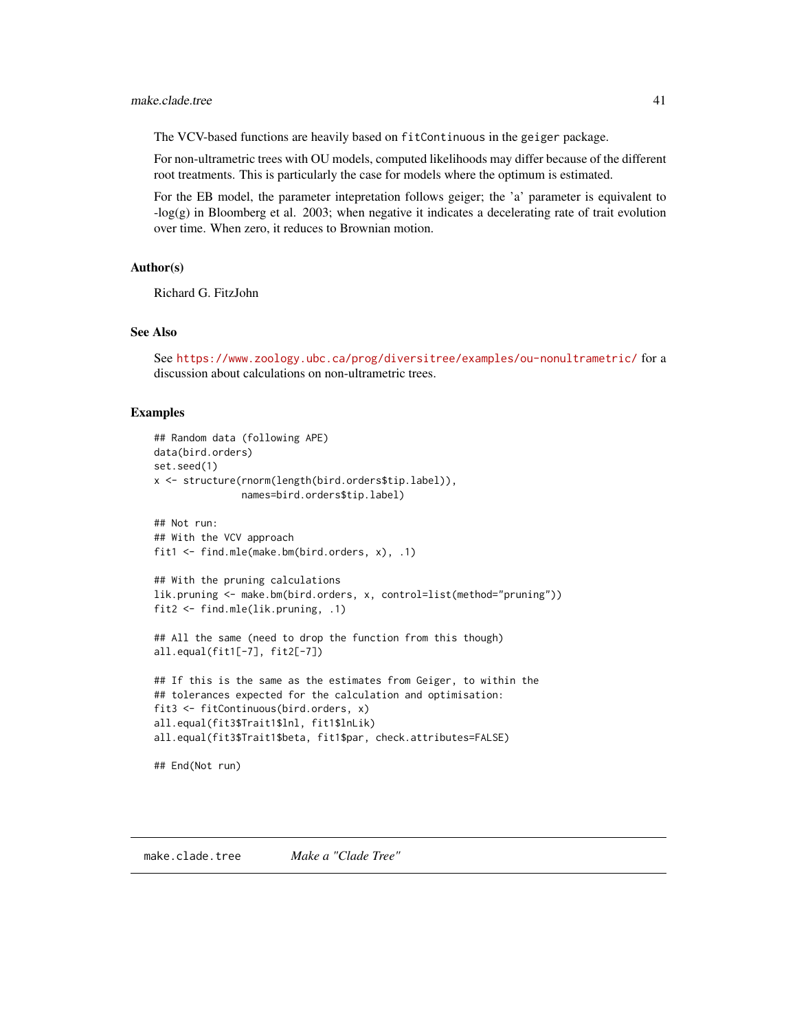The VCV-based functions are heavily based on `fitContinuous` in the `geiger` package.

For non-ultrametric trees with OU models, computed likelihoods may differ because of the different root treatments. This is particularly the case for models where the optimum is estimated.

For the EB model, the parameter intepretation follows geiger; the 'a' parameter is equivalent to -log(g) in Bloomberg et al. 2003; when negative it indicates a decelerating rate of trait evolution over time. When zero, it reduces to Brownian motion.

### Author(s)

Richard G. FitzJohn

### See Also

See https://www.zoology.ubc.ca/prog/diversitree/examples/ou-nonultrametric/ for a discussion about calculations on non-ultrametric trees.

### Examples

```
## Random data (following APE)
data(bird.orders)
set.seed(1)
x <- structure(rnorm(length(bird.orders$tip.label)),
               names=bird.orders$tip.label)

## Not run:
## With the VCV approach
fit1 <- find.mle(make.bm(bird.orders, x), .1)

## With the pruning calculations
lik.pruning <- make.bm(bird.orders, x, control=list(method="pruning"))
fit2 <- find.mle(lik.pruning, .1)

## All the same (need to drop the function from this though)
all.equal(fit1[-7], fit2[-7])

## If this is the same as the estimates from Geiger, to within the
## tolerances expected for the calculation and optimisation:
fit3 <- fitContinuous(bird.orders, x)
all.equal(fit3$Trait1$lnl, fit1$lnLik)
all.equal(fit3$Trait1$beta, fit1$par, check.attributes=FALSE)

## End(Not run)
```

---

## make.clade.tree *Make a "Clade Tree"*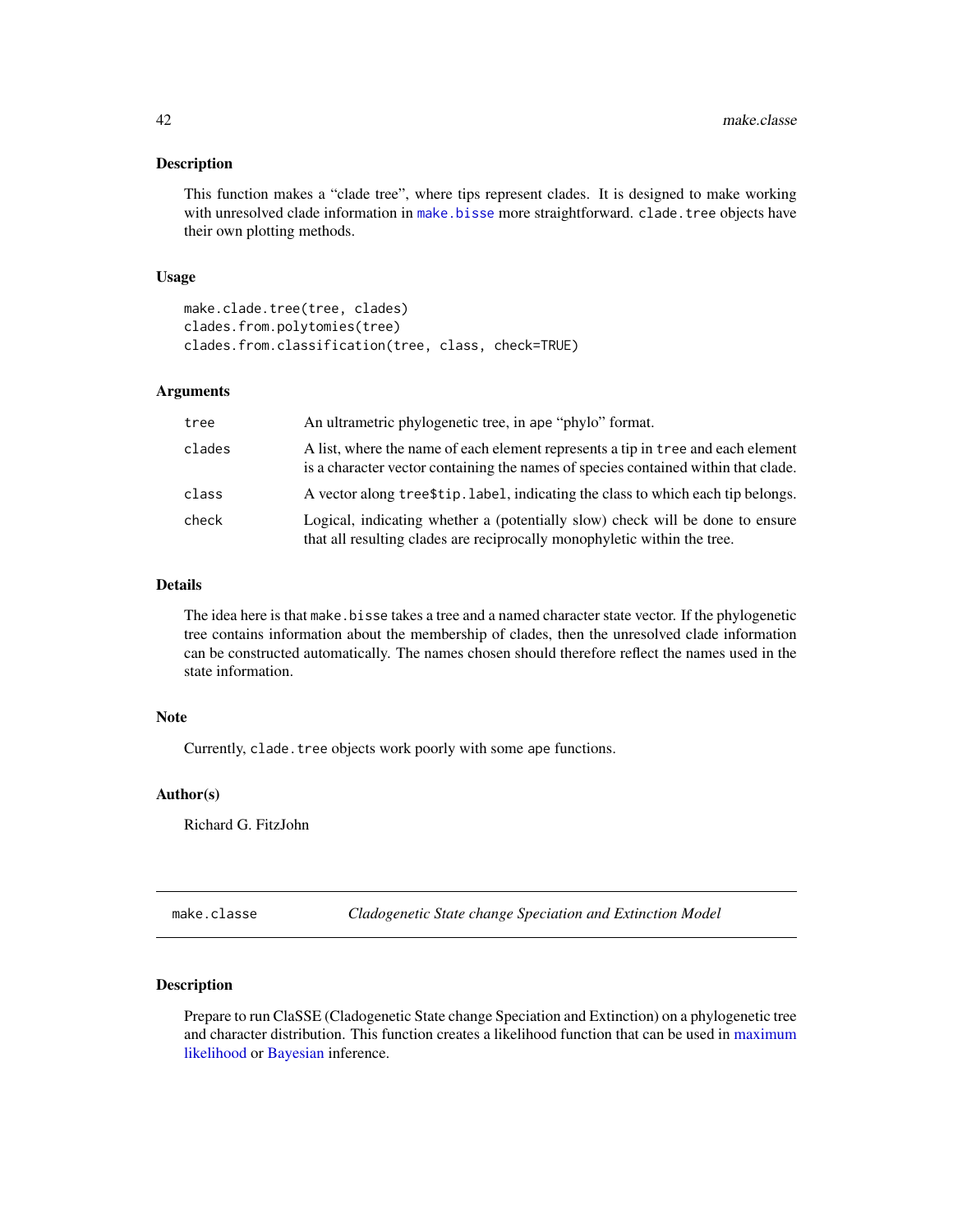### Description

This function makes a "clade tree", where tips represent clades. It is designed to make working with unresolved clade information in make.bisse more straightforward. clade.tree objects have their own plotting methods.

### Usage

```
make.clade.tree(tree, clades)
clades.from.polytomies(tree)
clades.from.classification(tree, class, check=TRUE)
```

### Arguments

| | |
|---|---|
| tree | An ultrametric phylogenetic tree, in ape "phylo" format. |
| clades | A list, where the name of each element represents a tip in tree and each element is a character vector containing the names of species contained within that clade. |
| class | A vector along tree$tip.label, indicating the class to which each tip belongs. |
| check | Logical, indicating whether a (potentially slow) check will be done to ensure that all resulting clades are reciprocally monophyletic within the tree. |

### Details

The idea here is that make.bisse takes a tree and a named character state vector. If the phylogenetic tree contains information about the membership of clades, then the unresolved clade information can be constructed automatically. The names chosen should therefore reflect the names used in the state information.

### Note

Currently, clade.tree objects work poorly with some ape functions.

### Author(s)

Richard G. FitzJohn

---

## make.classe — *Cladogenetic State change Speciation and Extinction Model*

### Description

Prepare to run ClaSSE (Cladogenetic State change Speciation and Extinction) on a phylogenetic tree and character distribution. This function creates a likelihood function that can be used in maximum likelihood or Bayesian inference.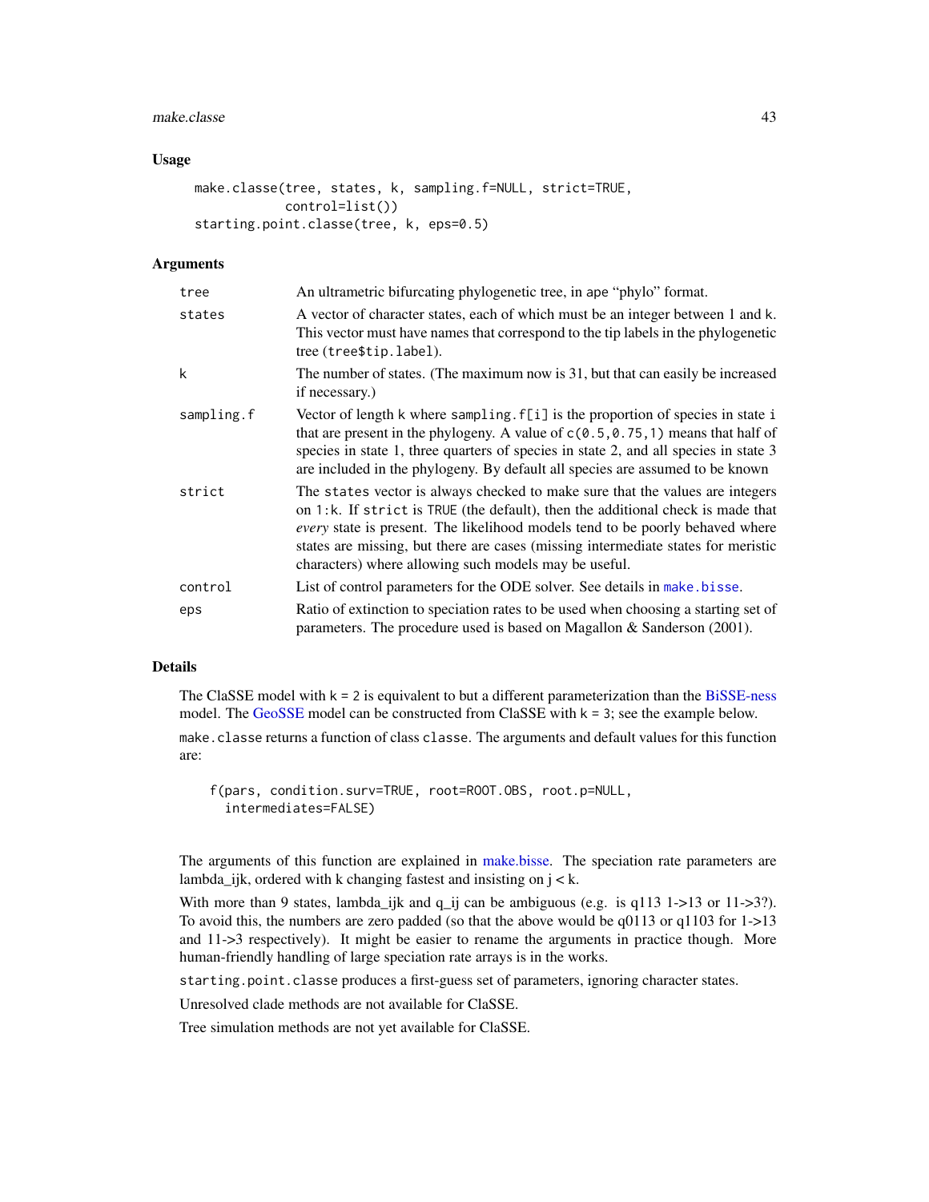## Usage

```
make.classe(tree, states, k, sampling.f=NULL, strict=TRUE,
            control=list())
starting.point.classe(tree, k, eps=0.5)
```

## Arguments

| | |
|---|---|
| `tree` | An ultrametric bifurcating phylogenetic tree, in ape "phylo" format. |
| `states` | A vector of character states, each of which must be an integer between 1 and k. This vector must have names that correspond to the tip labels in the phylogenetic tree (`tree$tip.label`). |
| `k` | The number of states. (The maximum now is 31, but that can easily be increased if necessary.) |
| `sampling.f` | Vector of length k where `sampling.f[i]` is the proportion of species in state i that are present in the phylogeny. A value of `c(0.5,0.75,1)` means that half of species in state 1, three quarters of species in state 2, and all species in state 3 are included in the phylogeny. By default all species are assumed to be known |
| `strict` | The `states` vector is always checked to make sure that the values are integers on `1:k`. If `strict` is `TRUE` (the default), then the additional check is made that *every* state is present. The likelihood models tend to be poorly behaved where states are missing, but there are cases (missing intermediate states for meristic characters) where allowing such models may be useful. |
| `control` | List of control parameters for the ODE solver. See details in `make.bisse`. |
| `eps` | Ratio of extinction to speciation rates to be used when choosing a starting set of parameters. The procedure used is based on Magallon & Sanderson (2001). |

## Details

The ClaSSE model with `k = 2` is equivalent to but a different parameterization than the BiSSE-ness model. The GeoSSE model can be constructed from ClaSSE with `k = 3`; see the example below.

`make.classe` returns a function of class `classe`. The arguments and default values for this function are:

```
f(pars, condition.surv=TRUE, root=ROOT.OBS, root.p=NULL,
  intermediates=FALSE)
```

The arguments of this function are explained in make.bisse. The speciation rate parameters are lambda_ijk, ordered with k changing fastest and insisting on j < k.

With more than 9 states, lambda_ijk and q_ij can be ambiguous (e.g. is q113 1->13 or 11->3?). To avoid this, the numbers are zero padded (so that the above would be q0113 or q1103 for 1->13 and 11->3 respectively). It might be easier to rename the arguments in practice though. More human-friendly handling of large speciation rate arrays is in the works.

`starting.point.classe` produces a first-guess set of parameters, ignoring character states.

Unresolved clade methods are not available for ClaSSE.

Tree simulation methods are not yet available for ClaSSE.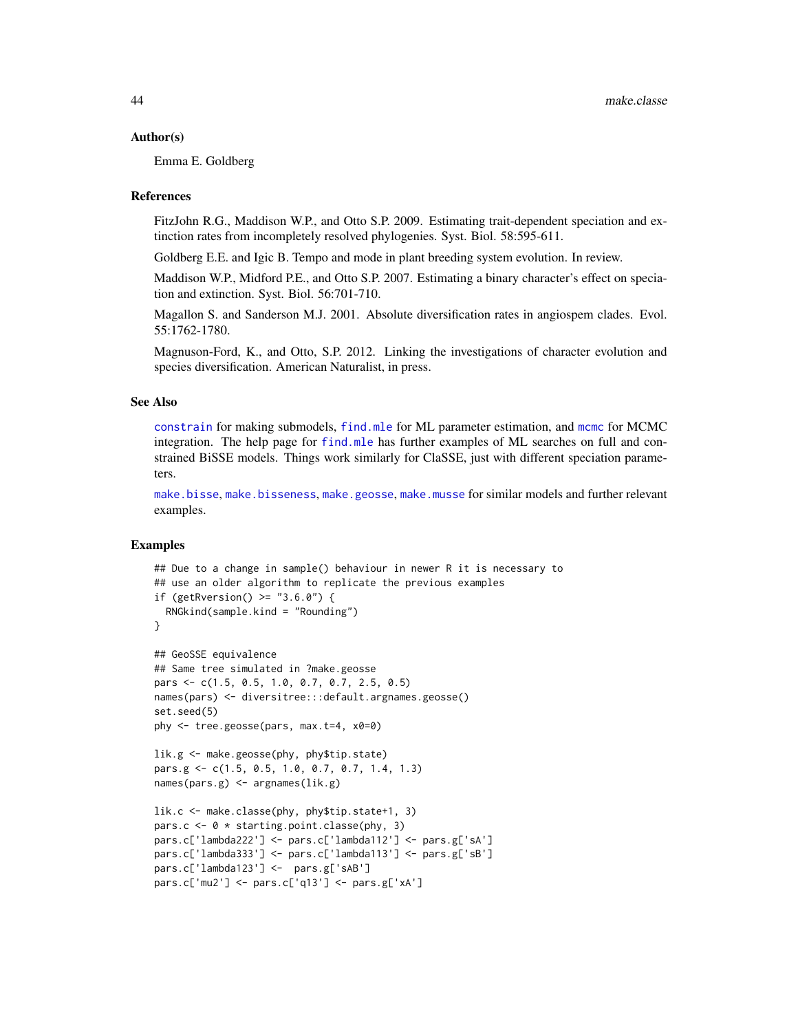### Author(s)

Emma E. Goldberg

### References

FitzJohn R.G., Maddison W.P., and Otto S.P. 2009. Estimating trait-dependent speciation and extinction rates from incompletely resolved phylogenies. Syst. Biol. 58:595-611.

Goldberg E.E. and Igic B. Tempo and mode in plant breeding system evolution. In review.

Maddison W.P., Midford P.E., and Otto S.P. 2007. Estimating a binary character's effect on speciation and extinction. Syst. Biol. 56:701-710.

Magallon S. and Sanderson M.J. 2001. Absolute diversification rates in angiospem clades. Evol. 55:1762-1780.

Magnuson-Ford, K., and Otto, S.P. 2012. Linking the investigations of character evolution and species diversification. American Naturalist, in press.

### See Also

constrain for making submodels, find.mle for ML parameter estimation, and mcmc for MCMC integration. The help page for find.mle has further examples of ML searches on full and constrained BiSSE models. Things work similarly for ClaSSE, just with different speciation parameters.

make.bisse, make.bisseness, make.geosse, make.musse for similar models and further relevant examples.

### Examples

```
## Due to a change in sample() behaviour in newer R it is necessary to
## use an older algorithm to replicate the previous examples
if (getRversion() >= "3.6.0") {
  RNGkind(sample.kind = "Rounding")
}

## GeoSSE equivalence
## Same tree simulated in ?make.geosse
pars <- c(1.5, 0.5, 1.0, 0.7, 0.7, 2.5, 0.5)
names(pars) <- diversitree:::default.argnames.geosse()
set.seed(5)
phy <- tree.geosse(pars, max.t=4, x0=0)

lik.g <- make.geosse(phy, phy$tip.state)
pars.g <- c(1.5, 0.5, 1.0, 0.7, 0.7, 1.4, 1.3)
names(pars.g) <- argnames(lik.g)

lik.c <- make.classe(phy, phy$tip.state+1, 3)
pars.c <- 0 * starting.point.classe(phy, 3)
pars.c['lambda222'] <- pars.c['lambda112'] <- pars.g['sA']
pars.c['lambda333'] <- pars.c['lambda113'] <- pars.g['sB']
pars.c['lambda123'] <-  pars.g['sAB']
pars.c['mu2'] <- pars.c['q13'] <- pars.g['xA']
```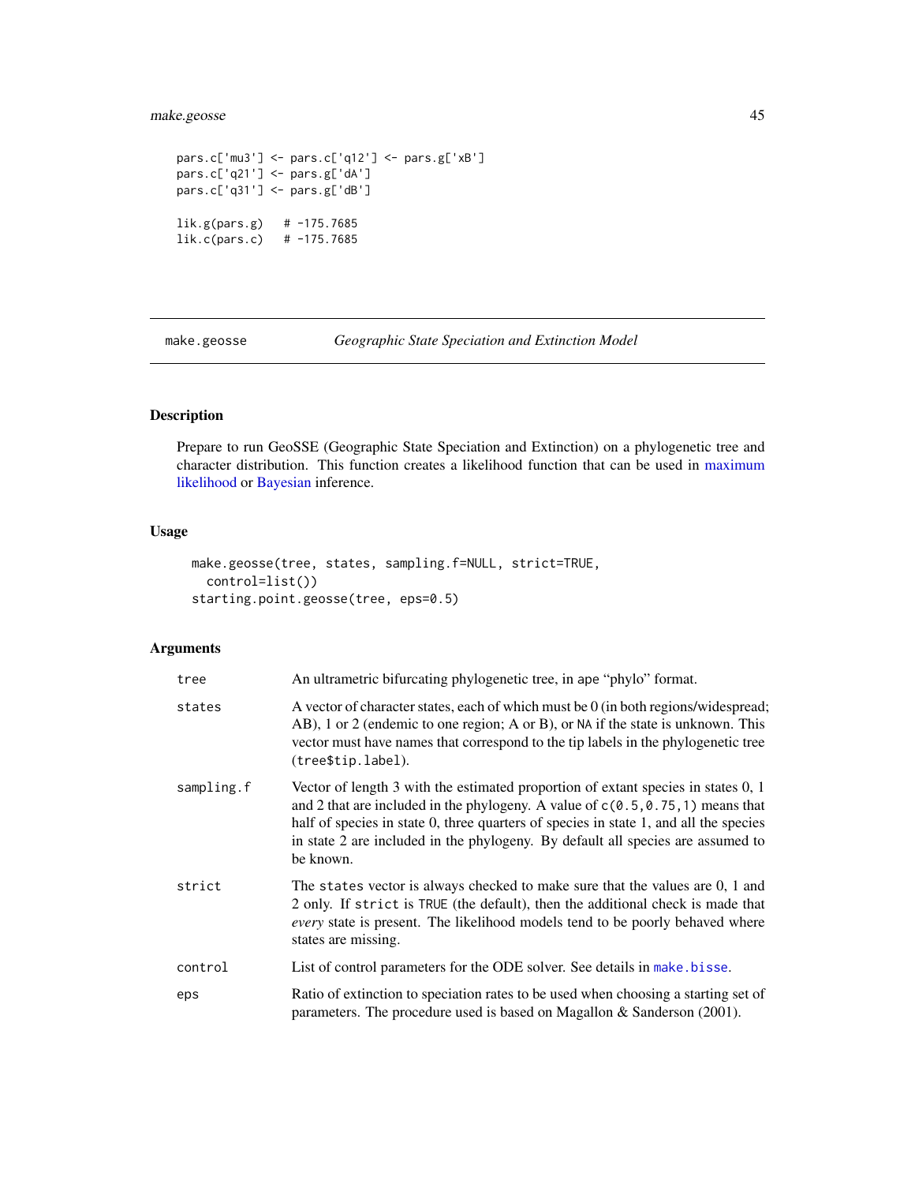```
pars.c['mu3'] <- pars.c['q12'] <- pars.g['xB']
pars.c['q21'] <- pars.g['dA']
pars.c['q31'] <- pars.g['dB']

lik.g(pars.g)   # -175.7685
lik.c(pars.c)   # -175.7685
```

## make.geosse — *Geographic State Speciation and Extinction Model*

### Description

Prepare to run GeoSSE (Geographic State Speciation and Extinction) on a phylogenetic tree and character distribution. This function creates a likelihood function that can be used in maximum likelihood or Bayesian inference.

### Usage

```
make.geosse(tree, states, sampling.f=NULL, strict=TRUE,
  control=list())
starting.point.geosse(tree, eps=0.5)
```

### Arguments

| | |
|---|---|
| `tree` | An ultrametric bifurcating phylogenetic tree, in ape "phylo" format. |
| `states` | A vector of character states, each of which must be 0 (in both regions/widespread; AB), 1 or 2 (endemic to one region; A or B), or `NA` if the state is unknown. This vector must have names that correspond to the tip labels in the phylogenetic tree (`tree$tip.label`). |
| `sampling.f` | Vector of length 3 with the estimated proportion of extant species in states 0, 1 and 2 that are included in the phylogeny. A value of `c(0.5,0.75,1)` means that half of species in state 0, three quarters of species in state 1, and all the species in state 2 are included in the phylogeny. By default all species are assumed to be known. |
| `strict` | The `states` vector is always checked to make sure that the values are 0, 1 and 2 only. If `strict` is `TRUE` (the default), then the additional check is made that *every* state is present. The likelihood models tend to be poorly behaved where states are missing. |
| `control` | List of control parameters for the ODE solver. See details in `make.bisse`. |
| `eps` | Ratio of extinction to speciation rates to be used when choosing a starting set of parameters. The procedure used is based on Magallon & Sanderson (2001). |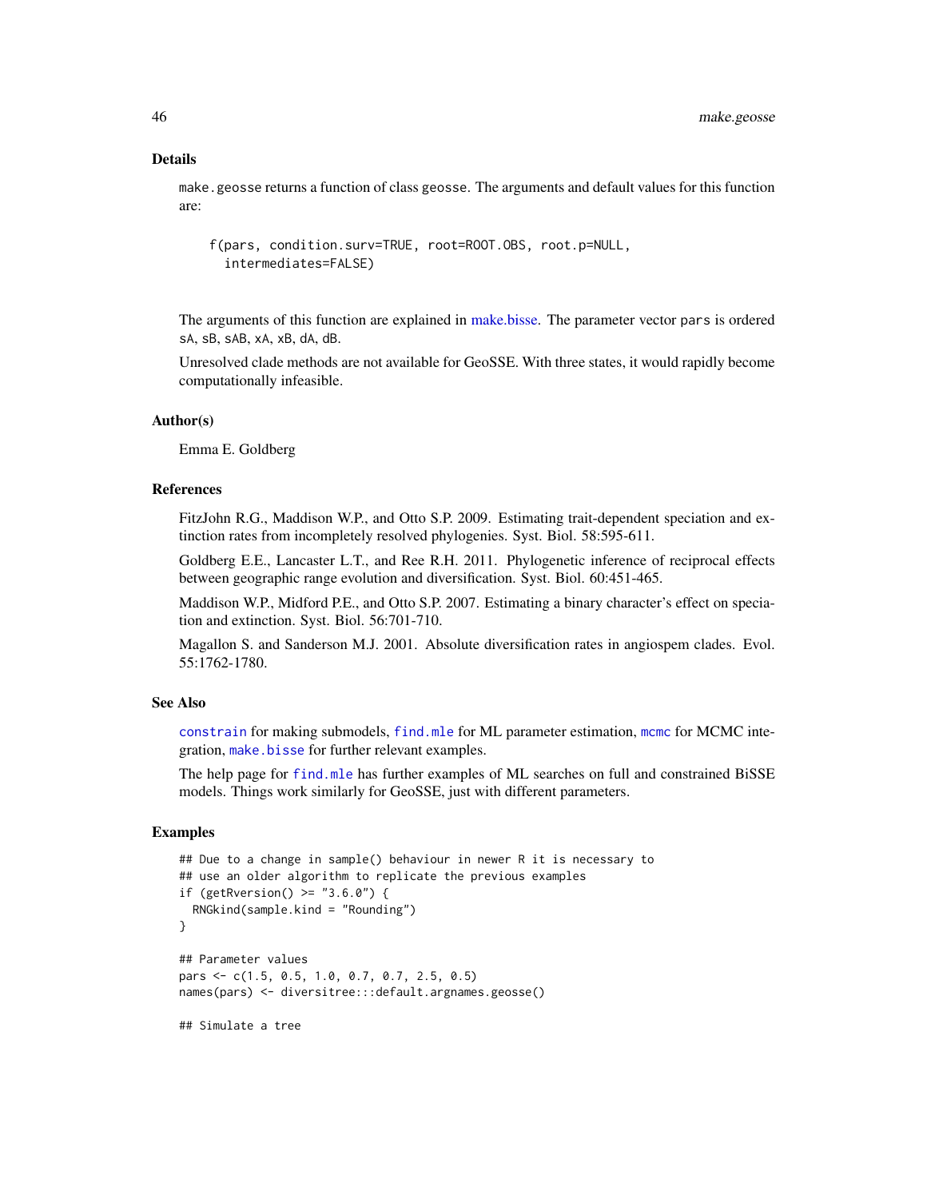## Details

make.geosse returns a function of class geosse. The arguments and default values for this function are:

```
f(pars, condition.surv=TRUE, root=ROOT.OBS, root.p=NULL,
  intermediates=FALSE)
```

The arguments of this function are explained in make.bisse. The parameter vector pars is ordered sA, sB, sAB, xA, xB, dA, dB.

Unresolved clade methods are not available for GeoSSE. With three states, it would rapidly become computationally infeasible.

## Author(s)

Emma E. Goldberg

## References

FitzJohn R.G., Maddison W.P., and Otto S.P. 2009. Estimating trait-dependent speciation and extinction rates from incompletely resolved phylogenies. Syst. Biol. 58:595-611.

Goldberg E.E., Lancaster L.T., and Ree R.H. 2011. Phylogenetic inference of reciprocal effects between geographic range evolution and diversification. Syst. Biol. 60:451-465.

Maddison W.P., Midford P.E., and Otto S.P. 2007. Estimating a binary character's effect on speciation and extinction. Syst. Biol. 56:701-710.

Magallon S. and Sanderson M.J. 2001. Absolute diversification rates in angiospem clades. Evol. 55:1762-1780.

## See Also

constrain for making submodels, find.mle for ML parameter estimation, mcmc for MCMC integration, make.bisse for further relevant examples.

The help page for find.mle has further examples of ML searches on full and constrained BiSSE models. Things work similarly for GeoSSE, just with different parameters.

## Examples

```
## Due to a change in sample() behaviour in newer R it is necessary to
## use an older algorithm to replicate the previous examples
if (getRversion() >= "3.6.0") {
  RNGkind(sample.kind = "Rounding")
}

## Parameter values
pars <- c(1.5, 0.5, 1.0, 0.7, 0.7, 2.5, 0.5)
names(pars) <- diversitree:::default.argnames.geosse()

## Simulate a tree
```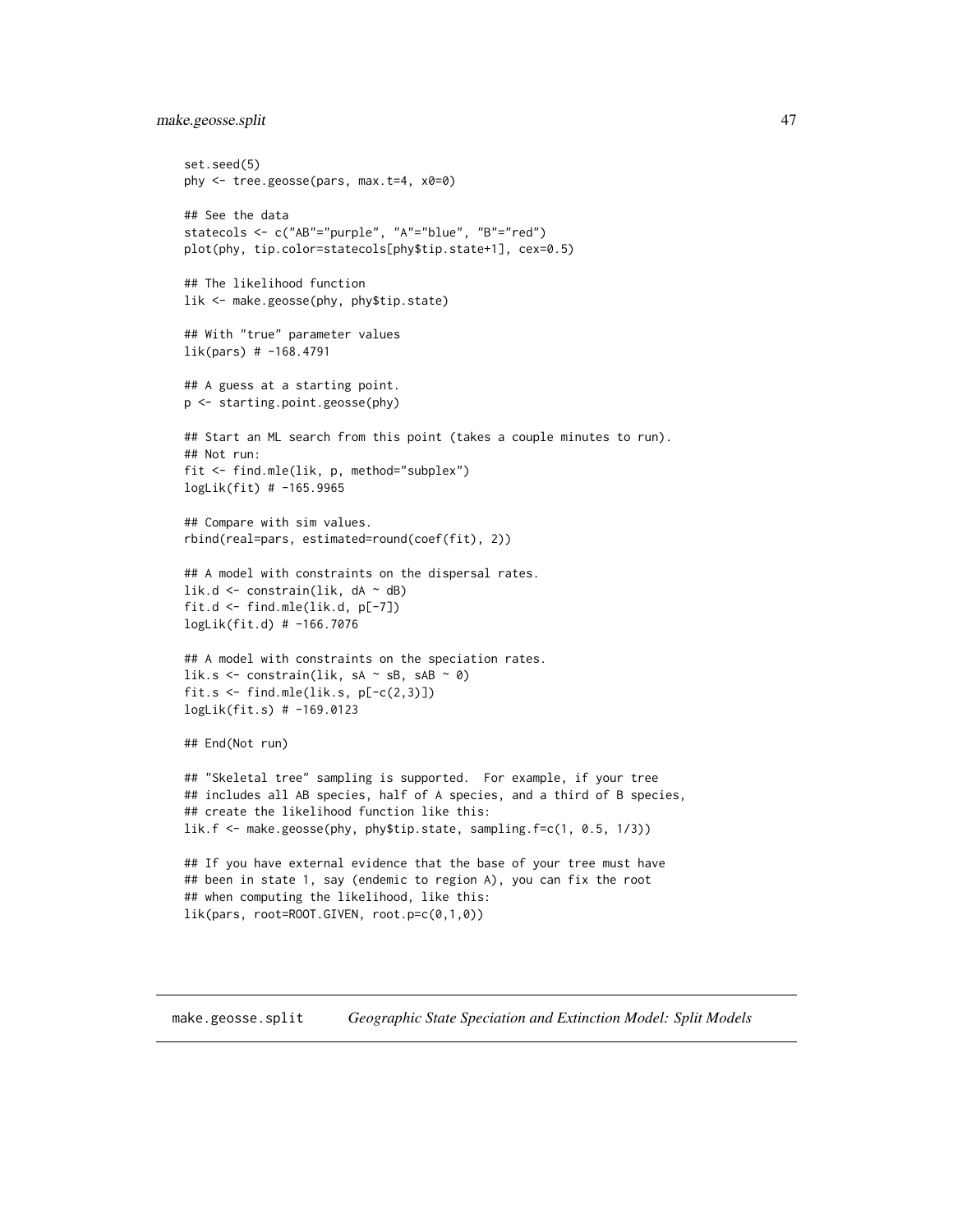```
set.seed(5)
phy <- tree.geosse(pars, max.t=4, x0=0)

## See the data
statecols <- c("AB"="purple", "A"="blue", "B"="red")
plot(phy, tip.color=statecols[phy$tip.state+1], cex=0.5)

## The likelihood function
lik <- make.geosse(phy, phy$tip.state)

## With "true" parameter values
lik(pars) # -168.4791

## A guess at a starting point.
p <- starting.point.geosse(phy)

## Start an ML search from this point (takes a couple minutes to run).
## Not run:
fit <- find.mle(lik, p, method="subplex")
logLik(fit) # -165.9965

## Compare with sim values.
rbind(real=pars, estimated=round(coef(fit), 2))

## A model with constraints on the dispersal rates.
lik.d <- constrain(lik, dA ~ dB)
fit.d <- find.mle(lik.d, p[-7])
logLik(fit.d) # -166.7076

## A model with constraints on the speciation rates.
lik.s <- constrain(lik, sA ~ sB, sAB ~ 0)
fit.s <- find.mle(lik.s, p[-c(2,3)])
logLik(fit.s) # -169.0123

## End(Not run)

## "Skeletal tree" sampling is supported.  For example, if your tree
## includes all AB species, half of A species, and a third of B species,
## create the likelihood function like this:
lik.f <- make.geosse(phy, phy$tip.state, sampling.f=c(1, 0.5, 1/3))

## If you have external evidence that the base of your tree must have
## been in state 1, say (endemic to region A), you can fix the root
## when computing the likelihood, like this:
lik(pars, root=ROOT.GIVEN, root.p=c(0,1,0))
```

---

## make.geosse.split    *Geographic State Speciation and Extinction Model: Split Models*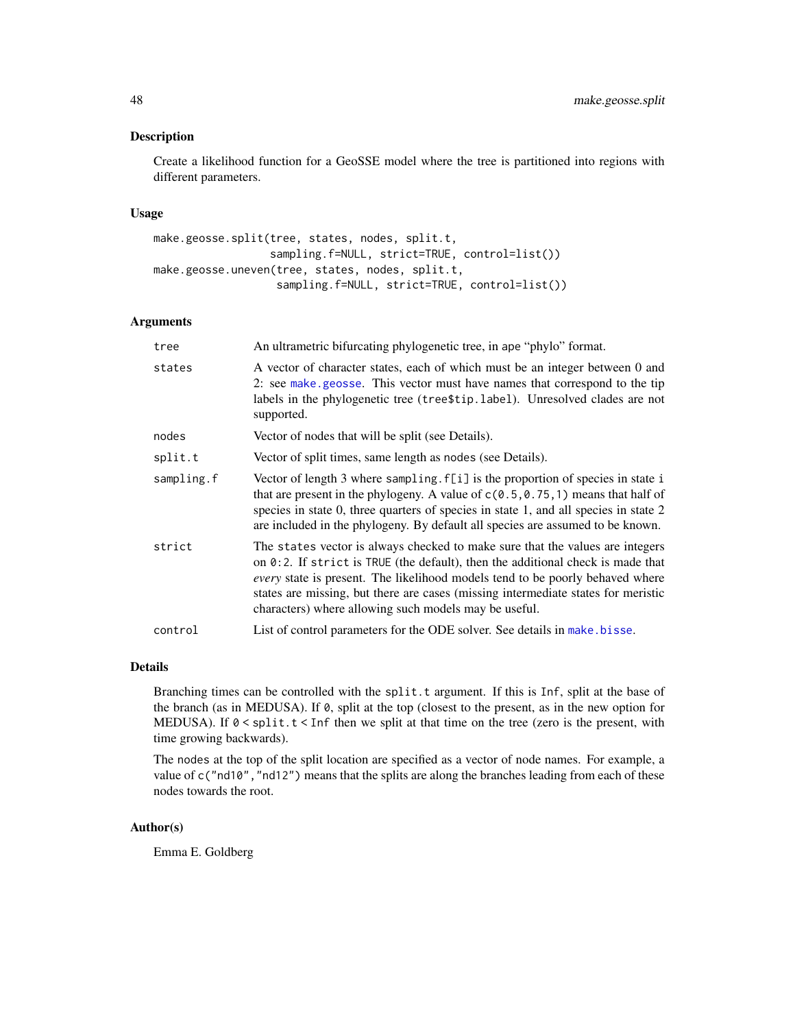## Description

Create a likelihood function for a GeoSSE model where the tree is partitioned into regions with different parameters.

## Usage

```
make.geosse.split(tree, states, nodes, split.t,
                  sampling.f=NULL, strict=TRUE, control=list())
make.geosse.uneven(tree, states, nodes, split.t,
                   sampling.f=NULL, strict=TRUE, control=list())
```

## Arguments

| | |
|---|---|
| `tree` | An ultrametric bifurcating phylogenetic tree, in ape "phylo" format. |
| `states` | A vector of character states, each of which must be an integer between 0 and 2: see `make.geosse`. This vector must have names that correspond to the tip labels in the phylogenetic tree (`tree$tip.label`). Unresolved clades are not supported. |
| `nodes` | Vector of nodes that will be split (see Details). |
| `split.t` | Vector of split times, same length as `nodes` (see Details). |
| `sampling.f` | Vector of length 3 where `sampling.f[i]` is the proportion of species in state `i` that are present in the phylogeny. A value of `c(0.5,0.75,1)` means that half of species in state 0, three quarters of species in state 1, and all species in state 2 are included in the phylogeny. By default all species are assumed to be known. |
| `strict` | The `states` vector is always checked to make sure that the values are integers on `0:2`. If `strict` is `TRUE` (the default), then the additional check is made that *every* state is present. The likelihood models tend to be poorly behaved where states are missing, but there are cases (missing intermediate states for meristic characters) where allowing such models may be useful. |
| `control` | List of control parameters for the ODE solver. See details in `make.bisse`. |

## Details

Branching times can be controlled with the `split.t` argument. If this is `Inf`, split at the base of the branch (as in MEDUSA). If `0`, split at the top (closest to the present, as in the new option for MEDUSA). If `0 < split.t < Inf` then we split at that time on the tree (zero is the present, with time growing backwards).

The `nodes` at the top of the split location are specified as a vector of node names. For example, a value of `c("nd10","nd12")` means that the splits are along the branches leading from each of these nodes towards the root.

## Author(s)

Emma E. Goldberg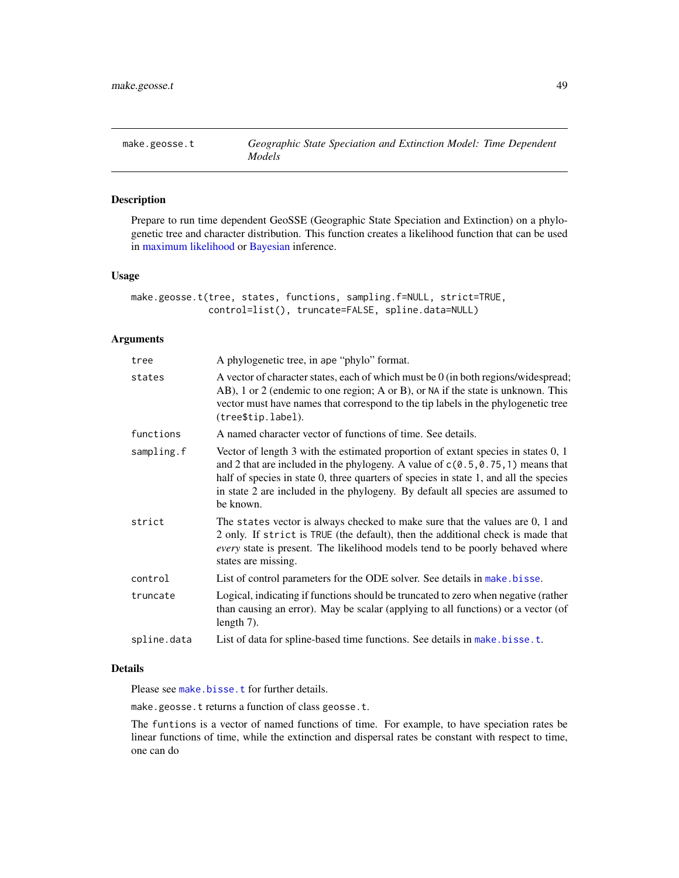## make.geosse.t — *Geographic State Speciation and Extinction Model: Time Dependent Models*

### Description

Prepare to run time dependent GeoSSE (Geographic State Speciation and Extinction) on a phylogenetic tree and character distribution. This function creates a likelihood function that can be used in maximum likelihood or Bayesian inference.

### Usage

```
make.geosse.t(tree, states, functions, sampling.f=NULL, strict=TRUE,
              control=list(), truncate=FALSE, spline.data=NULL)
```

### Arguments

| | |
|---|---|
| `tree` | A phylogenetic tree, in `ape` "phylo" format. |
| `states` | A vector of character states, each of which must be 0 (in both regions/widespread; AB), 1 or 2 (endemic to one region; A or B), or `NA` if the state is unknown. This vector must have names that correspond to the tip labels in the phylogenetic tree (`tree$tip.label`). |
| `functions` | A named character vector of functions of time. See details. |
| `sampling.f` | Vector of length 3 with the estimated proportion of extant species in states 0, 1 and 2 that are included in the phylogeny. A value of `c(0.5,0.75,1)` means that half of species in state 0, three quarters of species in state 1, and all the species in state 2 are included in the phylogeny. By default all species are assumed to be known. |
| `strict` | The `states` vector is always checked to make sure that the values are 0, 1 and 2 only. If `strict` is `TRUE` (the default), then the additional check is made that *every* state is present. The likelihood models tend to be poorly behaved where states are missing. |
| `control` | List of control parameters for the ODE solver. See details in `make.bisse`. |
| `truncate` | Logical, indicating if functions should be truncated to zero when negative (rather than causing an error). May be scalar (applying to all functions) or a vector (of length 7). |
| `spline.data` | List of data for spline-based time functions. See details in `make.bisse.t`. |

### Details

Please see `make.bisse.t` for further details.

`make.geosse.t` returns a function of class `geosse.t`.

The `funtions` is a vector of named functions of time. For example, to have speciation rates be linear functions of time, while the extinction and dispersal rates be constant with respect to time, one can do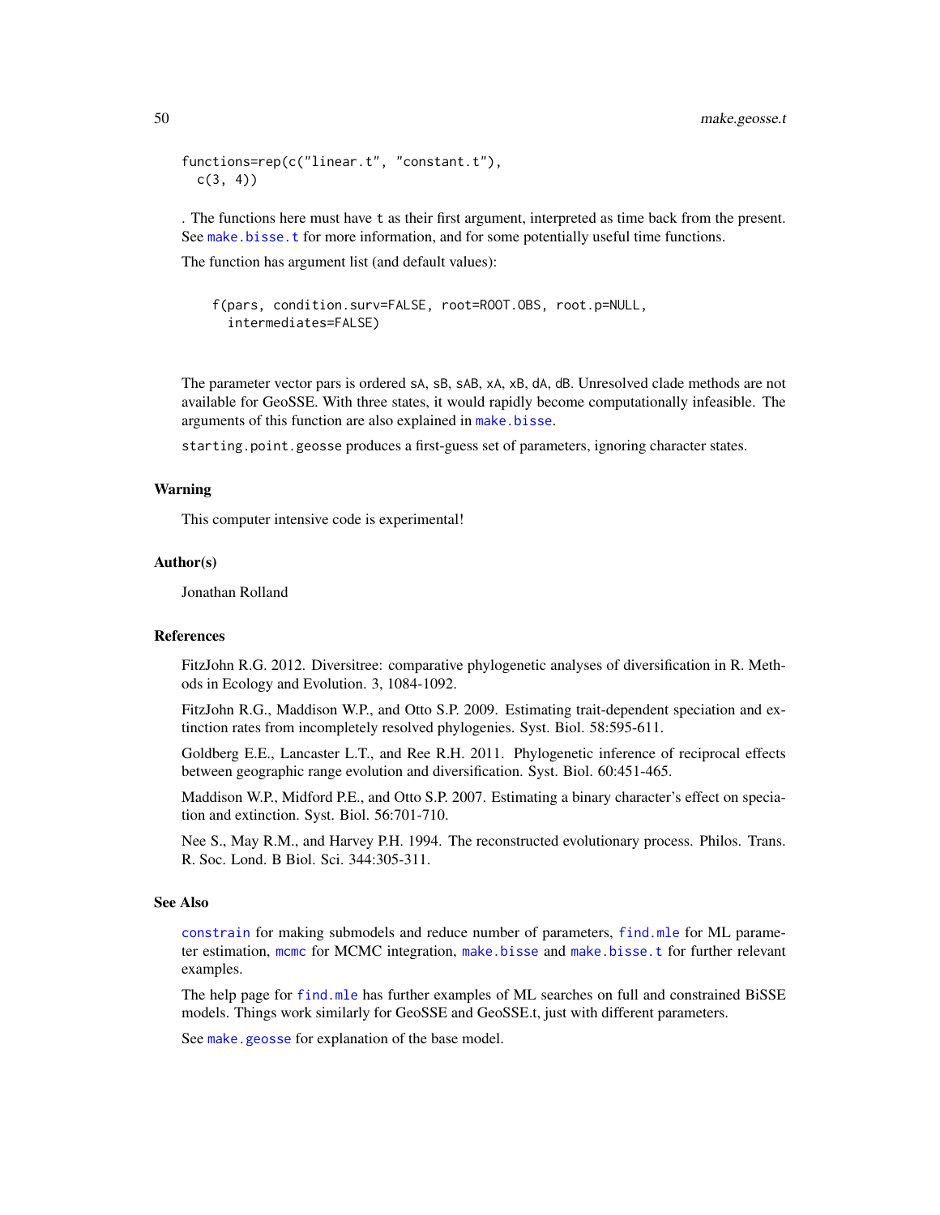```
functions=rep(c("linear.t", "constant.t"),
  c(3, 4))
```

. The functions here must have t as their first argument, interpreted as time back from the present. See make.bisse.t for more information, and for some potentially useful time functions.

The function has argument list (and default values):

```
f(pars, condition.surv=FALSE, root=ROOT.OBS, root.p=NULL,
  intermediates=FALSE)
```

The parameter vector pars is ordered sA, sB, sAB, xA, xB, dA, dB. Unresolved clade methods are not available for GeoSSE. With three states, it would rapidly become computationally infeasible. The arguments of this function are also explained in make.bisse.

starting.point.geosse produces a first-guess set of parameters, ignoring character states.

### Warning

This computer intensive code is experimental!

### Author(s)

Jonathan Rolland

### References

FitzJohn R.G. 2012. Diversitree: comparative phylogenetic analyses of diversification in R. Methods in Ecology and Evolution. 3, 1084-1092.

FitzJohn R.G., Maddison W.P., and Otto S.P. 2009. Estimating trait-dependent speciation and extinction rates from incompletely resolved phylogenies. Syst. Biol. 58:595-611.

Goldberg E.E., Lancaster L.T., and Ree R.H. 2011. Phylogenetic inference of reciprocal effects between geographic range evolution and diversification. Syst. Biol. 60:451-465.

Maddison W.P., Midford P.E., and Otto S.P. 2007. Estimating a binary character's effect on speciation and extinction. Syst. Biol. 56:701-710.

Nee S., May R.M., and Harvey P.H. 1994. The reconstructed evolutionary process. Philos. Trans. R. Soc. Lond. B Biol. Sci. 344:305-311.

### See Also

constrain for making submodels and reduce number of parameters, find.mle for ML parameter estimation, mcmc for MCMC integration, make.bisse and make.bisse.t for further relevant examples.

The help page for find.mle has further examples of ML searches on full and constrained BiSSE models. Things work similarly for GeoSSE and GeoSSE.t, just with different parameters.

See make.geosse for explanation of the base model.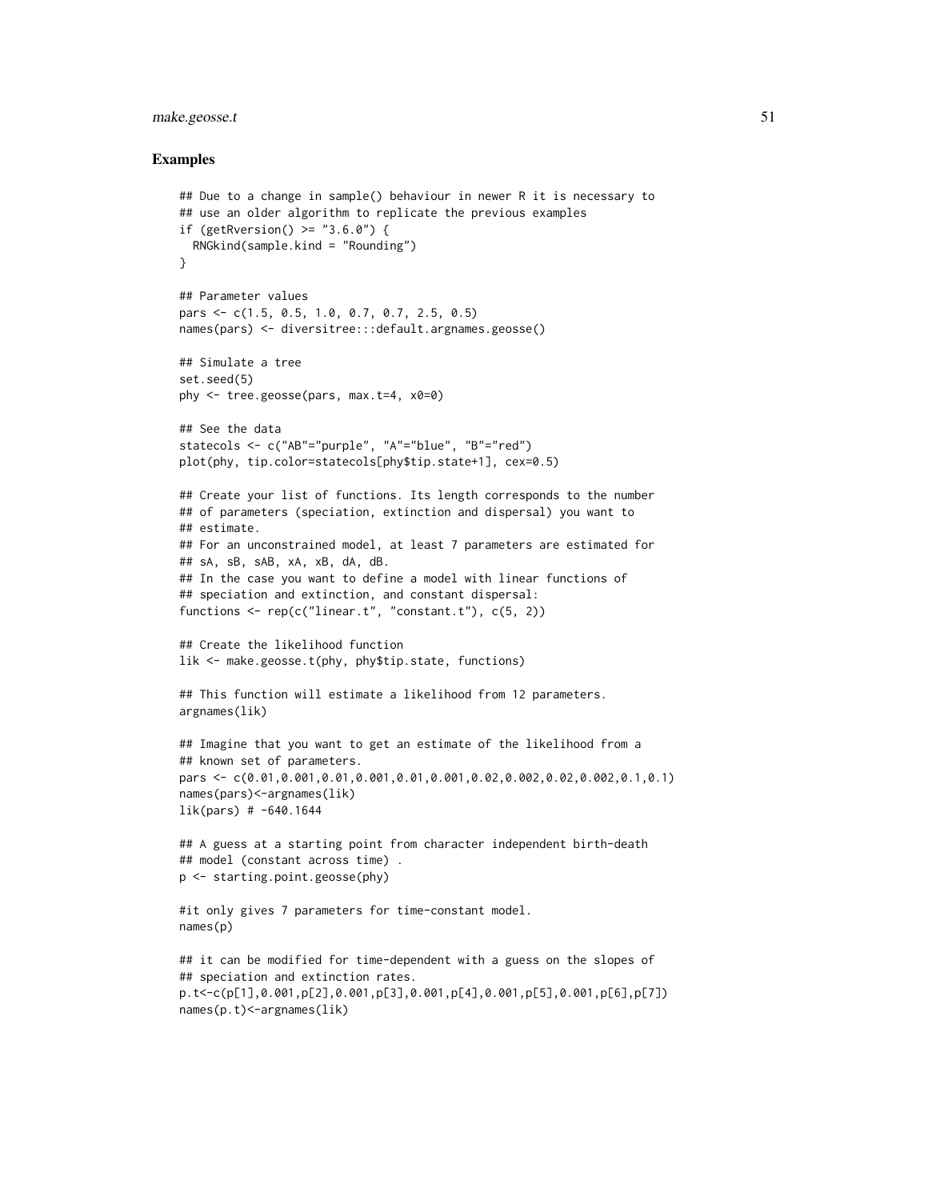### Examples

```
## Due to a change in sample() behaviour in newer R it is necessary to
## use an older algorithm to replicate the previous examples
if (getRversion() >= "3.6.0") {
  RNGkind(sample.kind = "Rounding")
}

## Parameter values
pars <- c(1.5, 0.5, 1.0, 0.7, 0.7, 2.5, 0.5)
names(pars) <- diversitree:::default.argnames.geosse()

## Simulate a tree
set.seed(5)
phy <- tree.geosse(pars, max.t=4, x0=0)

## See the data
statecols <- c("AB"="purple", "A"="blue", "B"="red")
plot(phy, tip.color=statecols[phy$tip.state+1], cex=0.5)

## Create your list of functions. Its length corresponds to the number
## of parameters (speciation, extinction and dispersal) you want to
## estimate.
## For an unconstrained model, at least 7 parameters are estimated for
## sA, sB, sAB, xA, xB, dA, dB.
## In the case you want to define a model with linear functions of
## speciation and extinction, and constant dispersal:
functions <- rep(c("linear.t", "constant.t"), c(5, 2))

## Create the likelihood function
lik <- make.geosse.t(phy, phy$tip.state, functions)

## This function will estimate a likelihood from 12 parameters.
argnames(lik)

## Imagine that you want to get an estimate of the likelihood from a
## known set of parameters.
pars <- c(0.01,0.001,0.01,0.001,0.01,0.001,0.02,0.002,0.02,0.002,0.1,0.1)
names(pars)<-argnames(lik)
lik(pars) # -640.1644

## A guess at a starting point from character independent birth-death
## model (constant across time) .
p <- starting.point.geosse(phy)

#it only gives 7 parameters for time-constant model.
names(p)

## it can be modified for time-dependent with a guess on the slopes of
## speciation and extinction rates.
p.t<-c(p[1],0.001,p[2],0.001,p[3],0.001,p[4],0.001,p[5],0.001,p[6],p[7])
names(p.t)<-argnames(lik)
```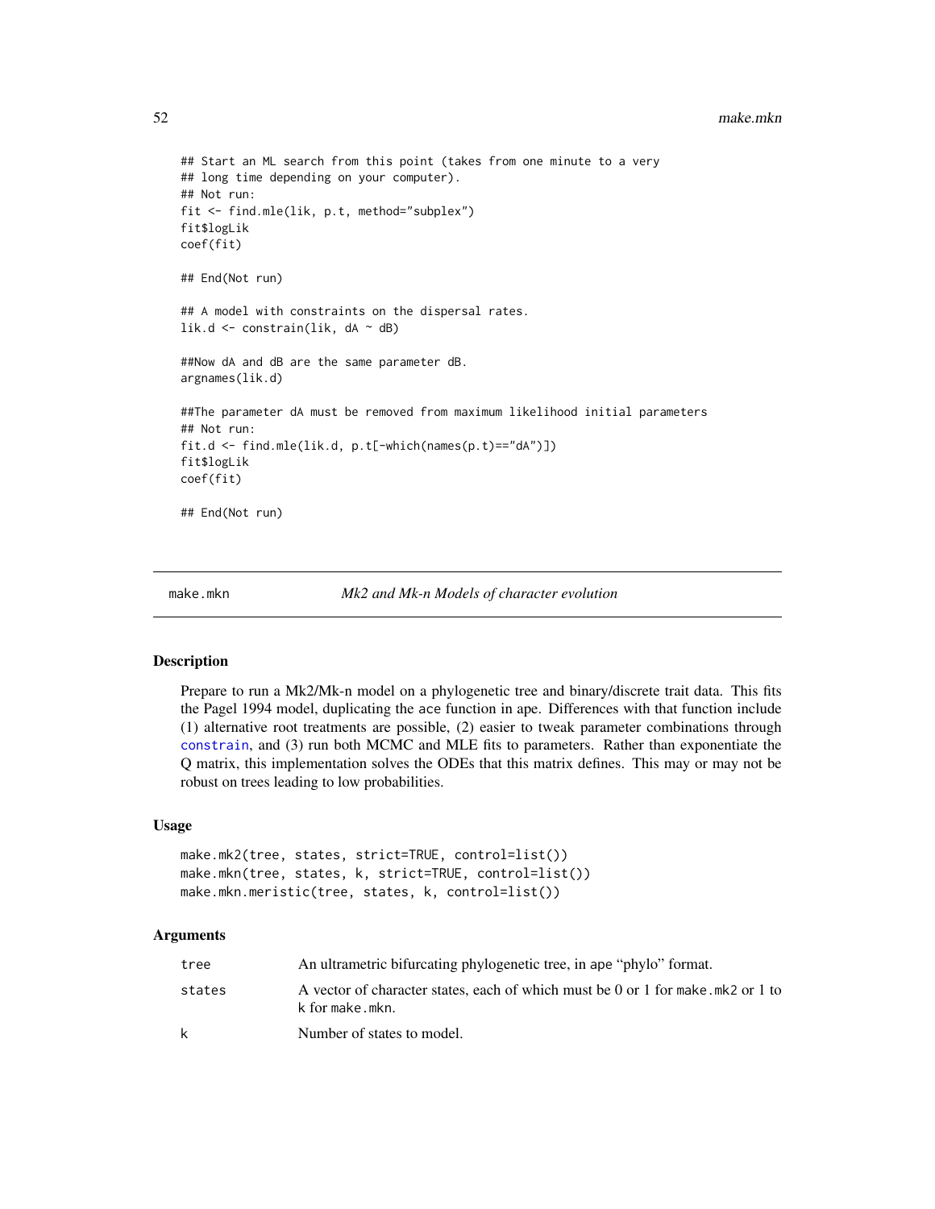```
## Start an ML search from this point (takes from one minute to a very
## long time depending on your computer).
## Not run:
fit <- find.mle(lik, p.t, method="subplex")
fit$logLik
coef(fit)

## End(Not run)

## A model with constraints on the dispersal rates.
lik.d <- constrain(lik, dA ~ dB)

##Now dA and dB are the same parameter dB.
argnames(lik.d)

##The parameter dA must be removed from maximum likelihood initial parameters
## Not run:
fit.d <- find.mle(lik.d, p.t[-which(names(p.t)=="dA")])
fit$logLik
coef(fit)

## End(Not run)
```

---

## make.mkn — *Mk2 and Mk-n Models of character evolution*

### Description

Prepare to run a Mk2/Mk-n model on a phylogenetic tree and binary/discrete trait data. This fits the Pagel 1994 model, duplicating the ace function in ape. Differences with that function include (1) alternative root treatments are possible, (2) easier to tweak parameter combinations through `constrain`, and (3) run both MCMC and MLE fits to parameters. Rather than exponentiate the Q matrix, this implementation solves the ODEs that this matrix defines. This may or may not be robust on trees leading to low probabilities.

### Usage

```
make.mk2(tree, states, strict=TRUE, control=list())
make.mkn(tree, states, k, strict=TRUE, control=list())
make.mkn.meristic(tree, states, k, control=list())
```

### Arguments

| | |
|---|---|
| `tree` | An ultrametric bifurcating phylogenetic tree, in ape "phylo" format. |
| `states` | A vector of character states, each of which must be 0 or 1 for `make.mk2` or 1 to k for `make.mkn`. |
| `k` | Number of states to model. |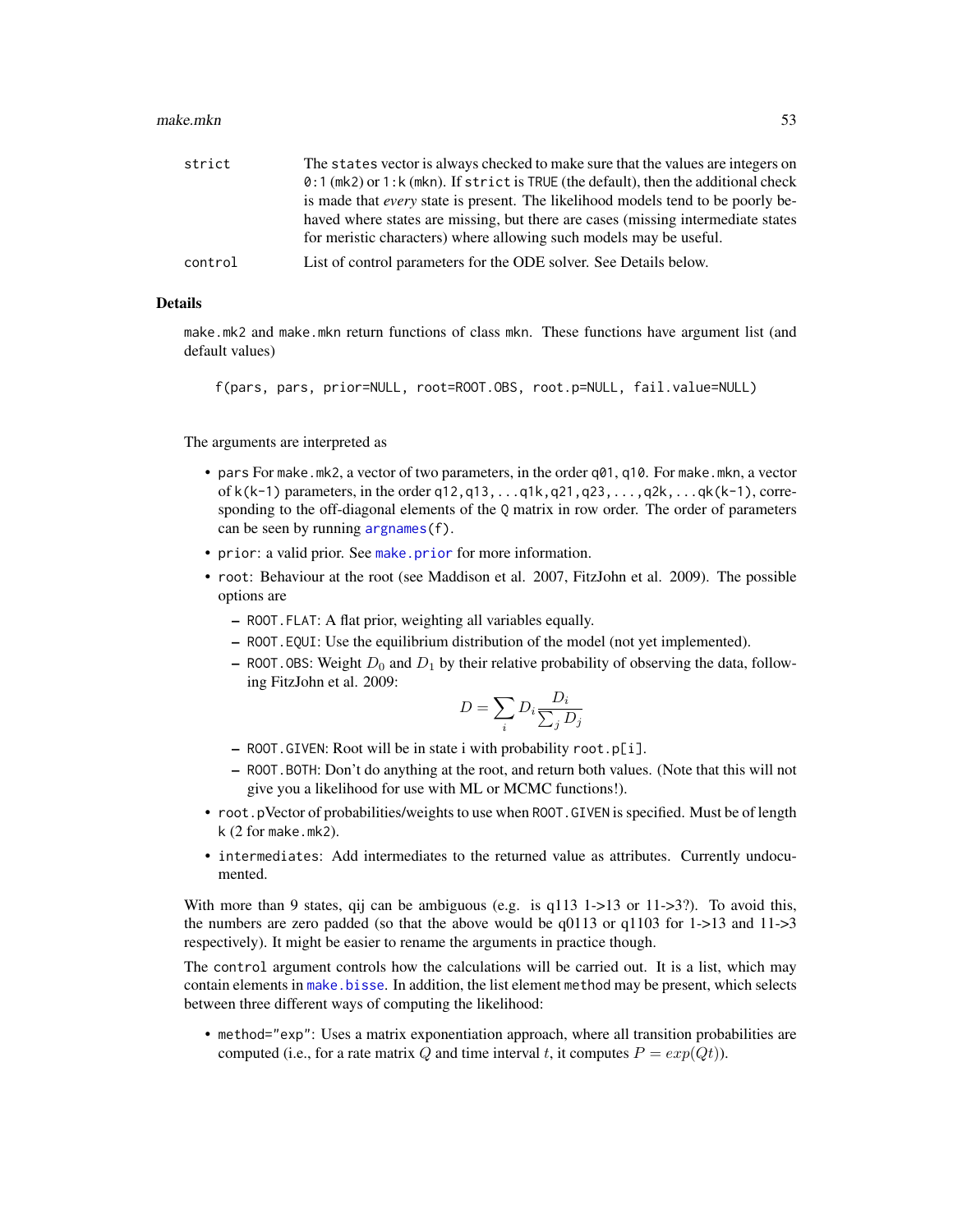strict
: The `states` vector is always checked to make sure that the values are integers on `0:1` (`mk2`) or `1:k` (`mkn`). If `strict` is `TRUE` (the default), then the additional check is made that *every* state is present. The likelihood models tend to be poorly behaved where states are missing, but there are cases (missing intermediate states for meristic characters) where allowing such models may be useful.

control
: List of control parameters for the ODE solver. See Details below.

## Details

`make.mk2` and `make.mkn` return functions of class `mkn`. These functions have argument list (and default values)

```
f(pars, pars, prior=NULL, root=ROOT.OBS, root.p=NULL, fail.value=NULL)
```

The arguments are interpreted as

- `pars` For `make.mk2`, a vector of two parameters, in the order `q01`, `q10`. For `make.mkn`, a vector of `k(k-1)` parameters, in the order `q12,q13,...q1k,q21,q23,...,q2k,...qk(k-1)`, corresponding to the off-diagonal elements of the `Q` matrix in row order. The order of parameters can be seen by running `argnames(f)`.
- `prior`: a valid prior. See `make.prior` for more information.
- `root`: Behaviour at the root (see Maddison et al. 2007, FitzJohn et al. 2009). The possible options are
  - `ROOT.FLAT`: A flat prior, weighting all variables equally.
  - `ROOT.EQUI`: Use the equilibrium distribution of the model (not yet implemented).
  - `ROOT.OBS`: Weight $D_0$ and $D_1$ by their relative probability of observing the data, following FitzJohn et al. 2009:
  $$D = \sum_i D_i \frac{D_i}{\sum_j D_j}$$
  - `ROOT.GIVEN`: Root will be in state i with probability `root.p[i]`.
  - `ROOT.BOTH`: Don't do anything at the root, and return both values. (Note that this will not give you a likelihood for use with ML or MCMC functions!).
- `root.p`Vector of probabilities/weights to use when `ROOT.GIVEN` is specified. Must be of length `k` (2 for `make.mk2`).
- `intermediates`: Add intermediates to the returned value as attributes. Currently undocumented.

With more than 9 states, qij can be ambiguous (e.g. is q113 1->13 or 11->3?). To avoid this, the numbers are zero padded (so that the above would be q0113 or q1103 for 1->13 and 11->3 respectively). It might be easier to rename the arguments in practice though.

The `control` argument controls how the calculations will be carried out. It is a list, which may contain elements in `make.bisse`. In addition, the list element `method` may be present, which selects between three different ways of computing the likelihood:

- `method="exp"`: Uses a matrix exponentiation approach, where all transition probabilities are computed (i.e., for a rate matrix $Q$ and time interval $t$, it computes $P = exp(Qt)$).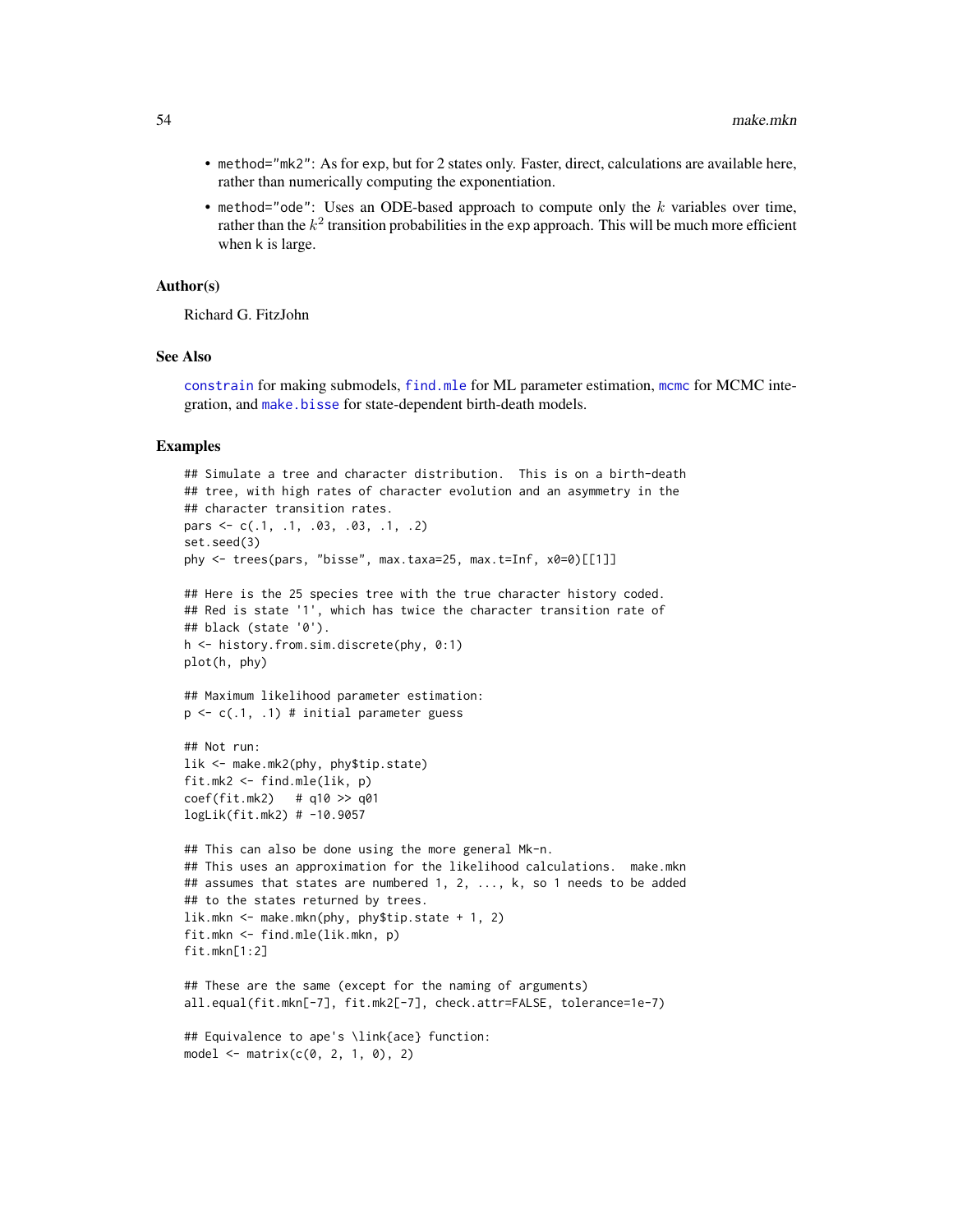- `method="mk2"`: As for exp, but for 2 states only. Faster, direct, calculations are available here, rather than numerically computing the exponentiation.
- `method="ode"`: Uses an ODE-based approach to compute only the $k$ variables over time, rather than the $k^2$ transition probabilities in the exp approach. This will be much more efficient when k is large.

### Author(s)

Richard G. FitzJohn

### See Also

constrain for making submodels, find.mle for ML parameter estimation, mcmc for MCMC integration, and make.bisse for state-dependent birth-death models.

### Examples

```
## Simulate a tree and character distribution.  This is on a birth-death
## tree, with high rates of character evolution and an asymmetry in the
## character transition rates.
pars <- c(.1, .1, .03, .03, .1, .2)
set.seed(3)
phy <- trees(pars, "bisse", max.taxa=25, max.t=Inf, x0=0)[[1]]

## Here is the 25 species tree with the true character history coded.
## Red is state '1', which has twice the character transition rate of
## black (state '0').
h <- history.from.sim.discrete(phy, 0:1)
plot(h, phy)

## Maximum likelihood parameter estimation:
p <- c(.1, .1) # initial parameter guess

## Not run:
lik <- make.mk2(phy, phy$tip.state)
fit.mk2 <- find.mle(lik, p)
coef(fit.mk2)   # q10 >> q01
logLik(fit.mk2) # -10.9057

## This can also be done using the more general Mk-n.
## This uses an approximation for the likelihood calculations.  make.mkn
## assumes that states are numbered 1, 2, ..., k, so 1 needs to be added
## to the states returned by trees.
lik.mkn <- make.mkn(phy, phy$tip.state + 1, 2)
fit.mkn <- find.mle(lik.mkn, p)
fit.mkn[1:2]

## These are the same (except for the naming of arguments)
all.equal(fit.mkn[-7], fit.mk2[-7], check.attr=FALSE, tolerance=1e-7)

## Equivalence to ape's \link{ace} function:
model <- matrix(c(0, 2, 1, 0), 2)
```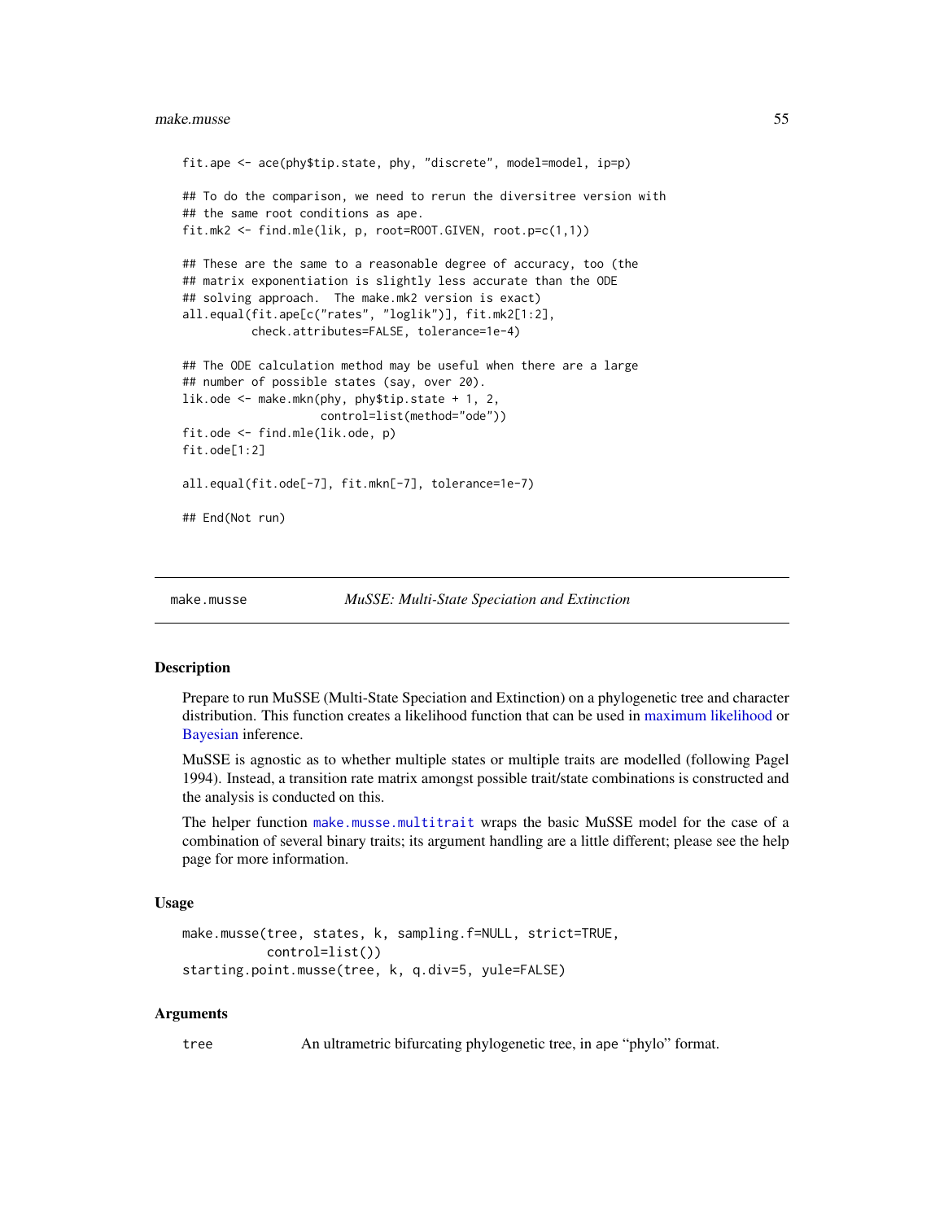```
fit.ape <- ace(phy$tip.state, phy, "discrete", model=model, ip=p)

## To do the comparison, we need to rerun the diversitree version with
## the same root conditions as ape.
fit.mk2 <- find.mle(lik, p, root=ROOT.GIVEN, root.p=c(1,1))

## These are the same to a reasonable degree of accuracy, too (the
## matrix exponentiation is slightly less accurate than the ODE
## solving approach.  The make.mk2 version is exact)
all.equal(fit.ape[c("rates", "loglik")], fit.mk2[1:2],
          check.attributes=FALSE, tolerance=1e-4)

## The ODE calculation method may be useful when there are a large
## number of possible states (say, over 20).
lik.ode <- make.mkn(phy, phy$tip.state + 1, 2,
                    control=list(method="ode"))
fit.ode <- find.mle(lik.ode, p)
fit.ode[1:2]

all.equal(fit.ode[-7], fit.mkn[-7], tolerance=1e-7)

## End(Not run)
```

---

make.musse — *MuSSE: Multi-State Speciation and Extinction*

---

### Description

Prepare to run MuSSE (Multi-State Speciation and Extinction) on a phylogenetic tree and character distribution. This function creates a likelihood function that can be used in maximum likelihood or Bayesian inference.

MuSSE is agnostic as to whether multiple states or multiple traits are modelled (following Pagel 1994). Instead, a transition rate matrix amongst possible trait/state combinations is constructed and the analysis is conducted on this.

The helper function `make.musse.multitrait` wraps the basic MuSSE model for the case of a combination of several binary traits; its argument handling are a little different; please see the help page for more information.

### Usage

```
make.musse(tree, states, k, sampling.f=NULL, strict=TRUE,
           control=list())
starting.point.musse(tree, k, q.div=5, yule=FALSE)
```

### Arguments

`tree` An ultrametric bifurcating phylogenetic tree, in ape "phylo" format.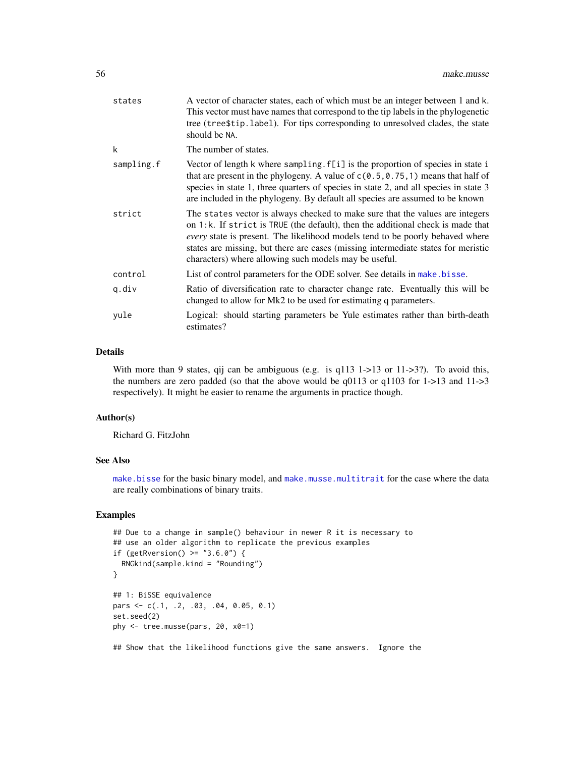| | |
|---|---|
| states | A vector of character states, each of which must be an integer between 1 and k. This vector must have names that correspond to the tip labels in the phylogenetic tree (tree$tip.label). For tips corresponding to unresolved clades, the state should be NA. |
| k | The number of states. |
| sampling.f | Vector of length k where sampling.f[i] is the proportion of species in state i that are present in the phylogeny. A value of c(0.5,0.75,1) means that half of species in state 1, three quarters of species in state 2, and all species in state 3 are included in the phylogeny. By default all species are assumed to be known |
| strict | The states vector is always checked to make sure that the values are integers on 1:k. If strict is TRUE (the default), then the additional check is made that *every* state is present. The likelihood models tend to be poorly behaved where states are missing, but there are cases (missing intermediate states for meristic characters) where allowing such models may be useful. |
| control | List of control parameters for the ODE solver. See details in make.bisse. |
| q.div | Ratio of diversification rate to character change rate. Eventually this will be changed to allow for Mk2 to be used for estimating q parameters. |
| yule | Logical: should starting parameters be Yule estimates rather than birth-death estimates? |

## Details

With more than 9 states, qij can be ambiguous (e.g. is q113 1->13 or 11->3?). To avoid this, the numbers are zero padded (so that the above would be q0113 or q1103 for 1->13 and 11->3 respectively). It might be easier to rename the arguments in practice though.

## Author(s)

Richard G. FitzJohn

## See Also

make.bisse for the basic binary model, and make.musse.multitrait for the case where the data are really combinations of binary traits.

## Examples

```
## Due to a change in sample() behaviour in newer R it is necessary to
## use an older algorithm to replicate the previous examples
if (getRversion() >= "3.6.0") {
  RNGkind(sample.kind = "Rounding")
}

## 1: BiSSE equivalence
pars <- c(.1, .2, .03, .04, 0.05, 0.1)
set.seed(2)
phy <- tree.musse(pars, 20, x0=1)

## Show that the likelihood functions give the same answers.  Ignore the
```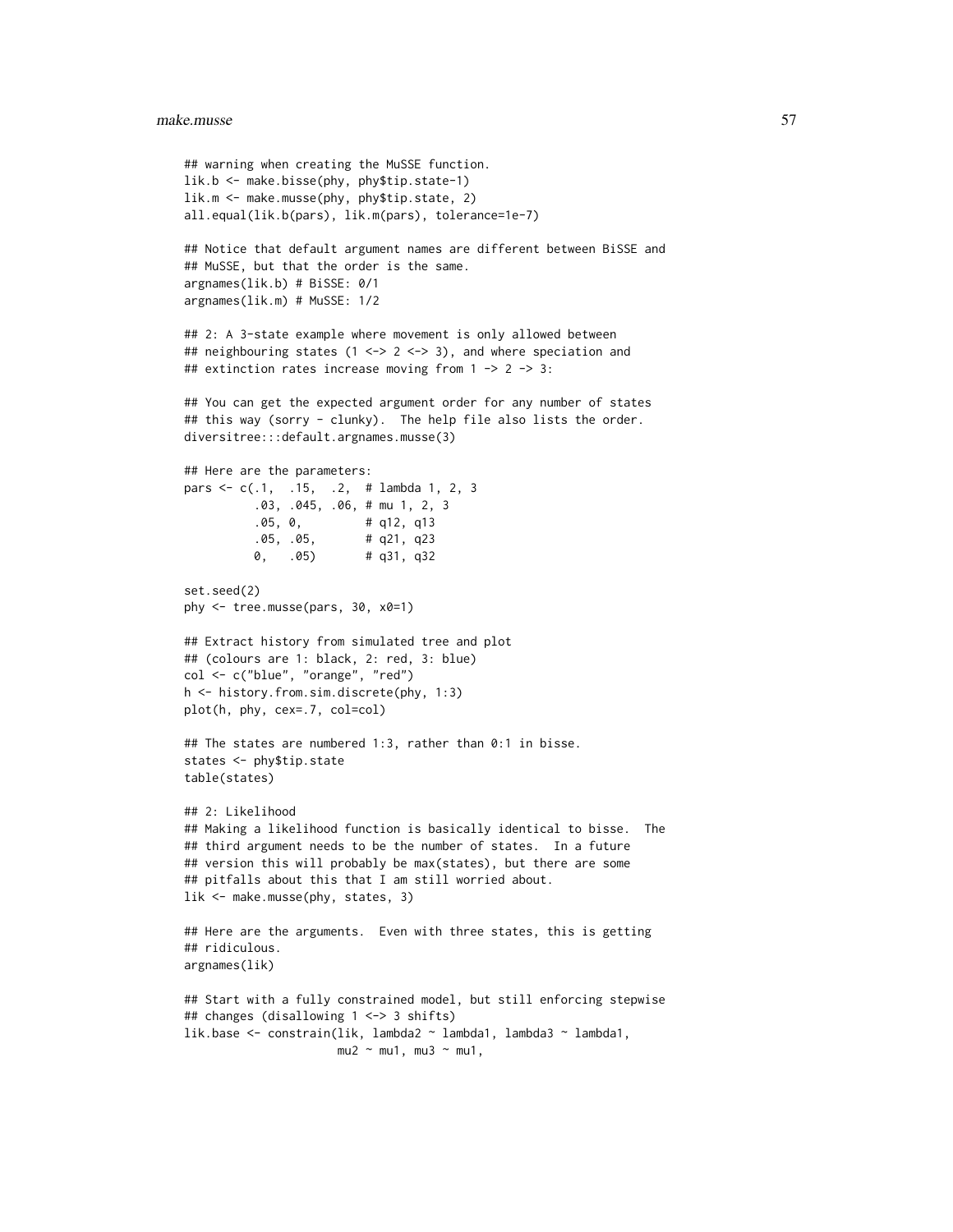```
## warning when creating the MuSSE function.
lik.b <- make.bisse(phy, phy$tip.state-1)
lik.m <- make.musse(phy, phy$tip.state, 2)
all.equal(lik.b(pars), lik.m(pars), tolerance=1e-7)

## Notice that default argument names are different between BiSSE and
## MuSSE, but that the order is the same.
argnames(lik.b) # BiSSE: 0/1
argnames(lik.m) # MuSSE: 1/2

## 2: A 3-state example where movement is only allowed between
## neighbouring states (1 <-> 2 <-> 3), and where speciation and
## extinction rates increase moving from 1 -> 2 -> 3:

## You can get the expected argument order for any number of states
## this way (sorry - clunky).  The help file also lists the order.
diversitree:::default.argnames.musse(3)

## Here are the parameters:
pars <- c(.1,  .15,  .2,  # lambda 1, 2, 3
          .03, .045, .06, # mu 1, 2, 3
          .05, 0,         # q12, q13
          .05, .05,       # q21, q23
          0,   .05)       # q31, q32

set.seed(2)
phy <- tree.musse(pars, 30, x0=1)

## Extract history from simulated tree and plot
## (colours are 1: black, 2: red, 3: blue)
col <- c("blue", "orange", "red")
h <- history.from.sim.discrete(phy, 1:3)
plot(h, phy, cex=.7, col=col)

## The states are numbered 1:3, rather than 0:1 in bisse.
states <- phy$tip.state
table(states)

## 2: Likelihood
## Making a likelihood function is basically identical to bisse.  The
## third argument needs to be the number of states.  In a future
## version this will probably be max(states), but there are some
## pitfalls about this that I am still worried about.
lik <- make.musse(phy, states, 3)

## Here are the arguments.  Even with three states, this is getting
## ridiculous.
argnames(lik)

## Start with a fully constrained model, but still enforcing stepwise
## changes (disallowing 1 <-> 3 shifts)
lik.base <- constrain(lik, lambda2 ~ lambda1, lambda3 ~ lambda1,
                      mu2 ~ mu1, mu3 ~ mu1,
```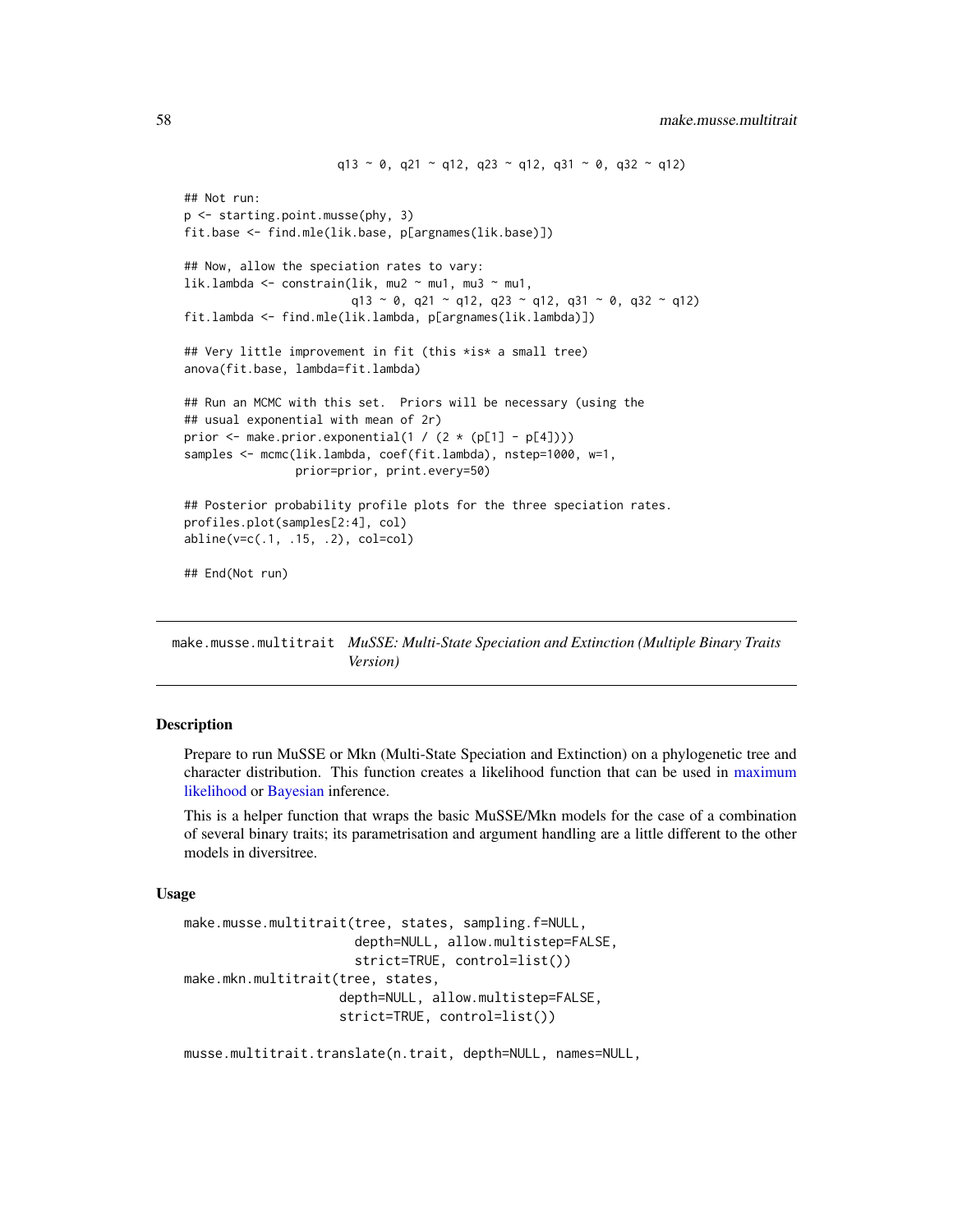```
                      q13 ~ 0, q21 ~ q12, q23 ~ q12, q31 ~ 0, q32 ~ q12)

## Not run:
p <- starting.point.musse(phy, 3)
fit.base <- find.mle(lik.base, p[argnames(lik.base)])

## Now, allow the speciation rates to vary:
lik.lambda <- constrain(lik, mu2 ~ mu1, mu3 ~ mu1,
                        q13 ~ 0, q21 ~ q12, q23 ~ q12, q31 ~ 0, q32 ~ q12)
fit.lambda <- find.mle(lik.lambda, p[argnames(lik.lambda)])

## Very little improvement in fit (this *is* a small tree)
anova(fit.base, lambda=fit.lambda)

## Run an MCMC with this set.  Priors will be necessary (using the
## usual exponential with mean of 2r)
prior <- make.prior.exponential(1 / (2 * (p[1] - p[4])))
samples <- mcmc(lik.lambda, coef(fit.lambda), nstep=1000, w=1,
                prior=prior, print.every=50)

## Posterior probability profile plots for the three speciation rates.
profiles.plot(samples[2:4], col)
abline(v=c(.1, .15, .2), col=col)

## End(Not run)
```

---

## make.musse.multitrait *MuSSE: Multi-State Speciation and Extinction (Multiple Binary Traits Version)*

### Description

Prepare to run MuSSE or Mkn (Multi-State Speciation and Extinction) on a phylogenetic tree and character distribution. This function creates a likelihood function that can be used in maximum likelihood or Bayesian inference.

This is a helper function that wraps the basic MuSSE/Mkn models for the case of a combination of several binary traits; its parametrisation and argument handling are a little different to the other models in diversitree.

### Usage

```
make.musse.multitrait(tree, states, sampling.f=NULL,
                      depth=NULL, allow.multistep=FALSE,
                      strict=TRUE, control=list())
make.mkn.multitrait(tree, states,
                    depth=NULL, allow.multistep=FALSE,
                    strict=TRUE, control=list())

musse.multitrait.translate(n.trait, depth=NULL, names=NULL,
```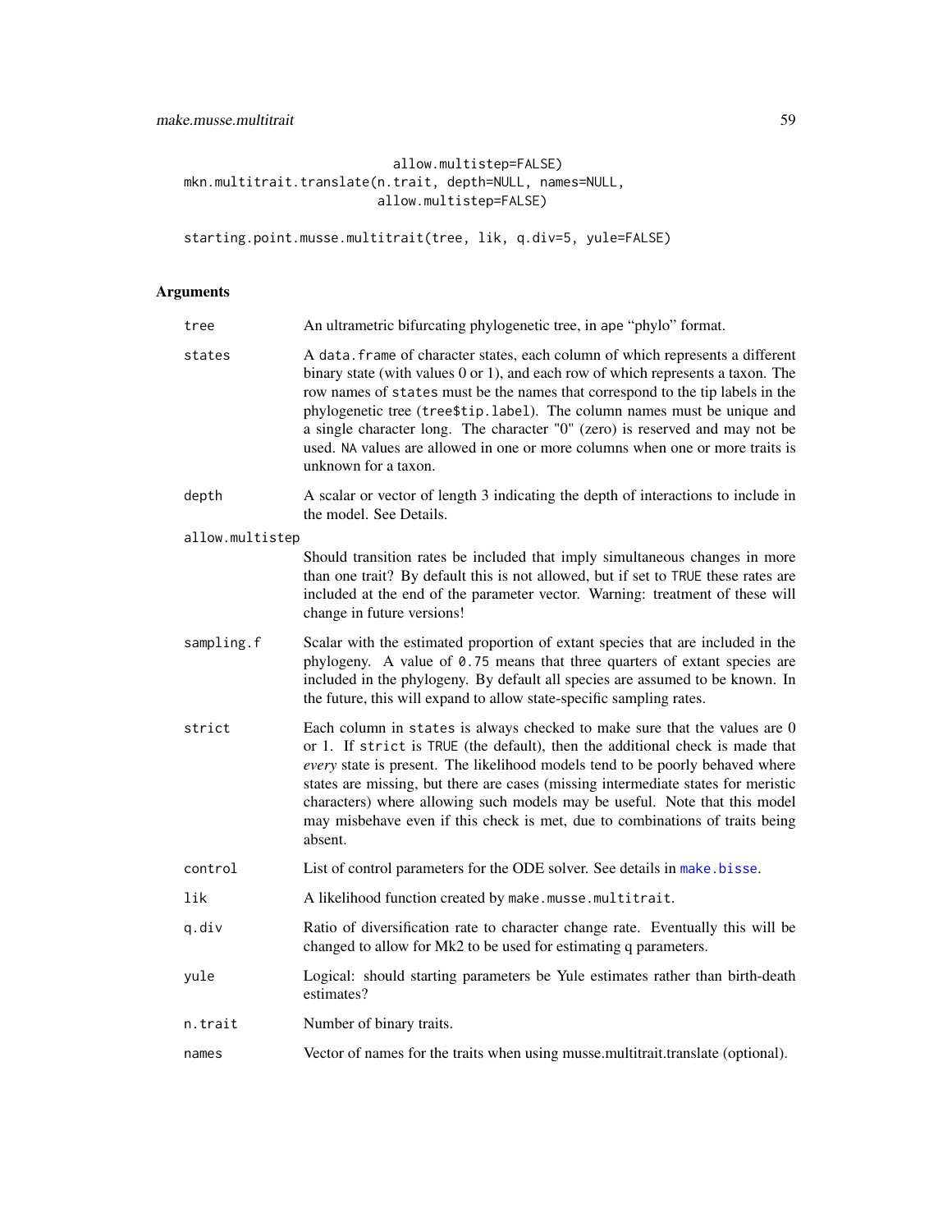```
                           allow.multistep=FALSE)
mkn.multitrait.translate(n.trait, depth=NULL, names=NULL,
                         allow.multistep=FALSE)

starting.point.musse.multitrait(tree, lik, q.div=5, yule=FALSE)
```

## Arguments

| | |
|---|---|
| tree | An ultrametric bifurcating phylogenetic tree, in ape "phylo" format. |
| states | A `data.frame` of character states, each column of which represents a different binary state (with values 0 or 1), and each row of which represents a taxon. The row names of `states` must be the names that correspond to the tip labels in the phylogenetic tree (`tree$tip.label`). The column names must be unique and a single character long. The character "0" (zero) is reserved and may not be used. `NA` values are allowed in one or more columns when one or more traits is unknown for a taxon. |
| depth | A scalar or vector of length 3 indicating the depth of interactions to include in the model. See Details. |
| allow.multistep | Should transition rates be included that imply simultaneous changes in more than one trait? By default this is not allowed, but if set to `TRUE` these rates are included at the end of the parameter vector. Warning: treatment of these will change in future versions! |
| sampling.f | Scalar with the estimated proportion of extant species that are included in the phylogeny. A value of `0.75` means that three quarters of extant species are included in the phylogeny. By default all species are assumed to be known. In the future, this will expand to allow state-specific sampling rates. |
| strict | Each column in `states` is always checked to make sure that the values are 0 or 1. If `strict` is `TRUE` (the default), then the additional check is made that *every* state is present. The likelihood models tend to be poorly behaved where states are missing, but there are cases (missing intermediate states for meristic characters) where allowing such models may be useful. Note that this model may misbehave even if this check is met, due to combinations of traits being absent. |
| control | List of control parameters for the ODE solver. See details in `make.bisse`. |
| lik | A likelihood function created by `make.musse.multitrait`. |
| q.div | Ratio of diversification rate to character change rate. Eventually this will be changed to allow for Mk2 to be used for estimating q parameters. |
| yule | Logical: should starting parameters be Yule estimates rather than birth-death estimates? |
| n.trait | Number of binary traits. |
| names | Vector of names for the traits when using musse.multitrait.translate (optional). |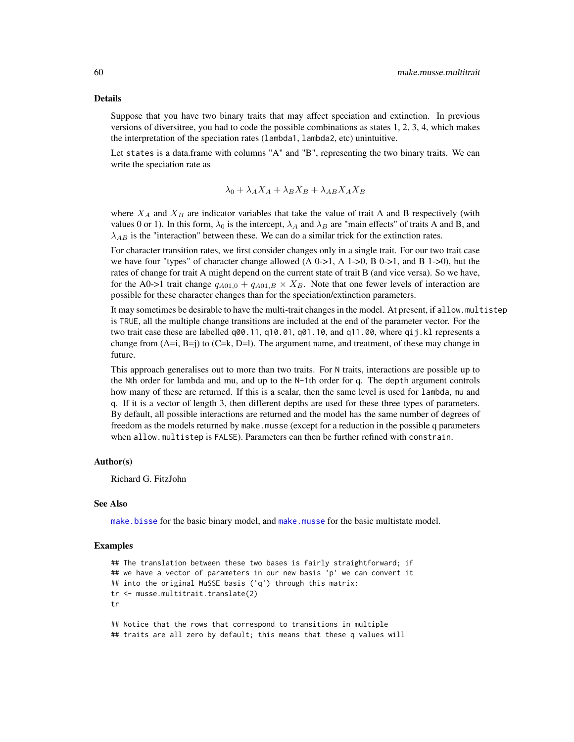### Details

Suppose that you have two binary traits that may affect speciation and extinction. In previous versions of diversitree, you had to code the possible combinations as states 1, 2, 3, 4, which makes the interpretation of the speciation rates (`lambda1`, `lambda2`, etc) unintuitive.

Let `states` is a data.frame with columns "A" and "B", representing the two binary traits. We can write the speciation rate as

$$\lambda_0 + \lambda_A X_A + \lambda_B X_B + \lambda_{AB} X_A X_B$$

where $X_A$ and $X_B$ are indicator variables that take the value of trait A and B respectively (with values 0 or 1). In this form, $\lambda_0$ is the intercept, $\lambda_A$ and $\lambda_B$ are "main effects" of traits A and B, and $\lambda_{AB}$ is the "interaction" between these. We can do a similar trick for the extinction rates.

For character transition rates, we first consider changes only in a single trait. For our two trait case we have four "types" of character change allowed (A 0->1, A 1->0, B 0->1, and B 1->0), but the rates of change for trait A might depend on the current state of trait B (and vice versa). So we have, for the A0->1 trait change $q_{A01,0} + q_{A01,B} \times X_B$. Note that one fewer levels of interaction are possible for these character changes than for the speciation/extinction parameters.

It may sometimes be desirable to have the multi-trait changes in the model. At present, if `allow.multistep` is `TRUE`, all the multiple change transitions are included at the end of the parameter vector. For the two trait case these are labelled `q00.11`, `q10.01`, `q01.10`, and `q11.00`, where `qij.kl` represents a change from (A=i, B=j) to (C=k, D=l). The argument name, and treatment, of these may change in future.

This approach generalises out to more than two traits. For `N` traits, interactions are possible up to the `N`th order for lambda and mu, and up to the `N-1`th order for q. The `depth` argument controls how many of these are returned. If this is a scalar, then the same level is used for `lambda`, `mu` and `q`. If it is a vector of length 3, then different depths are used for these three types of parameters. By default, all possible interactions are returned and the model has the same number of degrees of freedom as the models returned by `make.musse` (except for a reduction in the possible q parameters when `allow.multistep` is `FALSE`). Parameters can then be further refined with `constrain`.

### Author(s)

Richard G. FitzJohn

### See Also

`make.bisse` for the basic binary model, and `make.musse` for the basic multistate model.

### Examples

```
## The translation between these two bases is fairly straightforward; if
## we have a vector of parameters in our new basis 'p' we can convert it
## into the original MuSSE basis ('q') through this matrix:
tr <- musse.multitrait.translate(2)
tr

## Notice that the rows that correspond to transitions in multiple
## traits are all zero by default; this means that these q values will
```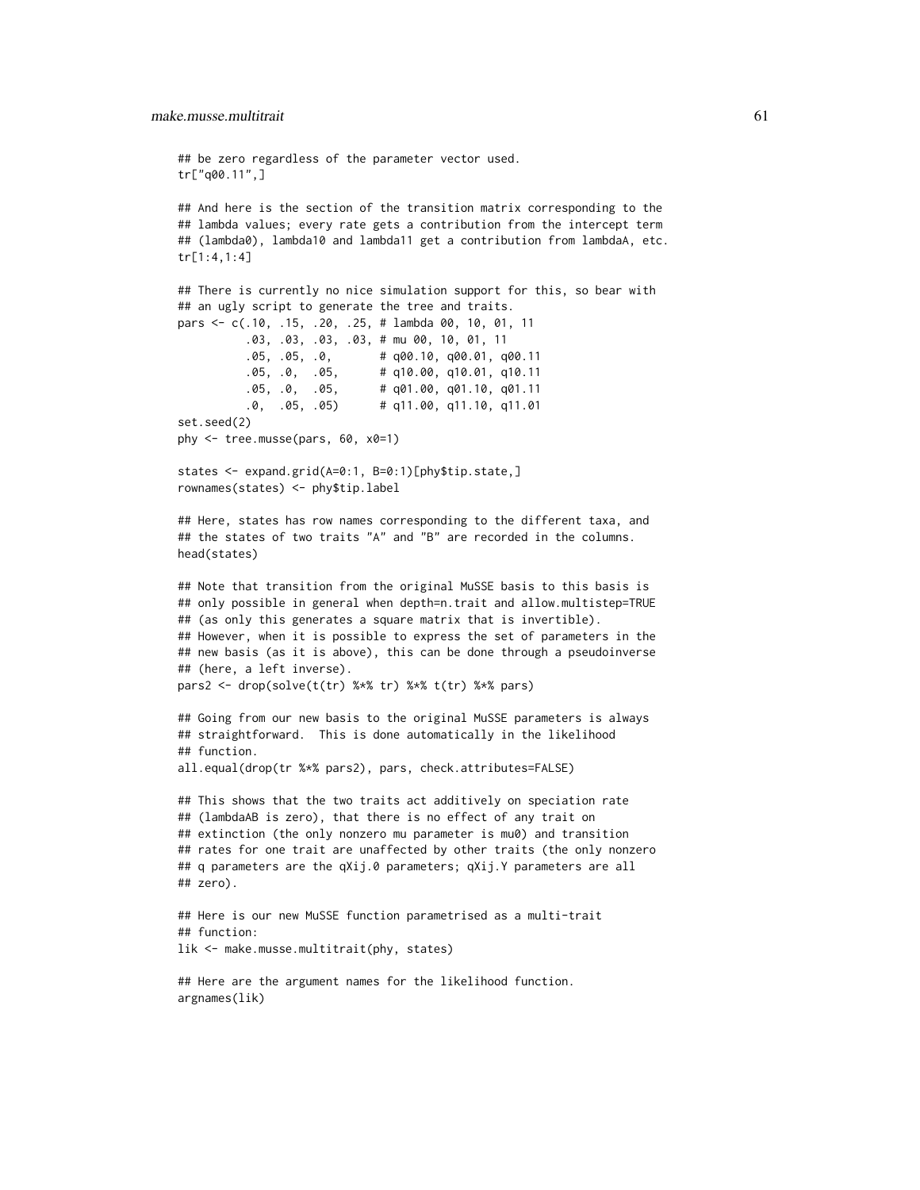```
## be zero regardless of the parameter vector used.
tr["q00.11",]

## And here is the section of the transition matrix corresponding to the
## lambda values; every rate gets a contribution from the intercept term
## (lambda0), lambda10 and lambda11 get a contribution from lambdaA, etc.
tr[1:4,1:4]

## There is currently no nice simulation support for this, so bear with
## an ugly script to generate the tree and traits.
pars <- c(.10, .15, .20, .25, # lambda 00, 10, 01, 11
          .03, .03, .03, .03, # mu 00, 10, 01, 11
          .05, .05, .0,       # q00.10, q00.01, q00.11
          .05, .0,  .05,      # q10.00, q10.01, q10.11
          .05, .0,  .05,      # q01.00, q01.10, q01.11
          .0,  .05, .05)      # q11.00, q11.10, q11.01
set.seed(2)
phy <- tree.musse(pars, 60, x0=1)

states <- expand.grid(A=0:1, B=0:1)[phy$tip.state,]
rownames(states) <- phy$tip.label

## Here, states has row names corresponding to the different taxa, and
## the states of two traits "A" and "B" are recorded in the columns.
head(states)

## Note that transition from the original MuSSE basis to this basis is
## only possible in general when depth=n.trait and allow.multistep=TRUE
## (as only this generates a square matrix that is invertible).
## However, when it is possible to express the set of parameters in the
## new basis (as it is above), this can be done through a pseudoinverse
## (here, a left inverse).
pars2 <- drop(solve(t(tr) %*% tr) %*% t(tr) %*% pars)

## Going from our new basis to the original MuSSE parameters is always
## straightforward.  This is done automatically in the likelihood
## function.
all.equal(drop(tr %*% pars2), pars, check.attributes=FALSE)

## This shows that the two traits act additively on speciation rate
## (lambdaAB is zero), that there is no effect of any trait on
## extinction (the only nonzero mu parameter is mu0) and transition
## rates for one trait are unaffected by other traits (the only nonzero
## q parameters are the qXij.0 parameters; qXij.Y parameters are all
## zero).

## Here is our new MuSSE function parametrised as a multi-trait
## function:
lik <- make.musse.multitrait(phy, states)

## Here are the argument names for the likelihood function.
argnames(lik)
```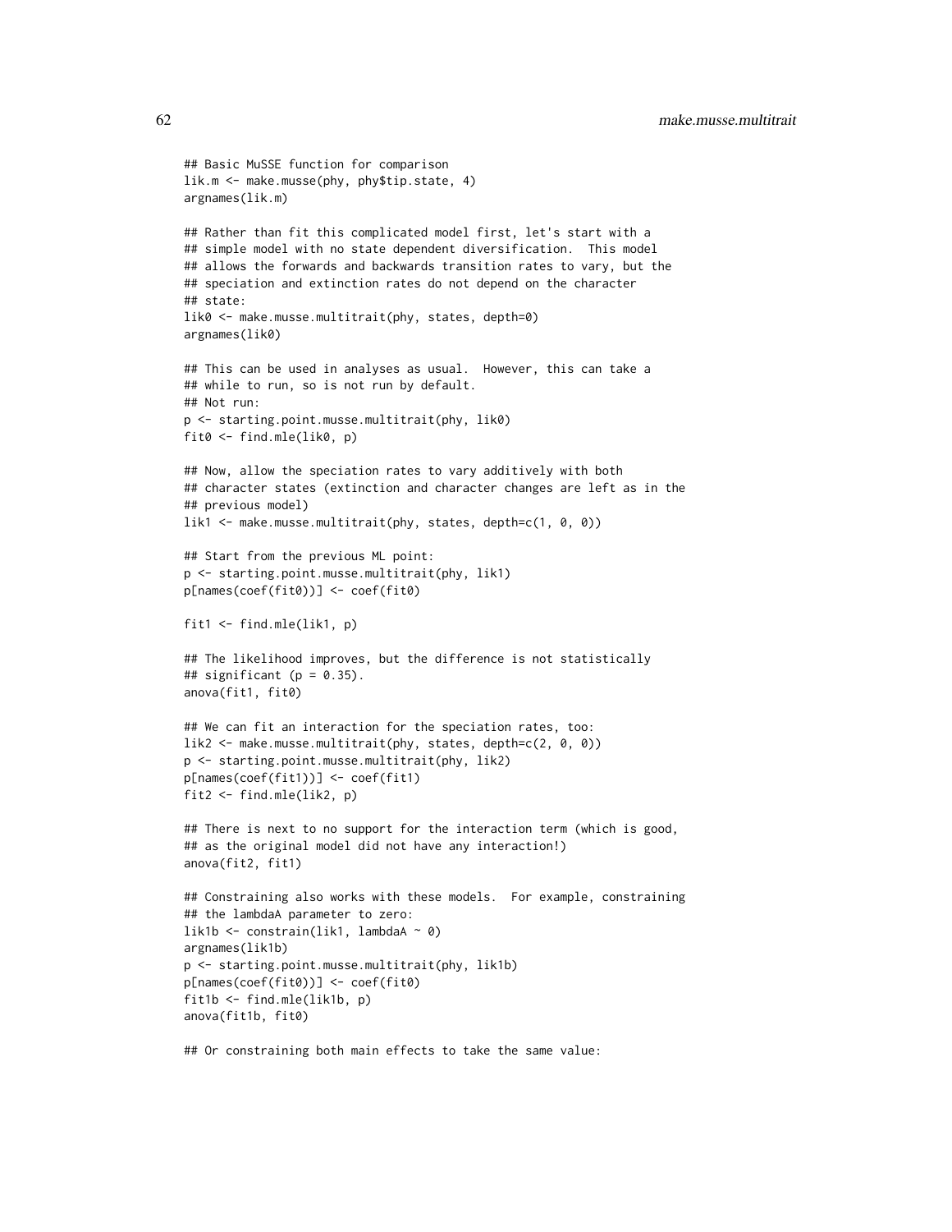```
## Basic MuSSE function for comparison
lik.m <- make.musse(phy, phy$tip.state, 4)
argnames(lik.m)

## Rather than fit this complicated model first, let's start with a
## simple model with no state dependent diversification.  This model
## allows the forwards and backwards transition rates to vary, but the
## speciation and extinction rates do not depend on the character
## state:
lik0 <- make.musse.multitrait(phy, states, depth=0)
argnames(lik0)

## This can be used in analyses as usual.  However, this can take a
## while to run, so is not run by default.
## Not run:
p <- starting.point.musse.multitrait(phy, lik0)
fit0 <- find.mle(lik0, p)

## Now, allow the speciation rates to vary additively with both
## character states (extinction and character changes are left as in the
## previous model)
lik1 <- make.musse.multitrait(phy, states, depth=c(1, 0, 0))

## Start from the previous ML point:
p <- starting.point.musse.multitrait(phy, lik1)
p[names(coef(fit0))] <- coef(fit0)

fit1 <- find.mle(lik1, p)

## The likelihood improves, but the difference is not statistically
## significant (p = 0.35).
anova(fit1, fit0)

## We can fit an interaction for the speciation rates, too:
lik2 <- make.musse.multitrait(phy, states, depth=c(2, 0, 0))
p <- starting.point.musse.multitrait(phy, lik2)
p[names(coef(fit1))] <- coef(fit1)
fit2 <- find.mle(lik2, p)

## There is next to no support for the interaction term (which is good,
## as the original model did not have any interaction!)
anova(fit2, fit1)

## Constraining also works with these models.  For example, constraining
## the lambdaA parameter to zero:
lik1b <- constrain(lik1, lambdaA ~ 0)
argnames(lik1b)
p <- starting.point.musse.multitrait(phy, lik1b)
p[names(coef(fit0))] <- coef(fit0)
fit1b <- find.mle(lik1b, p)
anova(fit1b, fit0)

## Or constraining both main effects to take the same value:
```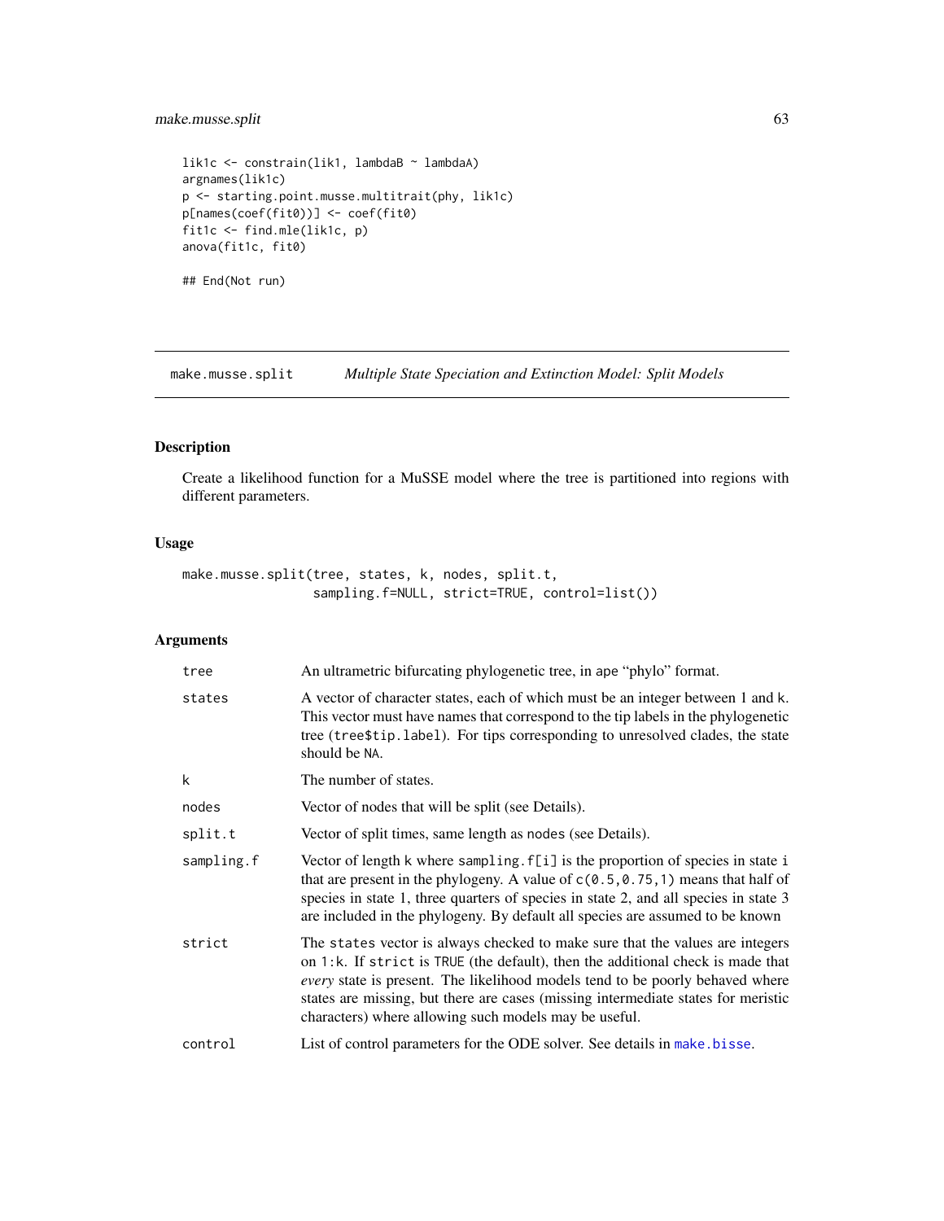```
lik1c <- constrain(lik1, lambdaB ~ lambdaA)
argnames(lik1c)
p <- starting.point.musse.multitrait(phy, lik1c)
p[names(coef(fit0))] <- coef(fit0)
fit1c <- find.mle(lik1c, p)
anova(fit1c, fit0)

## End(Not run)
```

## make.musse.split — *Multiple State Speciation and Extinction Model: Split Models*

### Description

Create a likelihood function for a MuSSE model where the tree is partitioned into regions with different parameters.

### Usage

```
make.musse.split(tree, states, k, nodes, split.t,
                 sampling.f=NULL, strict=TRUE, control=list())
```

### Arguments

| Argument | Description |
|---|---|
| `tree` | An ultrametric bifurcating phylogenetic tree, in ape "phylo" format. |
| `states` | A vector of character states, each of which must be an integer between 1 and `k`. This vector must have names that correspond to the tip labels in the phylogenetic tree (`tree$tip.label`). For tips corresponding to unresolved clades, the state should be `NA`. |
| `k` | The number of states. |
| `nodes` | Vector of nodes that will be split (see Details). |
| `split.t` | Vector of split times, same length as `nodes` (see Details). |
| `sampling.f` | Vector of length `k` where `sampling.f[i]` is the proportion of species in state `i` that are present in the phylogeny. A value of `c(0.5,0.75,1)` means that half of species in state 1, three quarters of species in state 2, and all species in state 3 are included in the phylogeny. By default all species are assumed to be known |
| `strict` | The `states` vector is always checked to make sure that the values are integers on `1:k`. If `strict` is `TRUE` (the default), then the additional check is made that *every* state is present. The likelihood models tend to be poorly behaved where states are missing, but there are cases (missing intermediate states for meristic characters) where allowing such models may be useful. |
| `control` | List of control parameters for the ODE solver. See details in `make.bisse`. |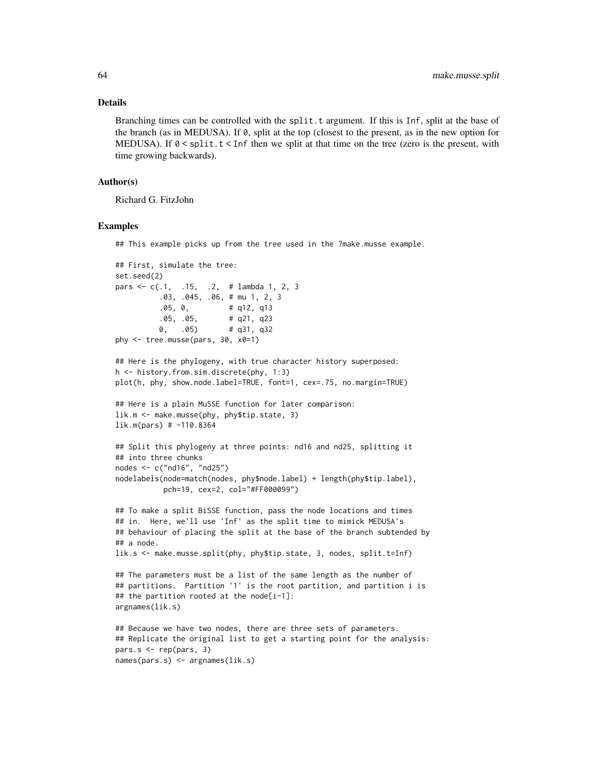## Details

Branching times can be controlled with the `split.t` argument. If this is `Inf`, split at the base of the branch (as in MEDUSA). If `0`, split at the top (closest to the present, as in the new option for MEDUSA). If `0 < split.t < Inf` then we split at that time on the tree (zero is the present, with time growing backwards).

## Author(s)

Richard G. FitzJohn

## Examples

```
## This example picks up from the tree used in the ?make.musse example.

## First, simulate the tree:
set.seed(2)
pars <- c(.1,  .15,  .2,  # lambda 1, 2, 3
          .03, .045, .06, # mu 1, 2, 3
          .05, 0,         # q12, q13
          .05, .05,       # q21, q23
          0,   .05)       # q31, q32
phy <- tree.musse(pars, 30, x0=1)

## Here is the phylogeny, with true character history superposed:
h <- history.from.sim.discrete(phy, 1:3)
plot(h, phy, show.node.label=TRUE, font=1, cex=.75, no.margin=TRUE)

## Here is a plain MuSSE function for later comparison:
lik.m <- make.musse(phy, phy$tip.state, 3)
lik.m(pars) # -110.8364

## Split this phylogeny at three points: nd16 and nd25, splitting it
## into three chunks
nodes <- c("nd16", "nd25")
nodelabels(node=match(nodes, phy$node.label) + length(phy$tip.label),
           pch=19, cex=2, col="#FF000099")

## To make a split BiSSE function, pass the node locations and times
## in.  Here, we'll use 'Inf' as the split time to mimick MEDUSA's
## behaviour of placing the split at the base of the branch subtended by
## a node.
lik.s <- make.musse.split(phy, phy$tip.state, 3, nodes, split.t=Inf)

## The parameters must be a list of the same length as the number of
## partitions.  Partition '1' is the root partition, and partition i is
## the partition rooted at the node[i-1]:
argnames(lik.s)

## Because we have two nodes, there are three sets of parameters.
## Replicate the original list to get a starting point for the analysis:
pars.s <- rep(pars, 3)
names(pars.s) <- argnames(lik.s)
```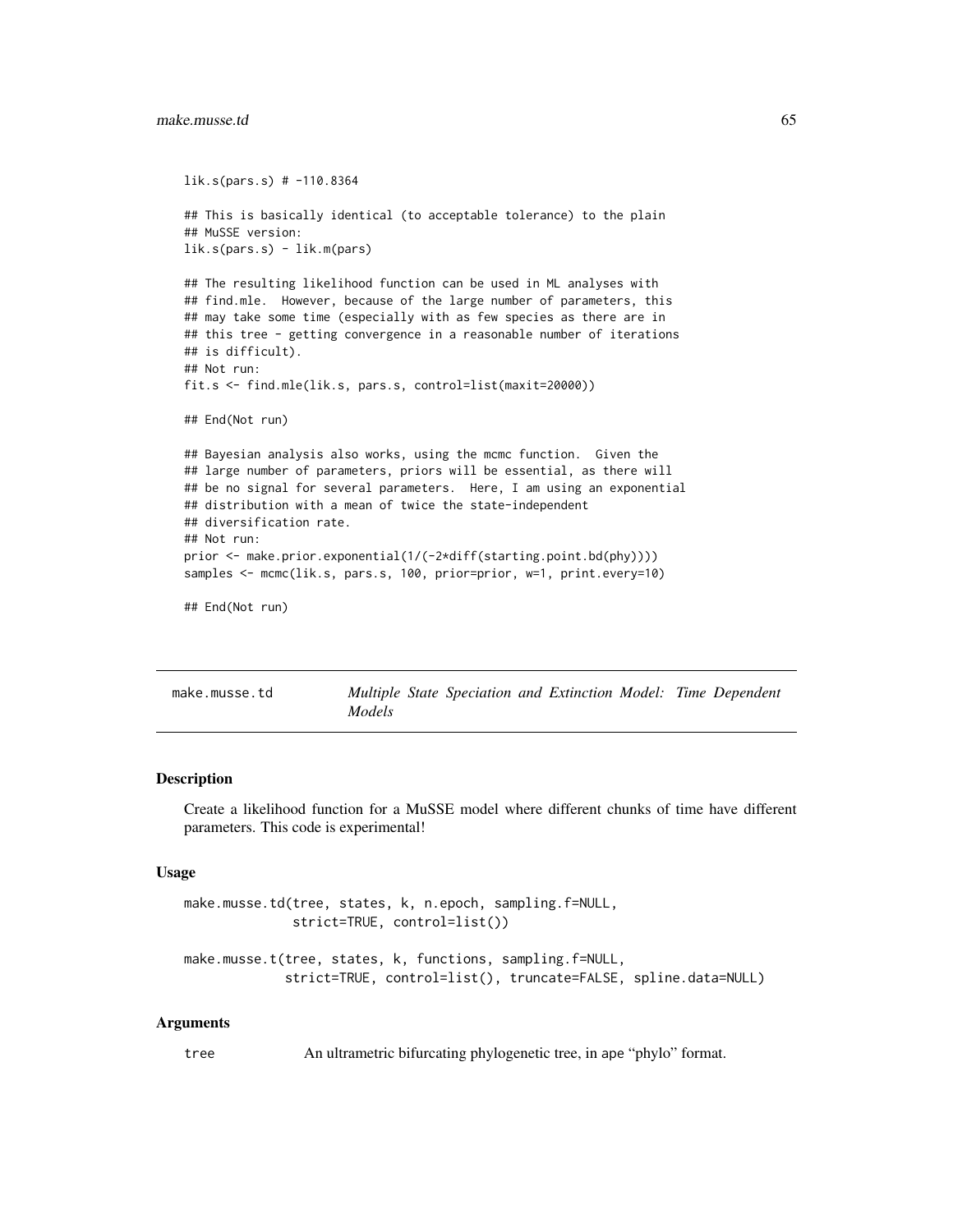```
lik.s(pars.s) # -110.8364

## This is basically identical (to acceptable tolerance) to the plain
## MuSSE version:
lik.s(pars.s) - lik.m(pars)

## The resulting likelihood function can be used in ML analyses with
## find.mle.  However, because of the large number of parameters, this
## may take some time (especially with as few species as there are in
## this tree - getting convergence in a reasonable number of iterations
## is difficult).
## Not run:
fit.s <- find.mle(lik.s, pars.s, control=list(maxit=20000))

## End(Not run)

## Bayesian analysis also works, using the mcmc function.  Given the
## large number of parameters, priors will be essential, as there will
## be no signal for several parameters.  Here, I am using an exponential
## distribution with a mean of twice the state-independent
## diversification rate.
## Not run:
prior <- make.prior.exponential(1/(-2*diff(starting.point.bd(phy))))
samples <- mcmc(lik.s, pars.s, 100, prior=prior, w=1, print.every=10)

## End(Not run)
```

---

## make.musse.td — *Multiple State Speciation and Extinction Model: Time Dependent Models*

### Description

Create a likelihood function for a MuSSE model where different chunks of time have different parameters. This code is experimental!

### Usage

```
make.musse.td(tree, states, k, n.epoch, sampling.f=NULL,
              strict=TRUE, control=list())

make.musse.t(tree, states, k, functions, sampling.f=NULL,
             strict=TRUE, control=list(), truncate=FALSE, spline.data=NULL)
```

### Arguments

| | |
|---|---|
| `tree` | An ultrametric bifurcating phylogenetic tree, in ape "phylo" format. |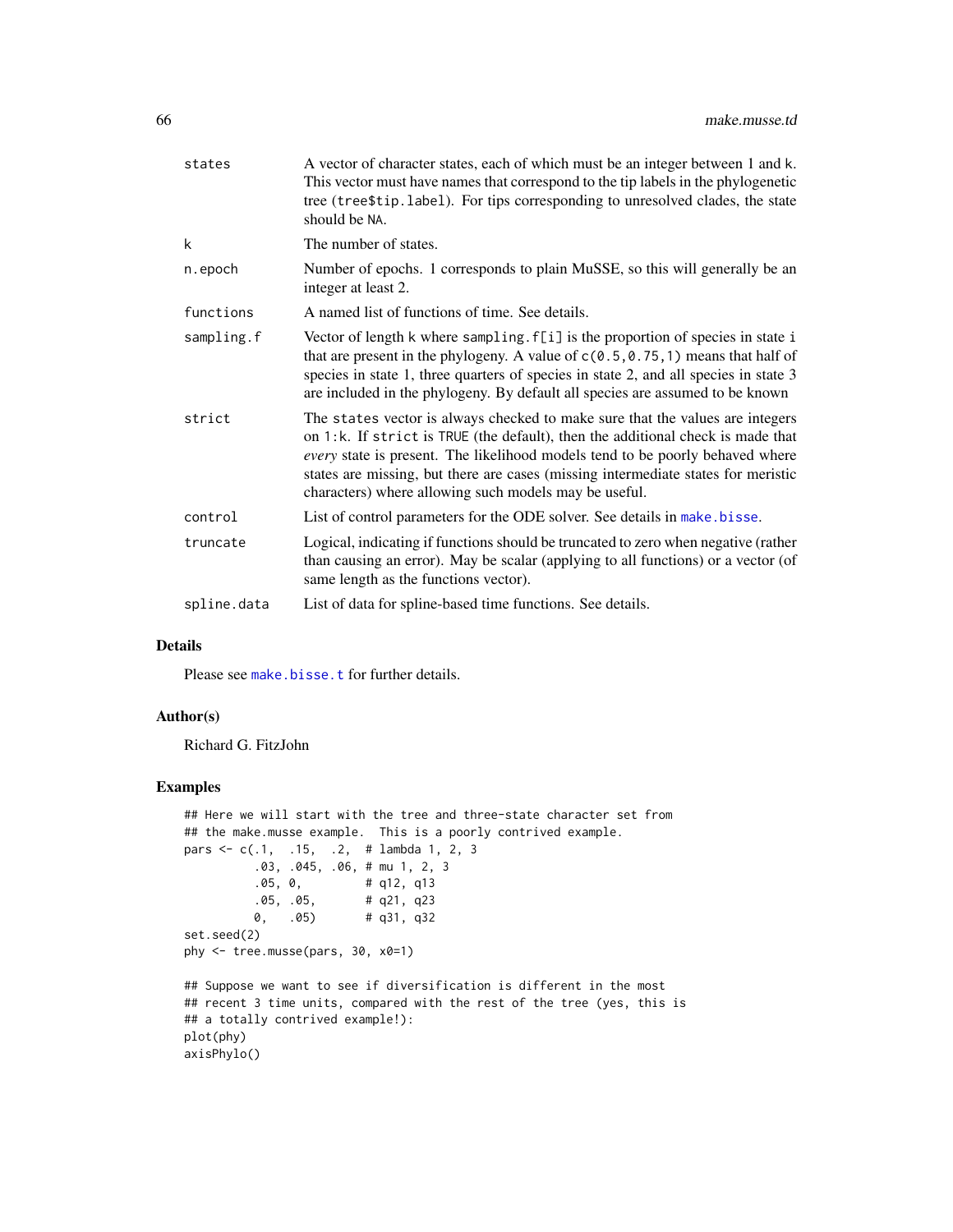| | |
|---|---|
| states | A vector of character states, each of which must be an integer between 1 and k. This vector must have names that correspond to the tip labels in the phylogenetic tree (tree$tip.label). For tips corresponding to unresolved clades, the state should be NA. |
| k | The number of states. |
| n.epoch | Number of epochs. 1 corresponds to plain MuSSE, so this will generally be an integer at least 2. |
| functions | A named list of functions of time. See details. |
| sampling.f | Vector of length k where sampling.f[i] is the proportion of species in state i that are present in the phylogeny. A value of c(0.5,0.75,1) means that half of species in state 1, three quarters of species in state 2, and all species in state 3 are included in the phylogeny. By default all species are assumed to be known |
| strict | The states vector is always checked to make sure that the values are integers on 1:k. If strict is TRUE (the default), then the additional check is made that *every* state is present. The likelihood models tend to be poorly behaved where states are missing, but there are cases (missing intermediate states for meristic characters) where allowing such models may be useful. |
| control | List of control parameters for the ODE solver. See details in make.bisse. |
| truncate | Logical, indicating if functions should be truncated to zero when negative (rather than causing an error). May be scalar (applying to all functions) or a vector (of same length as the functions vector). |
| spline.data | List of data for spline-based time functions. See details. |

## Details

Please see make.bisse.t for further details.

## Author(s)

Richard G. FitzJohn

## Examples

```
## Here we will start with the tree and three-state character set from
## the make.musse example.  This is a poorly contrived example.
pars <- c(.1,  .15,  .2,  # lambda 1, 2, 3
          .03, .045, .06, # mu 1, 2, 3
          .05, 0,         # q12, q13
          .05, .05,       # q21, q23
          0,   .05)       # q31, q32
set.seed(2)
phy <- tree.musse(pars, 30, x0=1)

## Suppose we want to see if diversification is different in the most
## recent 3 time units, compared with the rest of the tree (yes, this is
## a totally contrived example!):
plot(phy)
axisPhylo()
```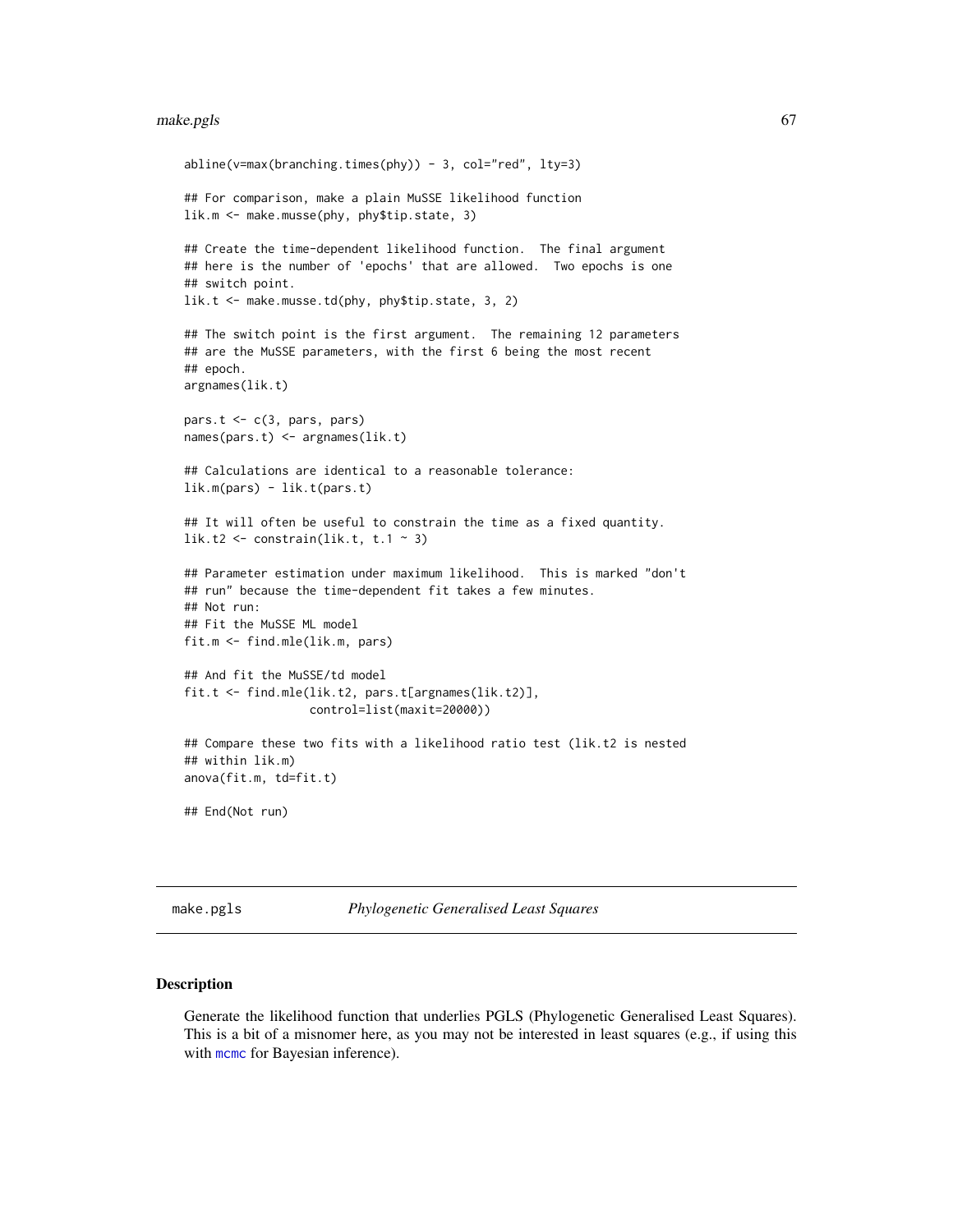```
abline(v=max(branching.times(phy)) - 3, col="red", lty=3)

## For comparison, make a plain MuSSE likelihood function
lik.m <- make.musse(phy, phy$tip.state, 3)

## Create the time-dependent likelihood function.  The final argument
## here is the number of 'epochs' that are allowed.  Two epochs is one
## switch point.
lik.t <- make.musse.td(phy, phy$tip.state, 3, 2)

## The switch point is the first argument.  The remaining 12 parameters
## are the MuSSE parameters, with the first 6 being the most recent
## epoch.
argnames(lik.t)

pars.t <- c(3, pars, pars)
names(pars.t) <- argnames(lik.t)

## Calculations are identical to a reasonable tolerance:
lik.m(pars) - lik.t(pars.t)

## It will often be useful to constrain the time as a fixed quantity.
lik.t2 <- constrain(lik.t, t.1 ~ 3)

## Parameter estimation under maximum likelihood.  This is marked "don't
## run" because the time-dependent fit takes a few minutes.
## Not run:
## Fit the MuSSE ML model
fit.m <- find.mle(lik.m, pars)

## And fit the MuSSE/td model
fit.t <- find.mle(lik.t2, pars.t[argnames(lik.t2)],
                  control=list(maxit=20000))

## Compare these two fits with a likelihood ratio test (lik.t2 is nested
## within lik.m)
anova(fit.m, td=fit.t)

## End(Not run)
```

## make.pgls    *Phylogenetic Generalised Least Squares*

### Description

Generate the likelihood function that underlies PGLS (Phylogenetic Generalised Least Squares). This is a bit of a misnomer here, as you may not be interested in least squares (e.g., if using this with mcmc for Bayesian inference).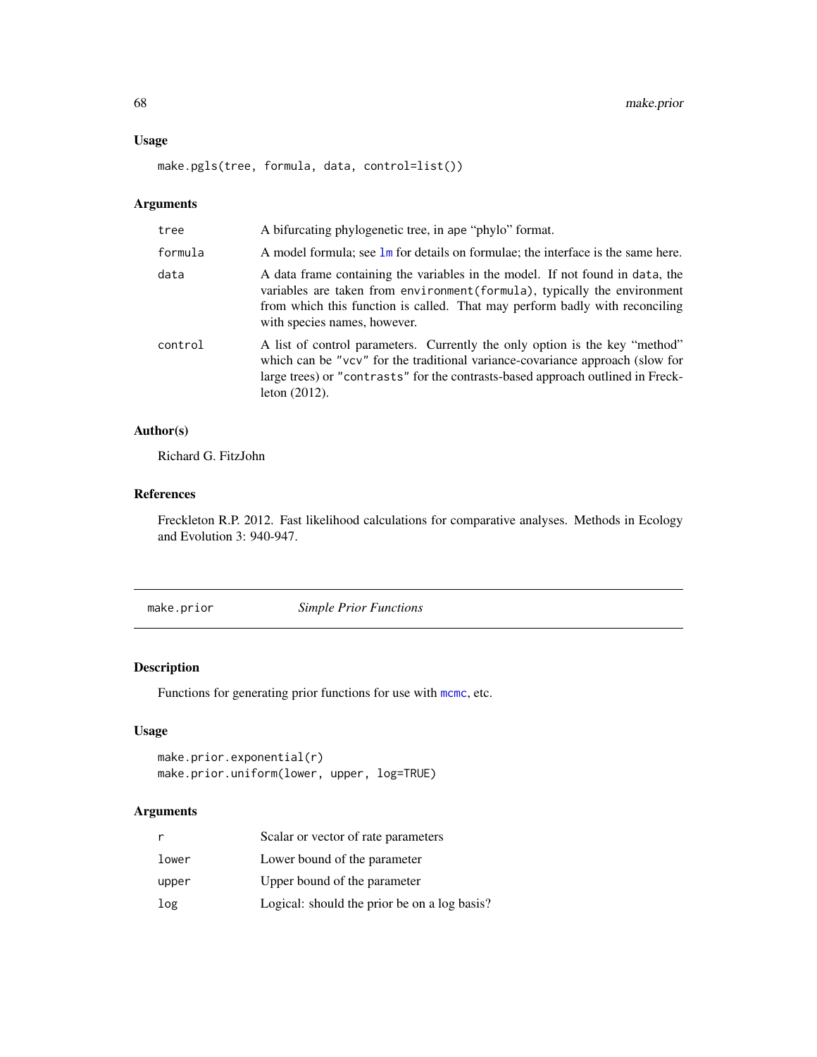### Usage

```
make.pgls(tree, formula, data, control=list())
```

### Arguments

| | |
|---|---|
| tree | A bifurcating phylogenetic tree, in ape "phylo" format. |
| formula | A model formula; see lm for details on formulae; the interface is the same here. |
| data | A data frame containing the variables in the model. If not found in data, the variables are taken from environment(formula), typically the environment from which this function is called. That may perform badly with reconciling with species names, however. |
| control | A list of control parameters. Currently the only option is the key "method" which can be "vcv" for the traditional variance-covariance approach (slow for large trees) or "contrasts" for the contrasts-based approach outlined in Freckleton (2012). |

### Author(s)

Richard G. FitzJohn

### References

Freckleton R.P. 2012. Fast likelihood calculations for comparative analyses. Methods in Ecology and Evolution 3: 940-947.

---

## make.prior *Simple Prior Functions*

---

### Description

Functions for generating prior functions for use with mcmc, etc.

### Usage

```
make.prior.exponential(r)
make.prior.uniform(lower, upper, log=TRUE)
```

### Arguments

| | |
|---|---|
| r | Scalar or vector of rate parameters |
| lower | Lower bound of the parameter |
| upper | Upper bound of the parameter |
| log | Logical: should the prior be on a log basis? |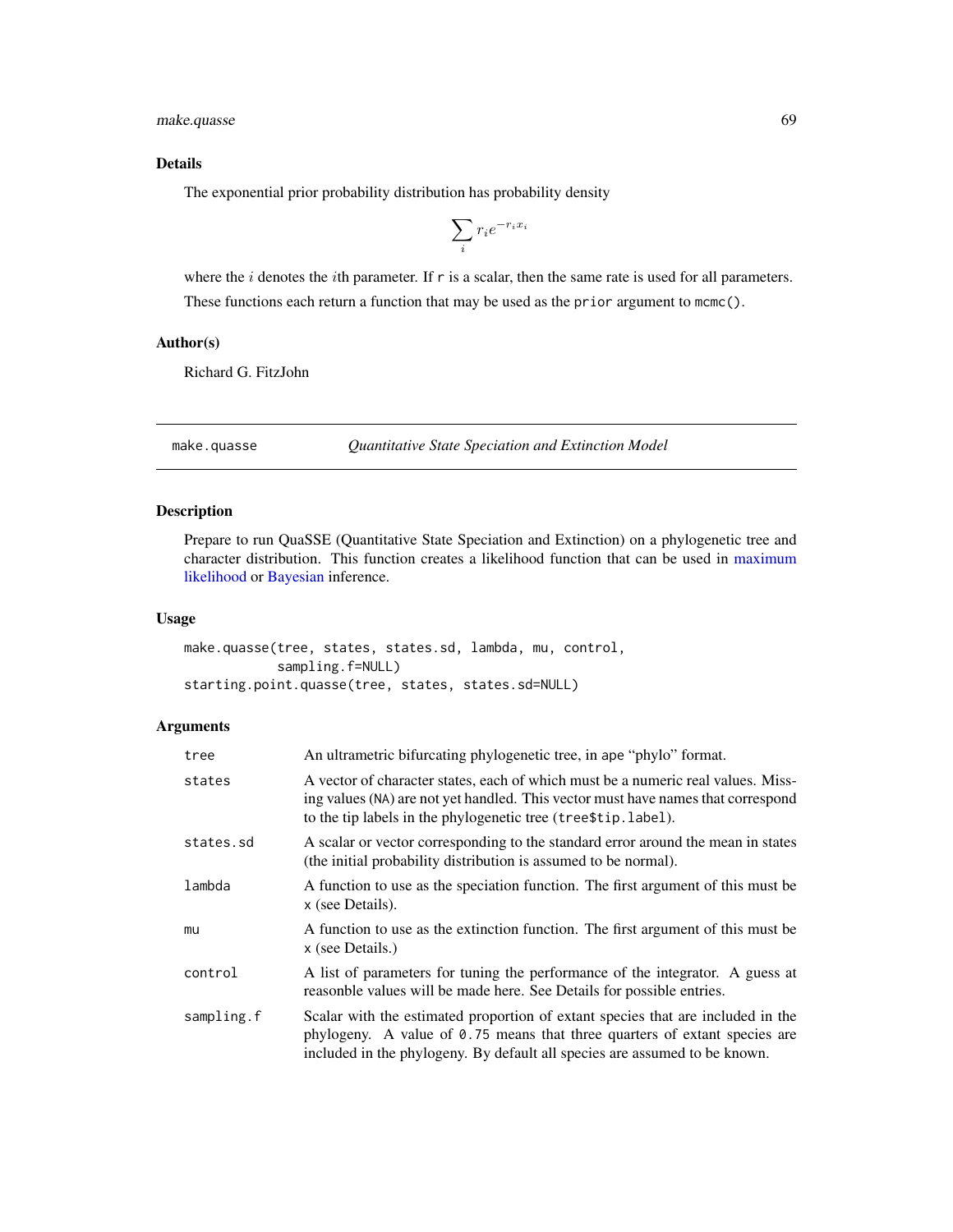### Details

The exponential prior probability distribution has probability density

$$\sum_i r_i e^{-r_i x_i}$$

where the $i$ denotes the $i$th parameter. If r is a scalar, then the same rate is used for all parameters.

These functions each return a function that may be used as the prior argument to mcmc().

### Author(s)

Richard G. FitzJohn

---

## make.quasse *Quantitative State Speciation and Extinction Model*

---

### Description

Prepare to run QuaSSE (Quantitative State Speciation and Extinction) on a phylogenetic tree and character distribution. This function creates a likelihood function that can be used in maximum likelihood or Bayesian inference.

### Usage

```
make.quasse(tree, states, states.sd, lambda, mu, control,
            sampling.f=NULL)
starting.point.quasse(tree, states, states.sd=NULL)
```

### Arguments

| | |
|---|---|
| tree | An ultrametric bifurcating phylogenetic tree, in ape "phylo" format. |
| states | A vector of character states, each of which must be a numeric real values. Missing values (NA) are not yet handled. This vector must have names that correspond to the tip labels in the phylogenetic tree (tree$tip.label). |
| states.sd | A scalar or vector corresponding to the standard error around the mean in states (the initial probability distribution is assumed to be normal). |
| lambda | A function to use as the speciation function. The first argument of this must be x (see Details). |
| mu | A function to use as the extinction function. The first argument of this must be x (see Details.) |
| control | A list of parameters for tuning the performance of the integrator. A guess at reasonble values will be made here. See Details for possible entries. |
| sampling.f | Scalar with the estimated proportion of extant species that are included in the phylogeny. A value of 0.75 means that three quarters of extant species are included in the phylogeny. By default all species are assumed to be known. |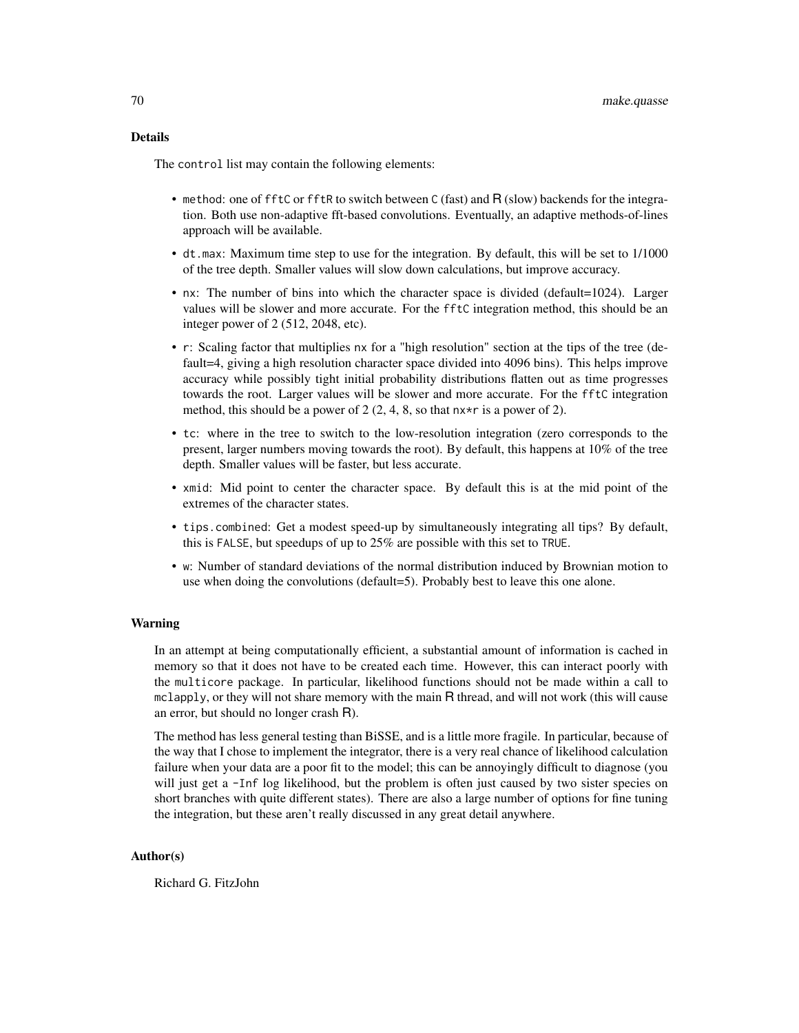## Details

The `control` list may contain the following elements:

- `method`: one of `fftC` or `fftR` to switch between `C` (fast) and R (slow) backends for the integration. Both use non-adaptive fft-based convolutions. Eventually, an adaptive methods-of-lines approach will be available.
- `dt.max`: Maximum time step to use for the integration. By default, this will be set to 1/1000 of the tree depth. Smaller values will slow down calculations, but improve accuracy.
- `nx`: The number of bins into which the character space is divided (default=1024). Larger values will be slower and more accurate. For the `fftC` integration method, this should be an integer power of 2 (512, 2048, etc).
- `r`: Scaling factor that multiplies `nx` for a "high resolution" section at the tips of the tree (default=4, giving a high resolution character space divided into 4096 bins). This helps improve accuracy while possibly tight initial probability distributions flatten out as time progresses towards the root. Larger values will be slower and more accurate. For the `fftC` integration method, this should be a power of 2 (2, 4, 8, so that `nx*r` is a power of 2).
- `tc`: where in the tree to switch to the low-resolution integration (zero corresponds to the present, larger numbers moving towards the root). By default, this happens at 10% of the tree depth. Smaller values will be faster, but less accurate.
- `xmid`: Mid point to center the character space. By default this is at the mid point of the extremes of the character states.
- `tips.combined`: Get a modest speed-up by simultaneously integrating all tips? By default, this is `FALSE`, but speedups of up to 25% are possible with this set to `TRUE`.
- `w`: Number of standard deviations of the normal distribution induced by Brownian motion to use when doing the convolutions (default=5). Probably best to leave this one alone.

## Warning

In an attempt at being computationally efficient, a substantial amount of information is cached in memory so that it does not have to be created each time. However, this can interact poorly with the `multicore` package. In particular, likelihood functions should not be made within a call to `mclapply`, or they will not share memory with the main R thread, and will not work (this will cause an error, but should no longer crash R).

The method has less general testing than BiSSE, and is a little more fragile. In particular, because of the way that I chose to implement the integrator, there is a very real chance of likelihood calculation failure when your data are a poor fit to the model; this can be annoyingly difficult to diagnose (you will just get a `-Inf` log likelihood, but the problem is often just caused by two sister species on short branches with quite different states). There are also a large number of options for fine tuning the integration, but these aren't really discussed in any great detail anywhere.

## Author(s)

Richard G. FitzJohn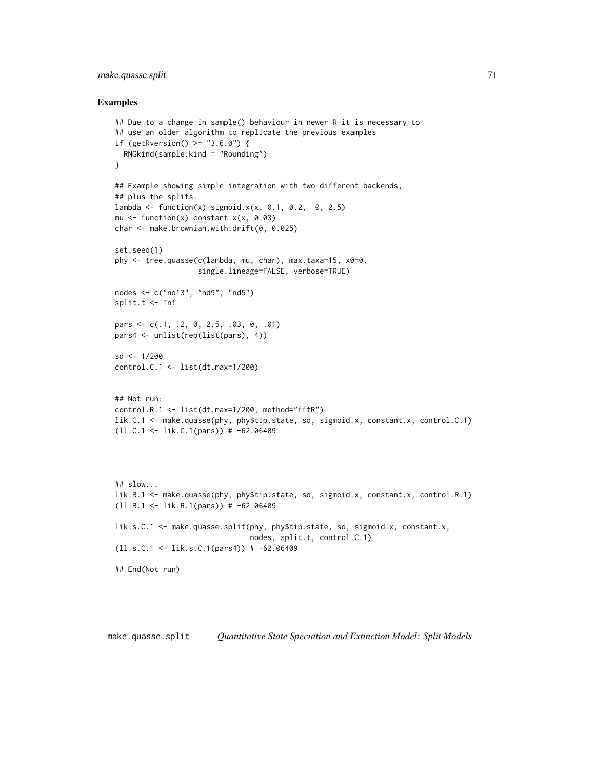## Examples

```
## Due to a change in sample() behaviour in newer R it is necessary to
## use an older algorithm to replicate the previous examples
if (getRversion() >= "3.6.0") {
  RNGkind(sample.kind = "Rounding")
}

## Example showing simple integration with two different backends,
## plus the splits.
lambda <- function(x) sigmoid.x(x, 0.1, 0.2,  0, 2.5)
mu <- function(x) constant.x(x, 0.03)
char <- make.brownian.with.drift(0, 0.025)

set.seed(1)
phy <- tree.quasse(c(lambda, mu, char), max.taxa=15, x0=0,
                   single.lineage=FALSE, verbose=TRUE)

nodes <- c("nd13", "nd9", "nd5")
split.t <- Inf

pars <- c(.1, .2, 0, 2.5, .03, 0, .01)
pars4 <- unlist(rep(list(pars), 4))

sd <- 1/200
control.C.1 <- list(dt.max=1/200)


## Not run:
control.R.1 <- list(dt.max=1/200, method="fftR")
lik.C.1 <- make.quasse(phy, phy$tip.state, sd, sigmoid.x, constant.x, control.C.1)
(ll.C.1 <- lik.C.1(pars)) # -62.06409




## slow...
lik.R.1 <- make.quasse(phy, phy$tip.state, sd, sigmoid.x, constant.x, control.R.1)
(ll.R.1 <- lik.R.1(pars)) # -62.06409

lik.s.C.1 <- make.quasse.split(phy, phy$tip.state, sd, sigmoid.x, constant.x,
                               nodes, split.t, control.C.1)
(ll.s.C.1 <- lik.s.C.1(pars4)) # -62.06409

## End(Not run)
```

---

make.quasse.split &nbsp;&nbsp;&nbsp; *Quantitative State Speciation and Extinction Model: Split Models*

---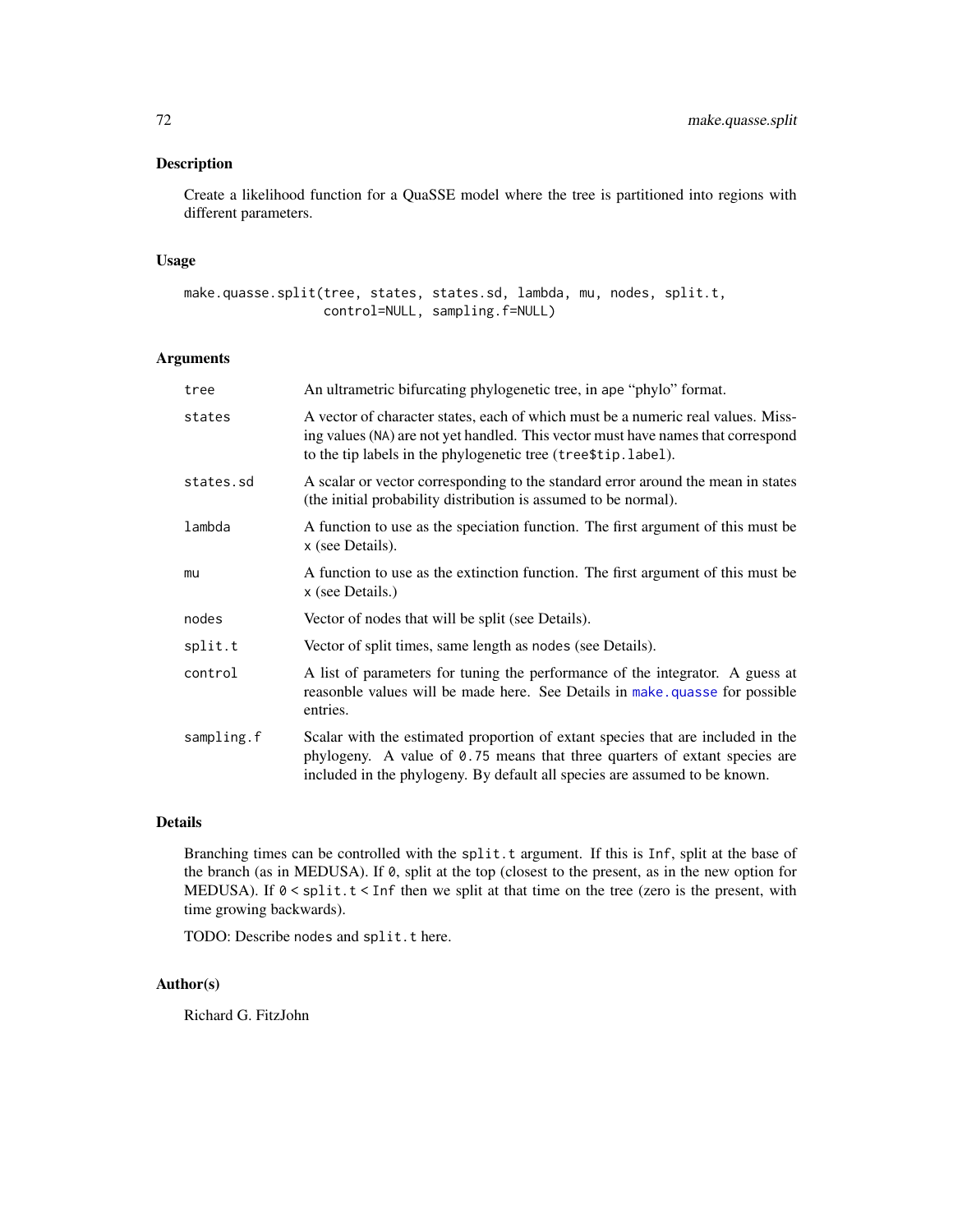### Description

Create a likelihood function for a QuaSSE model where the tree is partitioned into regions with different parameters.

### Usage

```
make.quasse.split(tree, states, states.sd, lambda, mu, nodes, split.t,
                  control=NULL, sampling.f=NULL)
```

### Arguments

| | |
|---|---|
| `tree` | An ultrametric bifurcating phylogenetic tree, in ape "phylo" format. |
| `states` | A vector of character states, each of which must be a numeric real values. Missing values (NA) are not yet handled. This vector must have names that correspond to the tip labels in the phylogenetic tree (`tree$tip.label`). |
| `states.sd` | A scalar or vector corresponding to the standard error around the mean in states (the initial probability distribution is assumed to be normal). |
| `lambda` | A function to use as the speciation function. The first argument of this must be `x` (see Details). |
| `mu` | A function to use as the extinction function. The first argument of this must be `x` (see Details.) |
| `nodes` | Vector of nodes that will be split (see Details). |
| `split.t` | Vector of split times, same length as `nodes` (see Details). |
| `control` | A list of parameters for tuning the performance of the integrator. A guess at reasonble values will be made here. See Details in `make.quasse` for possible entries. |
| `sampling.f` | Scalar with the estimated proportion of extant species that are included in the phylogeny. A value of `0.75` means that three quarters of extant species are included in the phylogeny. By default all species are assumed to be known. |

### Details

Branching times can be controlled with the `split.t` argument. If this is `Inf`, split at the base of the branch (as in MEDUSA). If `0`, split at the top (closest to the present, as in the new option for MEDUSA). If `0 < split.t < Inf` then we split at that time on the tree (zero is the present, with time growing backwards).

TODO: Describe `nodes` and `split.t` here.

### Author(s)

Richard G. FitzJohn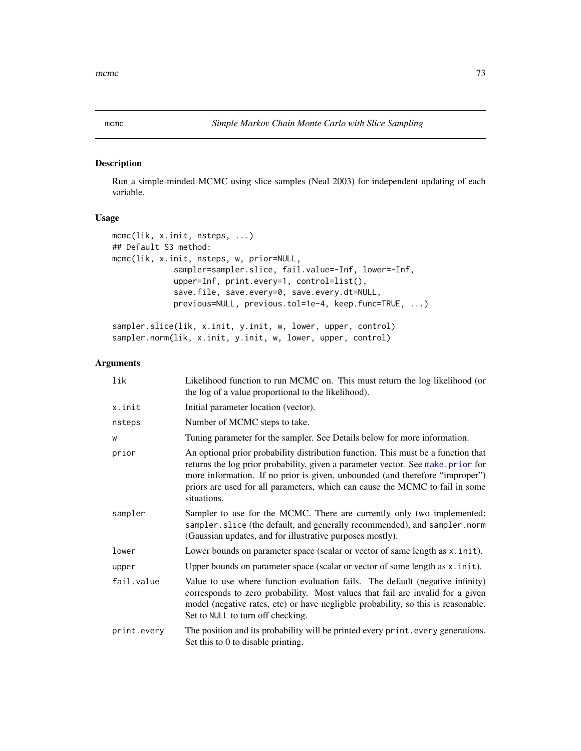mcc

## mcmc — *Simple Markov Chain Monte Carlo with Slice Sampling*

### Description

Run a simple-minded MCMC using slice samples (Neal 2003) for independent updating of each variable.

### Usage

```
mcmc(lik, x.init, nsteps, ...)
## Default S3 method:
mcmc(lik, x.init, nsteps, w, prior=NULL,
            sampler=sampler.slice, fail.value=-Inf, lower=-Inf,
            upper=Inf, print.every=1, control=list(),
            save.file, save.every=0, save.every.dt=NULL,
            previous=NULL, previous.tol=1e-4, keep.func=TRUE, ...)

sampler.slice(lik, x.init, y.init, w, lower, upper, control)
sampler.norm(lik, x.init, y.init, w, lower, upper, control)
```

### Arguments

| | |
|---|---|
| `lik` | Likelihood function to run MCMC on. This must return the log likelihood (or the log of a value proportional to the likelihood). |
| `x.init` | Initial parameter location (vector). |
| `nsteps` | Number of MCMC steps to take. |
| `w` | Tuning parameter for the sampler. See Details below for more information. |
| `prior` | An optional prior probability distribution function. This must be a function that returns the log prior probability, given a parameter vector. See `make.prior` for more information. If no prior is given, unbounded (and therefore "improper") priors are used for all parameters, which can cause the MCMC to fail in some situations. |
| `sampler` | Sampler to use for the MCMC. There are currently only two implemented; `sampler.slice` (the default, and generally recommended), and `sampler.norm` (Gaussian updates, and for illustrative purposes mostly). |
| `lower` | Lower bounds on parameter space (scalar or vector of same length as `x.init`). |
| `upper` | Upper bounds on parameter space (scalar or vector of same length as `x.init`). |
| `fail.value` | Value to use where function evaluation fails. The default (negative infinity) corresponds to zero probability. Most values that fail are invalid for a given model (negative rates, etc) or have negligble probability, so this is reasonable. Set to `NULL` to turn off checking. |
| `print.every` | The position and its probability will be printed every `print.every` generations. Set this to 0 to disable printing. |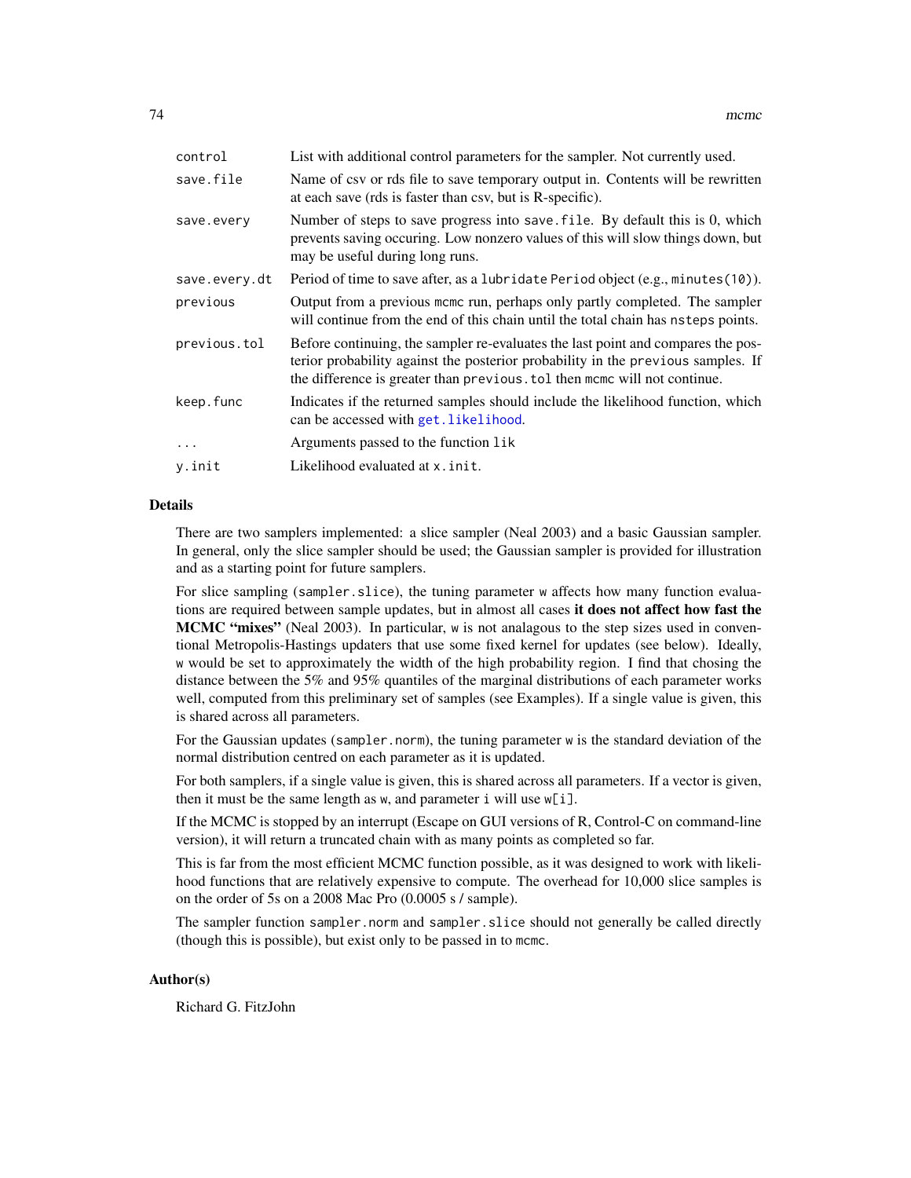| | |
|---|---|
| `control` | List with additional control parameters for the sampler. Not currently used. |
| `save.file` | Name of csv or rds file to save temporary output in. Contents will be rewritten at each save (rds is faster than csv, but is R-specific). |
| `save.every` | Number of steps to save progress into `save.file`. By default this is 0, which prevents saving occuring. Low nonzero values of this will slow things down, but may be useful during long runs. |
| `save.every.dt` | Period of time to save after, as a `lubridate` `Period` object (e.g., `minutes(10)`). |
| `previous` | Output from a previous `mcmc` run, perhaps only partly completed. The sampler will continue from the end of this chain until the total chain has `nsteps` points. |
| `previous.tol` | Before continuing, the sampler re-evaluates the last point and compares the posterior probability against the posterior probability in the `previous` samples. If the difference is greater than `previous.tol` then `mcmc` will not continue. |
| `keep.func` | Indicates if the returned samples should include the likelihood function, which can be accessed with `get.likelihood`. |
| `...` | Arguments passed to the function `lik` |
| `y.init` | Likelihood evaluated at `x.init`. |

## Details

There are two samplers implemented: a slice sampler (Neal 2003) and a basic Gaussian sampler. In general, only the slice sampler should be used; the Gaussian sampler is provided for illustration and as a starting point for future samplers.

For slice sampling (`sampler.slice`), the tuning parameter `w` affects how many function evaluations are required between sample updates, but in almost all cases **it does not affect how fast the MCMC "mixes"** (Neal 2003). In particular, `w` is not analagous to the step sizes used in conventional Metropolis-Hastings updaters that use some fixed kernel for updates (see below). Ideally, `w` would be set to approximately the width of the high probability region. I find that chosing the distance between the 5% and 95% quantiles of the marginal distributions of each parameter works well, computed from this preliminary set of samples (see Examples). If a single value is given, this is shared across all parameters.

For the Gaussian updates (`sampler.norm`), the tuning parameter `w` is the standard deviation of the normal distribution centred on each parameter as it is updated.

For both samplers, if a single value is given, this is shared across all parameters. If a vector is given, then it must be the same length as `w`, and parameter `i` will use `w[i]`.

If the MCMC is stopped by an interrupt (Escape on GUI versions of R, Control-C on command-line version), it will return a truncated chain with as many points as completed so far.

This is far from the most efficient MCMC function possible, as it was designed to work with likelihood functions that are relatively expensive to compute. The overhead for 10,000 slice samples is on the order of 5s on a 2008 Mac Pro (0.0005 s / sample).

The sampler function `sampler.norm` and `sampler.slice` should not generally be called directly (though this is possible), but exist only to be passed in to `mcmc`.

## Author(s)

Richard G. FitzJohn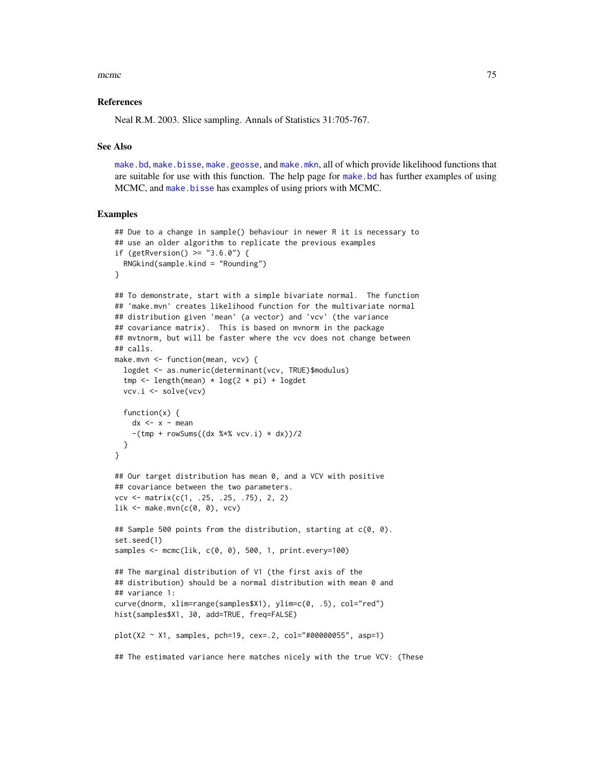### References

Neal R.M. 2003. Slice sampling. Annals of Statistics 31:705-767.

### See Also

make.bd, make.bisse, make.geosse, and make.mkn, all of which provide likelihood functions that are suitable for use with this function. The help page for make.bd has further examples of using MCMC, and make.bisse has examples of using priors with MCMC.

### Examples

```
## Due to a change in sample() behaviour in newer R it is necessary to
## use an older algorithm to replicate the previous examples
if (getRversion() >= "3.6.0") {
  RNGkind(sample.kind = "Rounding")
}

## To demonstrate, start with a simple bivariate normal.  The function
## 'make.mvn' creates likelihood function for the multivariate normal
## distribution given 'mean' (a vector) and 'vcv' (the variance
## covariance matrix).  This is based on mvnorm in the package
## mvtnorm, but will be faster where the vcv does not change between
## calls.
make.mvn <- function(mean, vcv) {
  logdet <- as.numeric(determinant(vcv, TRUE)$modulus)
  tmp <- length(mean) * log(2 * pi) + logdet
  vcv.i <- solve(vcv)

  function(x) {
    dx <- x - mean
    -(tmp + rowSums((dx %*% vcv.i) * dx))/2
  }
}

## Our target distribution has mean 0, and a VCV with positive
## covariance between the two parameters.
vcv <- matrix(c(1, .25, .25, .75), 2, 2)
lik <- make.mvn(c(0, 0), vcv)

## Sample 500 points from the distribution, starting at c(0, 0).
set.seed(1)
samples <- mcmc(lik, c(0, 0), 500, 1, print.every=100)

## The marginal distribution of V1 (the first axis of the
## distribution) should be a normal distribution with mean 0 and
## variance 1:
curve(dnorm, xlim=range(samples$X1), ylim=c(0, .5), col="red")
hist(samples$X1, 30, add=TRUE, freq=FALSE)

plot(X2 ~ X1, samples, pch=19, cex=.2, col="#00000055", asp=1)

## The estimated variance here matches nicely with the true VCV: (These
```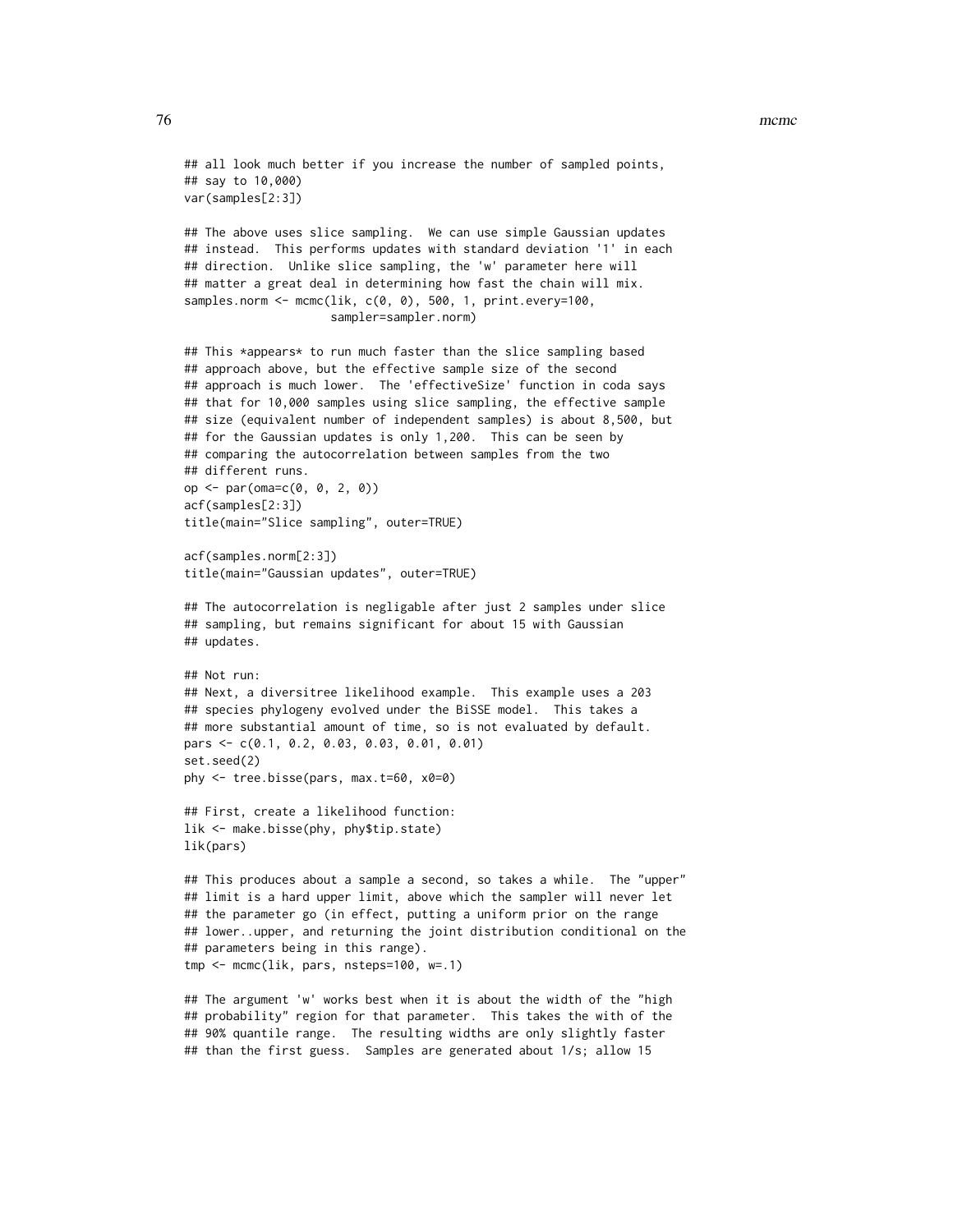```
## all look much better if you increase the number of sampled points,
## say to 10,000)
var(samples[2:3])

## The above uses slice sampling.  We can use simple Gaussian updates
## instead.  This performs updates with standard deviation '1' in each
## direction.  Unlike slice sampling, the 'w' parameter here will
## matter a great deal in determining how fast the chain will mix.
samples.norm <- mcmc(lik, c(0, 0), 500, 1, print.every=100,
                     sampler=sampler.norm)

## This *appears* to run much faster than the slice sampling based
## approach above, but the effective sample size of the second
## approach is much lower.  The 'effectiveSize' function in coda says
## that for 10,000 samples using slice sampling, the effective sample
## size (equivalent number of independent samples) is about 8,500, but
## for the Gaussian updates is only 1,200.  This can be seen by
## comparing the autocorrelation between samples from the two
## different runs.
op <- par(oma=c(0, 0, 2, 0))
acf(samples[2:3])
title(main="Slice sampling", outer=TRUE)

acf(samples.norm[2:3])
title(main="Gaussian updates", outer=TRUE)

## The autocorrelation is negligable after just 2 samples under slice
## sampling, but remains significant for about 15 with Gaussian
## updates.

## Not run:
## Next, a diversitree likelihood example.  This example uses a 203
## species phylogeny evolved under the BiSSE model.  This takes a
## more substantial amount of time, so is not evaluated by default.
pars <- c(0.1, 0.2, 0.03, 0.03, 0.01, 0.01)
set.seed(2)
phy <- tree.bisse(pars, max.t=60, x0=0)

## First, create a likelihood function:
lik <- make.bisse(phy, phy$tip.state)
lik(pars)

## This produces about a sample a second, so takes a while.  The "upper"
## limit is a hard upper limit, above which the sampler will never let
## the parameter go (in effect, putting a uniform prior on the range
## lower..upper, and returning the joint distribution conditional on the
## parameters being in this range).
tmp <- mcmc(lik, pars, nsteps=100, w=.1)

## The argument 'w' works best when it is about the width of the "high
## probability" region for that parameter.  This takes the with of the
## 90% quantile range.  The resulting widths are only slightly faster
## than the first guess.  Samples are generated about 1/s; allow 15
```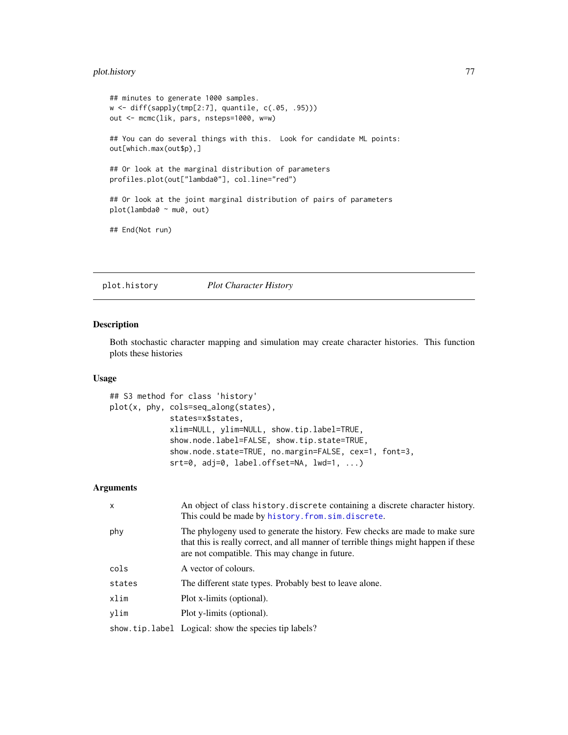```
## minutes to generate 1000 samples.
w <- diff(sapply(tmp[2:7], quantile, c(.05, .95)))
out <- mcmc(lik, pars, nsteps=1000, w=w)

## You can do several things with this.  Look for candidate ML points:
out[which.max(out$p),]

## Or look at the marginal distribution of parameters
profiles.plot(out["lambda0"], col.line="red")

## Or look at the joint marginal distribution of pairs of parameters
plot(lambda0 ~ mu0, out)

## End(Not run)
```

---

plot.history *Plot Character History*

---

## Description

Both stochastic character mapping and simulation may create character histories. This function plots these histories

## Usage

```
## S3 method for class 'history'
plot(x, phy, cols=seq_along(states),
            states=x$states,
            xlim=NULL, ylim=NULL, show.tip.label=TRUE,
            show.node.label=FALSE, show.tip.state=TRUE,
            show.node.state=TRUE, no.margin=FALSE, cex=1, font=3,
            srt=0, adj=0, label.offset=NA, lwd=1, ...)
```

## Arguments

| | |
|---|---|
| x | An object of class `history.discrete` containing a discrete character history. This could be made by `history.from.sim.discrete`. |
| phy | The phylogeny used to generate the history. Few checks are made to make sure that this is really correct, and all manner of terrible things might happen if these are not compatible. This may change in future. |
| cols | A vector of colours. |
| states | The different state types. Probably best to leave alone. |
| xlim | Plot x-limits (optional). |
| ylim | Plot y-limits (optional). |
| show.tip.label | Logical: show the species tip labels? |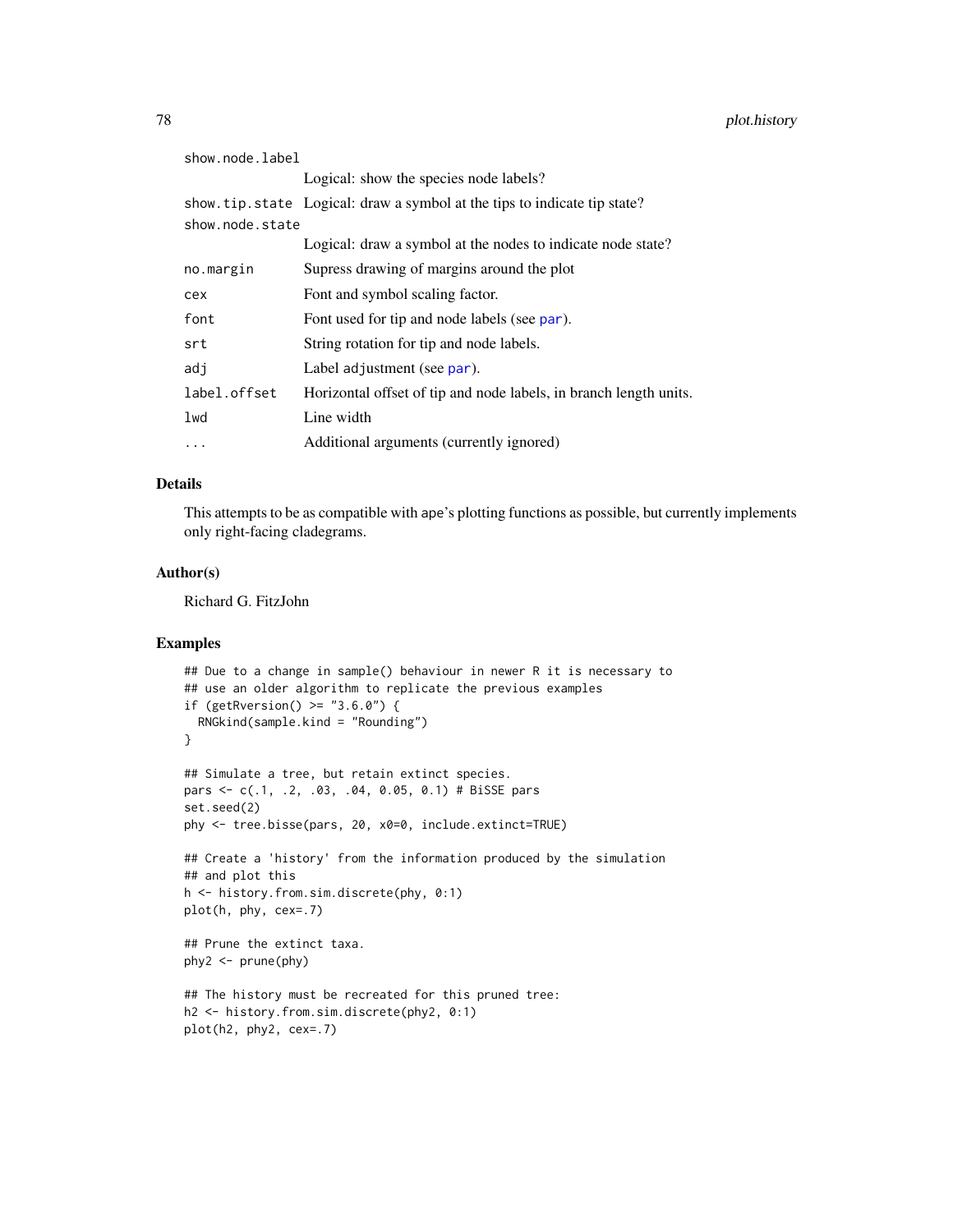| | |
|---|---|
| show.node.label | Logical: show the species node labels? |
| show.tip.state | Logical: draw a symbol at the tips to indicate tip state? |
| show.node.state | Logical: draw a symbol at the nodes to indicate node state? |
| no.margin | Supress drawing of margins around the plot |
| cex | Font and symbol scaling factor. |
| font | Font used for tip and node labels (see par). |
| srt | String rotation for tip and node labels. |
| adj | Label adjustment (see par). |
| label.offset | Horizontal offset of tip and node labels, in branch length units. |
| lwd | Line width |
| ... | Additional arguments (currently ignored) |

## Details

This attempts to be as compatible with ape's plotting functions as possible, but currently implements only right-facing cladegrams.

## Author(s)

Richard G. FitzJohn

## Examples

```
## Due to a change in sample() behaviour in newer R it is necessary to
## use an older algorithm to replicate the previous examples
if (getRversion() >= "3.6.0") {
  RNGkind(sample.kind = "Rounding")
}

## Simulate a tree, but retain extinct species.
pars <- c(.1, .2, .03, .04, 0.05, 0.1) # BiSSE pars
set.seed(2)
phy <- tree.bisse(pars, 20, x0=0, include.extinct=TRUE)

## Create a 'history' from the information produced by the simulation
## and plot this
h <- history.from.sim.discrete(phy, 0:1)
plot(h, phy, cex=.7)

## Prune the extinct taxa.
phy2 <- prune(phy)

## The history must be recreated for this pruned tree:
h2 <- history.from.sim.discrete(phy2, 0:1)
plot(h2, phy2, cex=.7)
```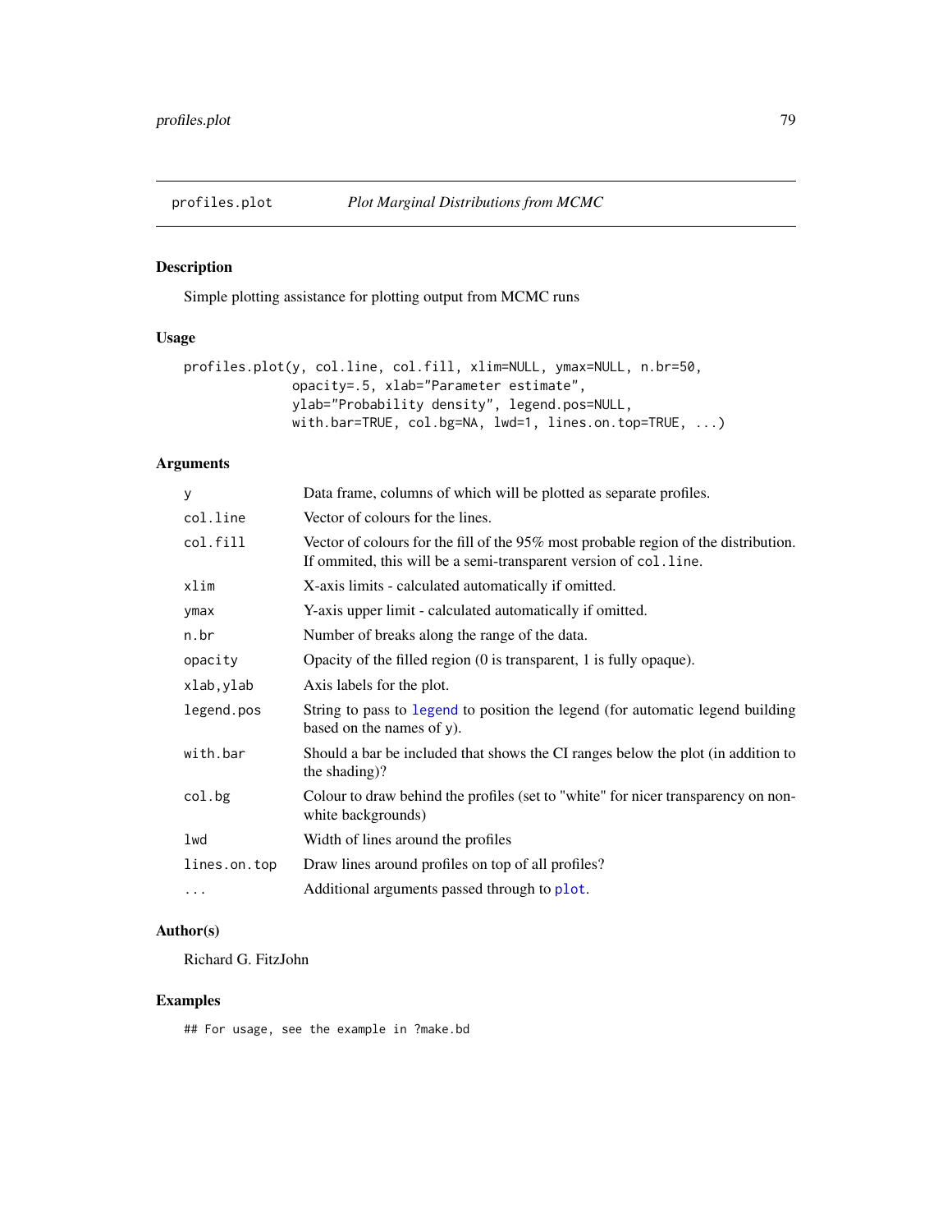# profiles.plot — *Plot Marginal Distributions from MCMC*

## Description

Simple plotting assistance for plotting output from MCMC runs

## Usage

```
profiles.plot(y, col.line, col.fill, xlim=NULL, ymax=NULL, n.br=50,
              opacity=.5, xlab="Parameter estimate",
              ylab="Probability density", legend.pos=NULL,
              with.bar=TRUE, col.bg=NA, lwd=1, lines.on.top=TRUE, ...)
```

## Arguments

| | |
|---|---|
| `y` | Data frame, columns of which will be plotted as separate profiles. |
| `col.line` | Vector of colours for the lines. |
| `col.fill` | Vector of colours for the fill of the 95% most probable region of the distribution. If ommited, this will be a semi-transparent version of `col.line`. |
| `xlim` | X-axis limits - calculated automatically if omitted. |
| `ymax` | Y-axis upper limit - calculated automatically if omitted. |
| `n.br` | Number of breaks along the range of the data. |
| `opacity` | Opacity of the filled region (0 is transparent, 1 is fully opaque). |
| `xlab,ylab` | Axis labels for the plot. |
| `legend.pos` | String to pass to `legend` to position the legend (for automatic legend building based on the names of `y`). |
| `with.bar` | Should a bar be included that shows the CI ranges below the plot (in addition to the shading)? |
| `col.bg` | Colour to draw behind the profiles (set to "white" for nicer transparency on non-white backgrounds) |
| `lwd` | Width of lines around the profiles |
| `lines.on.top` | Draw lines around profiles on top of all profiles? |
| `...` | Additional arguments passed through to `plot`. |

## Author(s)

Richard G. FitzJohn

## Examples

```
## For usage, see the example in ?make.bd
```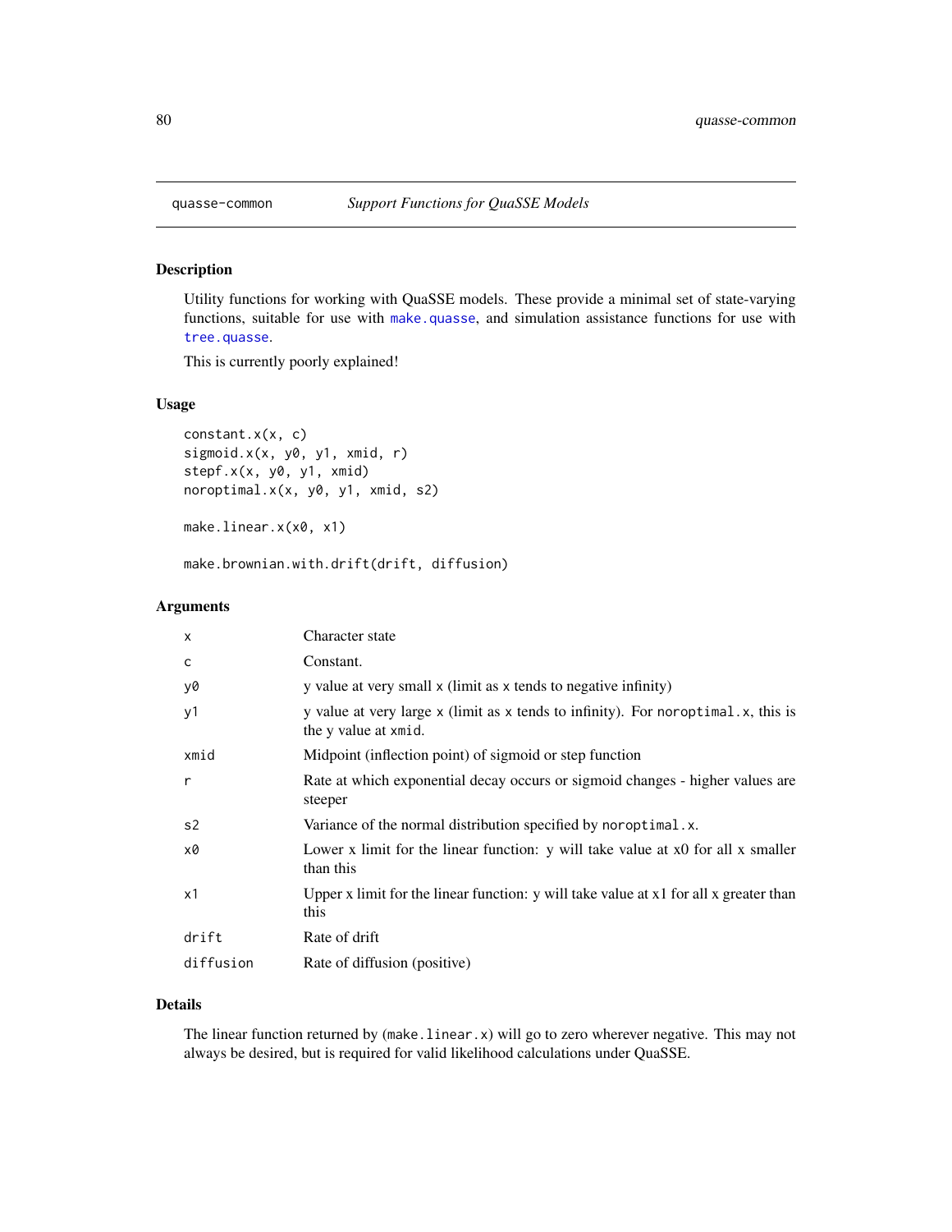# quasse-common — *Support Functions for QuaSSE Models*

## Description

Utility functions for working with QuaSSE models. These provide a minimal set of state-varying functions, suitable for use with make.quasse, and simulation assistance functions for use with tree.quasse.

This is currently poorly explained!

## Usage

```
constant.x(x, c)
sigmoid.x(x, y0, y1, xmid, r)
stepf.x(x, y0, y1, xmid)
noroptimal.x(x, y0, y1, xmid, s2)

make.linear.x(x0, x1)

make.brownian.with.drift(drift, diffusion)
```

## Arguments

| | |
|---|---|
| `x` | Character state |
| `c` | Constant. |
| `y0` | y value at very small x (limit as x tends to negative infinity) |
| `y1` | y value at very large x (limit as x tends to infinity). For `noroptimal.x`, this is the y value at `xmid`. |
| `xmid` | Midpoint (inflection point) of sigmoid or step function |
| `r` | Rate at which exponential decay occurs or sigmoid changes - higher values are steeper |
| `s2` | Variance of the normal distribution specified by `noroptimal.x`. |
| `x0` | Lower x limit for the linear function: y will take value at x0 for all x smaller than this |
| `x1` | Upper x limit for the linear function: y will take value at x1 for all x greater than this |
| `drift` | Rate of drift |
| `diffusion` | Rate of diffusion (positive) |

## Details

The linear function returned by (`make.linear.x`) will go to zero wherever negative. This may not always be desired, but is required for valid likelihood calculations under QuaSSE.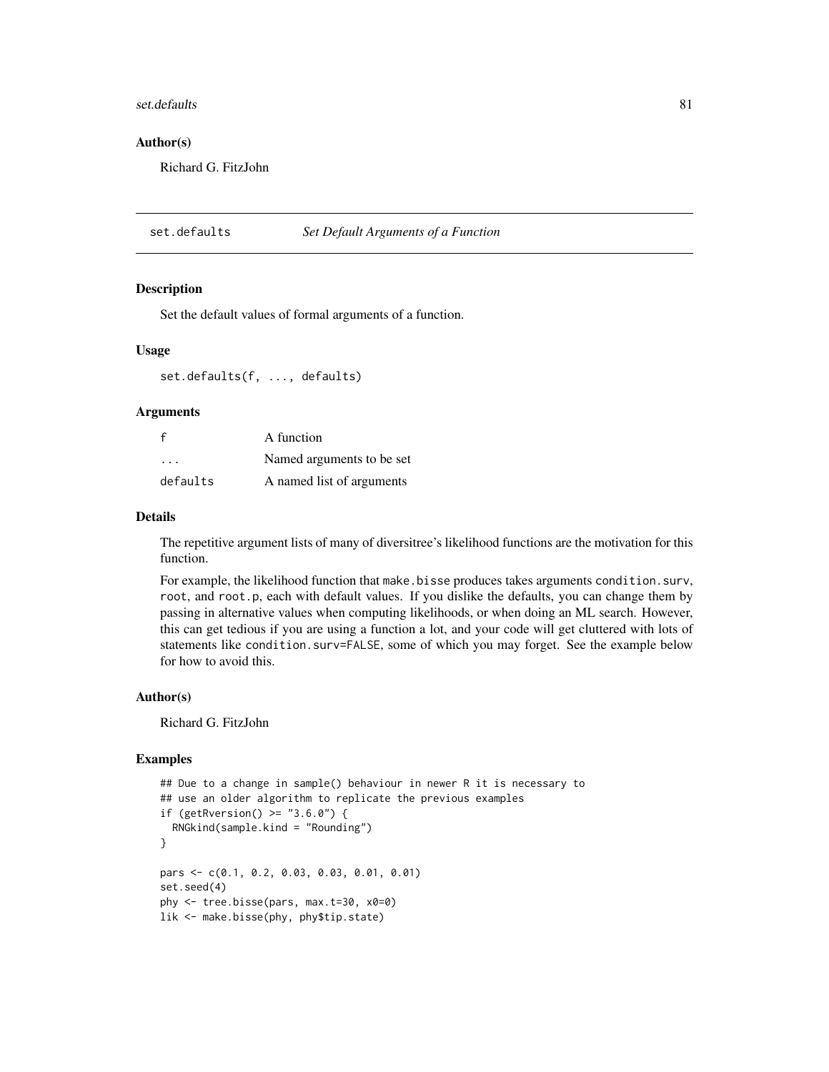### Author(s)

Richard G. FitzJohn

## set.defaults *Set Default Arguments of a Function*

### Description

Set the default values of formal arguments of a function.

### Usage

```
set.defaults(f, ..., defaults)
```

### Arguments

| | |
|---|---|
| `f` | A function |
| `...` | Named arguments to be set |
| `defaults` | A named list of arguments |

### Details

The repetitive argument lists of many of diversitree's likelihood functions are the motivation for this function.

For example, the likelihood function that `make.bisse` produces takes arguments `condition.surv`, `root`, and `root.p`, each with default values. If you dislike the defaults, you can change them by passing in alternative values when computing likelihoods, or when doing an ML search. However, this can get tedious if you are using a function a lot, and your code will get cluttered with lots of statements like `condition.surv=FALSE`, some of which you may forget. See the example below for how to avoid this.

### Author(s)

Richard G. FitzJohn

### Examples

```
## Due to a change in sample() behaviour in newer R it is necessary to
## use an older algorithm to replicate the previous examples
if (getRversion() >= "3.6.0") {
  RNGkind(sample.kind = "Rounding")
}

pars <- c(0.1, 0.2, 0.03, 0.03, 0.01, 0.01)
set.seed(4)
phy <- tree.bisse(pars, max.t=30, x0=0)
lik <- make.bisse(phy, phy$tip.state)
```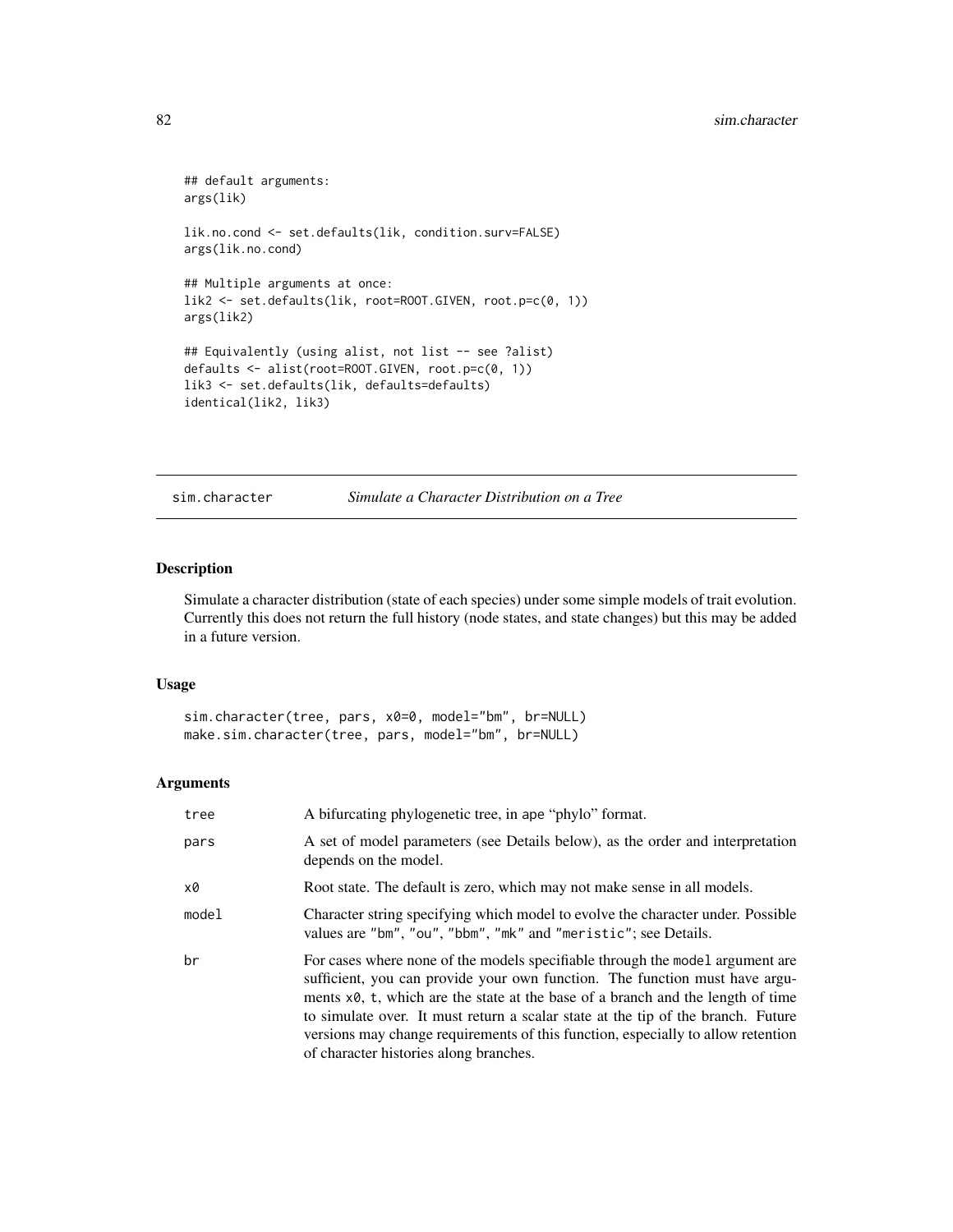```
## default arguments:
args(lik)

lik.no.cond <- set.defaults(lik, condition.surv=FALSE)
args(lik.no.cond)

## Multiple arguments at once:
lik2 <- set.defaults(lik, root=ROOT.GIVEN, root.p=c(0, 1))
args(lik2)

## Equivalently (using alist, not list -- see ?alist)
defaults <- alist(root=ROOT.GIVEN, root.p=c(0, 1))
lik3 <- set.defaults(lik, defaults=defaults)
identical(lik2, lik3)
```

---

## sim.character    *Simulate a Character Distribution on a Tree*

---

### Description

Simulate a character distribution (state of each species) under some simple models of trait evolution. Currently this does not return the full history (node states, and state changes) but this may be added in a future version.

### Usage

```
sim.character(tree, pars, x0=0, model="bm", br=NULL)
make.sim.character(tree, pars, model="bm", br=NULL)
```

### Arguments

| | |
|---|---|
| tree | A bifurcating phylogenetic tree, in ape "phylo" format. |
| pars | A set of model parameters (see Details below), as the order and interpretation depends on the model. |
| x0 | Root state. The default is zero, which may not make sense in all models. |
| model | Character string specifying which model to evolve the character under. Possible values are "bm", "ou", "bbm", "mk" and "meristic"; see Details. |
| br | For cases where none of the models specifiable through the model argument are sufficient, you can provide your own function. The function must have arguments x0, t, which are the state at the base of a branch and the length of time to simulate over. It must return a scalar state at the tip of the branch. Future versions may change requirements of this function, especially to allow retention of character histories along branches. |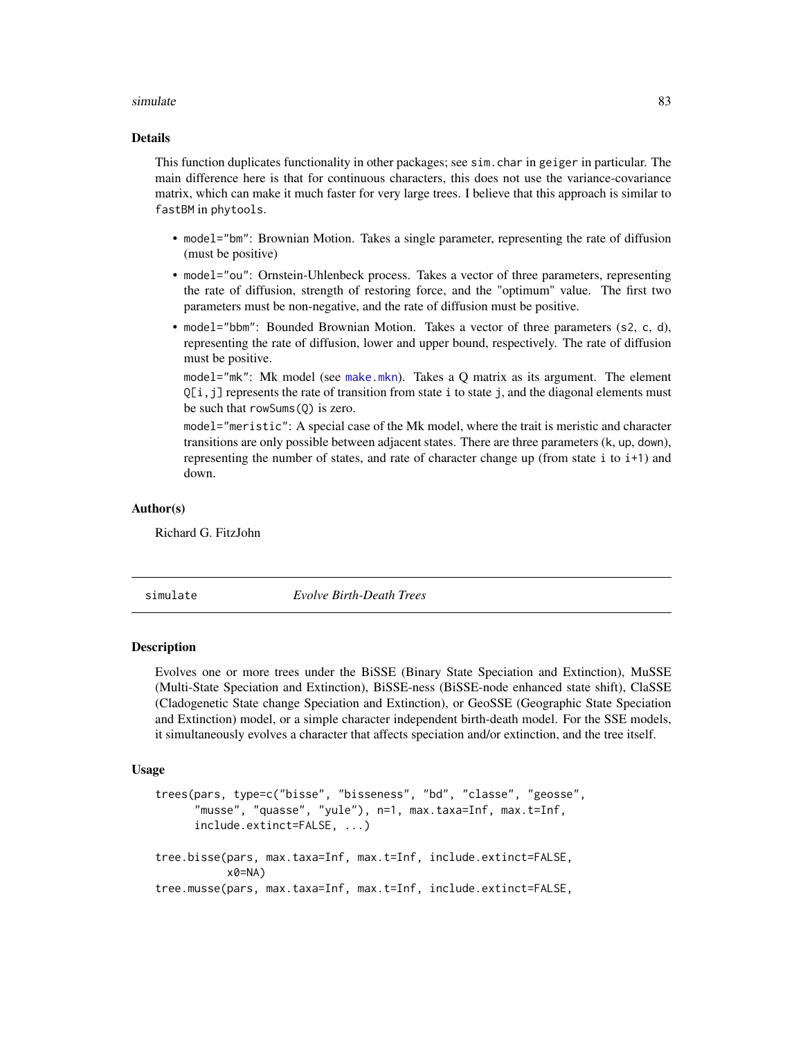### Details

This function duplicates functionality in other packages; see `sim.char` in `geiger` in particular. The main difference here is that for continuous characters, this does not use the variance-covariance matrix, which can make it much faster for very large trees. I believe that this approach is similar to `fastBM` in `phytools`.

- `model="bm"`: Brownian Motion. Takes a single parameter, representing the rate of diffusion (must be positive)
- `model="ou"`: Ornstein-Uhlenbeck process. Takes a vector of three parameters, representing the rate of diffusion, strength of restoring force, and the "optimum" value. The first two parameters must be non-negative, and the rate of diffusion must be positive.
- `model="bbm"`: Bounded Brownian Motion. Takes a vector of three parameters (`s2`, `c`, `d`), representing the rate of diffusion, lower and upper bound, respectively. The rate of diffusion must be positive.

  `model="mk"`: Mk model (see `make.mkn`). Takes a Q matrix as its argument. The element `Q[i,j]` represents the rate of transition from state `i` to state `j`, and the diagonal elements must be such that `rowSums(Q)` is zero.

  `model="meristic"`: A special case of the Mk model, where the trait is meristic and character transitions are only possible between adjacent states. There are three parameters (`k`, `up`, `down`), representing the number of states, and rate of character change up (from state `i` to `i+1`) and down.

### Author(s)

Richard G. FitzJohn

---

## simulate — *Evolve Birth-Death Trees*

### Description

Evolves one or more trees under the BiSSE (Binary State Speciation and Extinction), MuSSE (Multi-State Speciation and Extinction), BiSSE-ness (BiSSE-node enhanced state shift), ClaSSE (Cladogenetic State change Speciation and Extinction), or GeoSSE (Geographic State Speciation and Extinction) model, or a simple character independent birth-death model. For the SSE models, it simultaneously evolves a character that affects speciation and/or extinction, and the tree itself.

### Usage

```
trees(pars, type=c("bisse", "bisseness", "bd", "classe", "geosse",
      "musse", "quasse", "yule"), n=1, max.taxa=Inf, max.t=Inf,
      include.extinct=FALSE, ...)

tree.bisse(pars, max.taxa=Inf, max.t=Inf, include.extinct=FALSE,
           x0=NA)
tree.musse(pars, max.taxa=Inf, max.t=Inf, include.extinct=FALSE,
```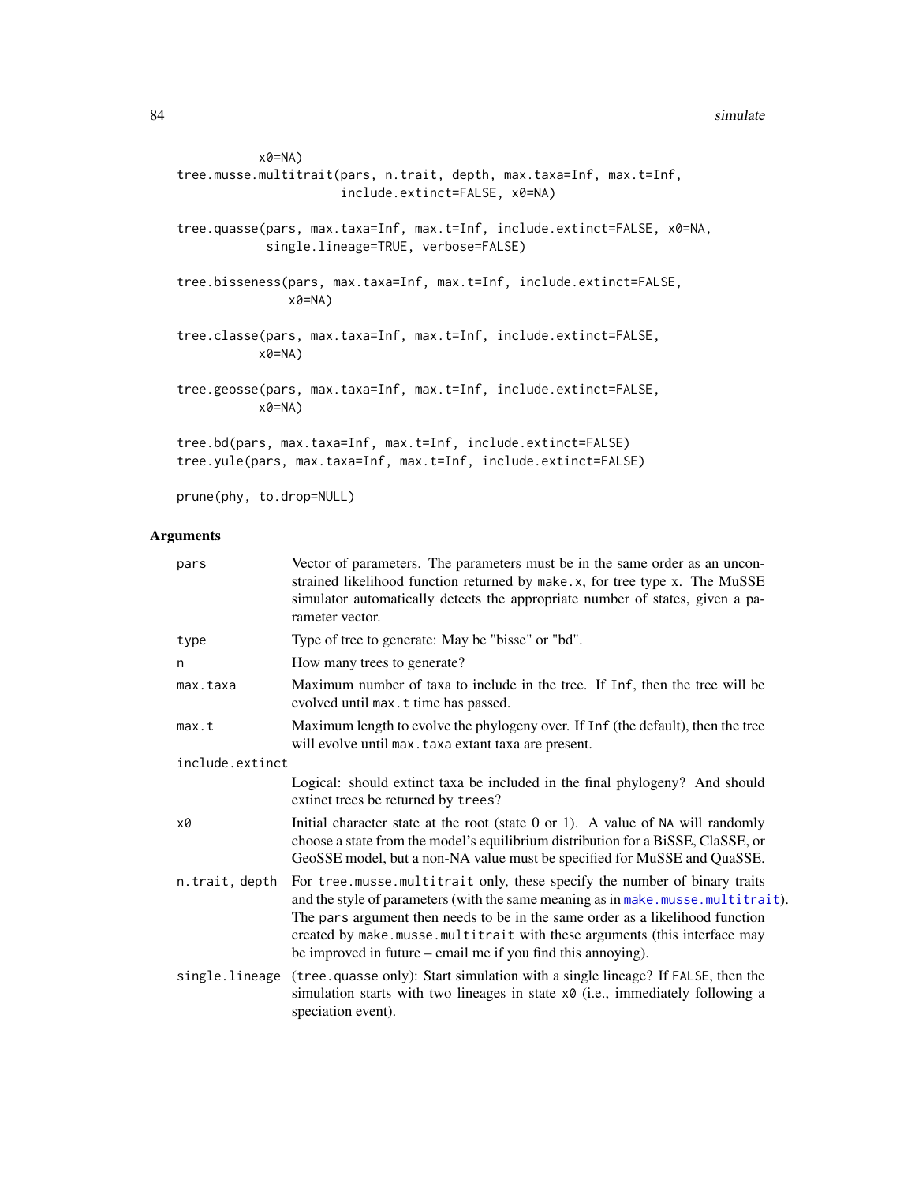```
          x0=NA)
tree.musse.multitrait(pars, n.trait, depth, max.taxa=Inf, max.t=Inf,
                      include.extinct=FALSE, x0=NA)

tree.quasse(pars, max.taxa=Inf, max.t=Inf, include.extinct=FALSE, x0=NA,
            single.lineage=TRUE, verbose=FALSE)

tree.bisseness(pars, max.taxa=Inf, max.t=Inf, include.extinct=FALSE,
               x0=NA)

tree.classe(pars, max.taxa=Inf, max.t=Inf, include.extinct=FALSE,
            x0=NA)

tree.geosse(pars, max.taxa=Inf, max.t=Inf, include.extinct=FALSE,
            x0=NA)

tree.bd(pars, max.taxa=Inf, max.t=Inf, include.extinct=FALSE)
tree.yule(pars, max.taxa=Inf, max.t=Inf, include.extinct=FALSE)

prune(phy, to.drop=NULL)
```

## Arguments

| | |
|---|---|
| `pars` | Vector of parameters. The parameters must be in the same order as an unconstrained likelihood function returned by `make.x`, for tree type `x`. The MuSSE simulator automatically detects the appropriate number of states, given a parameter vector. |
| `type` | Type of tree to generate: May be "bisse" or "bd". |
| `n` | How many trees to generate? |
| `max.taxa` | Maximum number of taxa to include in the tree. If `Inf`, then the tree will be evolved until `max.t` time has passed. |
| `max.t` | Maximum length to evolve the phylogeny over. If `Inf` (the default), then the tree will evolve until `max.taxa` extant taxa are present. |
| `include.extinct` | Logical: should extinct taxa be included in the final phylogeny? And should extinct trees be returned by `trees`? |
| `x0` | Initial character state at the root (state 0 or 1). A value of `NA` will randomly choose a state from the model's equilibrium distribution for a BiSSE, ClaSSE, or GeoSSE model, but a non-`NA` value must be specified for MuSSE and QuaSSE. |
| `n.trait, depth` | For `tree.musse.multitrait` only, these specify the number of binary traits and the style of parameters (with the same meaning as in `make.musse.multitrait`). The `pars` argument then needs to be in the same order as a likelihood function created by `make.musse.multitrait` with these arguments (this interface may be improved in future – email me if you find this annoying). |
| `single.lineage` | (`tree.quasse` only): Start simulation with a single lineage? If `FALSE`, then the simulation starts with two lineages in state `x0` (i.e., immediately following a speciation event). |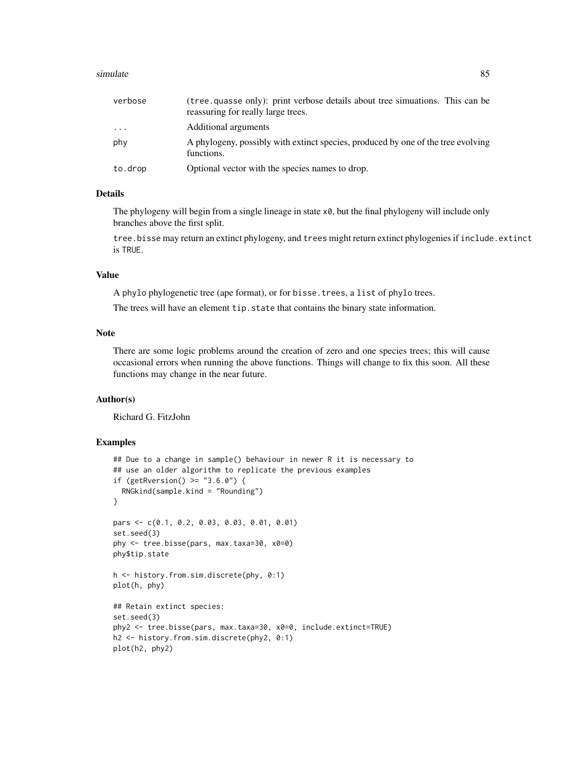| | |
|---|---|
| verbose | (tree.quasse only): print verbose details about tree simuations. This can be reassuring for really large trees. |
| ... | Additional arguments |
| phy | A phylogeny, possibly with extinct species, produced by one of the tree evolving functions. |
| to.drop | Optional vector with the species names to drop. |

### Details

The phylogeny will begin from a single lineage in state x0, but the final phylogeny will include only branches above the first split.

tree.bisse may return an extinct phylogeny, and trees might return extinct phylogenies if include.extinct is TRUE.

### Value

A phylo phylogenetic tree (ape format), or for bisse.trees, a list of phylo trees.

The trees will have an element tip.state that contains the binary state information.

### Note

There are some logic problems around the creation of zero and one species trees; this will cause occasional errors when running the above functions. Things will change to fix this soon. All these functions may change in the near future.

### Author(s)

Richard G. FitzJohn

### Examples

```
## Due to a change in sample() behaviour in newer R it is necessary to
## use an older algorithm to replicate the previous examples
if (getRversion() >= "3.6.0") {
  RNGkind(sample.kind = "Rounding")
}

pars <- c(0.1, 0.2, 0.03, 0.03, 0.01, 0.01)
set.seed(3)
phy <- tree.bisse(pars, max.taxa=30, x0=0)
phy$tip.state

h <- history.from.sim.discrete(phy, 0:1)
plot(h, phy)

## Retain extinct species:
set.seed(3)
phy2 <- tree.bisse(pars, max.taxa=30, x0=0, include.extinct=TRUE)
h2 <- history.from.sim.discrete(phy2, 0:1)
plot(h2, phy2)
```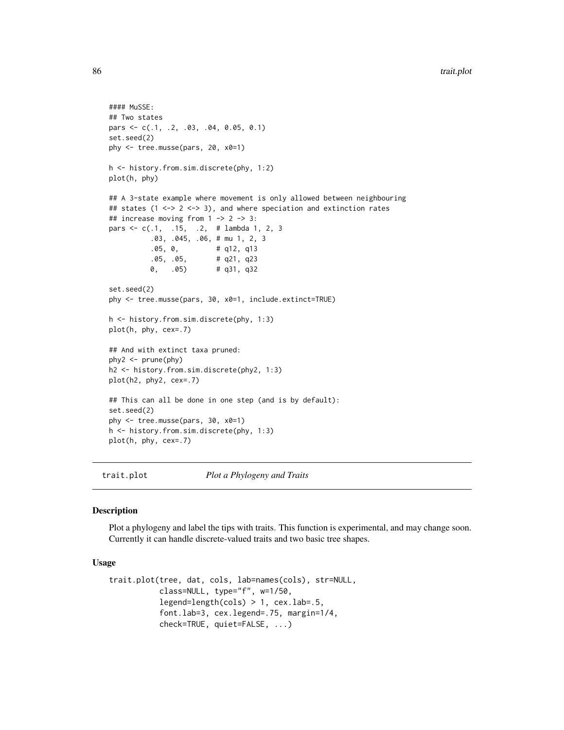```
#### MuSSE:
## Two states
pars <- c(.1, .2, .03, .04, 0.05, 0.1)
set.seed(2)
phy <- tree.musse(pars, 20, x0=1)

h <- history.from.sim.discrete(phy, 1:2)
plot(h, phy)

## A 3-state example where movement is only allowed between neighbouring
## states (1 <-> 2 <-> 3), and where speciation and extinction rates
## increase moving from 1 -> 2 -> 3:
pars <- c(.1,  .15,  .2,  # lambda 1, 2, 3
          .03, .045, .06, # mu 1, 2, 3
          .05, 0,         # q12, q13
          .05, .05,       # q21, q23
          0,   .05)       # q31, q32

set.seed(2)
phy <- tree.musse(pars, 30, x0=1, include.extinct=TRUE)

h <- history.from.sim.discrete(phy, 1:3)
plot(h, phy, cex=.7)

## And with extinct taxa pruned:
phy2 <- prune(phy)
h2 <- history.from.sim.discrete(phy2, 1:3)
plot(h2, phy2, cex=.7)

## This can all be done in one step (and is by default):
set.seed(2)
phy <- tree.musse(pars, 30, x0=1)
h <- history.from.sim.discrete(phy, 1:3)
plot(h, phy, cex=.7)
```

---

trait.plot *Plot a Phylogeny and Traits*

---

### Description

Plot a phylogeny and label the tips with traits. This function is experimental, and may change soon. Currently it can handle discrete-valued traits and two basic tree shapes.

### Usage

```
trait.plot(tree, dat, cols, lab=names(cols), str=NULL,
           class=NULL, type="f", w=1/50,
           legend=length(cols) > 1, cex.lab=.5,
           font.lab=3, cex.legend=.75, margin=1/4,
           check=TRUE, quiet=FALSE, ...)
```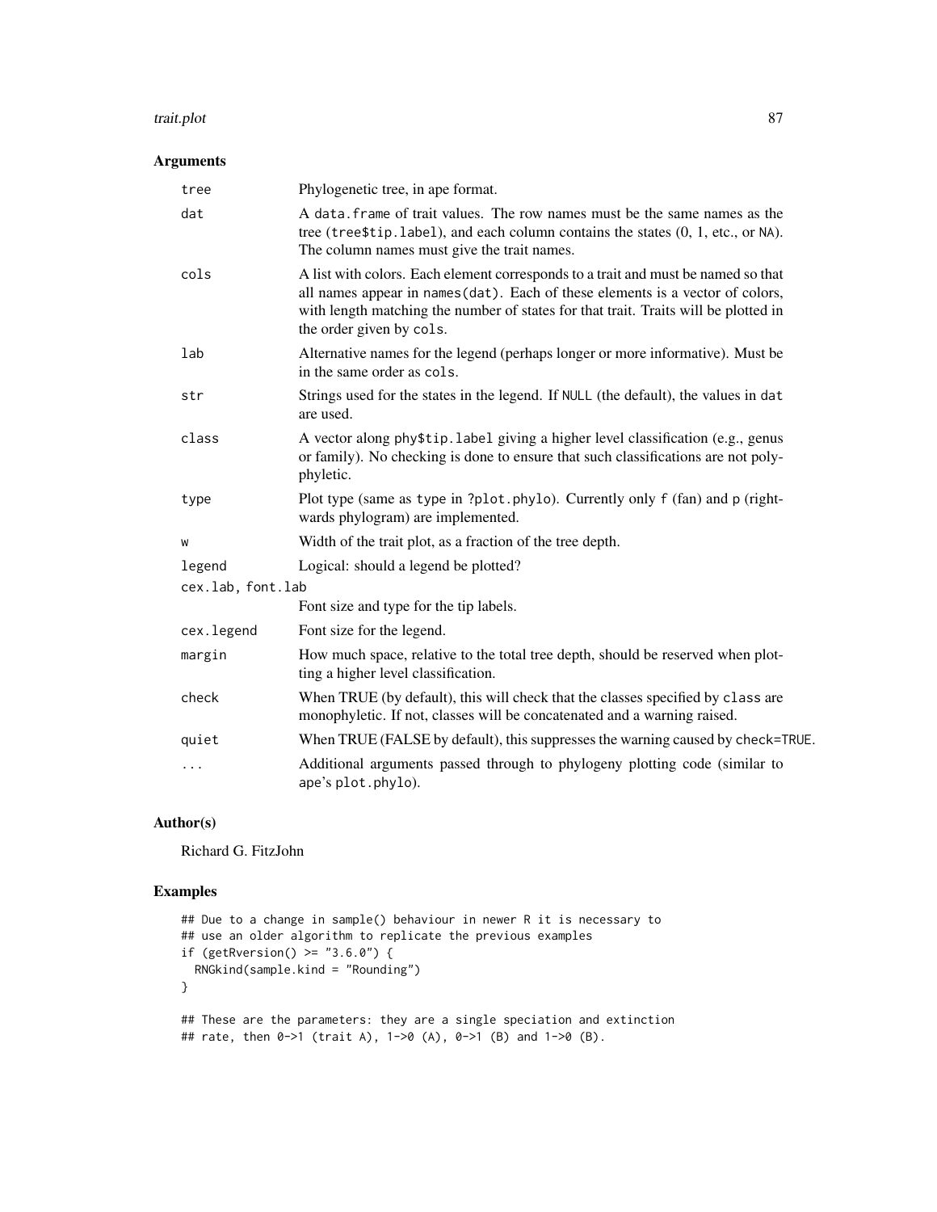## Arguments

| | |
|---|---|
| tree | Phylogenetic tree, in ape format. |
| dat | A data.frame of trait values. The row names must be the same names as the tree (tree$tip.label), and each column contains the states (0, 1, etc., or NA). The column names must give the trait names. |
| cols | A list with colors. Each element corresponds to a trait and must be named so that all names appear in names(dat). Each of these elements is a vector of colors, with length matching the number of states for that trait. Traits will be plotted in the order given by cols. |
| lab | Alternative names for the legend (perhaps longer or more informative). Must be in the same order as cols. |
| str | Strings used for the states in the legend. If NULL (the default), the values in dat are used. |
| class | A vector along phy$tip.label giving a higher level classification (e.g., genus or family). No checking is done to ensure that such classifications are not polyphyletic. |
| type | Plot type (same as type in ?plot.phylo). Currently only f (fan) and p (rightwards phylogram) are implemented. |
| w | Width of the trait plot, as a fraction of the tree depth. |
| legend | Logical: should a legend be plotted? |
| cex.lab, font.lab | Font size and type for the tip labels. |
| cex.legend | Font size for the legend. |
| margin | How much space, relative to the total tree depth, should be reserved when plotting a higher level classification. |
| check | When TRUE (by default), this will check that the classes specified by class are monophyletic. If not, classes will be concatenated and a warning raised. |
| quiet | When TRUE (FALSE by default), this suppresses the warning caused by check=TRUE. |
| ... | Additional arguments passed through to phylogeny plotting code (similar to ape's plot.phylo). |

## Author(s)

Richard G. FitzJohn

## Examples

```
## Due to a change in sample() behaviour in newer R it is necessary to
## use an older algorithm to replicate the previous examples
if (getRversion() >= "3.6.0") {
  RNGkind(sample.kind = "Rounding")
}

## These are the parameters: they are a single speciation and extinction
## rate, then 0->1 (trait A), 1->0 (A), 0->1 (B) and 1->0 (B).
```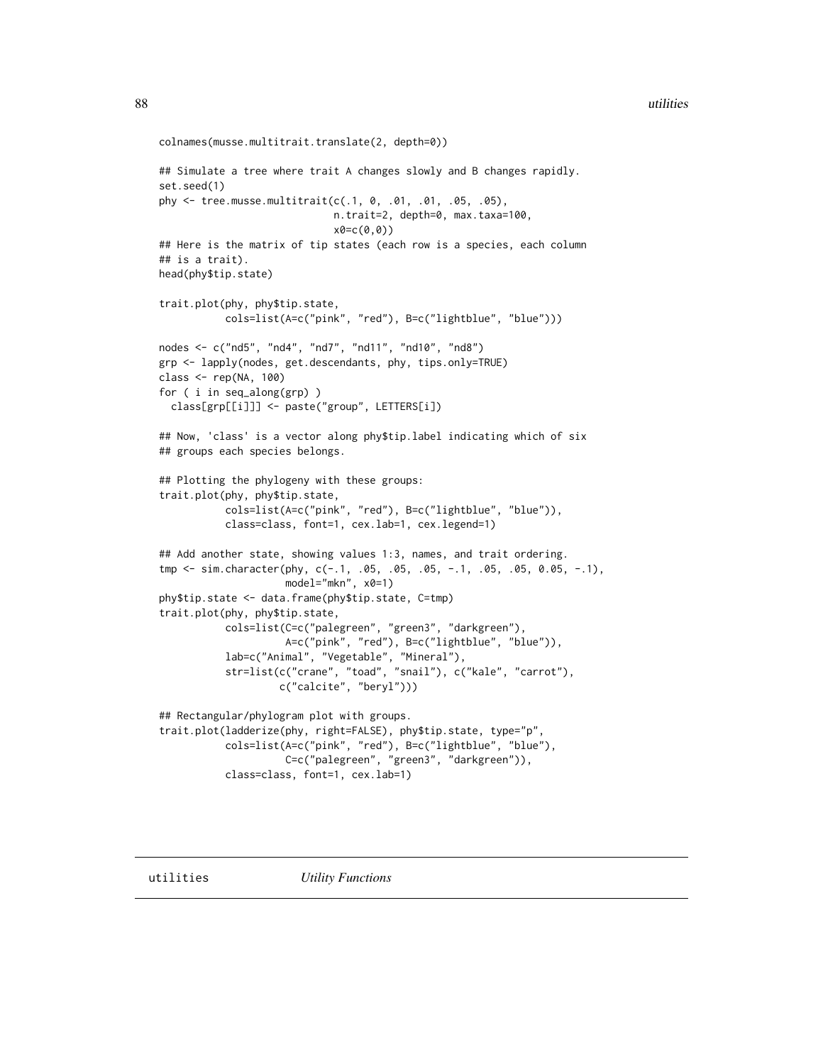```
colnames(musse.multitrait.translate(2, depth=0))

## Simulate a tree where trait A changes slowly and B changes rapidly.
set.seed(1)
phy <- tree.musse.multitrait(c(.1, 0, .01, .01, .05, .05),
                             n.trait=2, depth=0, max.taxa=100,
                             x0=c(0,0))
## Here is the matrix of tip states (each row is a species, each column
## is a trait).
head(phy$tip.state)

trait.plot(phy, phy$tip.state,
           cols=list(A=c("pink", "red"), B=c("lightblue", "blue")))

nodes <- c("nd5", "nd4", "nd7", "nd11", "nd10", "nd8")
grp <- lapply(nodes, get.descendants, phy, tips.only=TRUE)
class <- rep(NA, 100)
for ( i in seq_along(grp) )
  class[grp[[i]]] <- paste("group", LETTERS[i])

## Now, 'class' is a vector along phy$tip.label indicating which of six
## groups each species belongs.

## Plotting the phylogeny with these groups:
trait.plot(phy, phy$tip.state,
           cols=list(A=c("pink", "red"), B=c("lightblue", "blue")),
           class=class, font=1, cex.lab=1, cex.legend=1)

## Add another state, showing values 1:3, names, and trait ordering.
tmp <- sim.character(phy, c(-.1, .05, .05, .05, -.1, .05, .05, 0.05, -.1),
                     model="mkn", x0=1)
phy$tip.state <- data.frame(phy$tip.state, C=tmp)
trait.plot(phy, phy$tip.state,
           cols=list(C=c("palegreen", "green3", "darkgreen"),
                     A=c("pink", "red"), B=c("lightblue", "blue")),
           lab=c("Animal", "Vegetable", "Mineral"),
           str=list(c("crane", "toad", "snail"), c("kale", "carrot"),
                    c("calcite", "beryl")))

## Rectangular/phylogram plot with groups.
trait.plot(ladderize(phy, right=FALSE), phy$tip.state, type="p",
           cols=list(A=c("pink", "red"), B=c("lightblue", "blue"),
                     C=c("palegreen", "green3", "darkgreen")),
           class=class, font=1, cex.lab=1)
```

---

utilities *Utility Functions*

---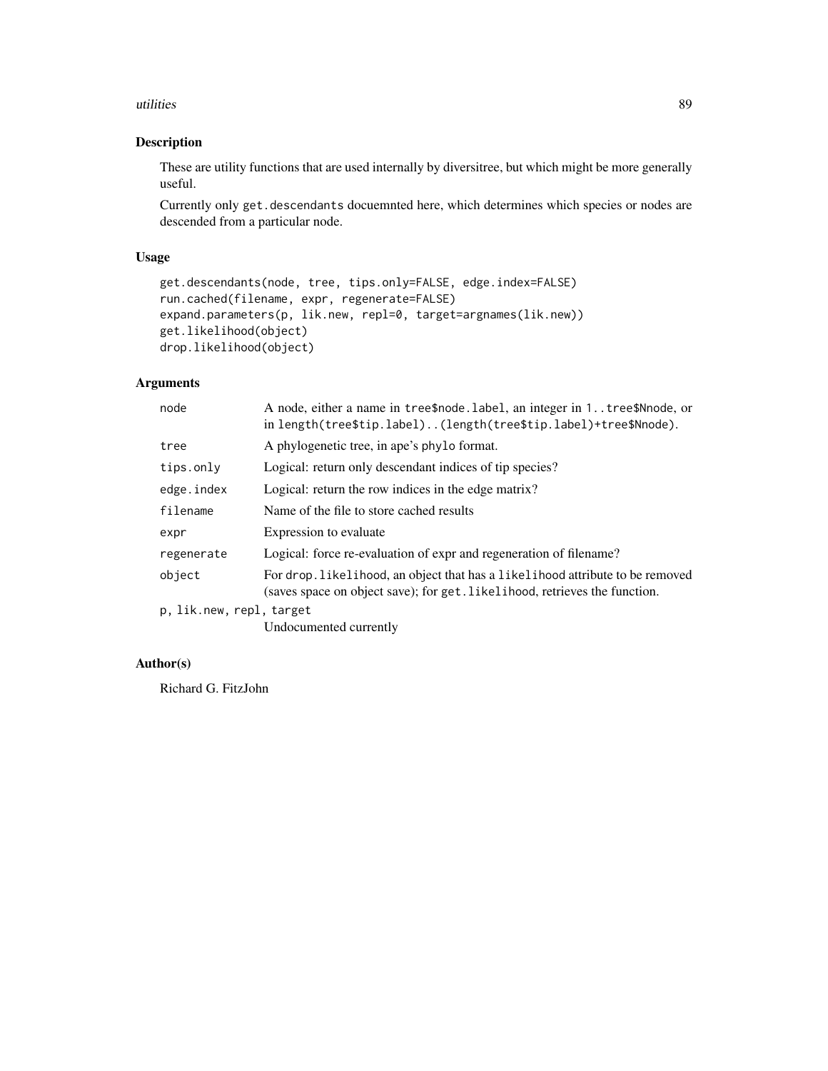## Description

These are utility functions that are used internally by diversitree, but which might be more generally useful.

Currently only `get.descendants` docuemnted here, which determines which species or nodes are descended from a particular node.

## Usage

```
get.descendants(node, tree, tips.only=FALSE, edge.index=FALSE)
run.cached(filename, expr, regenerate=FALSE)
expand.parameters(p, lik.new, repl=0, target=argnames(lik.new))
get.likelihood(object)
drop.likelihood(object)
```

## Arguments

| | |
|---|---|
| `node` | A node, either a name in `tree$node.label`, an integer in `1..tree$Nnode`, or in `length(tree$tip.label)..(length(tree$tip.label)+tree$Nnode)`. |
| `tree` | A phylogenetic tree, in ape's `phylo` format. |
| `tips.only` | Logical: return only descendant indices of tip species? |
| `edge.index` | Logical: return the row indices in the edge matrix? |
| `filename` | Name of the file to store cached results |
| `expr` | Expression to evaluate |
| `regenerate` | Logical: force re-evaluation of expr and regeneration of filename? |
| `object` | For `drop.likelihood`, an object that has a `likelihood` attribute to be removed (saves space on object save); for `get.likelihood`, retrieves the function. |
| `p, lik.new, repl, target` | Undocumented currently |

## Author(s)

Richard G. FitzJohn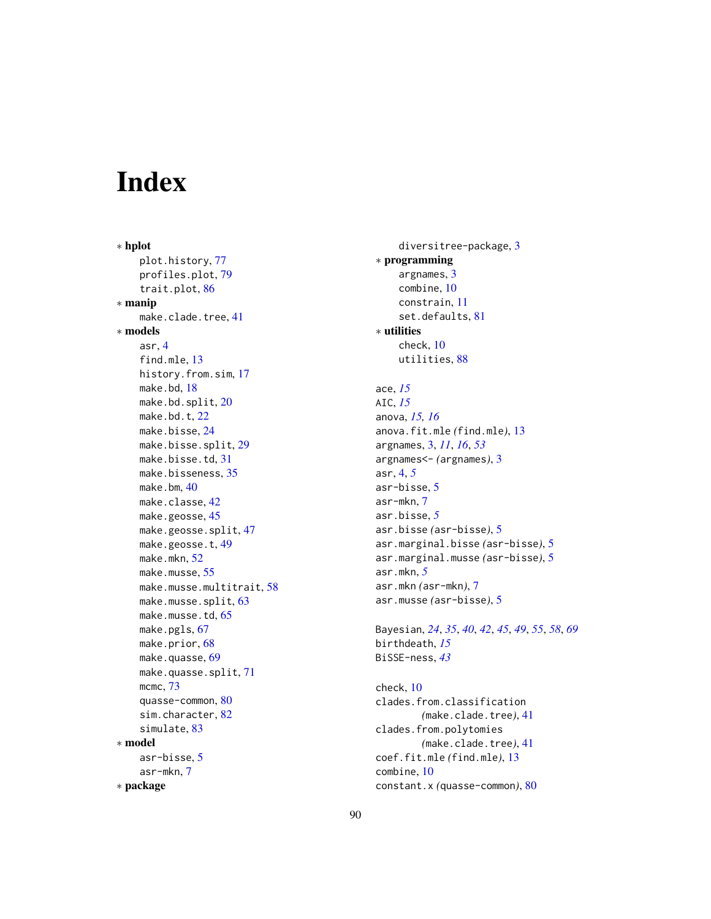# Index

* **hplot**
  - plot.history, 77
  - profiles.plot, 79
  - trait.plot, 86
* **manip**
  - make.clade.tree, 41
* **models**
  - asr, 4
  - find.mle, 13
  - history.from.sim, 17
  - make.bd, 18
  - make.bd.split, 20
  - make.bd.t, 22
  - make.bisse, 24
  - make.bisse.split, 29
  - make.bisse.td, 31
  - make.bisseness, 35
  - make.bm, 40
  - make.classe, 42
  - make.geosse, 45
  - make.geosse.split, 47
  - make.geosse.t, 49
  - make.mkn, 52
  - make.musse, 55
  - make.musse.multitrait, 58
  - make.musse.split, 63
  - make.musse.td, 65
  - make.pgls, 67
  - make.prior, 68
  - make.quasse, 69
  - make.quasse.split, 71
  - mcmc, 73
  - quasse-common, 80
  - sim.character, 82
  - simulate, 83
* **model**
  - asr-bisse, 5
  - asr-mkn, 7
* **package**
  - diversitree-package, 3
* **programming**
  - argnames, 3
  - combine, 10
  - constrain, 11
  - set.defaults, 81
* **utilities**
  - check, 10
  - utilities, 88

ace, *15*
AIC, *15*
anova, *15, 16*
anova.fit.mle *(find.mle)*, 13
argnames, 3, *11*, *16*, *53*
argnames<- *(argnames)*, 3
asr, 4, *5*
asr-bisse, 5
asr-mkn, 7
asr.bisse, *5*
asr.bisse *(asr-bisse)*, 5
asr.marginal.bisse *(asr-bisse)*, 5
asr.marginal.musse *(asr-bisse)*, 5
asr.mkn, *5*
asr.mkn *(asr-mkn)*, 7
asr.musse *(asr-bisse)*, 5

Bayesian, *24*, *35*, *40*, *42*, *45*, *49*, *55*, *58*, *69*
birthdeath, *15*
BiSSE-ness, *43*

check, 10
clades.from.classification *(make.clade.tree)*, 41
clades.from.polytomies *(make.clade.tree)*, 41
coef.fit.mle *(find.mle)*, 13
combine, 10
constant.x *(quasse-common)*, 80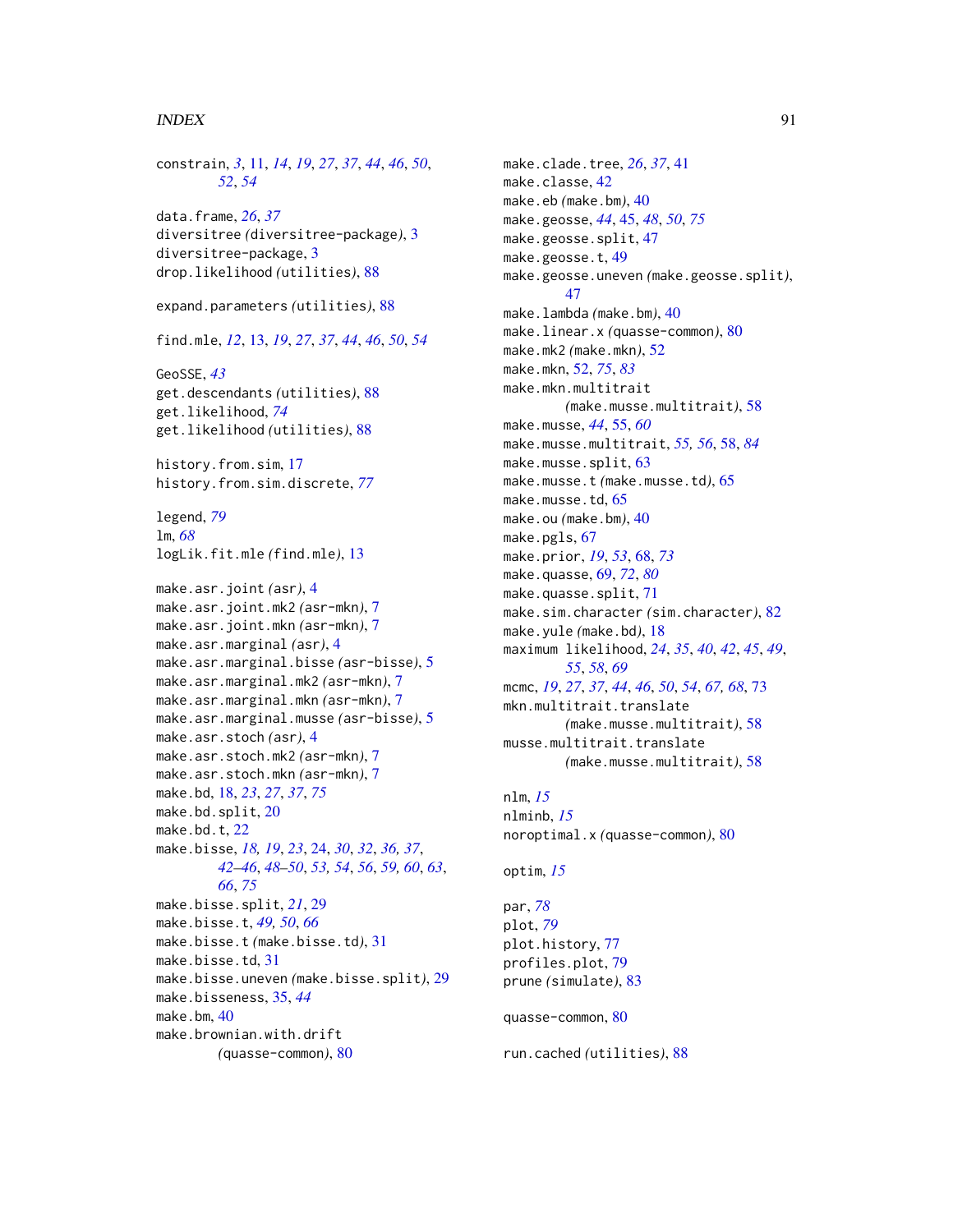constrain, *3*, 11, *14*, *19*, *27*, *37*, *44*, *46*, *50*, *52*, *54*

data.frame, *26*, *37*
diversitree (diversitree-package), 3
diversitree-package, 3
drop.likelihood (utilities), 88

expand.parameters (utilities), 88

find.mle, *12*, 13, *19*, *27*, *37*, *44*, *46*, *50*, *54*

GeoSSE, *43*
get.descendants (utilities), 88
get.likelihood, *74*
get.likelihood (utilities), 88

history.from.sim, 17
history.from.sim.discrete, *77*

legend, *79*
lm, *68*
logLik.fit.mle (find.mle), 13

make.asr.joint (asr), 4
make.asr.joint.mk2 (asr-mkn), 7
make.asr.joint.mkn (asr-mkn), 7
make.asr.marginal (asr), 4
make.asr.marginal.bisse (asr-bisse), 5
make.asr.marginal.mk2 (asr-mkn), 7
make.asr.marginal.mkn (asr-mkn), 7
make.asr.marginal.musse (asr-bisse), 5
make.asr.stoch (asr), 4
make.asr.stoch.mk2 (asr-mkn), 7
make.asr.stoch.mkn (asr-mkn), 7
make.bd, 18, *23*, *27*, *37*, *75*
make.bd.split, 20
make.bd.t, 22
make.bisse, *18, 19*, *23*, 24, *30*, *32*, *36, 37*, *42–46*, *48–50*, *53, 54*, *56*, *59, 60*, *63*, *66*, *75*
make.bisse.split, *21*, 29
make.bisse.t, *49, 50*, *66*
make.bisse.t (make.bisse.td), 31
make.bisse.td, 31
make.bisse.uneven (make.bisse.split), 29
make.bisseness, 35, *44*
make.bm, 40
make.brownian.with.drift (quasse-common), 80
make.clade.tree, *26*, *37*, 41
make.classe, 42
make.eb (make.bm), 40
make.geosse, *44*, 45, *48*, *50*, *75*
make.geosse.split, 47
make.geosse.t, 49
make.geosse.uneven (make.geosse.split), 47
make.lambda (make.bm), 40
make.linear.x (quasse-common), 80
make.mk2 (make.mkn), 52
make.mkn, 52, *75*, *83*
make.mkn.multitrait (make.musse.multitrait), 58
make.musse, *44*, 55, *60*
make.musse.multitrait, *55, 56*, 58, *84*
make.musse.split, 63
make.musse.t (make.musse.td), 65
make.musse.td, 65
make.ou (make.bm), 40
make.pgls, 67
make.prior, *19*, *53*, 68, *73*
make.quasse, 69, *72*, *80*
make.quasse.split, 71
make.sim.character (sim.character), 82
make.yule (make.bd), 18
maximum likelihood, *24*, *35*, *40*, *42*, *45*, *49*, *55*, *58*, *69*
mcmc, *19*, *27*, *37*, *44*, *46*, *50*, *54*, *67, 68*, 73
mkn.multitrait.translate (make.musse.multitrait), 58
musse.multitrait.translate (make.musse.multitrait), 58

nlm, *15*
nlminb, *15*
nonoptimal.x (quasse-common), 80

optim, *15*

par, *78*
plot, *79*
plot.history, 77
profiles.plot, 79
prune (simulate), 83

quasse-common, 80

run.cached (utilities), 88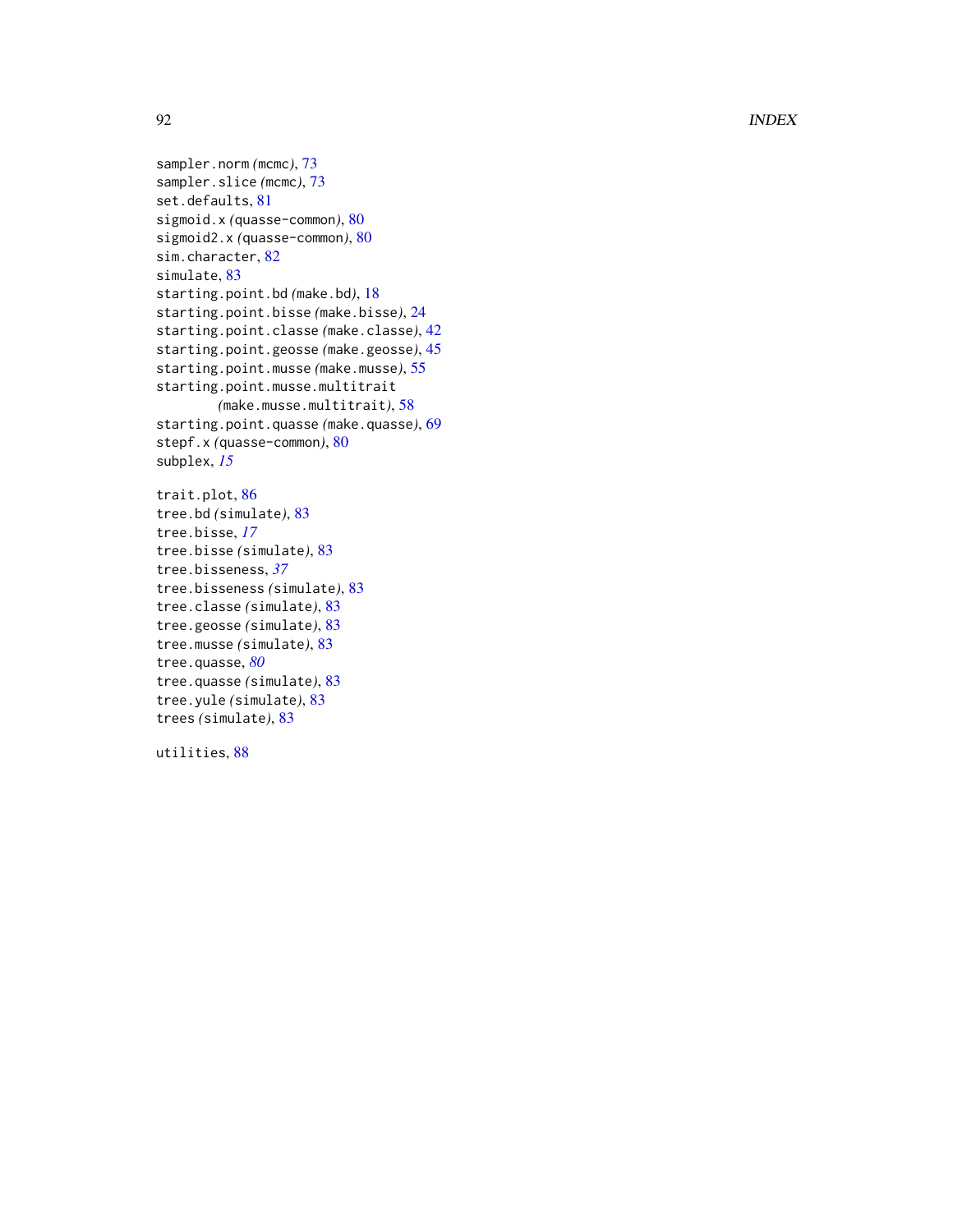sampler.norm *(mcmc)*, 73
sampler.slice *(mcmc)*, 73
set.defaults, 81
sigmoid.x *(quasse-common)*, 80
sigmoid2.x *(quasse-common)*, 80
sim.character, 82
simulate, 83
starting.point.bd *(make.bd)*, 18
starting.point.bisse *(make.bisse)*, 24
starting.point.classe *(make.classe)*, 42
starting.point.geosse *(make.geosse)*, 45
starting.point.musse *(make.musse)*, 55
starting.point.musse.multitrait *(make.musse.multitrait)*, 58
starting.point.quasse *(make.quasse)*, 69
stepf.x *(quasse-common)*, 80
subplex, *15*

trait.plot, 86
tree.bd *(simulate)*, 83
tree.bisse, *17*
tree.bisse *(simulate)*, 83
tree.bisseness, *37*
tree.bisseness *(simulate)*, 83
tree.classe *(simulate)*, 83
tree.geosse *(simulate)*, 83
tree.musse *(simulate)*, 83
tree.quasse, *80*
tree.quasse *(simulate)*, 83
tree.yule *(simulate)*, 83
trees *(simulate)*, 83

utilities, 88